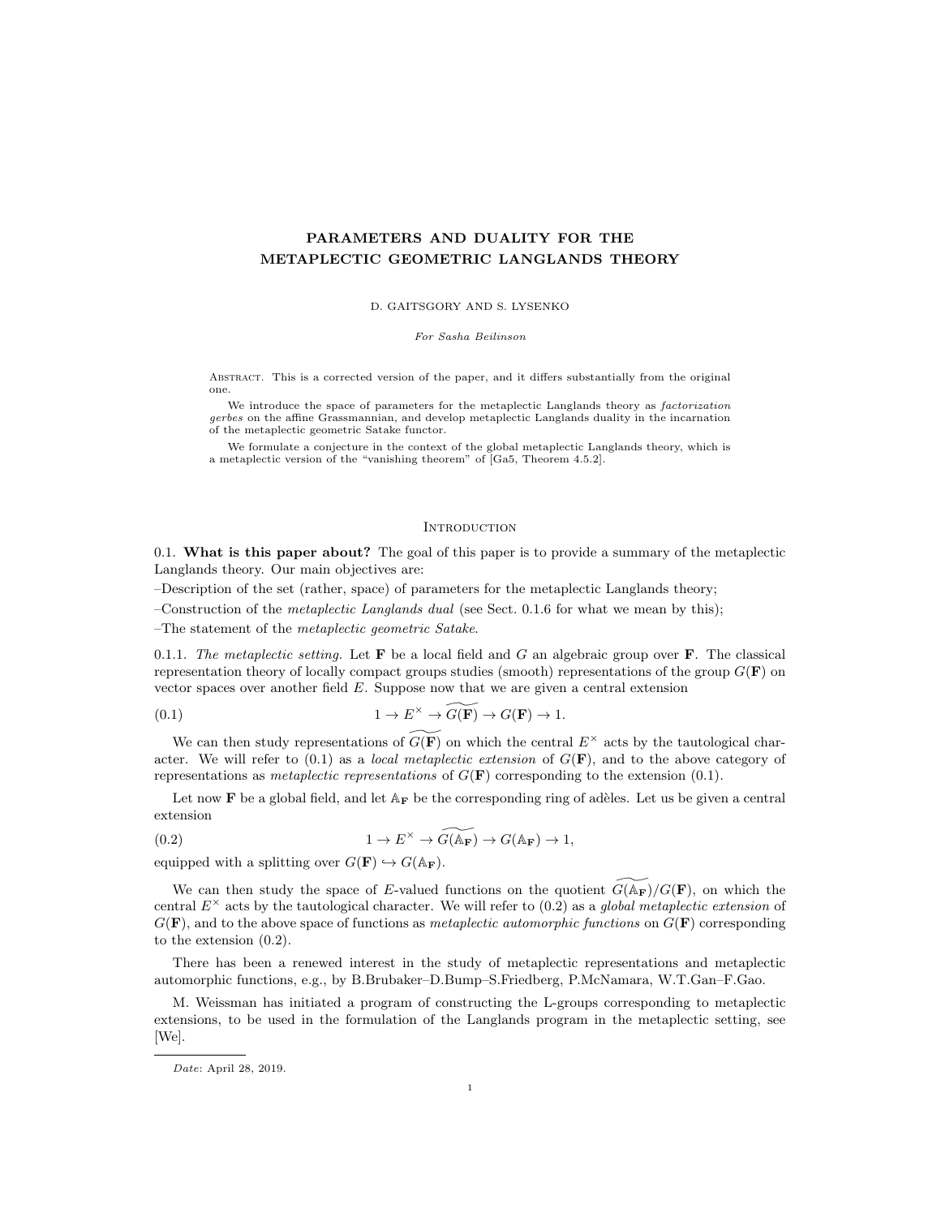# PARAMETERS AND DUALITY FOR THE METAPLECTIC GEOMETRIC LANGLANDS THEORY

D. GAITSGORY AND S. LYSENKO

*For Sasha Beilinson*

Abstract. This is a corrected version of the paper, and it differs substantially from the original one.

We introduce the space of parameters for the metaplectic Langlands theory as *factorization gerbes* on the affine Grassmannian, and develop metaplectic Langlands duality in the incarnation of the metaplectic geometric Satake functor.

We formulate a conjecture in the context of the global metaplectic Langlands theory, which is a metaplectic version of the "vanishing theorem" of [Ga5, Theorem 4.5.2].

## Introduction

0.1. **What is this paper about?** The goal of this paper is to provide a summary of the metaplectic Langlands theory. Our main objectives are:

–Description of the set (rather, space) of parameters for the metaplectic Langlands theory;

–Construction of the *metaplectic Langlands dual* (see Sect. 0.1.6 for what we mean by this);

–The statement of the *metaplectic geometric Satake*.

0.1.1. *The metaplectic setting.* Let $\mathbf{F}$ be a local field and $G$ an algebraic group over $\mathbf{F}$. The classical representation theory of locally compact groups studies (smooth) representations of the group $G(\mathbf{F})$ on vector spaces over another field $E$. Suppose now that we are given a central extension

$$1 \to E^\times \to \widetilde{G(\mathbf{F})} \to G(\mathbf{F}) \to 1. \tag{0.1}$$

We can then study representations of $\widetilde{G(\mathbf{F})}$ on which the central $E^\times$ acts by the tautological character. We will refer to (0.1) as a *local metaplectic extension* of $G(\mathbf{F})$, and to the above category of representations as *metaplectic representations* of $G(\mathbf{F})$ corresponding to the extension (0.1).

Let now $\mathbf{F}$ be a global field, and let $\mathbb{A}_\mathbf{F}$ be the corresponding ring of adèles. Let us be given a central extension

$$1 \to E^\times \to \widetilde{G(\mathbb{A}_\mathbf{F})} \to G(\mathbb{A}_\mathbf{F}) \to 1, \tag{0.2}$$

equipped with a splitting over $G(\mathbf{F}) \hookrightarrow G(\mathbb{A}_\mathbf{F})$.

We can then study the space of $E$-valued functions on the quotient $\widetilde{G(\mathbb{A}_\mathbf{F})}/G(\mathbf{F})$, on which the central $E^\times$ acts by the tautological character. We will refer to (0.2) as a *global metaplectic extension* of $G(\mathbf{F})$, and to the above space of functions as *metaplectic automorphic functions* on $G(\mathbf{F})$ corresponding to the extension (0.2).

There has been a renewed interest in the study of metaplectic representations and metaplectic automorphic functions, e.g., by B.Brubaker–D.Bump–S.Friedberg, P.McNamara, W.T.Gan–F.Gao.

M. Weissman has initiated a program of constructing the L-groups corresponding to metaplectic extensions, to be used in the formulation of the Langlands program in the metaplectic setting, see [We].

*Date*: April 28, 2019.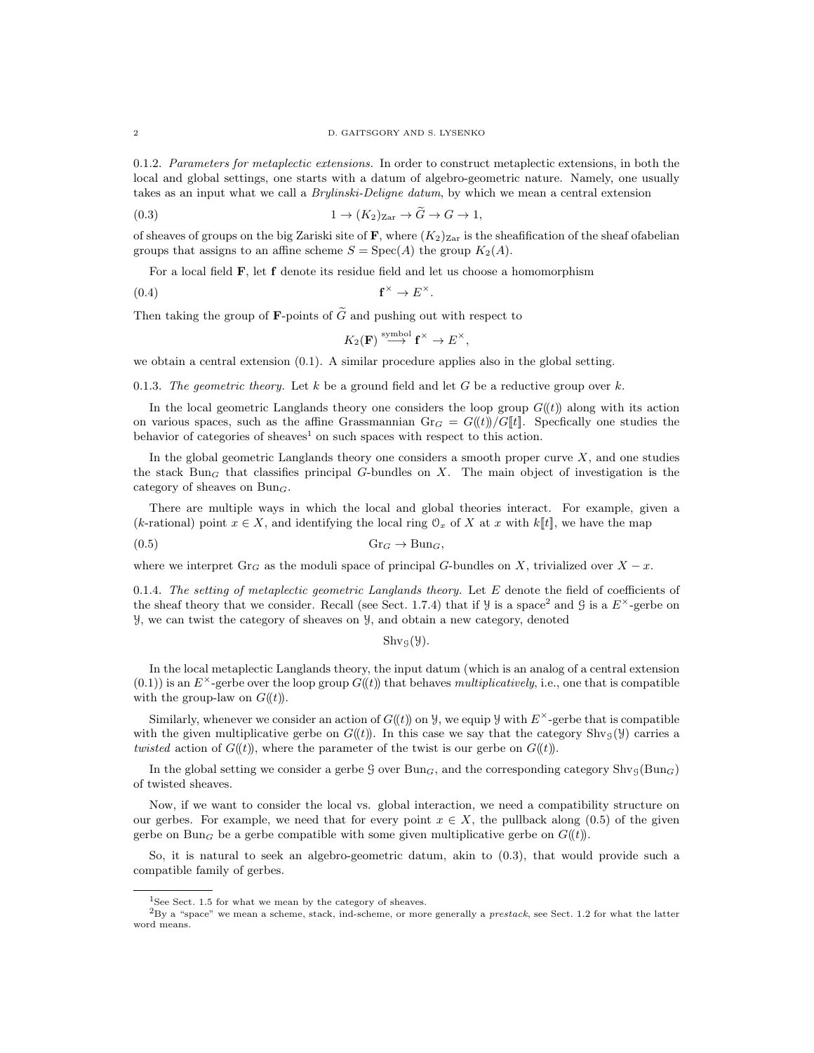0.1.2. *Parameters for metaplectic extensions.* In order to construct metaplectic extensions, in both the local and global settings, one starts with a datum of algebro-geometric nature. Namely, one usually takes as an input what we call a *Brylinski-Deligne datum*, by which we mean a central extension

$$1 \to (K_2)_{\mathrm{Zar}} \to \widetilde{G} \to G \to 1, \tag{0.3}$$

of sheaves of groups on the big Zariski site of $\mathbf{F}$, where $(K_2)_{\mathrm{Zar}}$ is the sheafification of the sheaf ofabelian groups that assigns to an affine scheme $S = \mathrm{Spec}(A)$ the group $K_2(A)$.

For a local field $\mathbf{F}$, let $\mathbf{f}$ denote its residue field and let us choose a homomorphism

$$\mathbf{f}^\times \to E^\times. \tag{0.4}$$

Then taking the group of $\mathbf{F}$-points of $\widetilde{G}$ and pushing out with respect to

$$K_2(\mathbf{F}) \overset{\text{symbol}}{\longrightarrow} \mathbf{f}^\times \to E^\times,$$

we obtain a central extension (0.1). A similar procedure applies also in the global setting.

0.1.3. *The geometric theory.* Let $k$ be a ground field and let $G$ be a reductive group over $k$.

In the local geometric Langlands theory one considers the loop group $G(\!(t)\!)$ along with its action on various spaces, such as the affine Grassmannian $\mathrm{Gr}_G = G(\!(t)\!)/G[\![t]\!]$. Specfically one studies the behavior of categories of sheaves[1] on such spaces with respect to this action.

In the global geometric Langlands theory one considers a smooth proper curve $X$, and one studies the stack $\mathrm{Bun}_G$ that classifies principal $G$-bundles on $X$. The main object of investigation is the category of sheaves on $\mathrm{Bun}_G$.

There are multiple ways in which the local and global theories interact. For example, given a ($k$-rational) point $x \in X$, and identifying the local ring $\mathcal{O}_x$ of $X$ at $x$ with $k[\![t]\!]$, we have the map

$$\mathrm{Gr}_G \to \mathrm{Bun}_G, \tag{0.5}$$

where we interpret $\mathrm{Gr}_G$ as the moduli space of principal $G$-bundles on $X$, trivialized over $X - x$.

0.1.4. *The setting of metaplectic geometric Langlands theory.* Let $E$ denote the field of coefficients of the sheaf theory that we consider. Recall (see Sect. 1.7.4) that if $\mathcal{Y}$ is a space[2] and $\mathcal{G}$ is a $E^\times$-gerbe on $\mathcal{Y}$, we can twist the category of sheaves on $\mathcal{Y}$, and obtain a new category, denoted

$$\mathrm{Shv}_{\mathcal{G}}(\mathcal{Y}).$$

In the local metaplectic Langlands theory, the input datum (which is an analog of a central extension (0.1)) is an $E^\times$-gerbe over the loop group $G(\!(t)\!)$ that behaves *multiplicatively*, i.e., one that is compatible with the group-law on $G(\!(t)\!)$.

Similarly, whenever we consider an action of $G(\!(t)\!)$ on $\mathcal{Y}$, we equip $\mathcal{Y}$ with $E^\times$-gerbe that is compatible with the given multiplicative gerbe on $G(\!(t)\!)$. In this case we say that the category $\mathrm{Shv}_{\mathcal{G}}(\mathcal{Y})$ carries a *twisted* action of $G(\!(t)\!)$, where the parameter of the twist is our gerbe on $G(\!(t)\!)$.

In the global setting we consider a gerbe $\mathcal{G}$ over $\mathrm{Bun}_G$, and the corresponding category $\mathrm{Shv}_{\mathcal{G}}(\mathrm{Bun}_G)$ of twisted sheaves.

Now, if we want to consider the local vs. global interaction, we need a compatibility structure on our gerbes. For example, we need that for every point $x \in X$, the pullback along (0.5) of the given gerbe on $\mathrm{Bun}_G$ be a gerbe compatible with some given multiplicative gerbe on $G(\!(t)\!)$.

So, it is natural to seek an algebro-geometric datum, akin to (0.3), that would provide such a compatible family of gerbes.

---

[1] See Sect. 1.5 for what we mean by the category of sheaves.

[2] By a "space" we mean a scheme, stack, ind-scheme, or more generally a *prestack*, see Sect. 1.2 for what the latter word means.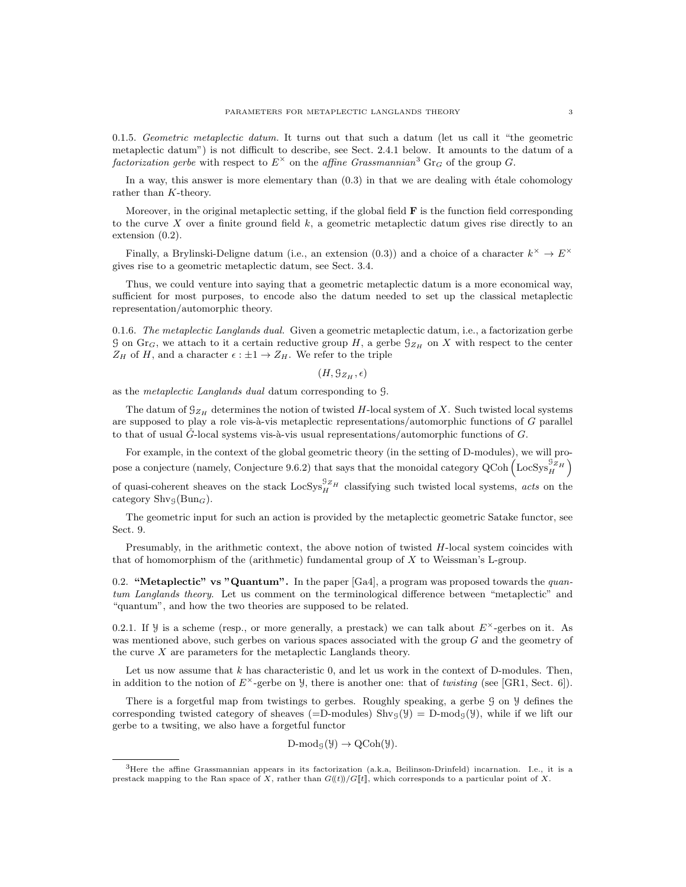0.1.5. *Geometric metaplectic datum.* It turns out that such a datum (let us call it "the geometric metaplectic datum") is not difficult to describe, see Sect. 2.4.1 below. It amounts to the datum of a *factorization gerbe* with respect to $E^\times$ on the *affine Grassmannian*[3] $\mathrm{Gr}_G$ of the group $G$.

In a way, this answer is more elementary than (0.3) in that we are dealing with étale cohomology rather than $K$-theory.

Moreover, in the original metaplectic setting, if the global field $\mathbf{F}$ is the function field corresponding to the curve $X$ over a finite ground field $k$, a geometric metaplectic datum gives rise directly to an extension (0.2).

Finally, a Brylinski-Deligne datum (i.e., an extension (0.3)) and a choice of a character $k^\times \to E^\times$ gives rise to a geometric metaplectic datum, see Sect. 3.4.

Thus, we could venture into saying that a geometric metaplectic datum is a more economical way, sufficient for most purposes, to encode also the datum needed to set up the classical metaplectic representation/automorphic theory.

0.1.6. *The metaplectic Langlands dual.* Given a geometric metaplectic datum, i.e., a factorization gerbe $\mathcal{G}$ on $\mathrm{Gr}_G$, we attach to it a certain reductive group $H$, a gerbe $\mathcal{G}_{Z_H}$ on $X$ with respect to the center $Z_H$ of $H$, and a character $\epsilon : \pm 1 \to Z_H$. We refer to the triple

$$(H, \mathcal{G}_{Z_H}, \epsilon)$$

as the *metaplectic Langlands dual* datum corresponding to $\mathcal{G}$.

The datum of $\mathcal{G}_{Z_H}$ determines the notion of twisted $H$-local system of $X$. Such twisted local systems are supposed to play a role vis-à-vis metaplectic representations/automorphic functions of $G$ parallel to that of usual $\check{G}$-local systems vis-à-vis usual representations/automorphic functions of $G$.

For example, in the context of the global geometric theory (in the setting of D-modules), we will propose a conjecture (namely, Conjecture 9.6.2) that says that the monoidal category $\mathrm{QCoh}\left(\mathrm{LocSys}_H^{\mathcal{G}_{Z_H}}\right)$ of quasi-coherent sheaves on the stack $\mathrm{LocSys}_H^{\mathcal{G}_{Z_H}}$ classifying such twisted local systems, *acts* on the category $\mathrm{Shv}_{\mathcal{G}}(\mathrm{Bun}_G)$.

The geometric input for such an action is provided by the metaplectic geometric Satake functor, see Sect. 9.

Presumably, in the arithmetic context, the above notion of twisted $H$-local system coincides with that of homomorphism of the (arithmetic) fundamental group of $X$ to Weissman's L-group.

## 0.2. "Metaplectic" vs "Quantum".

In the paper [Ga4], a program was proposed towards the *quantum Langlands theory*. Let us comment on the terminological difference between "metaplectic" and "quantum", and how the two theories are supposed to be related.

0.2.1. If $\mathcal{Y}$ is a scheme (resp., or more generally, a prestack) we can talk about $E^\times$-gerbes on it. As was mentioned above, such gerbes on various spaces associated with the group $G$ and the geometry of the curve $X$ are parameters for the metaplectic Langlands theory.

Let us now assume that $k$ has characteristic 0, and let us work in the context of D-modules. Then, in addition to the notion of $E^\times$-gerbe on $\mathcal{Y}$, there is another one: that of *twisting* (see [GR1, Sect. 6]).

There is a forgetful map from twistings to gerbes. Roughly speaking, a gerbe $\mathcal{G}$ on $\mathcal{Y}$ defines the corresponding twisted category of sheaves (=D-modules) $\mathrm{Shv}_{\mathcal{G}}(\mathcal{Y}) = \text{D-mod}_{\mathcal{G}}(\mathcal{Y})$, while if we lift our gerbe to a twsiting, we also have a forgetful functor

$$\text{D-mod}_{\mathcal{G}}(\mathcal{Y}) \to \mathrm{QCoh}(\mathcal{Y}).$$

---

[3] Here the affine Grassmannian appears in its factorization (a.k.a, Beilinson-Drinfeld) incarnation. I.e., it is a prestack mapping to the Ran space of $X$, rather than $G((t))/G[[t]]$, which corresponds to a particular point of $X$.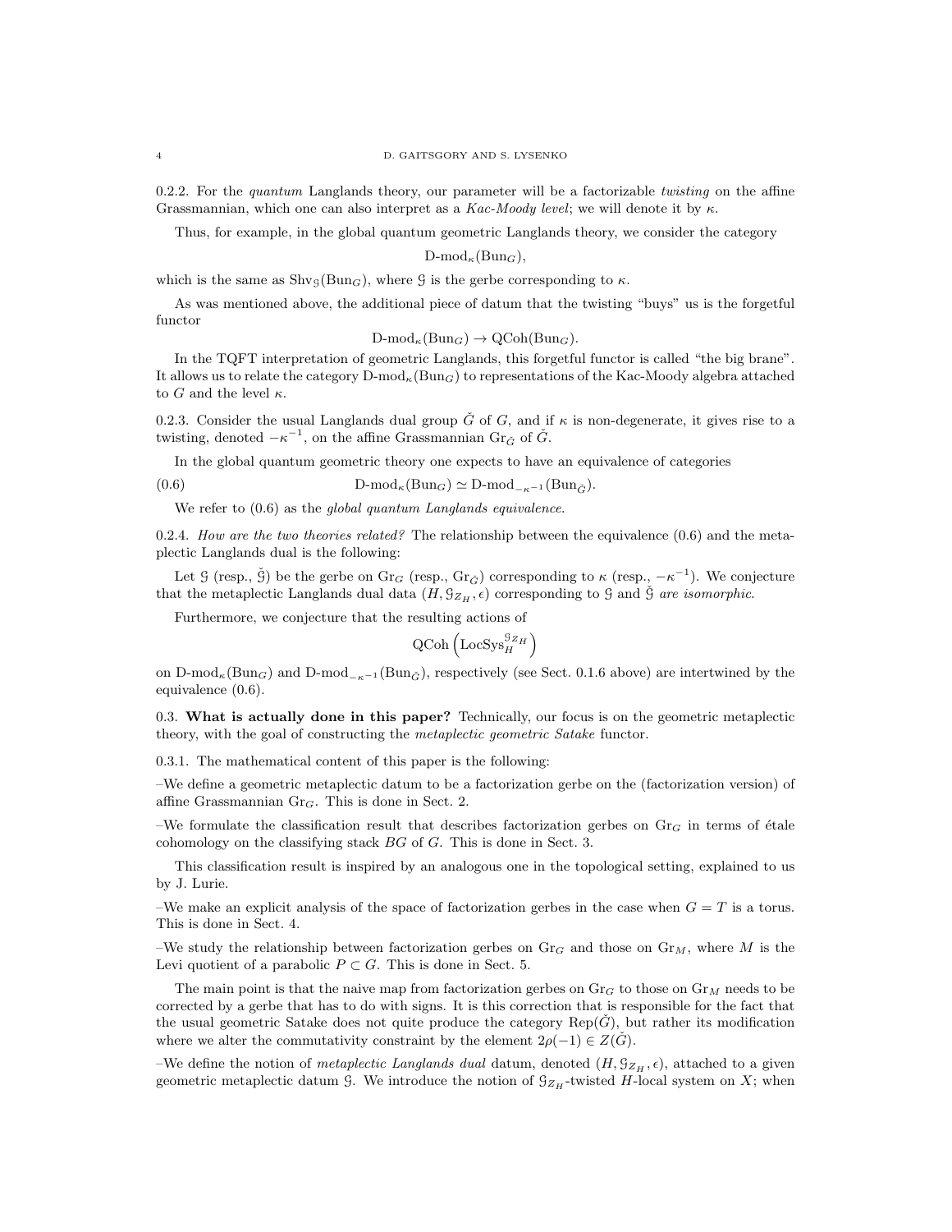0.2.2. For the *quantum* Langlands theory, our parameter will be a factorizable *twisting* on the affine Grassmannian, which one can also interpret as a *Kac-Moody level*; we will denote it by $\kappa$.

Thus, for example, in the global quantum geometric Langlands theory, we consider the category

$$\text{D-mod}_\kappa(\text{Bun}_G),$$

which is the same as $\text{Shv}_{\mathcal{G}}(\text{Bun}_G)$, where $\mathcal{G}$ is the gerbe corresponding to $\kappa$.

As was mentioned above, the additional piece of datum that the twisting "buys" us is the forgetful functor

$$\text{D-mod}_\kappa(\text{Bun}_G) \to \text{QCoh}(\text{Bun}_G).$$

In the TQFT interpretation of geometric Langlands, this forgetful functor is called "the big brane". It allows us to relate the category $\text{D-mod}_\kappa(\text{Bun}_G)$ to representations of the Kac-Moody algebra attached to $G$ and the level $\kappa$.

0.2.3. Consider the usual Langlands dual group $\check{G}$ of $G$, and if $\kappa$ is non-degenerate, it gives rise to a twisting, denoted $-\kappa^{-1}$, on the affine Grassmannian $\text{Gr}_{\check{G}}$ of $\check{G}$.

In the global quantum geometric theory one expects to have an equivalence of categories

$$\text{D-mod}_\kappa(\text{Bun}_G) \simeq \text{D-mod}_{-\kappa^{-1}}(\text{Bun}_{\check{G}}). \tag{0.6}$$

We refer to (0.6) as the *global quantum Langlands equivalence*.

0.2.4. *How are the two theories related?* The relationship between the equivalence (0.6) and the metaplectic Langlands dual is the following:

Let $\mathcal{G}$ (resp., $\check{\mathcal{G}}$) be the gerbe on $\text{Gr}_G$ (resp., $\text{Gr}_{\check{G}}$) corresponding to $\kappa$ (resp., $-\kappa^{-1}$). We conjecture that the metaplectic Langlands dual data $(H, \mathcal{G}_{Z_H}, \epsilon)$ corresponding to $\mathcal{G}$ and $\check{\mathcal{G}}$ *are isomorphic*.

Furthermore, we conjecture that the resulting actions of

$$\text{QCoh}\left(\text{LocSys}_H^{\mathcal{G}_{Z_H}}\right)$$

on $\text{D-mod}_\kappa(\text{Bun}_G)$ and $\text{D-mod}_{-\kappa^{-1}}(\text{Bun}_{\check{G}})$, respectively (see Sect. 0.1.6 above) are intertwined by the equivalence (0.6).

0.3. **What is actually done in this paper?** Technically, our focus is on the geometric metaplectic theory, with the goal of constructing the *metaplectic geometric Satake* functor.

0.3.1. The mathematical content of this paper is the following:

–We define a geometric metaplectic datum to be a factorization gerbe on the (factorization version) of affine Grassmannian $\text{Gr}_G$. This is done in Sect. 2.

–We formulate the classification result that describes factorization gerbes on $\text{Gr}_G$ in terms of étale cohomology on the classifying stack $BG$ of $G$. This is done in Sect. 3.

This classification result is inspired by an analogous one in the topological setting, explained to us by J. Lurie.

–We make an explicit analysis of the space of factorization gerbes in the case when $G = T$ is a torus. This is done in Sect. 4.

–We study the relationship between factorization gerbes on $\text{Gr}_G$ and those on $\text{Gr}_M$, where $M$ is the Levi quotient of a parabolic $P \subset G$. This is done in Sect. 5.

The main point is that the naive map from factorization gerbes on $\text{Gr}_G$ to those on $\text{Gr}_M$ needs to be corrected by a gerbe that has to do with signs. It is this correction that is responsible for the fact that the usual geometric Satake does not quite produce the category $\text{Rep}(\check{G})$, but rather its modification where we alter the commutativity constraint by the element $2\rho(-1) \in Z(\check{G})$.

–We define the notion of *metaplectic Langlands dual* datum, denoted $(H, \mathcal{G}_{Z_H}, \epsilon)$, attached to a given geometric metaplectic datum $\mathcal{G}$. We introduce the notion of $\mathcal{G}_{Z_H}$-twisted $H$-local system on $X$; when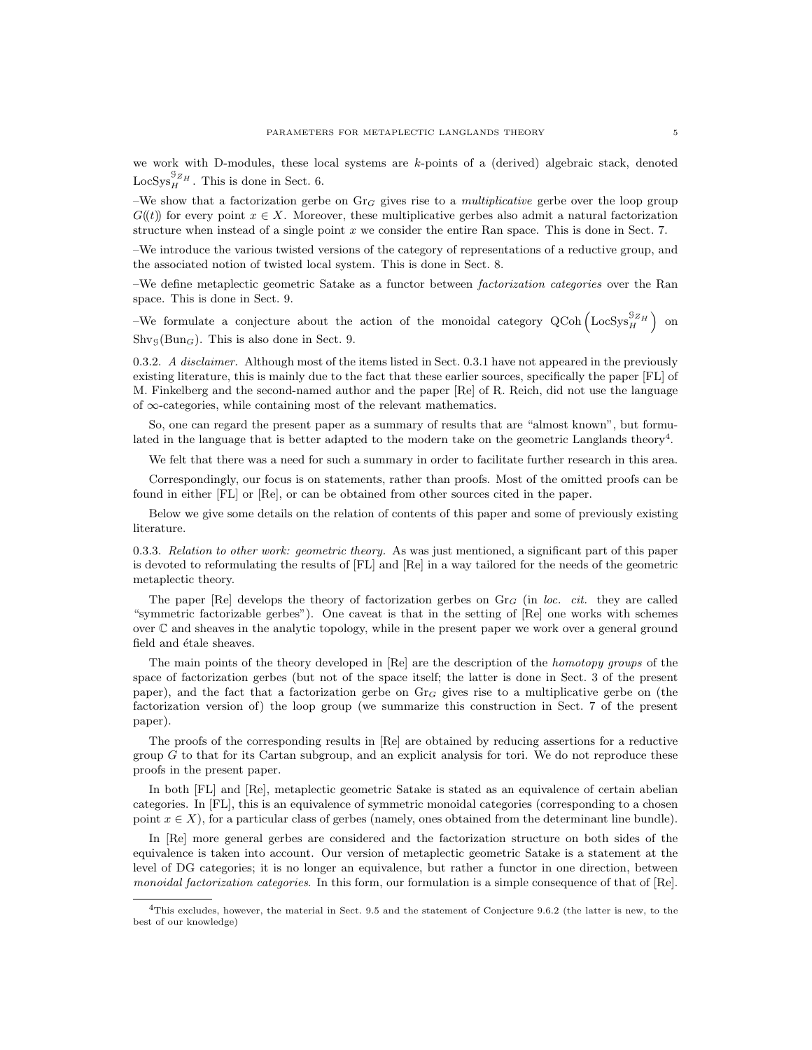we work with D-modules, these local systems are $k$-points of a (derived) algebraic stack, denoted $\mathrm{LocSys}_H^{\mathcal{G}_{Z_H}}$. This is done in Sect. 6.

–We show that a factorization gerbe on $\mathrm{Gr}_G$ gives rise to a *multiplicative* gerbe over the loop group $G((t))$ for every point $x \in X$. Moreover, these multiplicative gerbes also admit a natural factorization structure when instead of a single point $x$ we consider the entire Ran space. This is done in Sect. 7.

–We introduce the various twisted versions of the category of representations of a reductive group, and the associated notion of twisted local system. This is done in Sect. 8.

–We define metaplectic geometric Satake as a functor between *factorization categories* over the Ran space. This is done in Sect. 9.

–We formulate a conjecture about the action of the monoidal category $\mathrm{QCoh}\left(\mathrm{LocSys}_H^{\mathcal{G}_{Z_H}}\right)$ on $\mathrm{Shv}_{\mathcal{G}}(\mathrm{Bun}_G)$. This is also done in Sect. 9.

0.3.2. *A disclaimer.* Although most of the items listed in Sect. 0.3.1 have not appeared in the previously existing literature, this is mainly due to the fact that these earlier sources, specifically the paper [FL] of M. Finkelberg and the second-named author and the paper [Re] of R. Reich, did not use the language of $\infty$-categories, while containing most of the relevant mathematics.

So, one can regard the present paper as a summary of results that are "almost known", but formulated in the language that is better adapted to the modern take on the geometric Langlands theory[4].

We felt that there was a need for such a summary in order to facilitate further research in this area.

Correspondingly, our focus is on statements, rather than proofs. Most of the omitted proofs can be found in either [FL] or [Re], or can be obtained from other sources cited in the paper.

Below we give some details on the relation of contents of this paper and some of previously existing literature.

0.3.3. *Relation to other work: geometric theory.* As was just mentioned, a significant part of this paper is devoted to reformulating the results of [FL] and [Re] in a way tailored for the needs of the geometric metaplectic theory.

The paper [Re] develops the theory of factorization gerbes on $\mathrm{Gr}_G$ (in *loc. cit.* they are called "symmetric factorizable gerbes"). One caveat is that in the setting of [Re] one works with schemes over $\mathbb{C}$ and sheaves in the analytic topology, while in the present paper we work over a general ground field and étale sheaves.

The main points of the theory developed in [Re] are the description of the *homotopy groups* of the space of factorization gerbes (but not of the space itself; the latter is done in Sect. 3 of the present paper), and the fact that a factorization gerbe on $\mathrm{Gr}_G$ gives rise to a multiplicative gerbe on (the factorization version of) the loop group (we summarize this construction in Sect. 7 of the present paper).

The proofs of the corresponding results in [Re] are obtained by reducing assertions for a reductive group $G$ to that for its Cartan subgroup, and an explicit analysis for tori. We do not reproduce these proofs in the present paper.

In both [FL] and [Re], metaplectic geometric Satake is stated as an equivalence of certain abelian categories. In [FL], this is an equivalence of symmetric monoidal categories (corresponding to a chosen point $x \in X$), for a particular class of gerbes (namely, ones obtained from the determinant line bundle).

In [Re] more general gerbes are considered and the factorization structure on both sides of the equivalence is taken into account. Our version of metaplectic geometric Satake is a statement at the level of DG categories; it is no longer an equivalence, but rather a functor in one direction, between *monoidal factorization categories*. In this form, our formulation is a simple consequence of that of [Re].

[4]This excludes, however, the material in Sect. 9.5 and the statement of Conjecture 9.6.2 (the latter is new, to the best of our knowledge)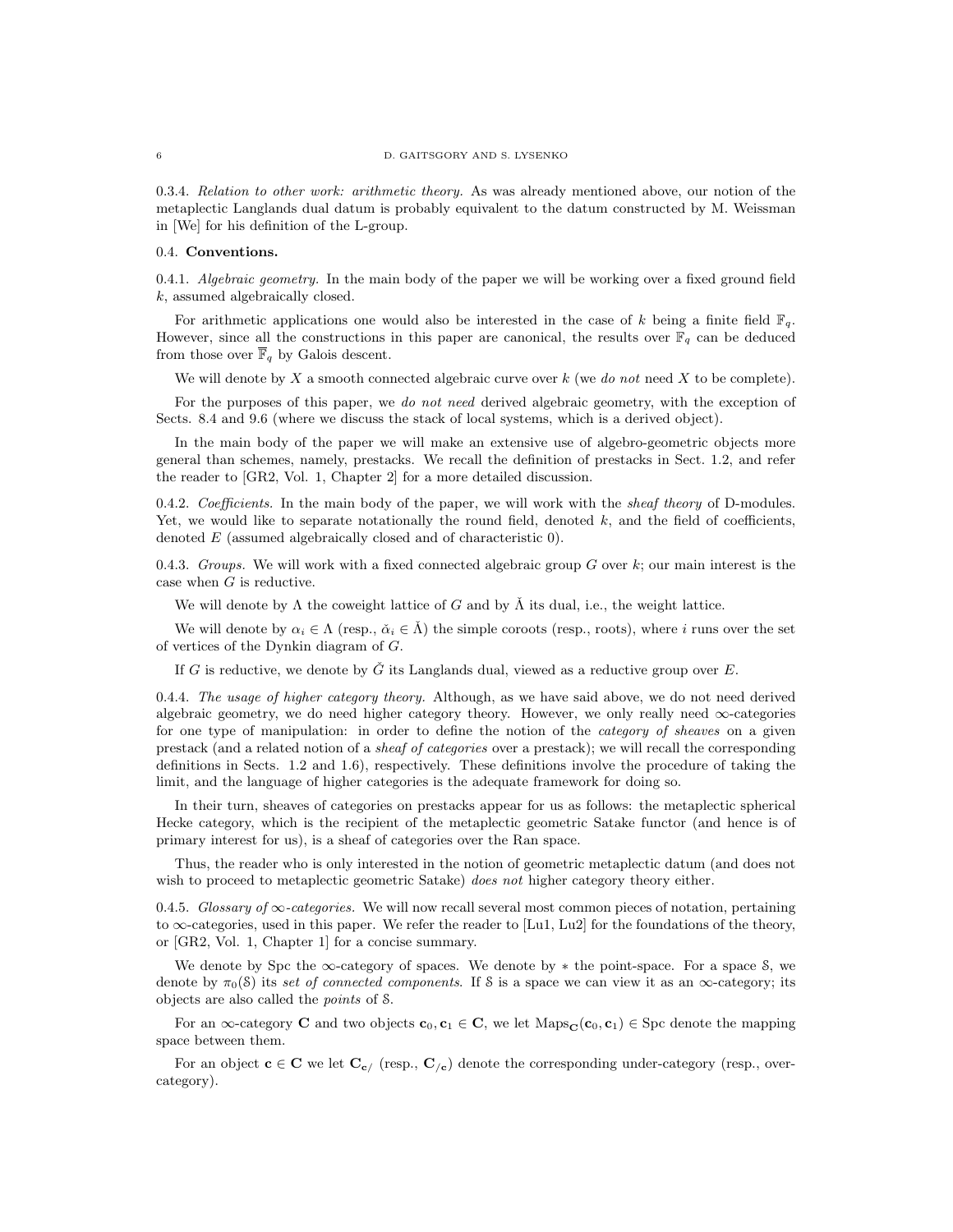0.3.4. *Relation to other work: arithmetic theory.* As was already mentioned above, our notion of the metaplectic Langlands dual datum is probably equivalent to the datum constructed by M. Weissman in [We] for his definition of the L-group.

## 0.4. Conventions.

0.4.1. *Algebraic geometry.* In the main body of the paper we will be working over a fixed ground field $k$, assumed algebraically closed.

For arithmetic applications one would also be interested in the case of $k$ being a finite field $\mathbb{F}_q$. However, since all the constructions in this paper are canonical, the results over $\mathbb{F}_q$ can be deduced from those over $\overline{\mathbb{F}}_q$ by Galois descent.

We will denote by $X$ a smooth connected algebraic curve over $k$ (we *do not* need $X$ to be complete).

For the purposes of this paper, we *do not need* derived algebraic geometry, with the exception of Sects. 8.4 and 9.6 (where we discuss the stack of local systems, which is a derived object).

In the main body of the paper we will make an extensive use of algebro-geometric objects more general than schemes, namely, prestacks. We recall the definition of prestacks in Sect. 1.2, and refer the reader to [GR2, Vol. 1, Chapter 2] for a more detailed discussion.

0.4.2. *Coefficients.* In the main body of the paper, we will work with the *sheaf theory* of D-modules. Yet, we would like to separate notationally the round field, denoted $k$, and the field of coefficients, denoted $E$ (assumed algebraically closed and of characteristic 0).

0.4.3. *Groups.* We will work with a fixed connected algebraic group $G$ over $k$; our main interest is the case when $G$ is reductive.

We will denote by $\Lambda$ the coweight lattice of $G$ and by $\check{\Lambda}$ its dual, i.e., the weight lattice.

We will denote by $\alpha_i \in \Lambda$ (resp., $\check{\alpha}_i \in \check{\Lambda}$) the simple coroots (resp., roots), where $i$ runs over the set of vertices of the Dynkin diagram of $G$.

If $G$ is reductive, we denote by $\check{G}$ its Langlands dual, viewed as a reductive group over $E$.

0.4.4. *The usage of higher category theory.* Although, as we have said above, we do not need derived algebraic geometry, we do need higher category theory. However, we only really need $\infty$-categories for one type of manipulation: in order to define the notion of the *category of sheaves* on a given prestack (and a related notion of a *sheaf of categories* over a prestack); we will recall the corresponding definitions in Sects. 1.2 and 1.6), respectively. These definitions involve the procedure of taking the limit, and the language of higher categories is the adequate framework for doing so.

In their turn, sheaves of categories on prestacks appear for us as follows: the metaplectic spherical Hecke category, which is the recipient of the metaplectic geometric Satake functor (and hence is of primary interest for us), is a sheaf of categories over the Ran space.

Thus, the reader who is only interested in the notion of geometric metaplectic datum (and does not wish to proceed to metaplectic geometric Satake) *does not* higher category theory either.

0.4.5. *Glossary of $\infty$-categories.* We will now recall several most common pieces of notation, pertaining to $\infty$-categories, used in this paper. We refer the reader to [Lu1, Lu2] for the foundations of the theory, or [GR2, Vol. 1, Chapter 1] for a concise summary.

We denote by Spc the $\infty$-category of spaces. We denote by $*$ the point-space. For a space $\mathcal{S}$, we denote by $\pi_0(\mathcal{S})$ its *set of connected components*. If $\mathcal{S}$ is a space we can view it as an $\infty$-category; its objects are also called the *points* of $\mathcal{S}$.

For an $\infty$-category $\mathbf{C}$ and two objects $\mathbf{c}_0, \mathbf{c}_1 \in \mathbf{C}$, we let $\mathrm{Maps}_{\mathbf{C}}(\mathbf{c}_0, \mathbf{c}_1) \in \mathrm{Spc}$ denote the mapping space between them.

For an object $\mathbf{c} \in \mathbf{C}$ we let $\mathbf{C}_{\mathbf{c}/}$ (resp., $\mathbf{C}_{/\mathbf{c}}$) denote the corresponding under-category (resp., over-category).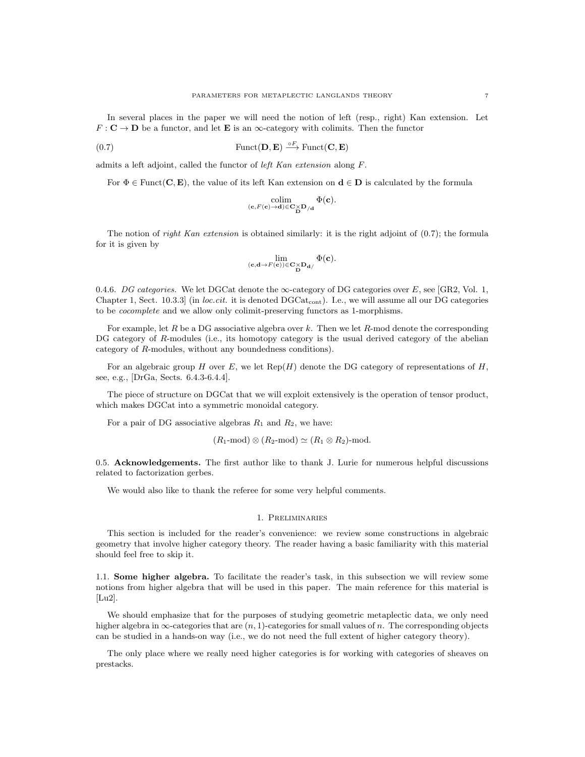In several places in the paper we will need the notion of left (resp., right) Kan extension. Let $F : \mathbf{C} \to \mathbf{D}$ be a functor, and let $\mathbf{E}$ is an $\infty$-category with colimits. Then the functor

$$\mathrm{Funct}(\mathbf{D}, \mathbf{E}) \xrightarrow{\circ F} \mathrm{Funct}(\mathbf{C}, \mathbf{E}) \tag{0.7}$$

admits a left adjoint, called the functor of *left Kan extension* along $F$.

For $\Phi \in \mathrm{Funct}(\mathbf{C}, \mathbf{E})$, the value of its left Kan extension on $\mathbf{d} \in \mathbf{D}$ is calculated by the formula

$$\underset{(\mathbf{c}, F(\mathbf{c}) \to \mathbf{d}) \in \mathbf{C} \underset{\mathbf{D}}{\times} \mathbf{D}_{/\mathbf{d}}}{\mathrm{colim}} \Phi(\mathbf{c}).$$

The notion of *right Kan extension* is obtained similarly: it is the right adjoint of (0.7); the formula for it is given by

$$\underset{(\mathbf{c}, \mathbf{d} \to F(\mathbf{c})) \in \mathbf{C} \underset{\mathbf{D}}{\times} \mathbf{D}_{\mathbf{d}/}}{\lim} \Phi(\mathbf{c}).$$

0.4.6. *DG categories.* We let DGCat denote the $\infty$-category of DG categories over $E$, see [GR2, Vol. 1, Chapter 1, Sect. 10.3.3] (in *loc.cit.* it is denoted $\mathrm{DGCat}_{\mathrm{cont}}$). I.e., we will assume all our DG categories to be *cocomplete* and we allow only colimit-preserving functors as 1-morphisms.

For example, let $R$ be a DG associative algebra over $k$. Then we let $R$-mod denote the corresponding DG category of $R$-modules (i.e., its homotopy category is the usual derived category of the abelian category of $R$-modules, without any boundedness conditions).

For an algebraic group $H$ over $E$, we let $\mathrm{Rep}(H)$ denote the DG category of representations of $H$, see, e.g., [DrGa, Sects. 6.4.3-6.4.4].

The piece of structure on DGCat that we will exploit extensively is the operation of tensor product, which makes DGCat into a symmetric monoidal category.

For a pair of DG associative algebras $R_1$ and $R_2$, we have:

$$(R_1\text{-mod}) \otimes (R_2\text{-mod}) \simeq (R_1 \otimes R_2)\text{-mod}.$$

0.5. **Acknowledgements.** The first author like to thank J. Lurie for numerous helpful discussions related to factorization gerbes.

We would also like to thank the referee for some very helpful comments.

## 1. Preliminaries

This section is included for the reader's convenience: we review some constructions in algebraic geometry that involve higher category theory. The reader having a basic familiarity with this material should feel free to skip it.

1.1. **Some higher algebra.** To facilitate the reader's task, in this subsection we will review some notions from higher algebra that will be used in this paper. The main reference for this material is [Lu2].

We should emphasize that for the purposes of studying geometric metaplectic data, we only need higher algebra in $\infty$-categories that are $(n, 1)$-categories for small values of $n$. The corresponding objects can be studied in a hands-on way (i.e., we do not need the full extent of higher category theory).

The only place where we really need higher categories is for working with categories of sheaves on prestacks.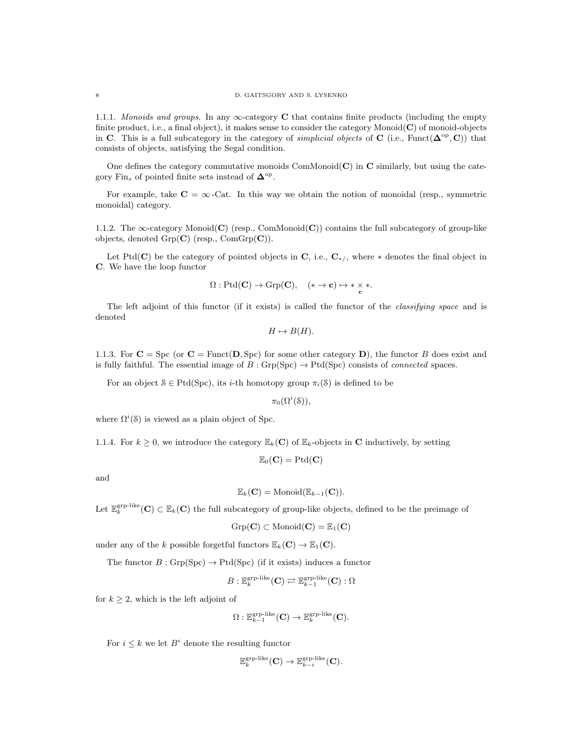1.1.1. *Monoids and groups.* In any $\infty$-category $\mathbf{C}$ that contains finite products (including the empty finite product, i.e., a final object), it makes sense to consider the category $\text{Monoid}(\mathbf{C})$ of monoid-objects in $\mathbf{C}$. This is a full subcategory in the category of *simplicial objects* of $\mathbf{C}$ (i.e., $\text{Funct}(\mathbf{\Delta}^{\text{op}}, \mathbf{C})$) that consists of objects, satisfying the Segal condition.

One defines the category commutative monoids $\text{ComMonoid}(\mathbf{C})$ in $\mathbf{C}$ similarly, but using the category $\text{Fin}_s$ of pointed finite sets instead of $\mathbf{\Delta}^{\text{op}}$.

For example, take $\mathbf{C} = \infty\text{-Cat}$. In this way we obtain the notion of monoidal (resp., symmetric monoidal) category.

1.1.2. The $\infty$-category $\text{Monoid}(\mathbf{C})$ (resp., $\text{ComMonoid}(\mathbf{C})$) contains the full subcategory of group-like objects, denoted $\text{Grp}(\mathbf{C})$ (resp., $\text{ComGrp}(\mathbf{C})$).

Let $\text{Ptd}(\mathbf{C})$ be the category of pointed objects in $\mathbf{C}$, i.e., $\mathbf{C}_{*/}$, where $*$ denotes the final object in $\mathbf{C}$. We have the loop functor

$$\Omega : \text{Ptd}(\mathbf{C}) \to \text{Grp}(\mathbf{C}), \quad (* \to \mathbf{c}) \mapsto * \underset{\mathbf{c}}{\times} *.$$

The left adjoint of this functor (if it exists) is called the functor of the *classifying space* and is denoted

$$H \mapsto B(H).$$

1.1.3. For $\mathbf{C} = \text{Spc}$ (or $\mathbf{C} = \text{Funct}(\mathbf{D}, \text{Spc})$ for some other category $\mathbf{D}$), the functor $B$ does exist and is fully faithful. The essential image of $B : \text{Grp}(\text{Spc}) \to \text{Ptd}(\text{Spc})$ consists of *connected* spaces.

For an object $\mathcal{S} \in \text{Ptd}(\text{Spc})$, its $i$-th homotopy group $\pi_i(\mathcal{S})$ is defined to be

$$\pi_0(\Omega^i(\mathcal{S})),$$

where $\Omega^i(\mathcal{S})$ is viewed as a plain object of $\text{Spc}$.

1.1.4. For $k \geq 0$, we introduce the category $\mathbb{E}_k(\mathbf{C})$ of $\mathbb{E}_k$-objects in $\mathbf{C}$ inductively, by setting

$$\mathbb{E}_0(\mathbf{C}) = \text{Ptd}(\mathbf{C})$$

and

$$\mathbb{E}_k(\mathbf{C}) = \text{Monoid}(\mathbb{E}_{k-1}(\mathbf{C})).$$

Let $\mathbb{E}_k^{\text{grp-like}}(\mathbf{C}) \subset \mathbb{E}_k(\mathbf{C})$ the full subcategory of group-like objects, defined to be the preimage of

$$\text{Grp}(\mathbf{C}) \subset \text{Monoid}(\mathbf{C}) = \mathbb{E}_1(\mathbf{C})$$

under any of the $k$ possible forgetful functors $\mathbb{E}_k(\mathbf{C}) \to \mathbb{E}_1(\mathbf{C})$.

The functor $B : \text{Grp}(\text{Spc}) \to \text{Ptd}(\text{Spc})$ (if it exists) induces a functor

$$B : \mathbb{E}_k^{\text{grp-like}}(\mathbf{C}) \rightleftarrows \mathbb{E}_{k-1}^{\text{grp-like}}(\mathbf{C}) : \Omega$$

for $k \geq 2$, which is the left adjoint of

$$\Omega : \mathbb{E}_{k-1}^{\text{grp-like}}(\mathbf{C}) \to \mathbb{E}_k^{\text{grp-like}}(\mathbf{C}).$$

For $i \leq k$ we let $B^i$ denote the resulting functor

$$\mathbb{E}_k^{\text{grp-like}}(\mathbf{C}) \to \mathbb{E}_{k-i}^{\text{grp-like}}(\mathbf{C}).$$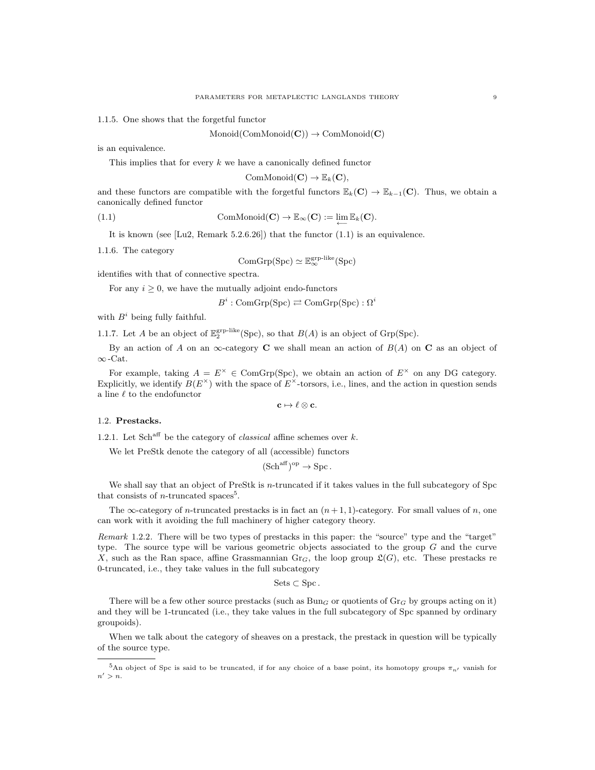1.1.5. One shows that the forgetful functor

$$\mathrm{Monoid}(\mathrm{ComMonoid}(\mathbf{C})) \to \mathrm{ComMonoid}(\mathbf{C})$$

is an equivalence.

This implies that for every $k$ we have a canonically defined functor

$$\mathrm{ComMonoid}(\mathbf{C}) \to \mathbb{E}_k(\mathbf{C}),$$

and these functors are compatible with the forgetful functors $\mathbb{E}_k(\mathbf{C}) \to \mathbb{E}_{k-1}(\mathbf{C})$. Thus, we obtain a canonically defined functor

$$\mathrm{ComMonoid}(\mathbf{C}) \to \mathbb{E}_\infty(\mathbf{C}) := \underset{\longleftarrow}{\lim}\, \mathbb{E}_k(\mathbf{C}). \tag{1.1}$$

It is known (see [Lu2, Remark 5.2.6.26]) that the functor (1.1) is an equivalence.

1.1.6. The category

$$\mathrm{ComGrp}(\mathrm{Spc}) \simeq \mathbb{E}_\infty^{\text{grp-like}}(\mathrm{Spc})$$

identifies with that of connective spectra.

For any $i \geq 0$, we have the mutually adjoint endo-functors

$$B^i : \mathrm{ComGrp}(\mathrm{Spc}) \rightleftarrows \mathrm{ComGrp}(\mathrm{Spc}) : \Omega^i$$

with $B^i$ being fully faithful.

1.1.7. Let $A$ be an object of $\mathbb{E}_2^{\text{grp-like}}(\mathrm{Spc})$, so that $B(A)$ is an object of $\mathrm{Grp}(\mathrm{Spc})$.

By an action of $A$ on an $\infty$-category $\mathbf{C}$ we shall mean an action of $B(A)$ on $\mathbf{C}$ as an object of $\infty$-Cat.

For example, taking $A = E^\times \in \mathrm{ComGrp}(\mathrm{Spc})$, we obtain an action of $E^\times$ on any DG category. Explicitly, we identify $B(E^\times)$ with the space of $E^\times$-torsors, i.e., lines, and the action in question sends a line $\ell$ to the endofunctor

$$\mathbf{c} \mapsto \ell \otimes \mathbf{c}.$$

## 1.2. Prestacks.

1.2.1. Let $\mathrm{Sch}^{\mathrm{aff}}$ be the category of *classical* affine schemes over $k$.

We let PreStk denote the category of all (accessible) functors

$$(\mathrm{Sch}^{\mathrm{aff}})^{\mathrm{op}} \to \mathrm{Spc}\,.$$

We shall say that an object of PreStk is $n$-truncated if it takes values in the full subcategory of Spc that consists of $n$-truncated spaces[5].

The $\infty$-category of $n$-truncated prestacks is in fact an $(n+1,1)$-category. For small values of $n$, one can work with it avoiding the full machinery of higher category theory.

*Remark* 1.2.2. There will be two types of prestacks in this paper: the "source" type and the "target" type. The source type will be various geometric objects associated to the group $G$ and the curve $X$, such as the Ran space, affine Grassmannian $\mathrm{Gr}_G$, the loop group $\mathfrak{L}(G)$, etc. These prestacks re 0-truncated, i.e., they take values in the full subcategory

$$\mathrm{Sets} \subset \mathrm{Spc}\,.$$

There will be a few other source prestacks (such as $\mathrm{Bun}_G$ or quotients of $\mathrm{Gr}_G$ by groups acting on it) and they will be 1-truncated (i.e., they take values in the full subcategory of Spc spanned by ordinary groupoids).

When we talk about the category of sheaves on a prestack, the prestack in question will be typically of the source type.

---

[5] An object of Spc is said to be truncated, if for any choice of a base point, its homotopy groups $\pi_{n'}$ vanish for $n' > n$.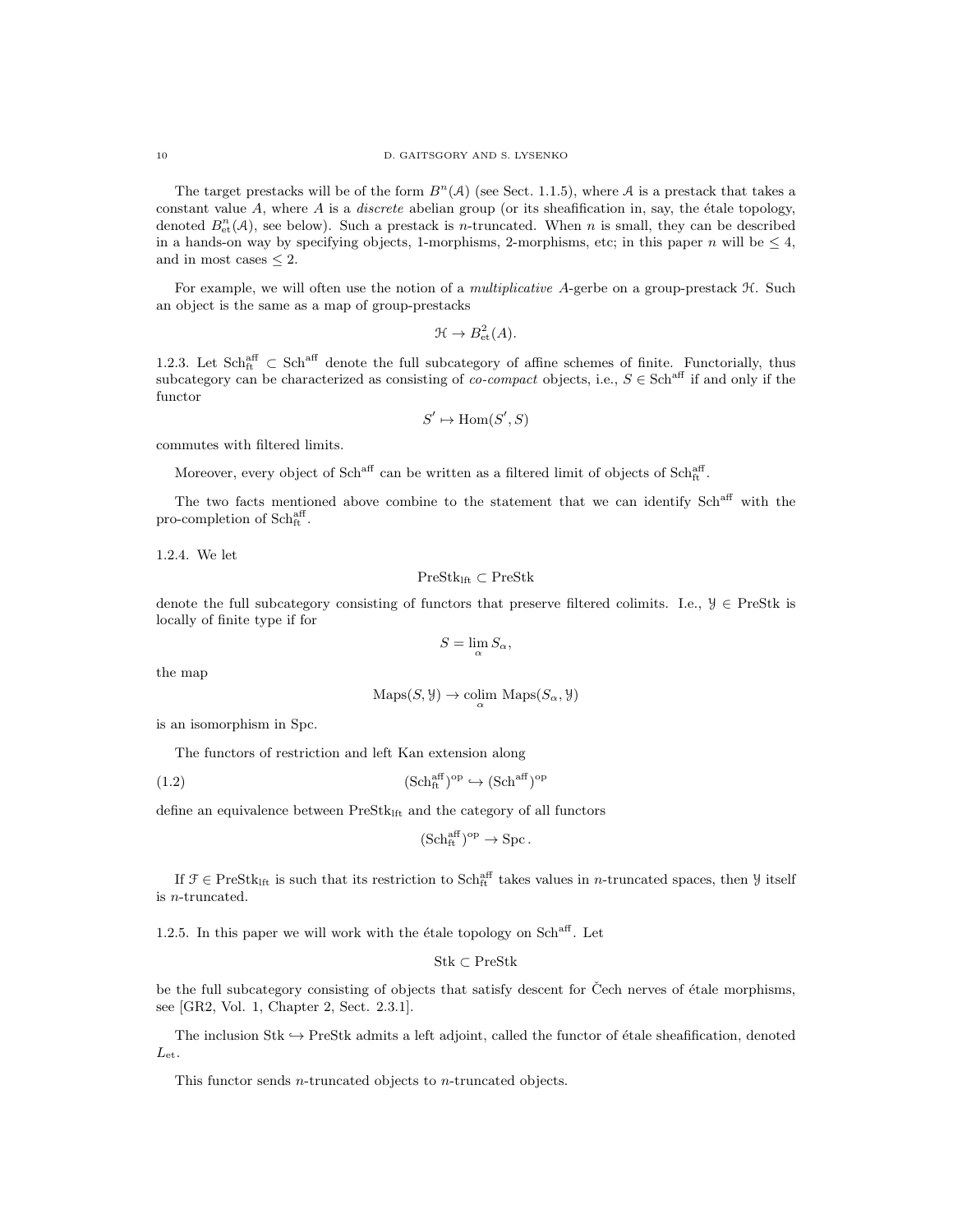The target prestacks will be of the form $B^n(\mathcal{A})$ (see Sect. 1.1.5), where $\mathcal{A}$ is a prestack that takes a constant value $A$, where $A$ is a *discrete* abelian group (or its sheafification in, say, the étale topology, denoted $B^n_{\text{et}}(\mathcal{A})$, see below). Such a prestack is $n$-truncated. When $n$ is small, they can be described in a hands-on way by specifying objects, 1-morphisms, 2-morphisms, etc; in this paper $n$ will be $\leq 4$, and in most cases $\leq 2$.

For example, we will often use the notion of a *multiplicative* $A$-gerbe on a group-prestack $\mathcal{H}$. Such an object is the same as a map of group-prestacks

$$\mathcal{H} \to B^2_{\text{et}}(A).$$

1.2.3. Let $\text{Sch}^{\text{aff}}_{\text{ft}} \subset \text{Sch}^{\text{aff}}$ denote the full subcategory of affine schemes of finite. Functorially, thus subcategory can be characterized as consisting of *co-compact* objects, i.e., $S \in \text{Sch}^{\text{aff}}$ if and only if the functor

$$S' \mapsto \text{Hom}(S', S)$$

commutes with filtered limits.

Moreover, every object of $\text{Sch}^{\text{aff}}$ can be written as a filtered limit of objects of $\text{Sch}^{\text{aff}}_{\text{ft}}$.

The two facts mentioned above combine to the statement that we can identify $\text{Sch}^{\text{aff}}$ with the pro-completion of $\text{Sch}^{\text{aff}}_{\text{ft}}$.

1.2.4. We let

$$\text{PreStk}_{\text{lft}} \subset \text{PreStk}$$

denote the full subcategory consisting of functors that preserve filtered colimits. I.e., $\mathcal{Y} \in \text{PreStk}$ is locally of finite type if for

$$S = \lim_{\alpha} S_\alpha,$$

the map

$$\text{Maps}(S, \mathcal{Y}) \to \underset{\alpha}{\text{colim}}\ \text{Maps}(S_\alpha, \mathcal{Y})$$

is an isomorphism in Spc.

The functors of restriction and left Kan extension along

$$(\text{Sch}^{\text{aff}}_{\text{ft}})^{\text{op}} \hookrightarrow (\text{Sch}^{\text{aff}})^{\text{op}} \tag{1.2}$$

define an equivalence between $\text{PreStk}_{\text{lft}}$ and the category of all functors

$$(\text{Sch}^{\text{aff}}_{\text{ft}})^{\text{op}} \to \text{Spc}\,.$$

If $\mathcal{F} \in \text{PreStk}_{\text{lft}}$ is such that its restriction to $\text{Sch}^{\text{aff}}_{\text{ft}}$ takes values in $n$-truncated spaces, then $\mathcal{Y}$ itself is $n$-truncated.

1.2.5. In this paper we will work with the étale topology on $\text{Sch}^{\text{aff}}$. Let

$$\text{Stk} \subset \text{PreStk}$$

be the full subcategory consisting of objects that satisfy descent for Čech nerves of étale morphisms, see [GR2, Vol. 1, Chapter 2, Sect. 2.3.1].

The inclusion $\text{Stk} \hookrightarrow \text{PreStk}$ admits a left adjoint, called the functor of étale sheafification, denoted $L_{\text{et}}$.

This functor sends $n$-truncated objects to $n$-truncated objects.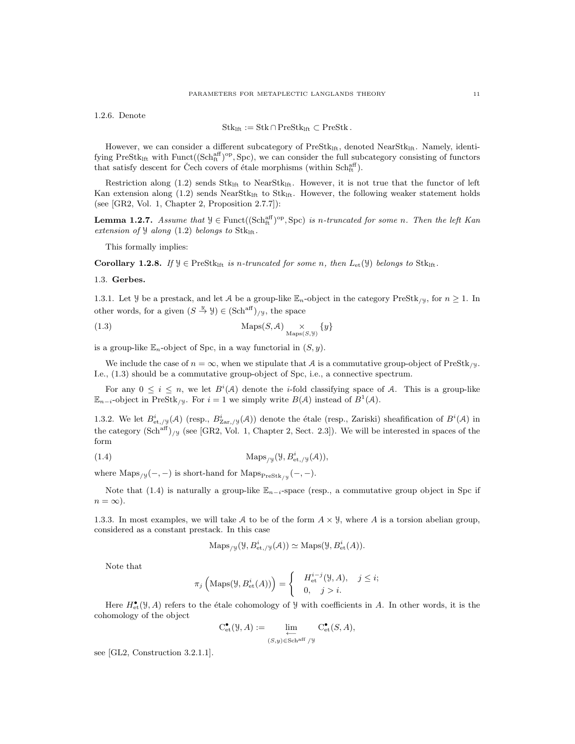1.2.6. Denote

$$\mathrm{Stk}_{\mathrm{lft}} := \mathrm{Stk} \cap \mathrm{PreStk}_{\mathrm{lft}} \subset \mathrm{PreStk}\,.$$

However, we can consider a different subcategory of $\mathrm{PreStk}_{\mathrm{lft}}$, denoted $\mathrm{NearStk}_{\mathrm{lft}}$. Namely, identifying $\mathrm{PreStk}_{\mathrm{lft}}$ with $\mathrm{Funct}((\mathrm{Sch}^{\mathrm{aff}}_{\mathrm{ft}})^{\mathrm{op}}, \mathrm{Spc})$, we can consider the full subcategory consisting of functors that satisfy descent for Čech covers of étale morphisms (within $\mathrm{Sch}^{\mathrm{aff}}_{\mathrm{ft}}$).

Restriction along (1.2) sends $\mathrm{Stk}_{\mathrm{lft}}$ to $\mathrm{NearStk}_{\mathrm{lft}}$. However, it is not true that the functor of left Kan extension along (1.2) sends $\mathrm{NearStk}_{\mathrm{lft}}$ to $\mathrm{Stk}_{\mathrm{lft}}$. However, the following weaker statement holds (see [GR2, Vol. 1, Chapter 2, Proposition 2.7.7]):

**Lemma 1.2.7.** *Assume that $\mathcal{Y} \in \mathrm{Funct}((\mathrm{Sch}^{\mathrm{aff}}_{\mathrm{ft}})^{\mathrm{op}}, \mathrm{Spc})$ is $n$-truncated for some $n$. Then the left Kan extension of $\mathcal{Y}$ along (1.2) belongs to $\mathrm{Stk}_{\mathrm{lft}}$.*

This formally implies:

**Corollary 1.2.8.** *If $\mathcal{Y} \in \mathrm{PreStk}_{\mathrm{lft}}$ is $n$-truncated for some $n$, then $L_{\mathrm{et}}(\mathcal{Y})$ belongs to $\mathrm{Stk}_{\mathrm{lft}}$.*

## 1.3. Gerbes.

1.3.1. Let $\mathcal{Y}$ be a prestack, and let $\mathcal{A}$ be a group-like $\mathbb{E}_n$-object in the category $\mathrm{PreStk}_{/\mathcal{Y}}$, for $n \geq 1$. In other words, for a given $(S \xrightarrow{y} \mathcal{Y}) \in (\mathrm{Sch}^{\mathrm{aff}})_{/\mathcal{Y}}$, the space

$$\mathrm{Maps}(S, \mathcal{A}) \underset{\mathrm{Maps}(S,\mathcal{Y})}{\times} \{y\} \tag{1.3}$$

is a group-like $\mathbb{E}_n$-object of Spc, in a way functorial in $(S, y)$.

We include the case of $n = \infty$, when we stipulate that $\mathcal{A}$ is a commutative group-object of $\mathrm{PreStk}_{/\mathcal{Y}}$. I.e., (1.3) should be a commutative group-object of Spc, i.e., a connective spectrum.

For any $0 \leq i \leq n$, we let $B^i(\mathcal{A})$ denote the $i$-fold classifying space of $\mathcal{A}$. This is a group-like $\mathbb{E}_{n-i}$-object in $\mathrm{PreStk}_{/\mathcal{Y}}$. For $i = 1$ we simply write $B(\mathcal{A})$ instead of $B^1(\mathcal{A})$.

1.3.2. We let $B^i_{\mathrm{et},/\mathcal{Y}}(\mathcal{A})$ (resp., $B^i_{\mathrm{Zar},/\mathcal{Y}}(\mathcal{A})$) denote the étale (resp., Zariski) sheafification of $B^i(\mathcal{A})$ in the category $(\mathrm{Sch}^{\mathrm{aff}})_{/\mathcal{Y}}$ (see [GR2, Vol. 1, Chapter 2, Sect. 2.3]). We will be interested in spaces of the form

$$\mathrm{Maps}_{/\mathcal{Y}}(\mathcal{Y}, B^i_{\mathrm{et},/\mathcal{Y}}(\mathcal{A})), \tag{1.4}$$

where $\mathrm{Maps}_{/\mathcal{Y}}(-,-)$ is short-hand for $\mathrm{Maps}_{\mathrm{PreStk}_{/\mathcal{Y}}}(-,-)$.

Note that (1.4) is naturally a group-like $\mathbb{E}_{n-i}$-space (resp., a commutative group object in Spc if $n = \infty$).

1.3.3. In most examples, we will take $\mathcal{A}$ to be of the form $A \times \mathcal{Y}$, where $A$ is a torsion abelian group, considered as a constant prestack. In this case

$$\mathrm{Maps}_{/\mathcal{Y}}(\mathcal{Y}, B^i_{\mathrm{et},/\mathcal{Y}}(\mathcal{A})) \simeq \mathrm{Maps}(\mathcal{Y}, B^i_{\mathrm{et}}(A)).$$

Note that

$$\pi_j\left(\mathrm{Maps}(\mathcal{Y}, B^i_{\mathrm{et}}(A))\right) = \begin{cases} H^{i-j}_{\mathrm{et}}(\mathcal{Y}, A), & j \leq i; \\ 0, & j > i. \end{cases}$$

Here $H^\bullet_{\mathrm{et}}(\mathcal{Y}, A)$ refers to the étale cohomology of $\mathcal{Y}$ with coefficients in $A$. In other words, it is the cohomology of the object

$$\mathrm{C}^\bullet_{\mathrm{et}}(\mathcal{Y}, A) := \lim_{\overleftarrow{(S,y) \in \mathrm{Sch}^{\mathrm{aff}}\,/\mathcal{Y}}} \mathrm{C}^\bullet_{\mathrm{et}}(S, A),$$

see [GL2, Construction 3.2.1.1].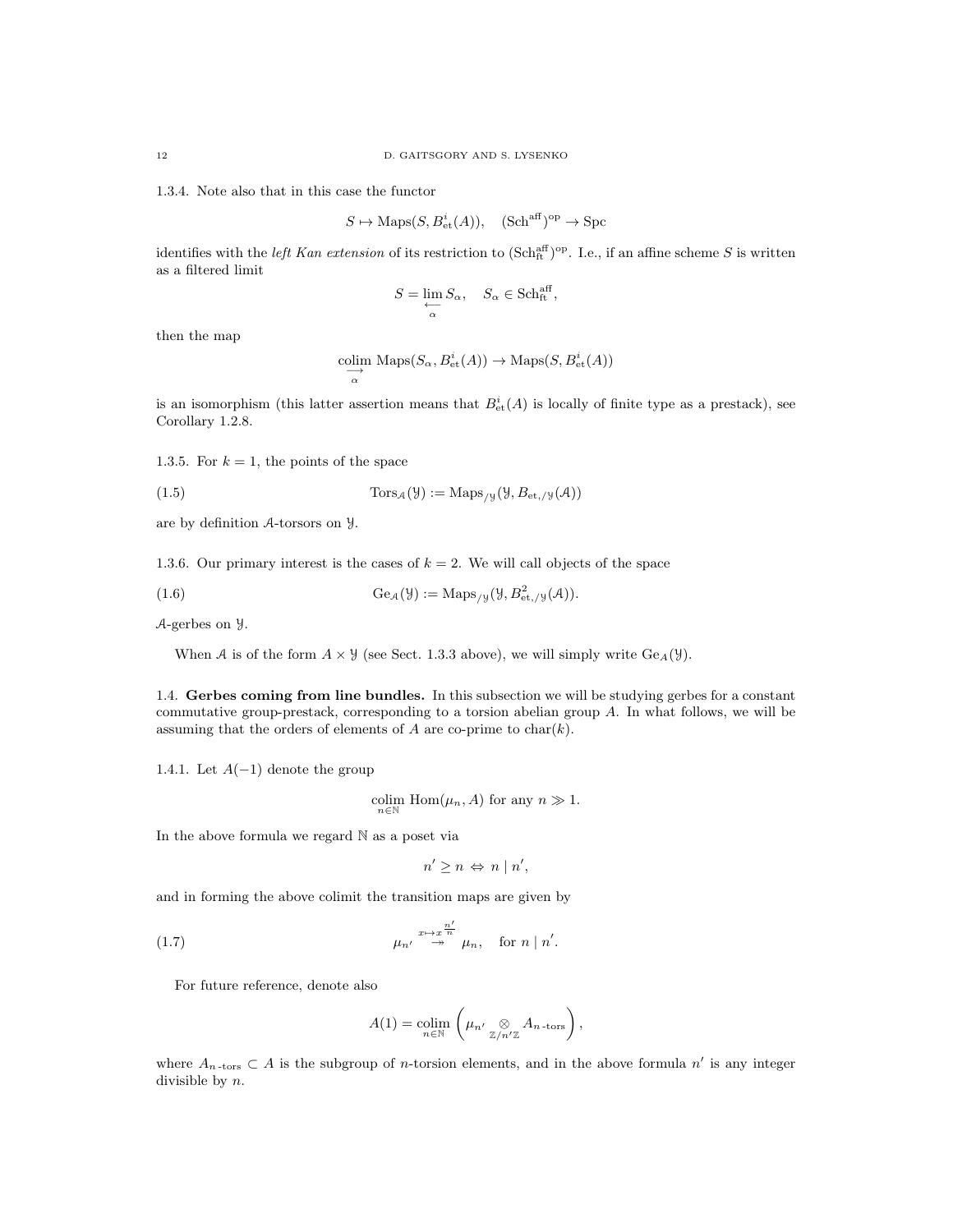1.3.4. Note also that in this case the functor

$$S \mapsto \mathrm{Maps}(S, B^i_{\mathrm{et}}(A)), \quad (\mathrm{Sch}^{\mathrm{aff}})^{\mathrm{op}} \to \mathrm{Spc}$$

identifies with the *left Kan extension* of its restriction to $(\mathrm{Sch}^{\mathrm{aff}}_{\mathrm{ft}})^{\mathrm{op}}$. I.e., if an affine scheme $S$ is written as a filtered limit

$$S = \underset{\alpha}{\underset{\longleftarrow}{\lim}}\, S_\alpha, \quad S_\alpha \in \mathrm{Sch}^{\mathrm{aff}}_{\mathrm{ft}},$$

then the map

$$\underset{\alpha}{\underset{\longrightarrow}{\mathrm{colim}}}\, \mathrm{Maps}(S_\alpha, B^i_{\mathrm{et}}(A)) \to \mathrm{Maps}(S, B^i_{\mathrm{et}}(A))$$

is an isomorphism (this latter assertion means that $B^i_{\mathrm{et}}(A)$ is locally of finite type as a prestack), see Corollary 1.2.8.

1.3.5. For $k = 1$, the points of the space

$$\mathrm{Tors}_{\mathcal{A}}(\mathcal{Y}) := \mathrm{Maps}_{/\mathcal{Y}}(\mathcal{Y}, B_{\mathrm{et},/\mathcal{Y}}(\mathcal{A})) \tag{1.5}$$

are by definition $\mathcal{A}$-torsors on $\mathcal{Y}$.

1.3.6. Our primary interest is the cases of $k = 2$. We will call objects of the space

$$\mathrm{Ge}_{\mathcal{A}}(\mathcal{Y}) := \mathrm{Maps}_{/\mathcal{Y}}(\mathcal{Y}, B^2_{\mathrm{et},/\mathcal{Y}}(\mathcal{A})). \tag{1.6}$$

$\mathcal{A}$-gerbes on $\mathcal{Y}$.

When $\mathcal{A}$ is of the form $A \times \mathcal{Y}$ (see Sect. 1.3.3 above), we will simply write $\mathrm{Ge}_A(\mathcal{Y})$.

## 1.4. Gerbes coming from line bundles.

In this subsection we will be studying gerbes for a constant commutative group-prestack, corresponding to a torsion abelian group $A$. In what follows, we will be assuming that the orders of elements of $A$ are co-prime to $\mathrm{char}(k)$.

1.4.1. Let $A(-1)$ denote the group

$$\underset{n \in \mathbb{N}}{\mathrm{colim}}\, \mathrm{Hom}(\mu_n, A) \text{ for any } n \gg 1.$$

In the above formula we regard $\mathbb{N}$ as a poset via

$$n' \geq n \Leftrightarrow n \mid n',$$

and in forming the above colimit the transition maps are given by

$$\mu_{n'} \overset{x \mapsto x^{\frac{n'}{n}}}{\twoheadrightarrow} \mu_n, \quad \text{for } n \mid n'. \tag{1.7}$$

For future reference, denote also

$$A(1) = \underset{n \in \mathbb{N}}{\mathrm{colim}} \left( \mu_{n'} \underset{\mathbb{Z}/n'\mathbb{Z}}{\otimes} A_{n\text{-tors}} \right),$$

where $A_{n\text{-tors}} \subset A$ is the subgroup of $n$-torsion elements, and in the above formula $n'$ is any integer divisible by $n$.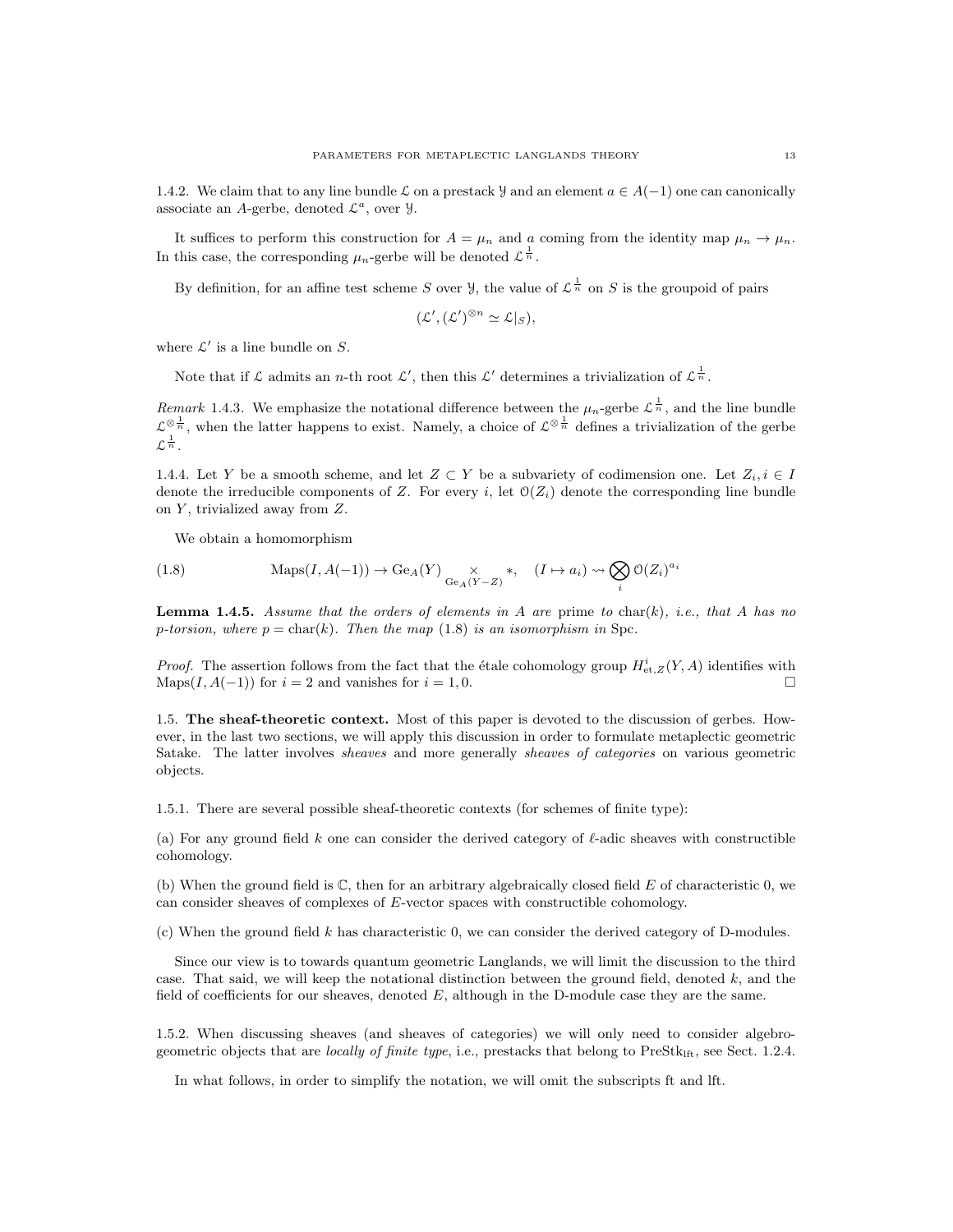1.4.2. We claim that to any line bundle $\mathcal{L}$ on a prestack $\mathcal{Y}$ and an element $a \in A(-1)$ one can canonically associate an $A$-gerbe, denoted $\mathcal{L}^a$, over $\mathcal{Y}$.

It suffices to perform this construction for $A = \mu_n$ and $a$ coming from the identity map $\mu_n \to \mu_n$. In this case, the corresponding $\mu_n$-gerbe will be denoted $\mathcal{L}^{\frac{1}{n}}$.

By definition, for an affine test scheme $S$ over $\mathcal{Y}$, the value of $\mathcal{L}^{\frac{1}{n}}$ on $S$ is the groupoid of pairs

$$(\mathcal{L}', (\mathcal{L}')^{\otimes n} \simeq \mathcal{L}|_S),$$

where $\mathcal{L}'$ is a line bundle on $S$.

Note that if $\mathcal{L}$ admits an $n$-th root $\mathcal{L}'$, then this $\mathcal{L}'$ determines a trivialization of $\mathcal{L}^{\frac{1}{n}}$.

*Remark* 1.4.3. We emphasize the notational difference between the $\mu_n$-gerbe $\mathcal{L}^{\frac{1}{n}}$, and the line bundle $\mathcal{L}^{\otimes \frac{1}{n}}$, when the latter happens to exist. Namely, a choice of $\mathcal{L}^{\otimes \frac{1}{n}}$ defines a trivialization of the gerbe $\mathcal{L}^{\frac{1}{n}}$.

1.4.4. Let $Y$ be a smooth scheme, and let $Z \subset Y$ be a subvariety of codimension one. Let $Z_i, i \in I$ denote the irreducible components of $Z$. For every $i$, let $\mathcal{O}(Z_i)$ denote the corresponding line bundle on $Y$, trivialized away from $Z$.

We obtain a homomorphism

$$\text{Maps}(I, A(-1)) \to \text{Ge}_A(Y) \underset{\text{Ge}_A(Y-Z)}{\times} *, \quad (I \mapsto a_i) \rightsquigarrow \bigotimes_i \mathcal{O}(Z_i)^{a_i} \tag{1.8}$$

**Lemma 1.4.5.** *Assume that the orders of elements in $A$ are* prime *to* $\text{char}(k)$*, i.e., that $A$ has no $p$-torsion, where $p = \text{char}(k)$. Then the map* (1.8) *is an isomorphism in* Spc.

*Proof.* The assertion follows from the fact that the étale cohomology group $H^i_{\text{et},Z}(Y, A)$ identifies with $\text{Maps}(I, A(-1))$ for $i = 2$ and vanishes for $i = 1, 0$. $\square$

## 1.5. The sheaf-theoretic context.

Most of this paper is devoted to the discussion of gerbes. However, in the last two sections, we will apply this discussion in order to formulate metaplectic geometric Satake. The latter involves *sheaves* and more generally *sheaves of categories* on various geometric objects.

1.5.1. There are several possible sheaf-theoretic contexts (for schemes of finite type):

(a) For any ground field $k$ one can consider the derived category of $\ell$-adic sheaves with constructible cohomology.

(b) When the ground field is $\mathbb{C}$, then for an arbitrary algebraically closed field $E$ of characteristic 0, we can consider sheaves of complexes of $E$-vector spaces with constructible cohomology.

(c) When the ground field $k$ has characteristic 0, we can consider the derived category of D-modules.

Since our view is to towards quantum geometric Langlands, we will limit the discussion to the third case. That said, we will keep the notational distinction between the ground field, denoted $k$, and the field of coefficients for our sheaves, denoted $E$, although in the D-module case they are the same.

1.5.2. When discussing sheaves (and sheaves of categories) we will only need to consider algebro-geometric objects that are *locally of finite type*, i.e., prestacks that belong to $\text{PreStk}_{\text{lft}}$, see Sect. 1.2.4.

In what follows, in order to simplify the notation, we will omit the subscripts ft and lft.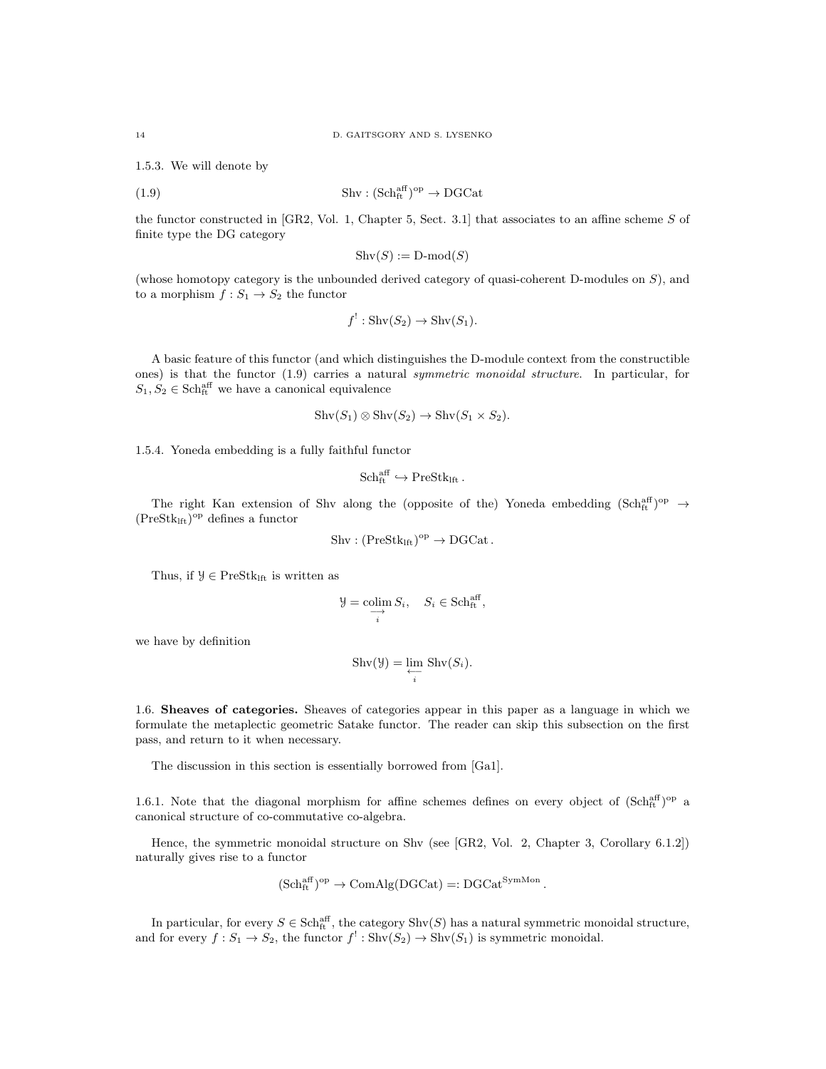1.5.3. We will denote by

$$\mathrm{Shv} : (\mathrm{Sch}^{\mathrm{aff}}_{\mathrm{ft}})^{\mathrm{op}} \to \mathrm{DGCat} \tag{1.9}$$

the functor constructed in [GR2, Vol. 1, Chapter 5, Sect. 3.1] that associates to an affine scheme $S$ of finite type the DG category

$$\mathrm{Shv}(S) := \text{D-mod}(S)$$

(whose homotopy category is the unbounded derived category of quasi-coherent D-modules on $S$), and to a morphism $f : S_1 \to S_2$ the functor

$$f^! : \mathrm{Shv}(S_2) \to \mathrm{Shv}(S_1).$$

A basic feature of this functor (and which distinguishes the D-module context from the constructible ones) is that the functor (1.9) carries a natural *symmetric monoidal structure*. In particular, for $S_1, S_2 \in \mathrm{Sch}^{\mathrm{aff}}_{\mathrm{ft}}$ we have a canonical equivalence

$$\mathrm{Shv}(S_1) \otimes \mathrm{Shv}(S_2) \to \mathrm{Shv}(S_1 \times S_2).$$

1.5.4. Yoneda embedding is a fully faithful functor

$$\mathrm{Sch}^{\mathrm{aff}}_{\mathrm{ft}} \hookrightarrow \mathrm{PreStk}_{\mathrm{lft}}.$$

The right Kan extension of Shv along the (opposite of the) Yoneda embedding $(\mathrm{Sch}^{\mathrm{aff}}_{\mathrm{ft}})^{\mathrm{op}} \to (\mathrm{PreStk}_{\mathrm{lft}})^{\mathrm{op}}$ defines a functor

$$\mathrm{Shv} : (\mathrm{PreStk}_{\mathrm{lft}})^{\mathrm{op}} \to \mathrm{DGCat}.$$

Thus, if $\mathcal{Y} \in \mathrm{PreStk}_{\mathrm{lft}}$ is written as

$$\mathcal{Y} = \underset{i}{\underset{\longrightarrow}{\mathrm{colim}}}\, S_i, \quad S_i \in \mathrm{Sch}^{\mathrm{aff}}_{\mathrm{ft}},$$

we have by definition

$$\mathrm{Shv}(\mathcal{Y}) = \underset{i}{\underset{\longleftarrow}{\lim}}\, \mathrm{Shv}(S_i).$$

## 1.6. Sheaves of categories.

Sheaves of categories appear in this paper as a language in which we formulate the metaplectic geometric Satake functor. The reader can skip this subsection on the first pass, and return to it when necessary.

The discussion in this section is essentially borrowed from [Ga1].

1.6.1. Note that the diagonal morphism for affine schemes defines on every object of $(\mathrm{Sch}^{\mathrm{aff}}_{\mathrm{ft}})^{\mathrm{op}}$ a canonical structure of co-commutative co-algebra.

Hence, the symmetric monoidal structure on Shv (see [GR2, Vol. 2, Chapter 3, Corollary 6.1.2]) naturally gives rise to a functor

$$(\mathrm{Sch}^{\mathrm{aff}}_{\mathrm{ft}})^{\mathrm{op}} \to \mathrm{ComAlg}(\mathrm{DGCat}) =: \mathrm{DGCat}^{\mathrm{SymMon}}.$$

In particular, for every $S \in \mathrm{Sch}^{\mathrm{aff}}_{\mathrm{ft}}$, the category $\mathrm{Shv}(S)$ has a natural symmetric monoidal structure, and for every $f : S_1 \to S_2$, the functor $f^! : \mathrm{Shv}(S_2) \to \mathrm{Shv}(S_1)$ is symmetric monoidal.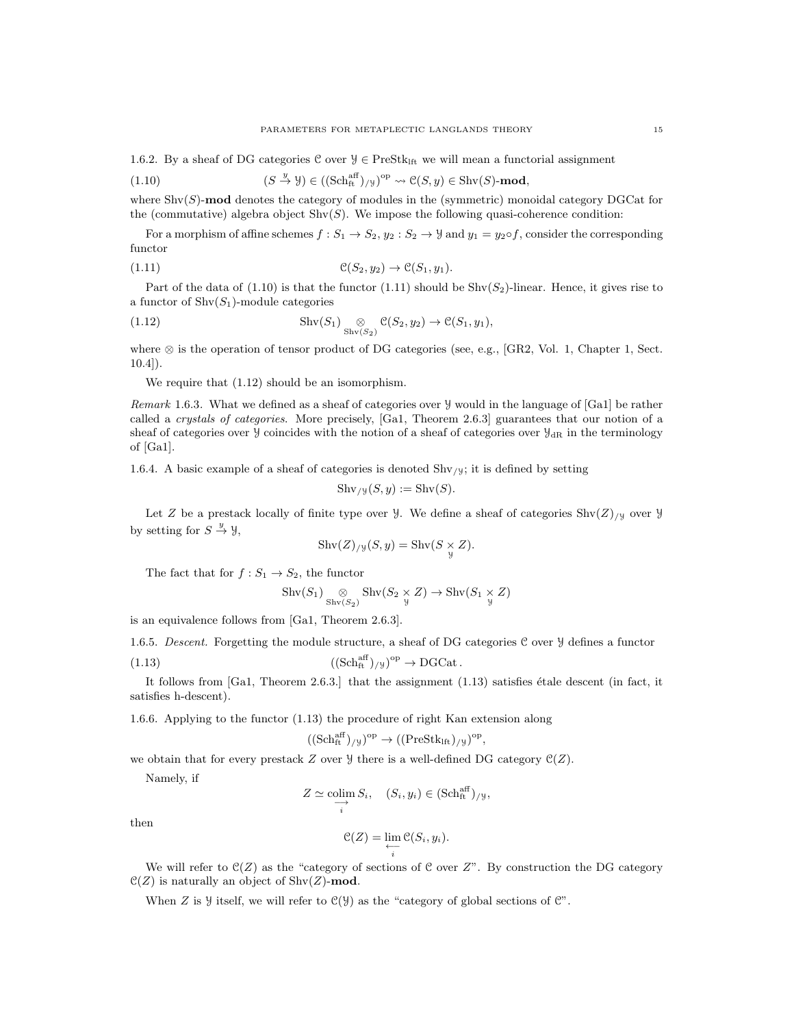1.6.2. By a sheaf of DG categories $\mathcal{C}$ over $\mathcal{Y} \in \text{PreStk}_{\text{lft}}$ we will mean a functorial assignment

$$(S \xrightarrow{y} \mathcal{Y}) \in ((\text{Sch}^{\text{aff}}_{\text{ft}})_{/\mathcal{Y}})^{\text{op}} \rightsquigarrow \mathcal{C}(S, y) \in \text{Shv}(S)\textbf{-mod}, \tag{1.10}$$

where $\text{Shv}(S)\textbf{-mod}$ denotes the category of modules in the (symmetric) monoidal category DGCat for the (commutative) algebra object $\text{Shv}(S)$. We impose the following quasi-coherence condition:

For a morphism of affine schemes $f : S_1 \to S_2$, $y_2 : S_2 \to \mathcal{Y}$ and $y_1 = y_2 \circ f$, consider the corresponding functor

$$\mathcal{C}(S_2, y_2) \to \mathcal{C}(S_1, y_1). \tag{1.11}$$

Part of the data of (1.10) is that the functor (1.11) should be $\text{Shv}(S_2)$-linear. Hence, it gives rise to a functor of $\text{Shv}(S_1)$-module categories

$$\text{Shv}(S_1) \underset{\text{Shv}(S_2)}{\otimes} \mathcal{C}(S_2, y_2) \to \mathcal{C}(S_1, y_1), \tag{1.12}$$

where $\otimes$ is the operation of tensor product of DG categories (see, e.g., [GR2, Vol. 1, Chapter 1, Sect. 10.4]).

We require that (1.12) should be an isomorphism.

*Remark* 1.6.3. What we defined as a sheaf of categories over $\mathcal{Y}$ would in the language of [Ga1] be rather called a *crystals of categories*. More precisely, [Ga1, Theorem 2.6.3] guarantees that our notion of a sheaf of categories over $\mathcal{Y}$ coincides with the notion of a sheaf of categories over $\mathcal{Y}_{\text{dR}}$ in the terminology of [Ga1].

1.6.4. A basic example of a sheaf of categories is denoted $\text{Shv}_{/\mathcal{Y}}$; it is defined by setting

$$\text{Shv}_{/\mathcal{Y}}(S, y) := \text{Shv}(S).$$

Let $Z$ be a prestack locally of finite type over $\mathcal{Y}$. We define a sheaf of categories $\text{Shv}(Z)_{/\mathcal{Y}}$ over $\mathcal{Y}$ by setting for $S \xrightarrow{y} \mathcal{Y}$,

$$\text{Shv}(Z)_{/\mathcal{Y}}(S, y) = \text{Shv}(S \underset{\mathcal{Y}}{\times} Z).$$

The fact that for $f : S_1 \to S_2$, the functor

$$\text{Shv}(S_1) \underset{\text{Shv}(S_2)}{\otimes} \text{Shv}(S_2 \underset{\mathcal{Y}}{\times} Z) \to \text{Shv}(S_1 \underset{\mathcal{Y}}{\times} Z)$$

is an equivalence follows from [Ga1, Theorem 2.6.3].

1.6.5. *Descent*. Forgetting the module structure, a sheaf of DG categories $\mathcal{C}$ over $\mathcal{Y}$ defines a functor

$$((\text{Sch}^{\text{aff}}_{\text{ft}})_{/\mathcal{Y}})^{\text{op}} \to \text{DGCat}\,. \tag{1.13}$$

It follows from [Ga1, Theorem 2.6.3.] that the assignment (1.13) satisfies étale descent (in fact, it satisfies h-descent).

1.6.6. Applying to the functor (1.13) the procedure of right Kan extension along

$$((\text{Sch}^{\text{aff}}_{\text{ft}})_{/\mathcal{Y}})^{\text{op}} \to ((\text{PreStk}_{\text{lft}})_{/\mathcal{Y}})^{\text{op}},$$

we obtain that for every prestack $Z$ over $\mathcal{Y}$ there is a well-defined DG category $\mathcal{C}(Z)$.

Namely, if

$$Z \simeq \underset{i}{\underset{\longrightarrow}{\text{colim}}}\, S_i, \quad (S_i, y_i) \in (\text{Sch}^{\text{aff}}_{\text{ft}})_{/\mathcal{Y}},$$

then

$$\mathcal{C}(Z) = \underset{i}{\underset{\longleftarrow}{\lim}}\, \mathcal{C}(S_i, y_i).$$

We will refer to $\mathcal{C}(Z)$ as the "category of sections of $\mathcal{C}$ over $Z$". By construction the DG category $\mathcal{C}(Z)$ is naturally an object of $\text{Shv}(Z)\textbf{-mod}$.

When $Z$ is $\mathcal{Y}$ itself, we will refer to $\mathcal{C}(\mathcal{Y})$ as the "category of global sections of $\mathcal{C}$".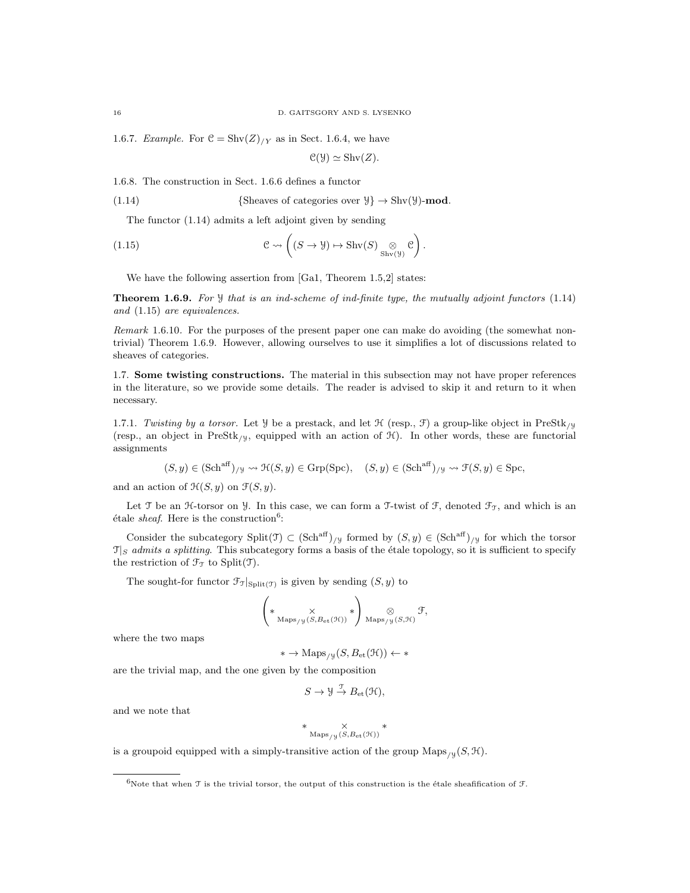1.6.7. *Example.* For $\mathcal{C} = \mathrm{Shv}(Z)_{/Y}$ as in Sect. 1.6.4, we have

$$\mathcal{C}(\mathcal{Y}) \simeq \mathrm{Shv}(Z).$$

1.6.8. The construction in Sect. 1.6.6 defines a functor

$$\{\text{Sheaves of categories over } \mathcal{Y}\} \to \mathrm{Shv}(\mathcal{Y})\textbf{-mod}. \tag{1.14}$$

The functor (1.14) admits a left adjoint given by sending

$$\mathcal{C} \rightsquigarrow \left( (S \to \mathcal{Y}) \mapsto \mathrm{Shv}(S) \underset{\mathrm{Shv}(\mathcal{Y})}{\otimes} \mathcal{C} \right). \tag{1.15}$$

We have the following assertion from [Ga1, Theorem 1.5,2] states:

**Theorem 1.6.9.** *For $\mathcal{Y}$ that is an ind-scheme of ind-finite type, the mutually adjoint functors* (1.14) *and* (1.15) *are equivalences.*

*Remark* 1.6.10. For the purposes of the present paper one can make do avoiding (the somewhat non-trivial) Theorem 1.6.9. However, allowing ourselves to use it simplifies a lot of discussions related to sheaves of categories.

1.7. **Some twisting constructions.** The material in this subsection may not have proper references in the literature, so we provide some details. The reader is advised to skip it and return to it when necessary.

1.7.1. *Twisting by a torsor.* Let $\mathcal{Y}$ be a prestack, and let $\mathcal{H}$ (resp., $\mathcal{F}$) a group-like object in $\mathrm{PreStk}_{/\mathcal{Y}}$ (resp., an object in $\mathrm{PreStk}_{/\mathcal{Y}}$, equipped with an action of $\mathcal{H}$). In other words, these are functorial assignments

$$(S,y) \in (\mathrm{Sch}^{\mathrm{aff}})_{/\mathcal{Y}} \rightsquigarrow \mathcal{H}(S,y) \in \mathrm{Grp}(\mathrm{Spc}), \quad (S,y) \in (\mathrm{Sch}^{\mathrm{aff}})_{/\mathcal{Y}} \rightsquigarrow \mathcal{F}(S,y) \in \mathrm{Spc},$$

and an action of $\mathcal{H}(S,y)$ on $\mathcal{F}(S,y)$.

Let $\mathcal{T}$ be an $\mathcal{H}$-torsor on $\mathcal{Y}$. In this case, we can form a $\mathcal{T}$-twist of $\mathcal{F}$, denoted $\mathcal{F}_{\mathcal{T}}$, and which is an étale *sheaf*. Here is the construction[6]:

Consider the subcategory $\mathrm{Split}(\mathcal{T}) \subset (\mathrm{Sch}^{\mathrm{aff}})_{/\mathcal{Y}}$ formed by $(S,y) \in (\mathrm{Sch}^{\mathrm{aff}})_{/\mathcal{Y}}$ for which the torsor $\mathcal{T}|_S$ *admits a splitting*. This subcategory forms a basis of the étale topology, so it is sufficient to specify the restriction of $\mathcal{F}_{\mathcal{T}}$ to $\mathrm{Split}(\mathcal{T})$.

The sought-for functor $\mathcal{F}_{\mathcal{T}}|_{\mathrm{Split}(\mathcal{T})}$ is given by sending $(S,y)$ to

$$\left( * \underset{\mathrm{Maps}_{/\mathcal{Y}}(S, B_{\mathrm{et}}(\mathcal{H}))}{\times} * \right) \underset{\mathrm{Maps}_{/\mathcal{Y}}(S,\mathcal{H})}{\otimes} \mathcal{F},$$

where the two maps

$$* \to \mathrm{Maps}_{/\mathcal{Y}}(S, B_{\mathrm{et}}(\mathcal{H})) \leftarrow *$$

are the trivial map, and the one given by the composition

$$S \to \mathcal{Y} \xrightarrow{\mathcal{T}} B_{\mathrm{et}}(\mathcal{H}),$$

and we note that

$$* \underset{\mathrm{Maps}_{/\mathcal{Y}}(S, B_{\mathrm{et}}(\mathcal{H}))}{\times} *$$

is a groupoid equipped with a simply-transitive action of the group $\mathrm{Maps}_{/\mathcal{Y}}(S, \mathcal{H})$.

[6]Note that when $\mathcal{T}$ is the trivial torsor, the output of this construction is the étale sheafification of $\mathcal{F}$.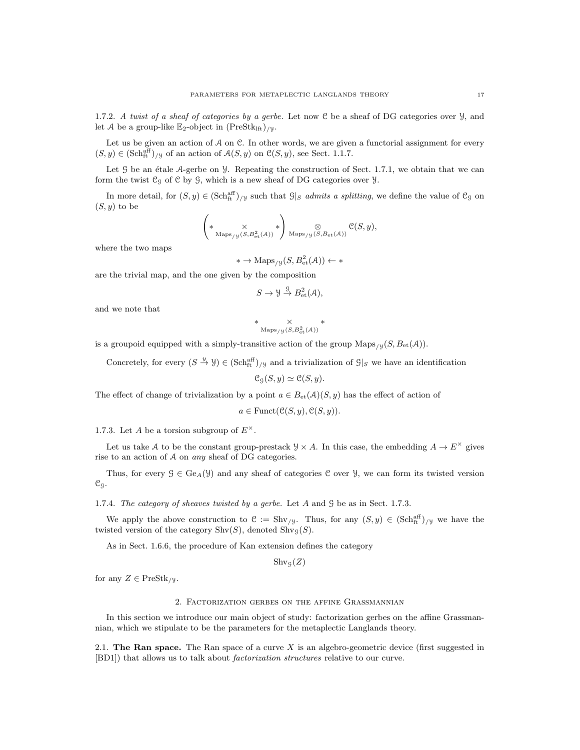1.7.2. *A twist of a sheaf of categories by a gerbe.* Let now $\mathcal{C}$ be a sheaf of DG categories over $\mathcal{Y}$, and let $\mathcal{A}$ be a group-like $\mathbb{E}_2$-object in $(\mathrm{PreStk}_{\mathrm{lft}})_{/\mathcal{Y}}$.

Let us be given an action of $\mathcal{A}$ on $\mathcal{C}$. In other words, we are given a functorial assignment for every $(S, y) \in (\mathrm{Sch}^{\mathrm{aff}}_{\mathrm{ft}})_{/\mathcal{Y}}$ of an action of $\mathcal{A}(S, y)$ on $\mathcal{C}(S, y)$, see Sect. 1.1.7.

Let $\mathcal{G}$ be an étale $\mathcal{A}$-gerbe on $\mathcal{Y}$. Repeating the construction of Sect. 1.7.1, we obtain that we can form the twist $\mathcal{C}_{\mathcal{G}}$ of $\mathcal{C}$ by $\mathcal{G}$, which is a new sheaf of DG categories over $\mathcal{Y}$.

In more detail, for $(S, y) \in (\mathrm{Sch}^{\mathrm{aff}}_{\mathrm{ft}})_{/\mathcal{Y}}$ such that $\mathcal{G}|_S$ *admits a splitting*, we define the value of $\mathcal{C}_{\mathcal{G}}$ on $(S, y)$ to be

$$\left( * \underset{\mathrm{Maps}_{/\mathcal{Y}}(S, B^2_{\mathrm{et}}(\mathcal{A}))}{\times} * \right) \underset{\mathrm{Maps}_{/\mathcal{Y}}(S, B_{\mathrm{et}}(\mathcal{A}))}{\otimes} \mathcal{C}(S, y),$$

where the two maps

$$* \to \mathrm{Maps}_{/\mathcal{Y}}(S, B^2_{\mathrm{et}}(\mathcal{A})) \leftarrow *$$

are the trivial map, and the one given by the composition

$$S \to \mathcal{Y} \overset{\mathcal{G}}{\to} B^2_{\mathrm{et}}(\mathcal{A}),$$

and we note that

$$* \underset{\mathrm{Maps}_{/\mathcal{Y}}(S, B^2_{\mathrm{et}}(\mathcal{A}))}{\times} *$$

is a groupoid equipped with a simply-transitive action of the group $\mathrm{Maps}_{/\mathcal{Y}}(S, B_{\mathrm{et}}(\mathcal{A}))$.

Concretely, for every $(S \overset{y}{\to} \mathcal{Y}) \in (\mathrm{Sch}^{\mathrm{aff}}_{\mathrm{ft}})_{/\mathcal{Y}}$ and a trivialization of $\mathcal{G}|_S$ we have an identification

$$\mathcal{C}_{\mathcal{G}}(S, y) \simeq \mathcal{C}(S, y).$$

The effect of change of trivialization by a point $a \in B_{\mathrm{et}}(\mathcal{A})(S, y)$ has the effect of action of

$$a \in \mathrm{Funct}(\mathcal{C}(S, y), \mathcal{C}(S, y)).$$

1.7.3. Let $A$ be a torsion subgroup of $E^\times$.

Let us take $\mathcal{A}$ to be the constant group-prestack $\mathcal{Y} \times A$. In this case, the embedding $A \to E^\times$ gives rise to an action of $\mathcal{A}$ on *any* sheaf of DG categories.

Thus, for every $\mathcal{G} \in \mathrm{Ge}_A(\mathcal{Y})$ and any sheaf of categories $\mathcal{C}$ over $\mathcal{Y}$, we can form its twisted version $\mathcal{C}_{\mathcal{G}}$.

1.7.4. *The category of sheaves twisted by a gerbe.* Let $A$ and $\mathcal{G}$ be as in Sect. 1.7.3.

We apply the above construction to $\mathcal{C} := \mathrm{Shv}_{/\mathcal{Y}}$. Thus, for any $(S, y) \in (\mathrm{Sch}^{\mathrm{aff}}_{\mathrm{ft}})_{/\mathcal{Y}}$ we have the twisted version of the category $\mathrm{Shv}(S)$, denoted $\mathrm{Shv}_{\mathcal{G}}(S)$.

As in Sect. 1.6.6, the procedure of Kan extension defines the category

$$\mathrm{Shv}_{\mathcal{G}}(Z)$$

for any $Z \in \mathrm{PreStk}_{/\mathcal{Y}}$.

# 2. Factorization gerbes on the affine Grassmannian

In this section we introduce our main object of study: factorization gerbes on the affine Grassmannian, which we stipulate to be the parameters for the metaplectic Langlands theory.

## 2.1. The Ran space.

The Ran space of a curve $X$ is an algebro-geometric device (first suggested in [BD1]) that allows us to talk about *factorization structures* relative to our curve.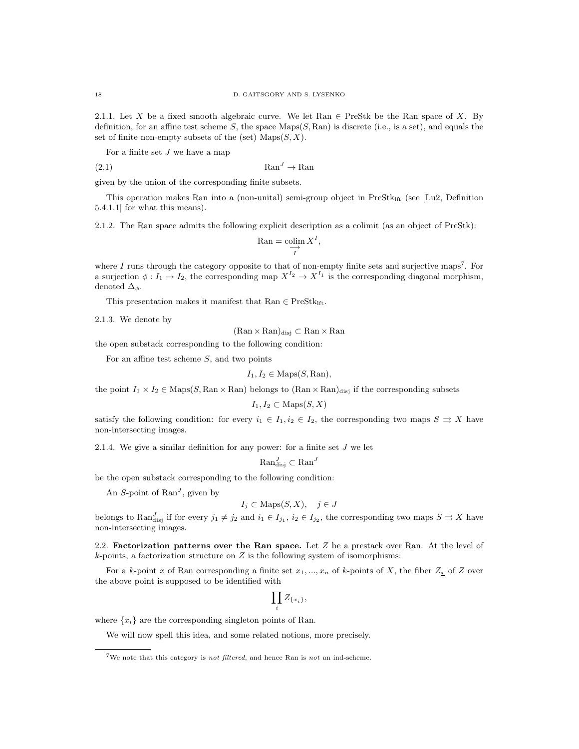2.1.1. Let $X$ be a fixed smooth algebraic curve. We let $\mathrm{Ran} \in \mathrm{PreStk}$ be the Ran space of $X$. By definition, for an affine test scheme $S$, the space $\mathrm{Maps}(S, \mathrm{Ran})$ is discrete (i.e., is a set), and equals the set of finite non-empty subsets of the (set) $\mathrm{Maps}(S, X)$.

For a finite set $J$ we have a map

$$\mathrm{Ran}^J \to \mathrm{Ran} \tag{2.1}$$

given by the union of the corresponding finite subsets.

This operation makes Ran into a (non-unital) semi-group object in $\mathrm{PreStk}_{\mathrm{lft}}$ (see [Lu2, Definition 5.4.1.1] for what this means).

2.1.2. The Ran space admits the following explicit description as a colimit (as an object of PreStk):

$$\mathrm{Ran} = \underset{I}{\underrightarrow{\mathrm{colim}}}\, X^I,$$

where $I$ runs through the category opposite to that of non-empty finite sets and surjective maps[7]. For a surjection $\phi : I_1 \to I_2$, the corresponding map $X^{I_2} \to X^{I_1}$ is the corresponding diagonal morphism, denoted $\Delta_\phi$.

This presentation makes it manifest that $\mathrm{Ran} \in \mathrm{PreStk}_{\mathrm{lft}}$.

2.1.3. We denote by

$$(\mathrm{Ran} \times \mathrm{Ran})_{\mathrm{disj}} \subset \mathrm{Ran} \times \mathrm{Ran}$$

the open substack corresponding to the following condition:

For an affine test scheme $S$, and two points

$$I_1, I_2 \in \mathrm{Maps}(S, \mathrm{Ran}),$$

the point $I_1 \times I_2 \in \mathrm{Maps}(S, \mathrm{Ran} \times \mathrm{Ran})$ belongs to $(\mathrm{Ran} \times \mathrm{Ran})_{\mathrm{disj}}$ if the corresponding subsets

$$I_1, I_2 \subset \mathrm{Maps}(S, X)$$

satisfy the following condition: for every $i_1 \in I_1, i_2 \in I_2$, the corresponding two maps $S \rightrightarrows X$ have non-intersecting images.

2.1.4. We give a similar definition for any power: for a finite set $J$ we let

$$\mathrm{Ran}^J_{\mathrm{disj}} \subset \mathrm{Ran}^J$$

be the open substack corresponding to the following condition:

An $S$-point of $\mathrm{Ran}^J$, given by

$$I_j \subset \mathrm{Maps}(S, X), \quad j \in J$$

belongs to $\mathrm{Ran}^J_{\mathrm{disj}}$ if for every $j_1 \neq j_2$ and $i_1 \in I_{j_1}$, $i_2 \in I_{j_2}$, the corresponding two maps $S \rightrightarrows X$ have non-intersecting images.

## 2.2. Factorization patterns over the Ran space.

Let $Z$ be a prestack over Ran. At the level of $k$-points, a factorization structure on $Z$ is the following system of isomorphisms:

For a $k$-point $\underline{x}$ of Ran corresponding a finite set $x_1, ..., x_n$ of $k$-points of $X$, the fiber $Z_{\underline{x}}$ of $Z$ over the above point is supposed to be identified with

$$\prod_i Z_{\{x_i\}},$$

where $\{x_i\}$ are the corresponding singleton points of Ran.

We will now spell this idea, and some related notions, more precisely.

---

[7] We note that this category is *not filtered*, and hence Ran is *not* an ind-scheme.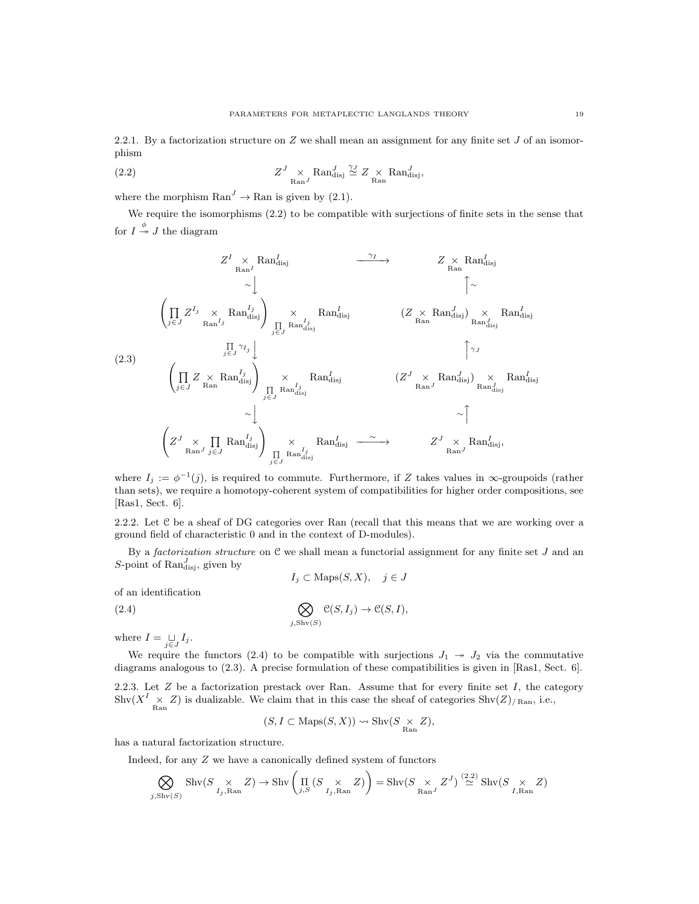2.2.1. By a factorization structure on $Z$ we shall mean an assignment for any finite set $J$ of an isomorphism

$$Z^J \underset{\mathrm{Ran}^J}{\times} \mathrm{Ran}^J_{\mathrm{disj}} \overset{\gamma_J}{\simeq} Z \underset{\mathrm{Ran}}{\times} \mathrm{Ran}^J_{\mathrm{disj}}, \tag{2.2}$$

where the morphism $\mathrm{Ran}^J \to \mathrm{Ran}$ is given by (2.1).

We require the isomorphisms (2.2) to be compatible with surjections of finite sets in the sense that for $I \overset{\phi}{\twoheadrightarrow} J$ the diagram

$$\begin{array}{ccc}
Z^I \underset{\mathrm{Ran}^I}{\times} \mathrm{Ran}^I_{\mathrm{disj}} & \xrightarrow{\gamma_I} & Z \underset{\mathrm{Ran}}{\times} \mathrm{Ran}^I_{\mathrm{disj}} \\
\sim \downarrow & & \uparrow \sim \\
\left(\prod\limits_{j\in J} Z^{I_j} \underset{\mathrm{Ran}^{I_j}}{\times} \mathrm{Ran}^{I_j}_{\mathrm{disj}}\right) \underset{\prod\limits_{j\in J} \mathrm{Ran}^{I_j}_{\mathrm{disj}}}{\times} \mathrm{Ran}^I_{\mathrm{disj}} & & (Z \underset{\mathrm{Ran}}{\times} \mathrm{Ran}^J_{\mathrm{disj}}) \underset{\mathrm{Ran}^J_{\mathrm{disj}}}{\times} \mathrm{Ran}^I_{\mathrm{disj}} \\
\prod\limits_{j\in J} \gamma_{I_j} \downarrow & & \uparrow \gamma_J \\
\left(\prod\limits_{j\in J} Z \underset{\mathrm{Ran}}{\times} \mathrm{Ran}^{I_j}_{\mathrm{disj}}\right) \underset{\prod\limits_{j\in J} \mathrm{Ran}^{I_j}_{\mathrm{disj}}}{\times} \mathrm{Ran}^I_{\mathrm{disj}} & & (Z^J \underset{\mathrm{Ran}^J}{\times} \mathrm{Ran}^J_{\mathrm{disj}}) \underset{\mathrm{Ran}^J_{\mathrm{disj}}}{\times} \mathrm{Ran}^I_{\mathrm{disj}} \\
\sim \downarrow & & \uparrow \sim \\
\left(Z^J \underset{\mathrm{Ran}^J}{\times} \prod\limits_{j\in J} \mathrm{Ran}^{I_j}_{\mathrm{disj}}\right) \underset{\prod\limits_{j\in J} \mathrm{Ran}^{I_j}_{\mathrm{disj}}}{\times} \mathrm{Ran}^I_{\mathrm{disj}} & \xrightarrow{\sim} & Z^J \underset{\mathrm{Ran}^J}{\times} \mathrm{Ran}^I_{\mathrm{disj}},
\end{array} \tag{2.3}$$

where $I_j := \phi^{-1}(j)$, is required to commute. Furthermore, if $Z$ takes values in $\infty$-groupoids (rather than sets), we require a homotopy-coherent system of compatibilities for higher order compositions, see [Ras1, Sect. 6].

2.2.2. Let $\mathcal{C}$ be a sheaf of DG categories over Ran (recall that this means that we are working over a ground field of characteristic 0 and in the context of D-modules).

By a *factorization structure* on $\mathcal{C}$ we shall mean a functorial assignment for any finite set $J$ and an $S$-point of $\mathrm{Ran}^J_{\mathrm{disj}}$, given by

$$I_j \subset \mathrm{Maps}(S, X), \quad j \in J$$

of an identification

$$\bigotimes_{j, \mathrm{Shv}(S)} \mathcal{C}(S, I_j) \to \mathcal{C}(S, I), \tag{2.4}$$

where $I = \underset{j\in J}{\sqcup} I_j$.

We require the functors (2.4) to be compatible with surjections $J_1 \twoheadrightarrow J_2$ via the commutative diagrams analogous to (2.3). A precise formulation of these compatibilities is given in [Ras1, Sect. 6].

2.2.3. Let $Z$ be a factorization prestack over Ran. Assume that for every finite set $I$, the category $\mathrm{Shv}(X^I \underset{\mathrm{Ran}}{\times} Z)$ is dualizable. We claim that in this case the sheaf of categories $\mathrm{Shv}(Z)_{/\mathrm{Ran}}$, i.e.,

$$(S, I \subset \mathrm{Maps}(S, X)) \rightsquigarrow \mathrm{Shv}(S \underset{\mathrm{Ran}}{\times} Z),$$

has a natural factorization structure.

Indeed, for any $Z$ we have a canonically defined system of functors

$$\bigotimes_{j, \mathrm{Shv}(S)} \mathrm{Shv}(S \underset{I_j, \mathrm{Ran}}{\times} Z) \to \mathrm{Shv}\left(\prod_{j,S} (S \underset{I_j, \mathrm{Ran}}{\times} Z)\right) = \mathrm{Shv}(S \underset{\mathrm{Ran}^J}{\times} Z^J) \overset{(2.2)}{\simeq} \mathrm{Shv}(S \underset{I, \mathrm{Ran}}{\times} Z)$$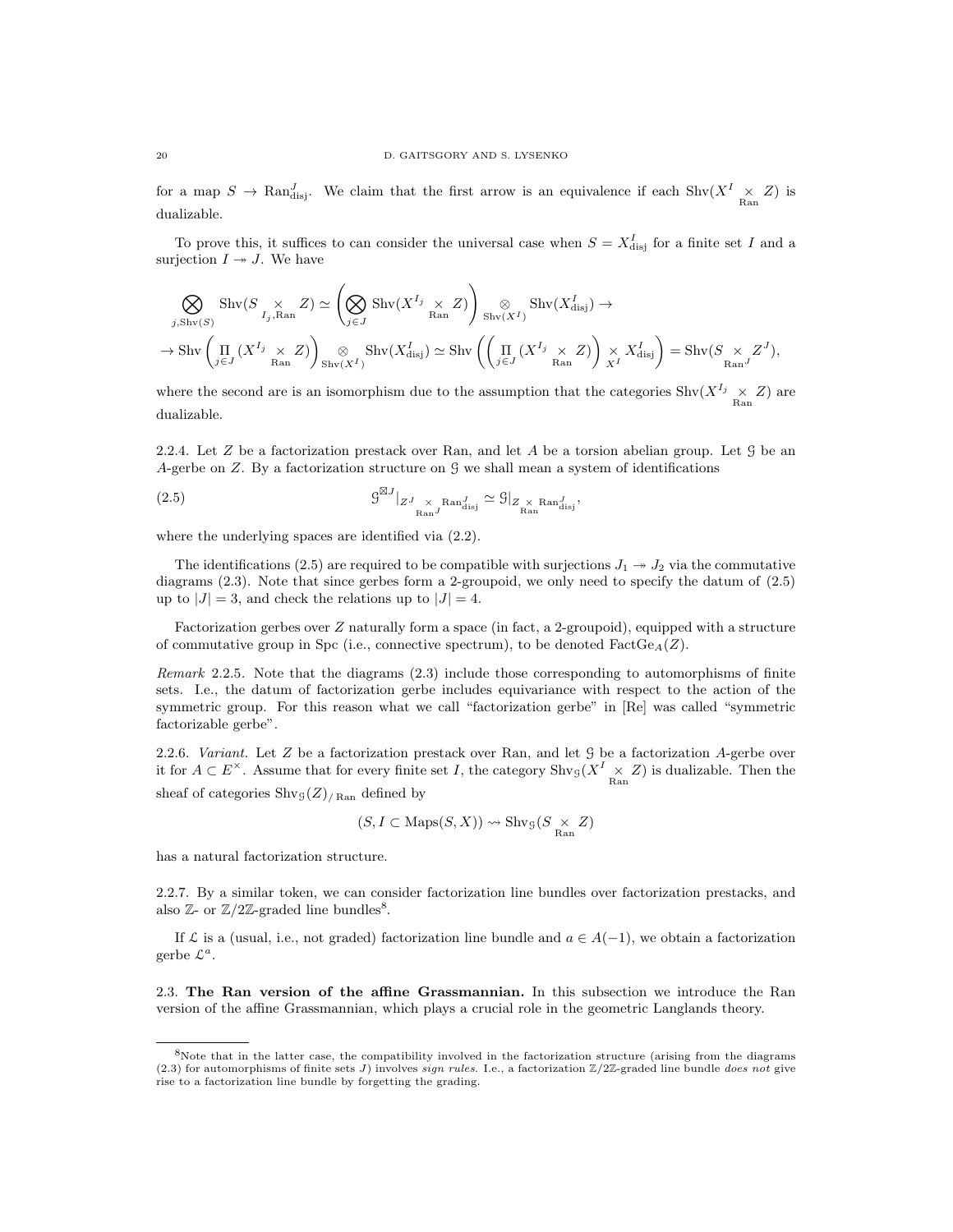for a map $S \to \operatorname{Ran}^J_{\rm disj}$. We claim that the first arrow is an equivalence if each $\operatorname{Shv}(X^I \underset{\operatorname{Ran}}{\times} Z)$ is dualizable.

To prove this, it suffices to can consider the universal case when $S = X^I_{\rm disj}$ for a finite set $I$ and a surjection $I \twoheadrightarrow J$. We have

$$\underset{j, \operatorname{Shv}(S)}{\bigotimes} \operatorname{Shv}(S \underset{I_j, \operatorname{Ran}}{\times} Z) \simeq \left( \underset{j \in J}{\bigotimes} \operatorname{Shv}(X^{I_j} \underset{\operatorname{Ran}}{\times} Z) \right) \underset{\operatorname{Shv}(X^I)}{\otimes} \operatorname{Shv}(X^I_{\rm disj}) \to$$
$$\to \operatorname{Shv}\left( \underset{j \in J}{\Pi} (X^{I_j} \underset{\operatorname{Ran}}{\times} Z) \right) \underset{\operatorname{Shv}(X^I)}{\otimes} \operatorname{Shv}(X^I_{\rm disj}) \simeq \operatorname{Shv}\left( \left( \underset{j \in J}{\Pi} (X^{I_j} \underset{\operatorname{Ran}}{\times} Z) \right) \underset{X^I}{\times} X^I_{\rm disj} \right) = \operatorname{Shv}(S \underset{\operatorname{Ran}^J}{\times} Z^J),$$

where the second are is an isomorphism due to the assumption that the categories $\operatorname{Shv}(X^{I_j} \underset{\operatorname{Ran}}{\times} Z)$ are dualizable.

2.2.4. Let $Z$ be a factorization prestack over Ran, and let $A$ be a torsion abelian group. Let $\mathcal{G}$ be an $A$-gerbe on $Z$. By a factorization structure on $\mathcal{G}$ we shall mean a system of identifications

$$\mathcal{G}^{\boxtimes J}|_{Z^J \underset{\operatorname{Ran}^J}{\times} \operatorname{Ran}^J_{\rm disj}} \simeq \mathcal{G}|_{Z \underset{\operatorname{Ran}}{\times} \operatorname{Ran}^J_{\rm disj}}, \tag{2.5}$$

where the underlying spaces are identified via (2.2).

The identifications (2.5) are required to be compatible with surjections $J_1 \twoheadrightarrow J_2$ via the commutative diagrams (2.3). Note that since gerbes form a 2-groupoid, we only need to specify the datum of (2.5) up to $|J| = 3$, and check the relations up to $|J| = 4$.

Factorization gerbes over $Z$ naturally form a space (in fact, a 2-groupoid), equipped with a structure of commutative group in Spc (i.e., connective spectrum), to be denoted $\operatorname{FactGe}_A(Z)$.

*Remark* 2.2.5. Note that the diagrams (2.3) include those corresponding to automorphisms of finite sets. I.e., the datum of factorization gerbe includes equivariance with respect to the action of the symmetric group. For this reason what we call "factorization gerbe" in [Re] was called "symmetric factorizable gerbe".

2.2.6. *Variant.* Let $Z$ be a factorization prestack over Ran, and let $\mathcal{G}$ be a factorization $A$-gerbe over it for $A \subset E^\times$. Assume that for every finite set $I$, the category $\operatorname{Shv}_{\mathcal{G}}(X^I \underset{\operatorname{Ran}}{\times} Z)$ is dualizable. Then the sheaf of categories $\operatorname{Shv}_{\mathcal{G}}(Z)_{/\operatorname{Ran}}$ defined by

$$(S, I \subset \operatorname{Maps}(S, X)) \rightsquigarrow \operatorname{Shv}_{\mathcal{G}}(S \underset{\operatorname{Ran}}{\times} Z)$$

has a natural factorization structure.

2.2.7. By a similar token, we can consider factorization line bundles over factorization prestacks, and also $\mathbb{Z}$- or $\mathbb{Z}/2\mathbb{Z}$-graded line bundles[8].

If $\mathcal{L}$ is a (usual, i.e., not graded) factorization line bundle and $a \in A(-1)$, we obtain a factorization gerbe $\mathcal{L}^a$.

## 2.3. The Ran version of the affine Grassmannian.

In this subsection we introduce the Ran version of the affine Grassmannian, which plays a crucial role in the geometric Langlands theory.

---

[8]Note that in the latter case, the compatibility involved in the factorization structure (arising from the diagrams (2.3) for automorphisms of finite sets $J$) involves *sign rules*. I.e., a factorization $\mathbb{Z}/2\mathbb{Z}$-graded line bundle *does not* give rise to a factorization line bundle by forgetting the grading.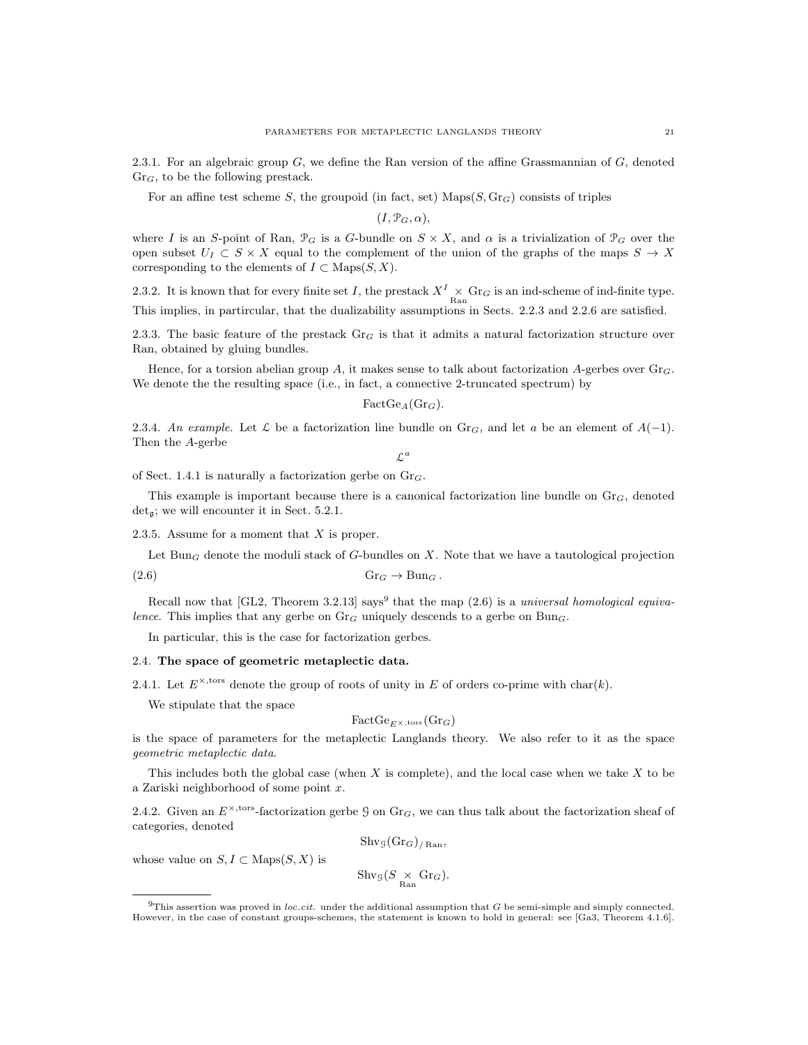2.3.1. For an algebraic group $G$, we define the Ran version of the affine Grassmannian of $G$, denoted $\mathrm{Gr}_G$, to be the following prestack.

For an affine test scheme $S$, the groupoid (in fact, set) $\mathrm{Maps}(S, \mathrm{Gr}_G)$ consists of triples

$$(I, \mathcal{P}_G, \alpha),$$

where $I$ is an $S$-point of Ran, $\mathcal{P}_G$ is a $G$-bundle on $S \times X$, and $\alpha$ is a trivialization of $\mathcal{P}_G$ over the open subset $U_I \subset S \times X$ equal to the complement of the union of the graphs of the maps $S \to X$ corresponding to the elements of $I \subset \mathrm{Maps}(S, X)$.

2.3.2. It is known that for every finite set $I$, the prestack $X^I \underset{\mathrm{Ran}}{\times} \mathrm{Gr}_G$ is an ind-scheme of ind-finite type. This implies, in partircular, that the dualizability assumptions in Sects. 2.2.3 and 2.2.6 are satisfied.

2.3.3. The basic feature of the prestack $\mathrm{Gr}_G$ is that it admits a natural factorization structure over Ran, obtained by gluing bundles.

Hence, for a torsion abelian group $A$, it makes sense to talk about factorization $A$-gerbes over $\mathrm{Gr}_G$. We denote the the resulting space (i.e., in fact, a connective 2-truncated spectrum) by

$$\mathrm{FactGe}_A(\mathrm{Gr}_G).$$

2.3.4. *An example.* Let $\mathcal{L}$ be a factorization line bundle on $\mathrm{Gr}_G$, and let $a$ be an element of $A(-1)$. Then the $A$-gerbe

$$\mathcal{L}^a$$

of Sect. 1.4.1 is naturally a factorization gerbe on $\mathrm{Gr}_G$.

This example is important because there is a canonical factorization line bundle on $\mathrm{Gr}_G$, denoted $\det_{\mathfrak{g}}$; we will encounter it in Sect. 5.2.1.

2.3.5. Assume for a moment that $X$ is proper.

Let $\mathrm{Bun}_G$ denote the moduli stack of $G$-bundles on $X$. Note that we have a tautological projection

$$\mathrm{Gr}_G \to \mathrm{Bun}_G\,. \tag{2.6}$$

Recall now that [GL2, Theorem 3.2.13] says[9] that the map (2.6) is a *universal homological equivalence*. This implies that any gerbe on $\mathrm{Gr}_G$ uniquely descends to a gerbe on $\mathrm{Bun}_G$.

In particular, this is the case for factorization gerbes.

## 2.4. The space of geometric metaplectic data.

2.4.1. Let $E^{\times,\mathrm{tors}}$ denote the group of roots of unity in $E$ of orders co-prime with $\mathrm{char}(k)$.

We stipulate that the space

$$\mathrm{FactGe}_{E^{\times,\mathrm{tors}}}(\mathrm{Gr}_G)$$

is the space of parameters for the metaplectic Langlands theory. We also refer to it as the space *geometric metaplectic data*.

This includes both the global case (when $X$ is complete), and the local case when we take $X$ to be a Zariski neighborhood of some point $x$.

2.4.2. Given an $E^{\times,\mathrm{tors}}$-factorization gerbe $\mathcal{G}$ on $\mathrm{Gr}_G$, we can thus talk about the factorization sheaf of categories, denoted

$$\mathrm{Shv}_{\mathcal{G}}(\mathrm{Gr}_G)_{/\,\mathrm{Ran}},$$

whose value on $S, I \subset \mathrm{Maps}(S, X)$ is

$$\mathrm{Shv}_{\mathcal{G}}(S \underset{\mathrm{Ran}}{\times} \mathrm{Gr}_G).$$

[9]This assertion was proved in *loc.cit.* under the additional assumption that $G$ be semi-simple and simply connected. However, in the case of constant groups-schemes, the statement is known to hold in general: see [Ga3, Theorem 4.1.6].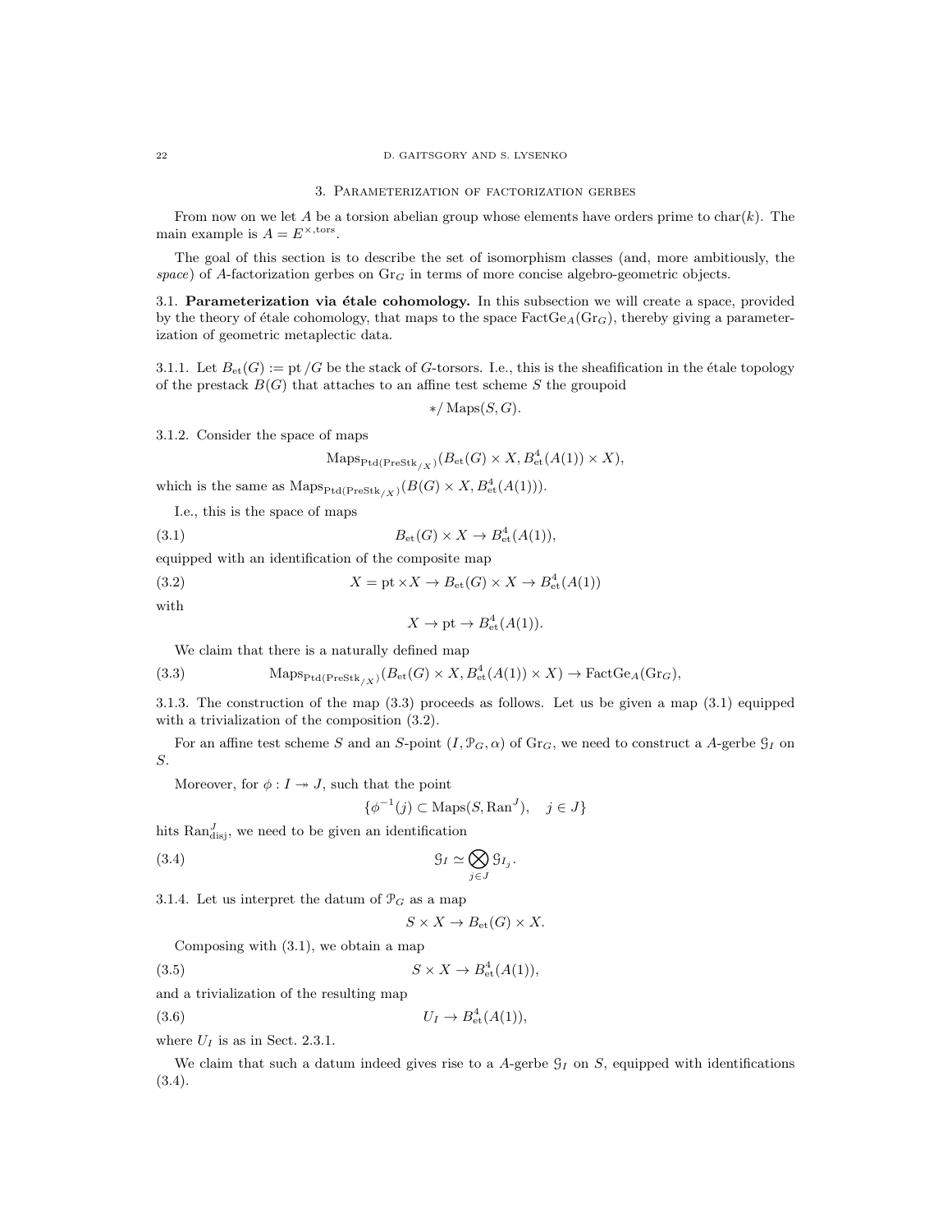## 3. Parameterization of factorization gerbes

From now on we let $A$ be a torsion abelian group whose elements have orders prime to $\text{char}(k)$. The main example is $A = E^{\times,\text{tors}}$.

The goal of this section is to describe the set of isomorphism classes (and, more ambitiously, the *space*) of $A$-factorization gerbes on $\text{Gr}_G$ in terms of more concise algebro-geometric objects.

### 3.1. Parameterization via étale cohomology.

In this subsection we will create a space, provided by the theory of étale cohomology, that maps to the space $\text{FactGe}_A(\text{Gr}_G)$, thereby giving a parameterization of geometric metaplectic data.

3.1.1. Let $B_{\text{et}}(G) := \text{pt}/G$ be the stack of $G$-torsors. I.e., this is the sheafification in the étale topology of the prestack $B(G)$ that attaches to an affine test scheme $S$ the groupoid

$$*/\text{Maps}(S, G).$$

3.1.2. Consider the space of maps

$$\text{Maps}_{\text{Ptd}(\text{PreStk}_{/X})}(B_{\text{et}}(G) \times X, B^4_{\text{et}}(A(1)) \times X),$$

which is the same as $\text{Maps}_{\text{Ptd}(\text{PreStk}_{/X})}(B(G) \times X, B^4_{\text{et}}(A(1)))$.

I.e., this is the space of maps

$$B_{\text{et}}(G) \times X \to B^4_{\text{et}}(A(1)), \tag{3.1}$$

equipped with an identification of the composite map

$$X = \text{pt} \times X \to B_{\text{et}}(G) \times X \to B^4_{\text{et}}(A(1)) \tag{3.2}$$

with

$$X \to \text{pt} \to B^4_{\text{et}}(A(1)).$$

We claim that there is a naturally defined map

$$\text{Maps}_{\text{Ptd}(\text{PreStk}_{/X})}(B_{\text{et}}(G) \times X, B^4_{\text{et}}(A(1)) \times X) \to \text{FactGe}_A(\text{Gr}_G), \tag{3.3}$$

3.1.3. The construction of the map (3.3) proceeds as follows. Let us be given a map (3.1) equipped with a trivialization of the composition (3.2).

For an affine test scheme $S$ and an $S$-point $(I, \mathcal{P}_G, \alpha)$ of $\text{Gr}_G$, we need to construct a $A$-gerbe $\mathcal{G}_I$ on $S$.

Moreover, for $\phi : I \twoheadrightarrow J$, such that the point

$$\{\phi^{-1}(j) \subset \text{Maps}(S, \text{Ran}^J), \quad j \in J\}$$

hits $\text{Ran}^J_{\text{disj}}$, we need to be given an identification

$$\mathcal{G}_I \simeq \bigotimes_{j \in J} \mathcal{G}_{I_j}. \tag{3.4}$$

3.1.4. Let us interpret the datum of $\mathcal{P}_G$ as a map

$$S \times X \to B_{\text{et}}(G) \times X.$$

Composing with (3.1), we obtain a map

$$S \times X \to B^4_{\text{et}}(A(1)), \tag{3.5}$$

and a trivialization of the resulting map

$$U_I \to B^4_{\text{et}}(A(1)), \tag{3.6}$$

where $U_I$ is as in Sect. 2.3.1.

We claim that such a datum indeed gives rise to a $A$-gerbe $\mathcal{G}_I$ on $S$, equipped with identifications (3.4).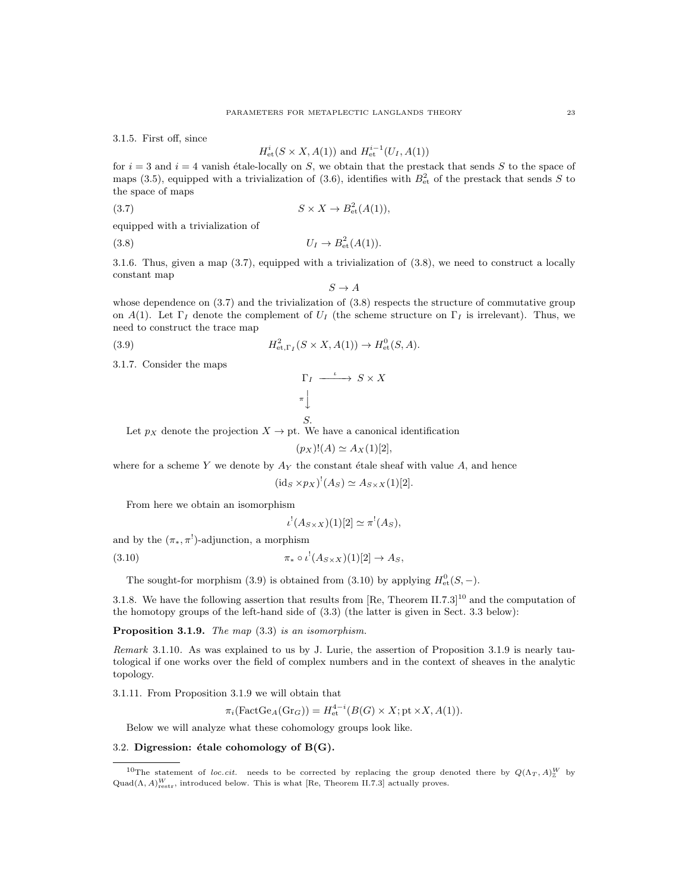3.1.5. First off, since

$$H^i_{\mathrm{et}}(S\times X, A(1)) \text{ and } H^{i-1}_{\mathrm{et}}(U_I, A(1))$$

for $i=3$ and $i=4$ vanish étale-locally on $S$, we obtain that the prestack that sends $S$ to the space of maps (3.5), equipped with a trivialization of (3.6), identifies with $B^2_{\mathrm{et}}$ of the prestack that sends $S$ to the space of maps

$$S\times X \to B^2_{\mathrm{et}}(A(1)), \tag{3.7}$$

equipped with a trivialization of

$$U_I \to B^2_{\mathrm{et}}(A(1)). \tag{3.8}$$

3.1.6. Thus, given a map (3.7), equipped with a trivialization of (3.8), we need to construct a locally constant map

$$S\to A$$

whose dependence on (3.7) and the trivialization of (3.8) respects the structure of commutative group on $A(1)$. Let $\Gamma_I$ denote the complement of $U_I$ (the scheme structure on $\Gamma_I$ is irrelevant). Thus, we need to construct the trace map

$$H^2_{\mathrm{et},\Gamma_I}(S\times X, A(1)) \to H^0_{\mathrm{et}}(S, A). \tag{3.9}$$

3.1.7. Consider the maps

$$\begin{array}{ccc} \Gamma_I & \xrightarrow{\iota} & S\times X \\ {\scriptstyle\pi}\downarrow & & \\ S. & & \end{array}$$

Let $p_X$ denote the projection $X\to \mathrm{pt}$. We have a canonical identification

$$(p_X)!(A) \simeq A_X(1)[2],$$

where for a scheme $Y$ we denote by $A_Y$ the constant étale sheaf with value $A$, and hence

$$(\mathrm{id}_S\times p_X)^!(A_S)\simeq A_{S\times X}(1)[2].$$

From here we obtain an isomorphism

$$\iota^!(A_{S\times X})(1)[2]\simeq \pi^!(A_S),$$

and by the $(\pi_*,\pi^!)$-adjunction, a morphism

$$\pi_*\circ\iota^!(A_{S\times X})(1)[2]\to A_S, \tag{3.10}$$

The sought-for morphism (3.9) is obtained from (3.10) by applying $H^0_{\mathrm{et}}(S,-)$.

3.1.8. We have the following assertion that results from [Re, Theorem II.7.3][10] and the computation of the homotopy groups of the left-hand side of (3.3) (the latter is given in Sect. 3.3 below):

**Proposition 3.1.9.** *The map* (3.3) *is an isomorphism.*

*Remark* 3.1.10. As was explained to us by J. Lurie, the assertion of Proposition 3.1.9 is nearly tautological if one works over the field of complex numbers and in the context of sheaves in the analytic topology.

3.1.11. From Proposition 3.1.9 we will obtain that

$$\pi_i(\mathrm{FactGe}_A(\mathrm{Gr}_G)) = H^{4-i}_{\mathrm{et}}(B(G)\times X; \mathrm{pt}\times X, A(1)).$$

Below we will analyze what these cohomology groups look like.

## 3.2. Digression: étale cohomology of B(G).

[10] The statement of *loc.cit.* needs to be corrected by replacing the group denoted there by $Q(\Lambda_T, A)^W_{\mathbb{Z}}$ by $\mathrm{Quad}(\Lambda, A)^W_{\mathrm{restr}}$, introduced below. This is what [Re, Theorem II.7.3] actually proves.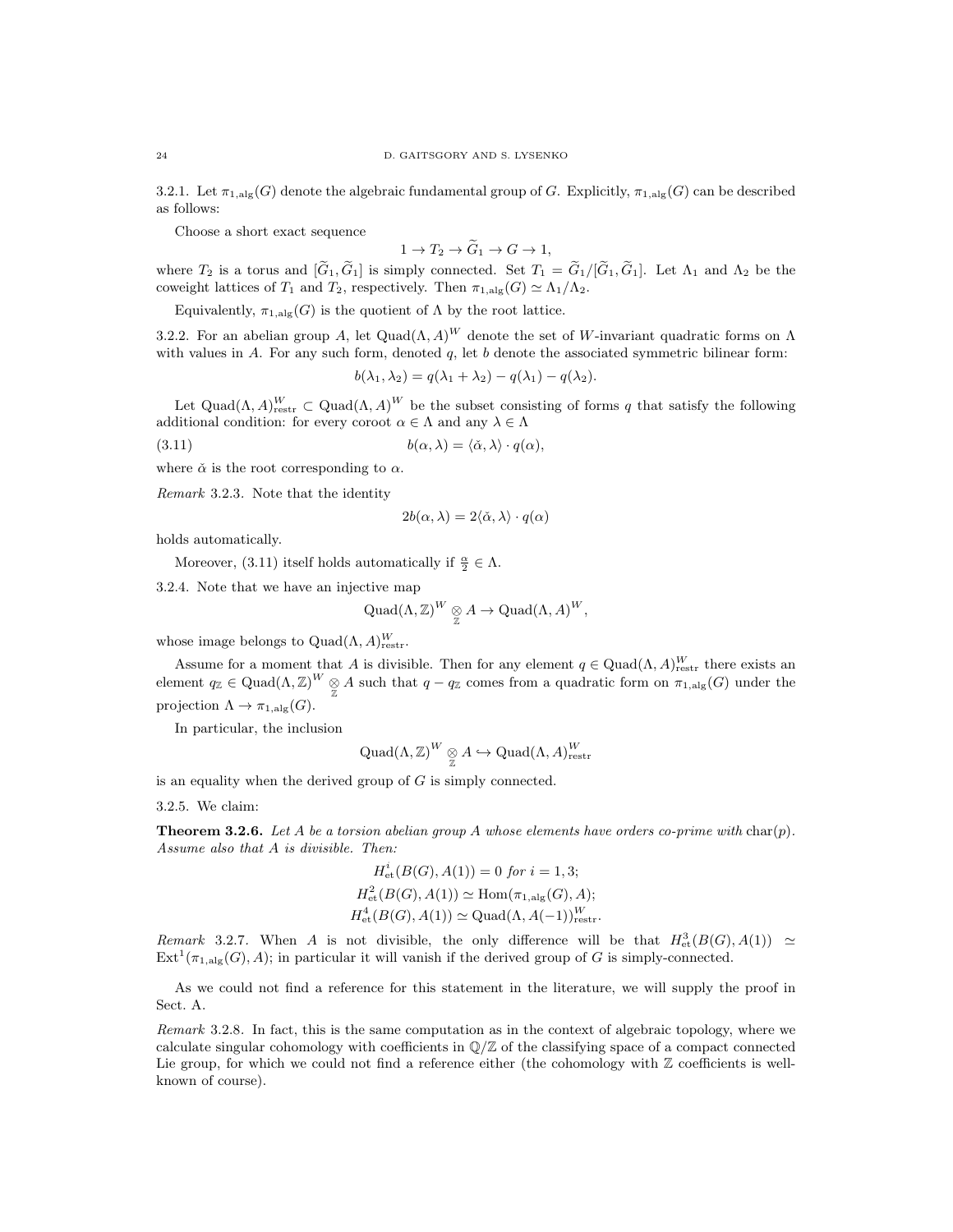3.2.1. Let $\pi_{1,\mathrm{alg}}(G)$ denote the algebraic fundamental group of $G$. Explicitly, $\pi_{1,\mathrm{alg}}(G)$ can be described as follows:

Choose a short exact sequence

$$1 \to T_2 \to \widetilde{G}_1 \to G \to 1,$$

where $T_2$ is a torus and $[\widetilde{G}_1, \widetilde{G}_1]$ is simply connected. Set $T_1 = \widetilde{G}_1/[\widetilde{G}_1, \widetilde{G}_1]$. Let $\Lambda_1$ and $\Lambda_2$ be the coweight lattices of $T_1$ and $T_2$, respectively. Then $\pi_{1,\mathrm{alg}}(G) \simeq \Lambda_1/\Lambda_2$.

Equivalently, $\pi_{1,\mathrm{alg}}(G)$ is the quotient of $\Lambda$ by the root lattice.

3.2.2. For an abelian group $A$, let $\mathrm{Quad}(\Lambda, A)^W$ denote the set of $W$-invariant quadratic forms on $\Lambda$ with values in $A$. For any such form, denoted $q$, let $b$ denote the associated symmetric bilinear form:

$$b(\lambda_1, \lambda_2) = q(\lambda_1 + \lambda_2) - q(\lambda_1) - q(\lambda_2).$$

Let $\mathrm{Quad}(\Lambda, A)^W_{\mathrm{restr}} \subset \mathrm{Quad}(\Lambda, A)^W$ be the subset consisting of forms $q$ that satisfy the following additional condition: for every coroot $\alpha \in \Lambda$ and any $\lambda \in \Lambda$

$$b(\alpha, \lambda) = \langle \check{\alpha}, \lambda \rangle \cdot q(\alpha), \tag{3.11}$$

where $\check{\alpha}$ is the root corresponding to $\alpha$.

*Remark* 3.2.3. Note that the identity

$$2b(\alpha, \lambda) = 2\langle \check{\alpha}, \lambda \rangle \cdot q(\alpha)$$

holds automatically.

Moreover, (3.11) itself holds automatically if $\frac{\alpha}{2} \in \Lambda$.

3.2.4. Note that we have an injective map

$$\mathrm{Quad}(\Lambda, \mathbb{Z})^W \underset{\mathbb{Z}}{\otimes} A \to \mathrm{Quad}(\Lambda, A)^W,$$

whose image belongs to $\mathrm{Quad}(\Lambda, A)^W_{\mathrm{restr}}$.

Assume for a moment that $A$ is divisible. Then for any element $q \in \mathrm{Quad}(\Lambda, A)^W_{\mathrm{restr}}$ there exists an element $q_{\mathbb{Z}} \in \mathrm{Quad}(\Lambda, \mathbb{Z})^W \underset{\mathbb{Z}}{\otimes} A$ such that $q - q_{\mathbb{Z}}$ comes from a quadratic form on $\pi_{1,\mathrm{alg}}(G)$ under the projection $\Lambda \to \pi_{1,\mathrm{alg}}(G)$.

In particular, the inclusion

$$\mathrm{Quad}(\Lambda, \mathbb{Z})^W \underset{\mathbb{Z}}{\otimes} A \hookrightarrow \mathrm{Quad}(\Lambda, A)^W_{\mathrm{restr}}$$

is an equality when the derived group of $G$ is simply connected.

3.2.5. We claim:

**Theorem 3.2.6.** *Let $A$ be a torsion abelian group $A$ whose elements have orders co-prime with $\mathrm{char}(p)$. Assume also that $A$ is divisible. Then:*

$$H^i_{\mathrm{et}}(B(G), A(1)) = 0 \text{ for } i = 1, 3;$$
$$H^2_{\mathrm{et}}(B(G), A(1)) \simeq \mathrm{Hom}(\pi_{1,\mathrm{alg}}(G), A);$$
$$H^4_{\mathrm{et}}(B(G), A(1)) \simeq \mathrm{Quad}(\Lambda, A(-1))^W_{\mathrm{restr}}.$$

*Remark* 3.2.7. When $A$ is not divisible, the only difference will be that $H^3_{\mathrm{et}}(B(G), A(1)) \simeq \mathrm{Ext}^1(\pi_{1,\mathrm{alg}}(G), A)$; in particular it will vanish if the derived group of $G$ is simply-connected.

As we could not find a reference for this statement in the literature, we will supply the proof in Sect. A.

*Remark* 3.2.8. In fact, this is the same computation as in the context of algebraic topology, where we calculate singular cohomology with coefficients in $\mathbb{Q}/\mathbb{Z}$ of the classifying space of a compact connected Lie group, for which we could not find a reference either (the cohomology with $\mathbb{Z}$ coefficients is well-known of course).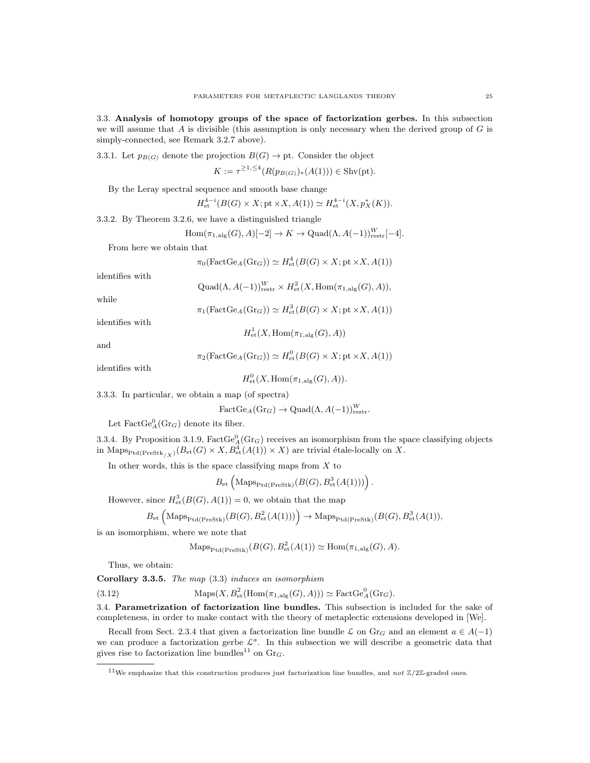## 3.3. Analysis of homotopy groups of the space of factorization gerbes.

In this subsection we will assume that $A$ is divisible (this assumption is only necessary when the derived group of $G$ is simply-connected, see Remark 3.2.7 above).

3.3.1. Let $p_{B(G)}$ denote the projection $B(G) \to \text{pt}$. Consider the object

$$K := \tau^{\geq 1, \leq 4}(R(p_{B(G)})_*(A(1))) \in \text{Shv}(\text{pt}).$$

By the Leray spectral sequence and smooth base change

$$H^{4-i}_{\text{et}}(B(G) \times X; \text{pt} \times X, A(1)) \simeq H^{4-i}_{\text{et}}(X, p_X^*(K)).$$

3.3.2. By Theorem 3.2.6, we have a distinguished triangle

$$\text{Hom}(\pi_{1,\text{alg}}(G), A)[-2] \to K \to \text{Quad}(\Lambda, A(-1))^W_{\text{restr}}[-4].$$

From here we obtain that

$$\pi_0(\text{FactGe}_A(\text{Gr}_G)) \simeq H^4_{\text{et}}(B(G) \times X; \text{pt} \times X, A(1))$$

identifies with

$$\text{Quad}(\Lambda, A(-1))^W_{\text{restr}} \times H^2_{\text{et}}(X, \text{Hom}(\pi_{1,\text{alg}}(G), A)),$$

while

$$\pi_1(\text{FactGe}_A(\text{Gr}_G)) \simeq H^3_{\text{et}}(B(G) \times X; \text{pt} \times X, A(1))$$

identifies with

$$H^1_{\text{et}}(X, \text{Hom}(\pi_{1,\text{alg}}(G), A))$$

and

$$\pi_2(\text{FactGe}_A(\text{Gr}_G)) \simeq H^0_{\text{et}}(B(G) \times X; \text{pt} \times X, A(1))$$

identifies with

$$H^0_{\text{et}}(X, \text{Hom}(\pi_{1,\text{alg}}(G), A)).$$

3.3.3. In particular, we obtain a map (of spectra)

$$\text{FactGe}_A(\text{Gr}_G) \to \text{Quad}(\Lambda, A(-1))^W_{\text{restr}}.$$

Let $\text{FactGe}^0_A(\text{Gr}_G)$ denote its fiber.

3.3.4. By Proposition 3.1.9, $\text{FactGe}^0_A(\text{Gr}_G)$ receives an isomorphism from the space classifying objects in $\text{Maps}_{\text{Ptd}(\text{PreStk}_{/X})}(B_{\text{et}}(G) \times X, B^4_{\text{et}}(A(1)) \times X)$ are trivial étale-locally on $X$.

In other words, this is the space classifying maps from $X$ to

$$B_{\text{et}}\left(\text{Maps}_{\text{Ptd}(\text{PreStk})}(B(G), B^3_{\text{et}}(A(1)))\right).$$

However, since $H^3_{\text{et}}(B(G), A(1)) = 0$, we obtain that the map

$$B_{\text{et}}\left(\text{Maps}_{\text{Ptd}(\text{PreStk})}(B(G), B^2_{\text{et}}(A(1)))\right) \to \text{Maps}_{\text{Ptd}(\text{PreStk})}(B(G), B^3_{\text{et}}(A(1)),$$

is an isomorphism, where we note that

$$\text{Maps}_{\text{Ptd}(\text{PreStk})}(B(G), B^2_{\text{et}}(A(1)) \simeq \text{Hom}(\pi_{1,\text{alg}}(G), A).$$

Thus, we obtain:

**Corollary 3.3.5.** *The map* (3.3) *induces an isomorphism*

$$\text{Maps}(X, B^2_{\text{et}}(\text{Hom}(\pi_{1,\text{alg}}(G), A))) \simeq \text{FactGe}^0_A(\text{Gr}_G). \tag{3.12}$$

## 3.4. Parametrization of factorization line bundles.

This subsection is included for the sake of completeness, in order to make contact with the theory of metaplectic extensions developed in [We].

Recall from Sect. 2.3.4 that given a factorization line bundle $\mathcal{L}$ on $\text{Gr}_G$ and an element $a \in A(-1)$ we can produce a factorization gerbe $\mathcal{L}^a$. In this subsection we will describe a geometric data that gives rise to factorization line bundles[11] on $\text{Gr}_G$.

[11] We emphasize that this construction produces just factorization line bundles, and *not* $\mathbb{Z}/2\mathbb{Z}$-graded ones.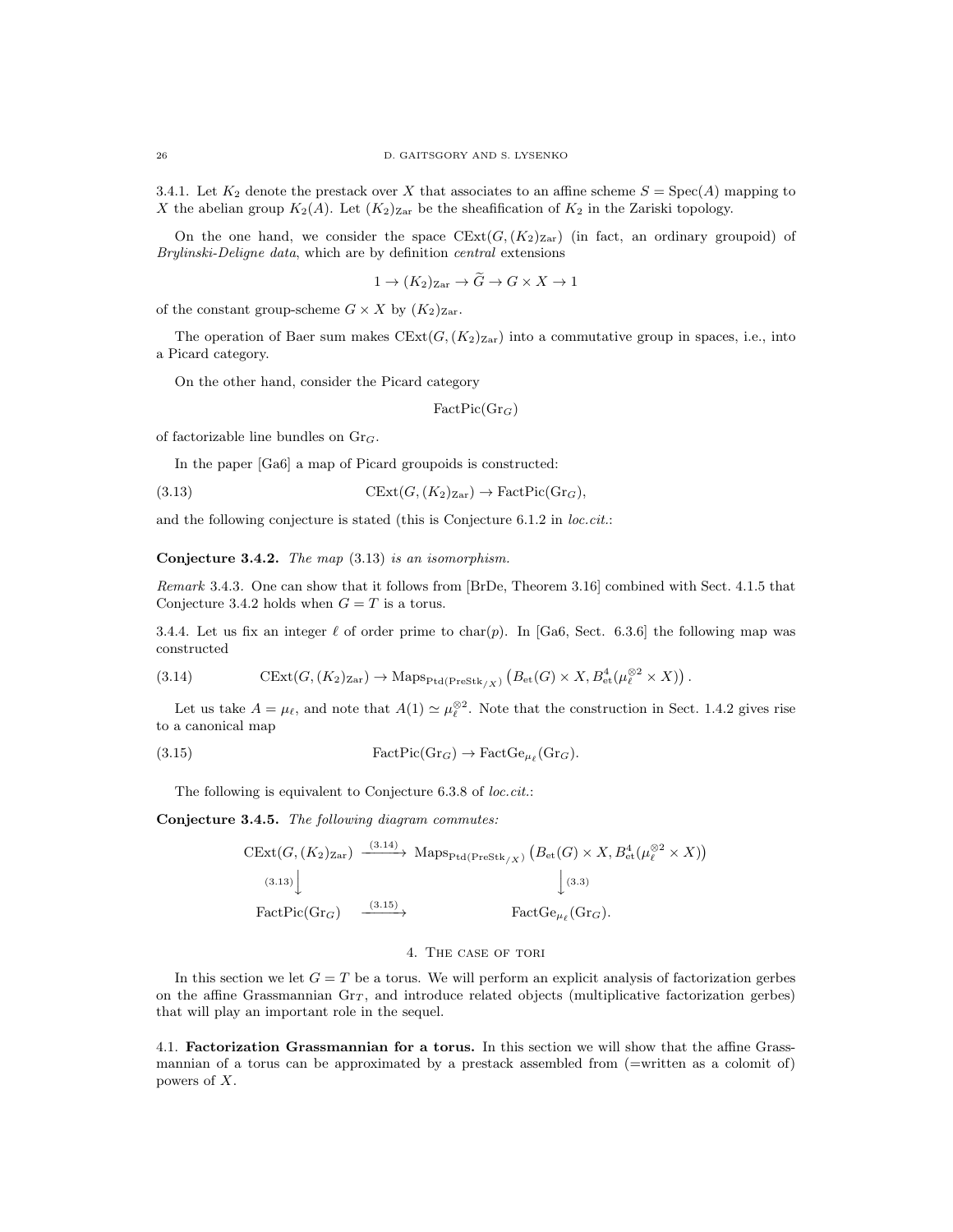3.4.1. Let $K_2$ denote the prestack over $X$ that associates to an affine scheme $S = \operatorname{Spec}(A)$ mapping to $X$ the abelian group $K_2(A)$. Let $(K_2)_{\mathrm{Zar}}$ be the sheafification of $K_2$ in the Zariski topology.

On the one hand, we consider the space $\operatorname{CExt}(G, (K_2)_{\mathrm{Zar}})$ (in fact, an ordinary groupoid) of *Brylinski-Deligne data*, which are by definition *central* extensions

$$1 \to (K_2)_{\mathrm{Zar}} \to \widetilde{G} \to G \times X \to 1$$

of the constant group-scheme $G \times X$ by $(K_2)_{\mathrm{Zar}}$.

The operation of Baer sum makes $\operatorname{CExt}(G, (K_2)_{\mathrm{Zar}})$ into a commutative group in spaces, i.e., into a Picard category.

On the other hand, consider the Picard category

$$\operatorname{FactPic}(\operatorname{Gr}_G)$$

of factorizable line bundles on $\operatorname{Gr}_G$.

In the paper [Ga6] a map of Picard groupoids is constructed:

$$\operatorname{CExt}(G, (K_2)_{\mathrm{Zar}}) \to \operatorname{FactPic}(\operatorname{Gr}_G), \tag{3.13}$$

and the following conjecture is stated (this is Conjecture 6.1.2 in *loc.cit.*:

**Conjecture 3.4.2.** *The map* (3.13) *is an isomorphism.*

*Remark* 3.4.3. One can show that it follows from [BrDe, Theorem 3.16] combined with Sect. 4.1.5 that Conjecture 3.4.2 holds when $G = T$ is a torus.

3.4.4. Let us fix an integer $\ell$ of order prime to $\operatorname{char}(p)$. In [Ga6, Sect. 6.3.6] the following map was constructed

$$\operatorname{CExt}(G, (K_2)_{\mathrm{Zar}}) \to \operatorname{Maps}_{\operatorname{Ptd}(\operatorname{PreStk}_{/X})}\left(B_{\mathrm{et}}(G) \times X, B^4_{\mathrm{et}}(\mu_\ell^{\otimes 2} \times X)\right). \tag{3.14}$$

Let us take $A = \mu_\ell$, and note that $A(1) \simeq \mu_\ell^{\otimes 2}$. Note that the construction in Sect. 1.4.2 gives rise to a canonical map

$$\operatorname{FactPic}(\operatorname{Gr}_G) \to \operatorname{FactGe}_{\mu_\ell}(\operatorname{Gr}_G). \tag{3.15}$$

The following is equivalent to Conjecture 6.3.8 of *loc.cit.*:

**Conjecture 3.4.5.** *The following diagram commutes:*

$$\begin{array}{ccc}
\operatorname{CExt}(G, (K_2)_{\mathrm{Zar}}) & \xrightarrow{(3.14)} & \operatorname{Maps}_{\operatorname{Ptd}(\operatorname{PreStk}_{/X})}\left(B_{\mathrm{et}}(G) \times X, B^4_{\mathrm{et}}(\mu_\ell^{\otimes 2} \times X)\right) \\
{\scriptstyle (3.13)}\downarrow & & \downarrow{\scriptstyle (3.3)} \\
\operatorname{FactPic}(\operatorname{Gr}_G) & \xrightarrow{(3.15)} & \operatorname{FactGe}_{\mu_\ell}(\operatorname{Gr}_G).
\end{array}$$

## 4. The case of tori

In this section we let $G = T$ be a torus. We will perform an explicit analysis of factorization gerbes on the affine Grassmannian $\operatorname{Gr}_T$, and introduce related objects (multiplicative factorization gerbes) that will play an important role in the sequel.

4.1. **Factorization Grassmannian for a torus.** In this section we will show that the affine Grassmannian of a torus can be approximated by a prestack assembled from (=written as a colomit of) powers of $X$.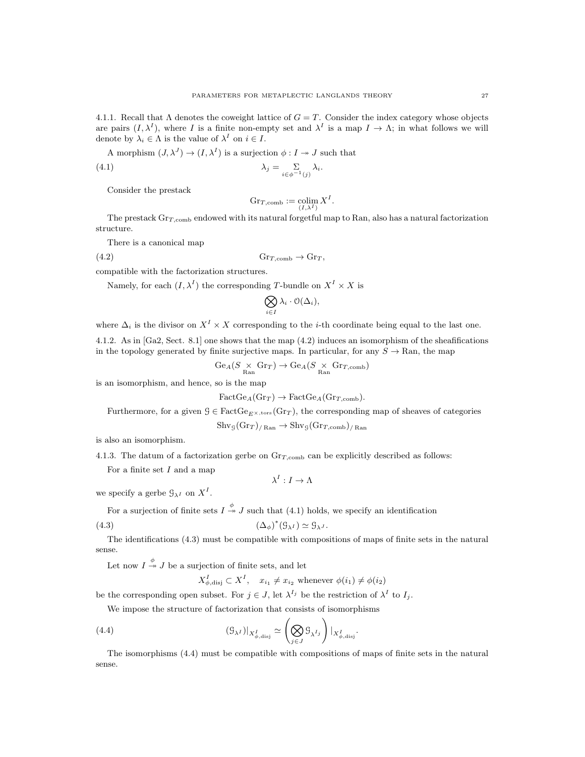4.1.1. Recall that $\Lambda$ denotes the coweight lattice of $G = T$. Consider the index category whose objects are pairs $(I, \lambda^I)$, where $I$ is a finite non-empty set and $\lambda^I$ is a map $I \to \Lambda$; in what follows we will denote by $\lambda_i \in \Lambda$ is the value of $\lambda^I$ on $i \in I$.

A morphism $(J, \lambda^J) \to (I, \lambda^I)$ is a surjection $\phi : I \twoheadrightarrow J$ such that

$$\lambda_j = \underset{i \in \phi^{-1}(j)}{\Sigma} \lambda_i. \tag{4.1}$$

Consider the prestack

$$\mathrm{Gr}_{T,\mathrm{comb}} := \underset{(I,\lambda^I)}{\mathrm{colim}}\, X^I.$$

The prestack $\mathrm{Gr}_{T,\mathrm{comb}}$ endowed with its natural forgetful map to Ran, also has a natural factorization structure.

There is a canonical map

$$\mathrm{Gr}_{T,\mathrm{comb}} \to \mathrm{Gr}_T, \tag{4.2}$$

compatible with the factorization structures.

Namely, for each $(I, \lambda^I)$ the corresponding $T$-bundle on $X^I \times X$ is

$$\bigotimes_{i \in I} \lambda_i \cdot \mathcal{O}(\Delta_i),$$

where $\Delta_i$ is the divisor on $X^I \times X$ corresponding to the $i$-th coordinate being equal to the last one.

4.1.2. As in [Ga2, Sect. 8.1] one shows that the map (4.2) induces an isomorphism of the sheafifications in the topology generated by finite surjective maps. In particular, for any $S \to \mathrm{Ran}$, the map

$$\mathrm{Ge}_A(S \underset{\mathrm{Ran}}{\times} \mathrm{Gr}_T) \to \mathrm{Ge}_A(S \underset{\mathrm{Ran}}{\times} \mathrm{Gr}_{T,\mathrm{comb}})$$

is an isomorphism, and hence, so is the map

$$\mathrm{FactGe}_A(\mathrm{Gr}_T) \to \mathrm{FactGe}_A(\mathrm{Gr}_{T,\mathrm{comb}}).$$

Furthermore, for a given $\mathcal{G} \in \mathrm{FactGe}_{E^{\times,\mathrm{tors}}}(\mathrm{Gr}_T)$, the corresponding map of sheaves of categories

$$\mathrm{Shv}_{\mathcal{G}}(\mathrm{Gr}_T)_{/\,\mathrm{Ran}} \to \mathrm{Shv}_{\mathcal{G}}(\mathrm{Gr}_{T,\mathrm{comb}})_{/\,\mathrm{Ran}}$$

is also an isomorphism.

4.1.3. The datum of a factorization gerbe on $\mathrm{Gr}_{T,\mathrm{comb}}$ can be explicitly described as follows:

For a finite set $I$ and a map

$$\lambda^I : I \to \Lambda$$

we specify a gerbe $\mathcal{G}_{\lambda^I}$ on $X^I$.

For a surjection of finite sets $I \overset{\phi}{\twoheadrightarrow} J$ such that (4.1) holds, we specify an identification

$$(\Delta_\phi)^*(\mathcal{G}_{\lambda^I}) \simeq \mathcal{G}_{\lambda^J}. \tag{4.3}$$

The identifications (4.3) must be compatible with compositions of maps of finite sets in the natural sense.

Let now $I \overset{\phi}{\twoheadrightarrow} J$ be a surjection of finite sets, and let

$$X^I_{\phi,\mathrm{disj}} \subset X^I, \quad x_{i_1} \neq x_{i_2} \text{ whenever } \phi(i_1) \neq \phi(i_2)$$

be the corresponding open subset. For $j \in J$, let $\lambda^{I_j}$ be the restriction of $\lambda^I$ to $I_j$.

We impose the structure of factorization that consists of isomorphisms

$$(\mathcal{G}_{\lambda^I})|_{X^I_{\phi,\mathrm{disj}}} \simeq \left( \bigotimes_{j \in J} \mathcal{G}_{\lambda^{I_j}} \right)|_{X^I_{\phi,\mathrm{disj}}}. \tag{4.4}$$

The isomorphisms (4.4) must be compatible with compositions of maps of finite sets in the natural sense.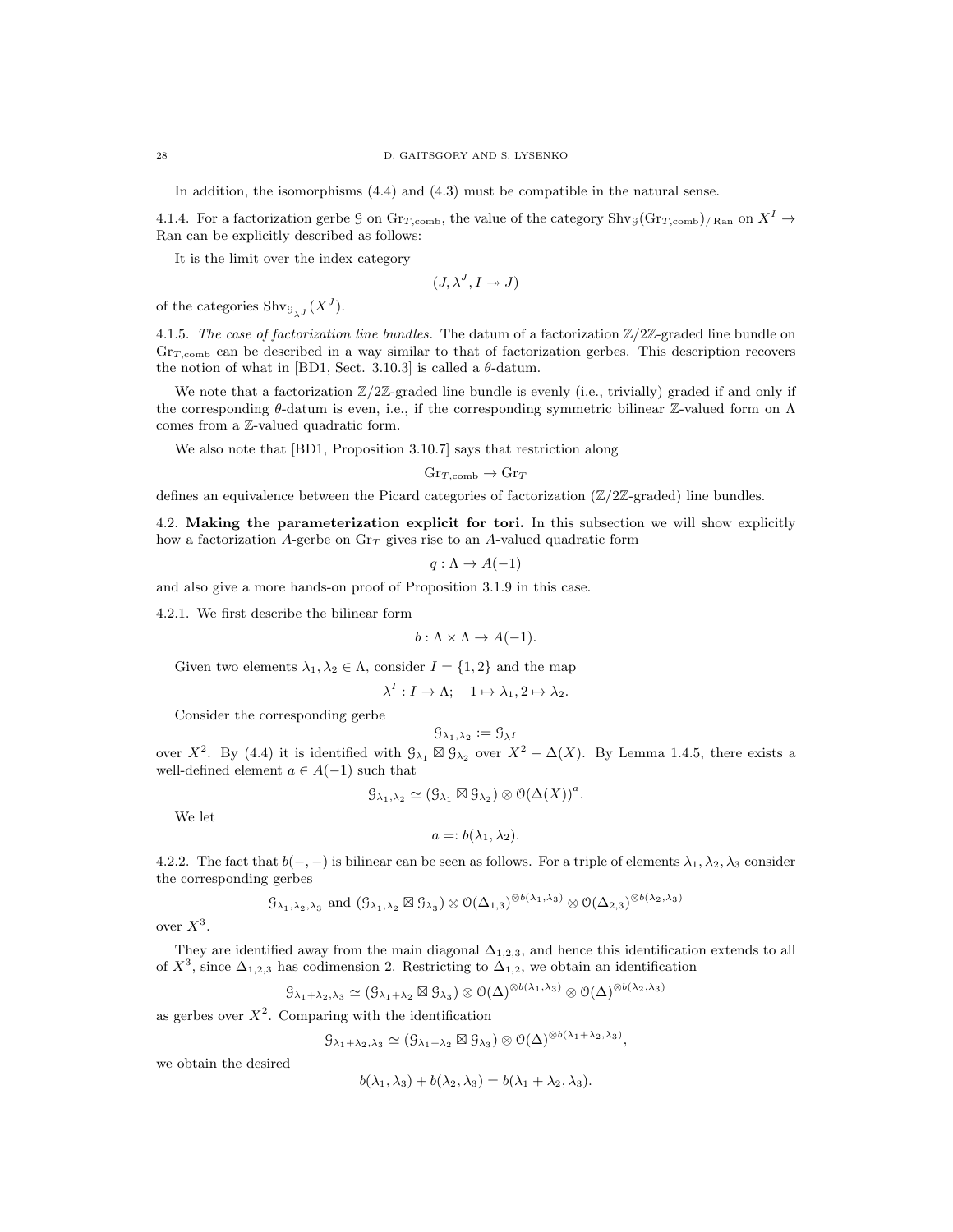In addition, the isomorphisms (4.4) and (4.3) must be compatible in the natural sense.

4.1.4. For a factorization gerbe $\mathcal{G}$ on $\mathrm{Gr}_{T,\mathrm{comb}}$, the value of the category $\mathrm{Shv}_{\mathcal{G}}(\mathrm{Gr}_{T,\mathrm{comb}})_{/\,\mathrm{Ran}}$ on $X^I \to \mathrm{Ran}$ can be explicitly described as follows:

It is the limit over the index category

$$(J, \lambda^J, I \twoheadrightarrow J)$$

of the categories $\mathrm{Shv}_{\mathcal{G}_{\lambda^J}}(X^J)$.

4.1.5. *The case of factorization line bundles.* The datum of a factorization $\mathbb{Z}/2\mathbb{Z}$-graded line bundle on $\mathrm{Gr}_{T,\mathrm{comb}}$ can be described in a way similar to that of factorization gerbes. This description recovers the notion of what in [BD1, Sect. 3.10.3] is called a $\theta$-datum.

We note that a factorization $\mathbb{Z}/2\mathbb{Z}$-graded line bundle is evenly (i.e., trivially) graded if and only if the corresponding $\theta$-datum is even, i.e., if the corresponding symmetric bilinear $\mathbb{Z}$-valued form on $\Lambda$ comes from a $\mathbb{Z}$-valued quadratic form.

We also note that [BD1, Proposition 3.10.7] says that restriction along

$$\mathrm{Gr}_{T,\mathrm{comb}} \to \mathrm{Gr}_T$$

defines an equivalence between the Picard categories of factorization ($\mathbb{Z}/2\mathbb{Z}$-graded) line bundles.

## 4.2. Making the parameterization explicit for tori.

In this subsection we will show explicitly how a factorization $A$-gerbe on $\mathrm{Gr}_T$ gives rise to an $A$-valued quadratic form

$$q : \Lambda \to A(-1)$$

and also give a more hands-on proof of Proposition 3.1.9 in this case.

4.2.1. We first describe the bilinear form

$$b : \Lambda \times \Lambda \to A(-1).$$

Given two elements $\lambda_1, \lambda_2 \in \Lambda$, consider $I = \{1, 2\}$ and the map

$$\lambda^I : I \to \Lambda; \quad 1 \mapsto \lambda_1, 2 \mapsto \lambda_2.$$

Consider the corresponding gerbe

$$\mathcal{G}_{\lambda_1,\lambda_2} := \mathcal{G}_{\lambda^I}$$

over $X^2$. By (4.4) it is identified with $\mathcal{G}_{\lambda_1} \boxtimes \mathcal{G}_{\lambda_2}$ over $X^2 - \Delta(X)$. By Lemma 1.4.5, there exists a well-defined element $a \in A(-1)$ such that

$$\mathcal{G}_{\lambda_1,\lambda_2} \simeq (\mathcal{G}_{\lambda_1} \boxtimes \mathcal{G}_{\lambda_2}) \otimes \mathcal{O}(\Delta(X))^a.$$

We let

$$a =: b(\lambda_1, \lambda_2).$$

4.2.2. The fact that $b(-,-)$ is bilinear can be seen as follows. For a triple of elements $\lambda_1, \lambda_2, \lambda_3$ consider the corresponding gerbes

$$\mathcal{G}_{\lambda_1,\lambda_2,\lambda_3} \text{ and } (\mathcal{G}_{\lambda_1,\lambda_2} \boxtimes \mathcal{G}_{\lambda_3}) \otimes \mathcal{O}(\Delta_{1,3})^{\otimes b(\lambda_1,\lambda_3)} \otimes \mathcal{O}(\Delta_{2,3})^{\otimes b(\lambda_2,\lambda_3)}$$

over $X^3$.

They are identified away from the main diagonal $\Delta_{1,2,3}$, and hence this identification extends to all of $X^3$, since $\Delta_{1,2,3}$ has codimension 2. Restricting to $\Delta_{1,2}$, we obtain an identification

$$\mathcal{G}_{\lambda_1+\lambda_2,\lambda_3} \simeq (\mathcal{G}_{\lambda_1+\lambda_2} \boxtimes \mathcal{G}_{\lambda_3}) \otimes \mathcal{O}(\Delta)^{\otimes b(\lambda_1,\lambda_3)} \otimes \mathcal{O}(\Delta)^{\otimes b(\lambda_2,\lambda_3)}$$

as gerbes over $X^2$. Comparing with the identification

$$\mathcal{G}_{\lambda_1+\lambda_2,\lambda_3} \simeq (\mathcal{G}_{\lambda_1+\lambda_2} \boxtimes \mathcal{G}_{\lambda_3}) \otimes \mathcal{O}(\Delta)^{\otimes b(\lambda_1+\lambda_2,\lambda_3)},$$

we obtain the desired

$$b(\lambda_1, \lambda_3) + b(\lambda_2, \lambda_3) = b(\lambda_1 + \lambda_2, \lambda_3).$$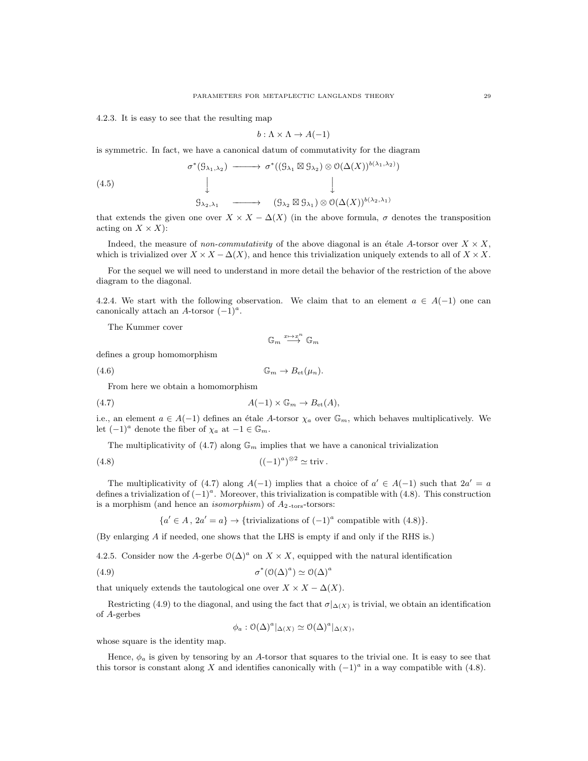4.2.3. It is easy to see that the resulting map

$$b : \Lambda \times \Lambda \to A(-1)$$

is symmetric. In fact, we have a canonical datum of commutativity for the diagram

$$\begin{array}{ccc} \sigma^*(\mathcal{G}_{\lambda_1,\lambda_2}) & \longrightarrow & \sigma^*((\mathcal{G}_{\lambda_1} \boxtimes \mathcal{G}_{\lambda_2}) \otimes \mathcal{O}(\Delta(X))^{b(\lambda_1,\lambda_2)}) \\ \Big\downarrow & & \Big\downarrow \\ \mathcal{G}_{\lambda_2,\lambda_1} & \longrightarrow & (\mathcal{G}_{\lambda_2} \boxtimes \mathcal{G}_{\lambda_1}) \otimes \mathcal{O}(\Delta(X))^{b(\lambda_2,\lambda_1)} \end{array} \tag{4.5}$$

that extends the given one over $X \times X - \Delta(X)$ (in the above formula, $\sigma$ denotes the transposition acting on $X \times X$):

Indeed, the measure of *non-commutativity* of the above diagonal is an étale $A$-torsor over $X \times X$, which is trivialized over $X \times X - \Delta(X)$, and hence this trivialization uniquely extends to all of $X \times X$.

For the sequel we will need to understand in more detail the behavior of the restriction of the above diagram to the diagonal.

4.2.4. We start with the following observation. We claim that to an element $a \in A(-1)$ one can canonically attach an $A$-torsor $(-1)^a$.

The Kummer cover

$$\mathbb{G}_m \overset{x \mapsto x^n}{\longrightarrow} \mathbb{G}_m$$

defines a group homomorphism

$$\mathbb{G}_m \to B_{\text{et}}(\mu_n). \tag{4.6}$$

From here we obtain a homomorphism

$$A(-1) \times \mathbb{G}_m \to B_{\text{et}}(A), \tag{4.7}$$

i.e., an element $a \in A(-1)$ defines an étale $A$-torsor $\chi_a$ over $\mathbb{G}_m$, which behaves multiplicatively. We let $(-1)^a$ denote the fiber of $\chi_a$ at $-1 \in \mathbb{G}_m$.

The multiplicativity of (4.7) along $\mathbb{G}_m$ implies that we have a canonical trivialization

$$((-1)^a)^{\otimes 2} \simeq \text{triv}\,. \tag{4.8}$$

The multiplicativity of (4.7) along $A(-1)$ implies that a choice of $a' \in A(-1)$ such that $2a' = a$ defines a trivialization of $(-1)^a$. Moreover, this trivialization is compatible with (4.8). This construction is a morphism (and hence an *isomorphism*) of $A_{2\text{-tors}}$-torsors:

$$\{a' \in A\,,\, 2a' = a\} \to \{\text{trivializations of } (-1)^a \text{ compatible with (4.8)}\}.$$

(By enlarging $A$ if needed, one shows that the LHS is empty if and only if the RHS is.)

4.2.5. Consider now the $A$-gerbe $\mathcal{O}(\Delta)^a$ on $X \times X$, equipped with the natural identification

$$\sigma^*(\mathcal{O}(\Delta)^a) \simeq \mathcal{O}(\Delta)^a \tag{4.9}$$

that uniquely extends the tautological one over $X \times X - \Delta(X)$.

Restricting (4.9) to the diagonal, and using the fact that $\sigma|_{\Delta(X)}$ is trivial, we obtain an identification of $A$-gerbes

$$\phi_a : \mathcal{O}(\Delta)^a|_{\Delta(X)} \simeq \mathcal{O}(\Delta)^a|_{\Delta(X)},$$

whose square is the identity map.

Hence, $\phi_a$ is given by tensoring by an $A$-torsor that squares to the trivial one. It is easy to see that this torsor is constant along $X$ and identifies canonically with $(-1)^a$ in a way compatible with (4.8).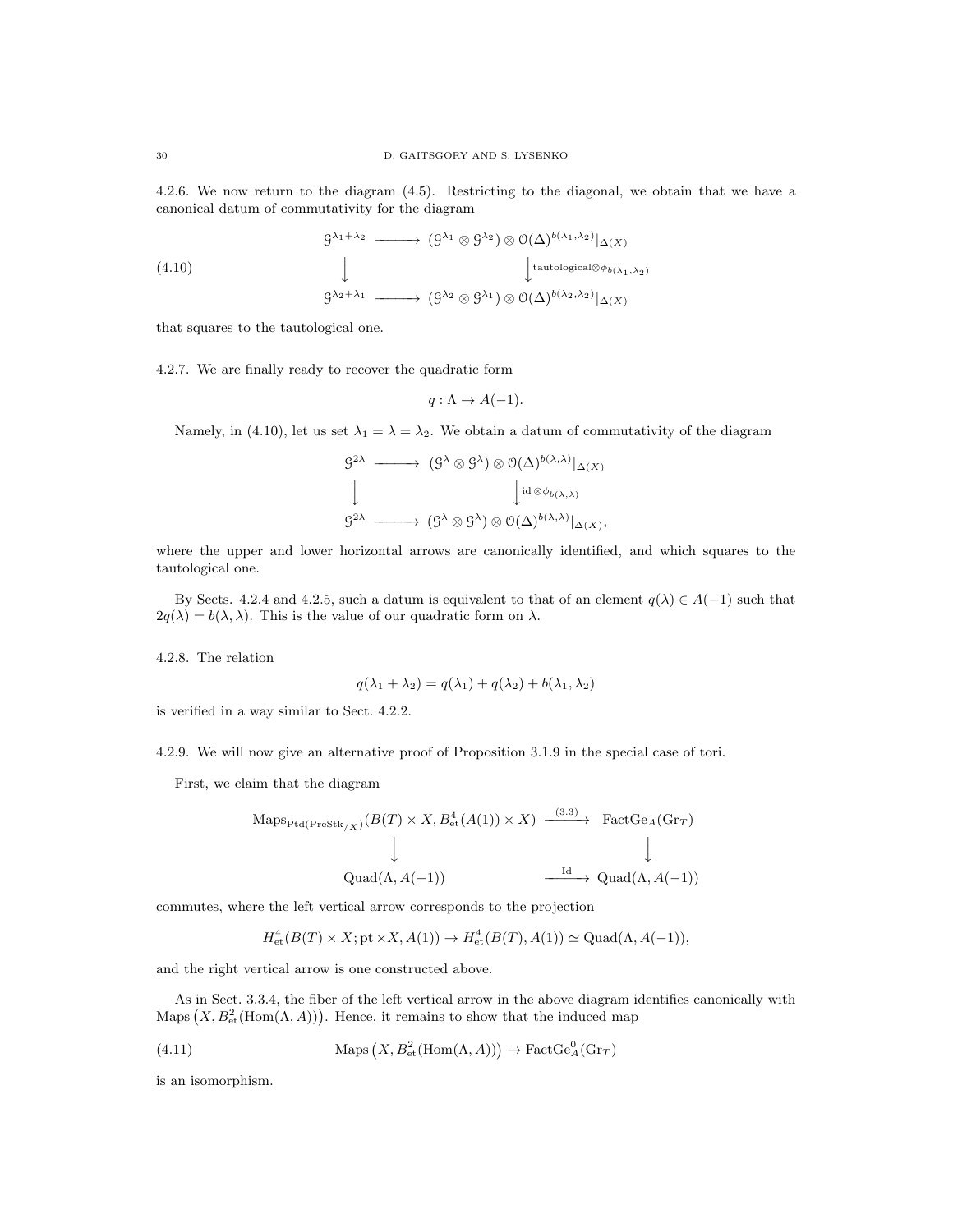4.2.6. We now return to the diagram (4.5). Restricting to the diagonal, we obtain that we have a canonical datum of commutativity for the diagram

$$
\begin{array}{ccc}
\mathcal{G}^{\lambda_1+\lambda_2} & \longrightarrow & (\mathcal{G}^{\lambda_1} \otimes \mathcal{G}^{\lambda_2}) \otimes \mathcal{O}(\Delta)^{b(\lambda_1,\lambda_2)}|_{\Delta(X)} \\
\Big\downarrow & & \Big\downarrow {\scriptstyle \text{tautological} \otimes \phi_{b(\lambda_1,\lambda_2)}} \\
\mathcal{G}^{\lambda_2+\lambda_1} & \longrightarrow & (\mathcal{G}^{\lambda_2} \otimes \mathcal{G}^{\lambda_1}) \otimes \mathcal{O}(\Delta)^{b(\lambda_2,\lambda_2)}|_{\Delta(X)}
\end{array} \tag{4.10}
$$

that squares to the tautological one.

4.2.7. We are finally ready to recover the quadratic form

$$q : \Lambda \to A(-1).$$

Namely, in (4.10), let us set $\lambda_1 = \lambda = \lambda_2$. We obtain a datum of commutativity of the diagram

$$
\begin{array}{ccc}
\mathcal{G}^{2\lambda} & \longrightarrow & (\mathcal{G}^{\lambda} \otimes \mathcal{G}^{\lambda}) \otimes \mathcal{O}(\Delta)^{b(\lambda,\lambda)}|_{\Delta(X)} \\
\Big\downarrow & & \Big\downarrow {\scriptstyle \text{id} \otimes \phi_{b(\lambda,\lambda)}} \\
\mathcal{G}^{2\lambda} & \longrightarrow & (\mathcal{G}^{\lambda} \otimes \mathcal{G}^{\lambda}) \otimes \mathcal{O}(\Delta)^{b(\lambda,\lambda)}|_{\Delta(X)},
\end{array}
$$

where the upper and lower horizontal arrows are canonically identified, and which squares to the tautological one.

By Sects. 4.2.4 and 4.2.5, such a datum is equivalent to that of an element $q(\lambda) \in A(-1)$ such that $2q(\lambda) = b(\lambda, \lambda)$. This is the value of our quadratic form on $\lambda$.

4.2.8. The relation

$$q(\lambda_1 + \lambda_2) = q(\lambda_1) + q(\lambda_2) + b(\lambda_1, \lambda_2)$$

is verified in a way similar to Sect. 4.2.2.

4.2.9. We will now give an alternative proof of Proposition 3.1.9 in the special case of tori.

First, we claim that the diagram

$$
\begin{array}{ccc}
\text{Maps}_{\text{Ptd}(\text{PreStk}_{/X})}(B(T) \times X, B^4_{\text{et}}(A(1)) \times X) & \xrightarrow{(3.3)} & \text{FactGe}_A(\text{Gr}_T) \\
\Big\downarrow & & \Big\downarrow \\
\text{Quad}(\Lambda, A(-1)) & \xrightarrow{\text{Id}} & \text{Quad}(\Lambda, A(-1))
\end{array}
$$

commutes, where the left vertical arrow corresponds to the projection

$$H^4_{\text{et}}(B(T) \times X; \text{pt} \times X, A(1)) \to H^4_{\text{et}}(B(T), A(1)) \simeq \text{Quad}(\Lambda, A(-1)),$$

and the right vertical arrow is one constructed above.

As in Sect. 3.3.4, the fiber of the left vertical arrow in the above diagram identifies canonically with $\text{Maps}\left(X, B^2_{\text{et}}(\text{Hom}(\Lambda, A))\right)$. Hence, it remains to show that the induced map

$$\text{Maps}\left(X, B^2_{\text{et}}(\text{Hom}(\Lambda, A))\right) \to \text{FactGe}^0_A(\text{Gr}_T) \tag{4.11}$$

is an isomorphism.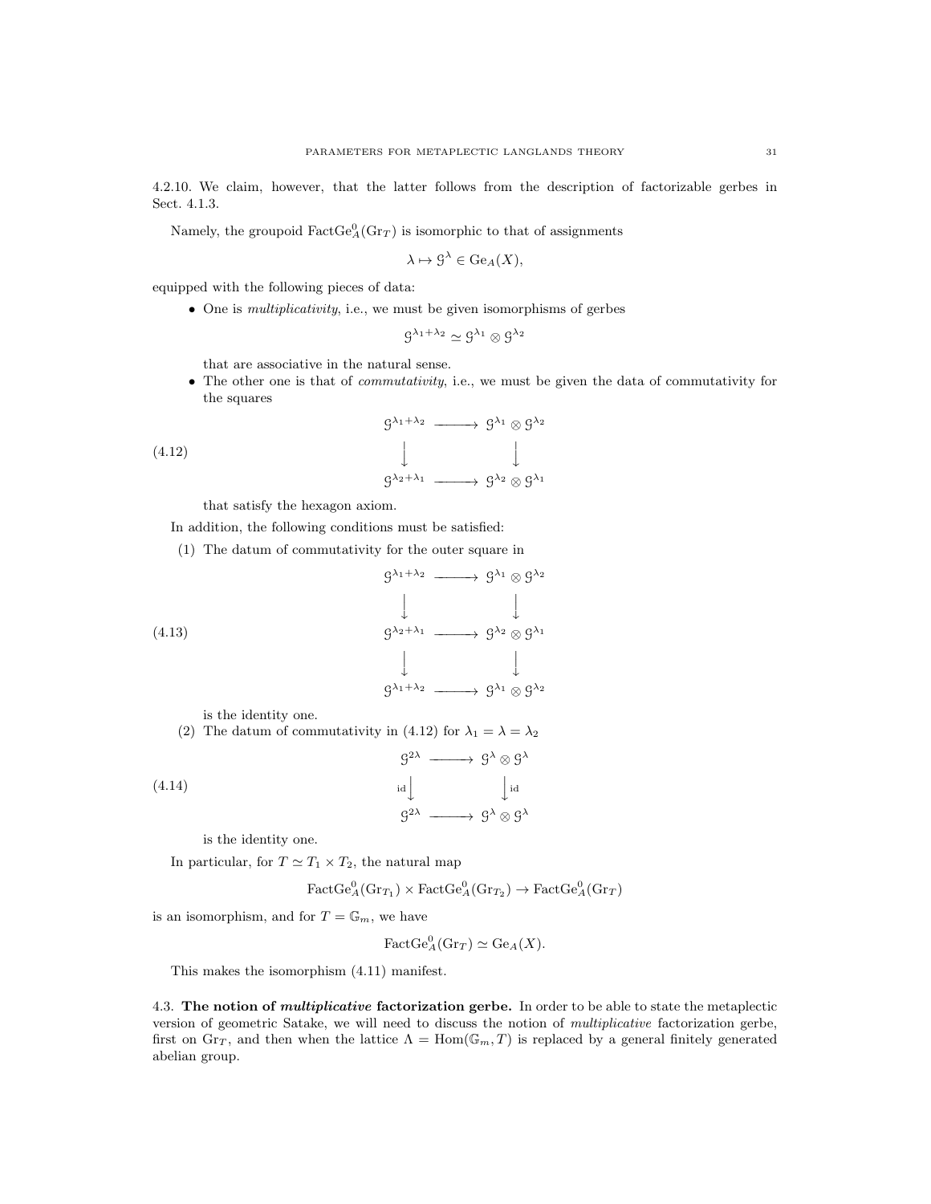4.2.10. We claim, however, that the latter follows from the description of factorizable gerbes in Sect. 4.1.3.

Namely, the groupoid $\mathrm{FactGe}^0_A(\mathrm{Gr}_T)$ is isomorphic to that of assignments

$$\lambda \mapsto \mathcal{G}^\lambda \in \mathrm{Ge}_A(X),$$

equipped with the following pieces of data:

- One is *multiplicativity*, i.e., we must be given isomorphisms of gerbes

$$\mathcal{G}^{\lambda_1+\lambda_2} \simeq \mathcal{G}^{\lambda_1} \otimes \mathcal{G}^{\lambda_2}$$

  that are associative in the natural sense.
- The other one is that of *commutativity*, i.e., we must be given the data of commutativity for the squares

$$\begin{array}{ccc} \mathcal{G}^{\lambda_1+\lambda_2} & \longrightarrow & \mathcal{G}^{\lambda_1} \otimes \mathcal{G}^{\lambda_2} \\ \downarrow & & \downarrow \\ \mathcal{G}^{\lambda_2+\lambda_1} & \longrightarrow & \mathcal{G}^{\lambda_2} \otimes \mathcal{G}^{\lambda_1} \end{array} \tag{4.12}$$

  that satisfy the hexagon axiom.

In addition, the following conditions must be satisfied:

1. The datum of commutativity for the outer square in

$$\begin{array}{ccc} \mathcal{G}^{\lambda_1+\lambda_2} & \longrightarrow & \mathcal{G}^{\lambda_1} \otimes \mathcal{G}^{\lambda_2} \\ \downarrow & & \downarrow \\ \mathcal{G}^{\lambda_2+\lambda_1} & \longrightarrow & \mathcal{G}^{\lambda_2} \otimes \mathcal{G}^{\lambda_1} \\ \downarrow & & \downarrow \\ \mathcal{G}^{\lambda_1+\lambda_2} & \longrightarrow & \mathcal{G}^{\lambda_1} \otimes \mathcal{G}^{\lambda_2} \end{array} \tag{4.13}$$

   is the identity one.
2. The datum of commutativity in (4.12) for $\lambda_1 = \lambda = \lambda_2$

$$\begin{array}{ccc} \mathcal{G}^{2\lambda} & \longrightarrow & \mathcal{G}^{\lambda} \otimes \mathcal{G}^{\lambda} \\ {\scriptstyle \mathrm{id}}\downarrow & & \downarrow{\scriptstyle \mathrm{id}} \\ \mathcal{G}^{2\lambda} & \longrightarrow & \mathcal{G}^{\lambda} \otimes \mathcal{G}^{\lambda} \end{array} \tag{4.14}$$

   is the identity one.

In particular, for $T \simeq T_1 \times T_2$, the natural map

$$\mathrm{FactGe}^0_A(\mathrm{Gr}_{T_1}) \times \mathrm{FactGe}^0_A(\mathrm{Gr}_{T_2}) \to \mathrm{FactGe}^0_A(\mathrm{Gr}_T)$$

is an isomorphism, and for $T = \mathbb{G}_m$, we have

$$\mathrm{FactGe}^0_A(\mathrm{Gr}_T) \simeq \mathrm{Ge}_A(X).$$

This makes the isomorphism (4.11) manifest.

## 4.3. The notion of ***multiplicative*** factorization gerbe.

In order to be able to state the metaplectic version of geometric Satake, we will need to discuss the notion of *multiplicative* factorization gerbe, first on $\mathrm{Gr}_T$, and then when the lattice $\Lambda = \mathrm{Hom}(\mathbb{G}_m, T)$ is replaced by a general finitely generated abelian group.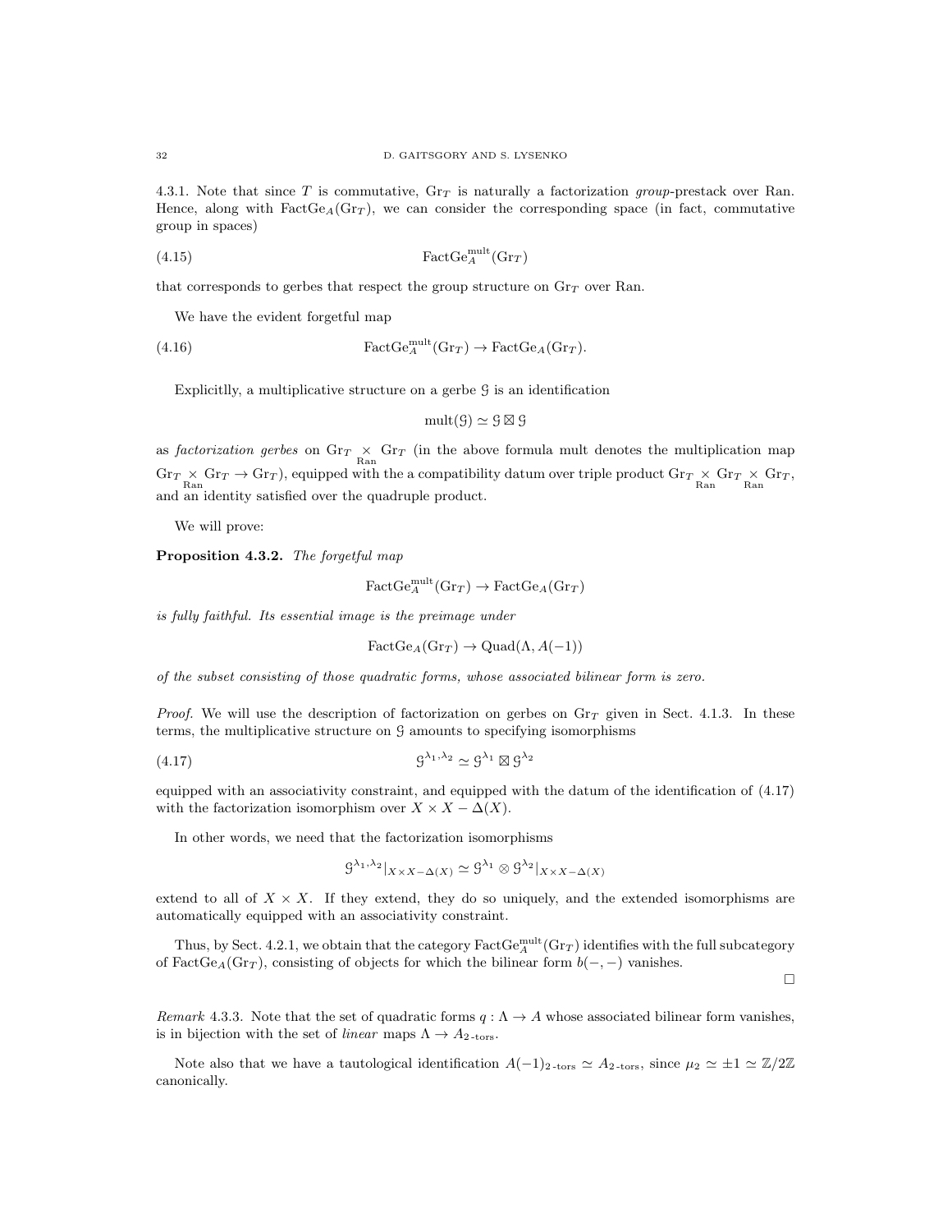4.3.1. Note that since $T$ is commutative, $\mathrm{Gr}_T$ is naturally a factorization *group*-prestack over Ran. Hence, along with $\mathrm{FactGe}_A(\mathrm{Gr}_T)$, we can consider the corresponding space (in fact, commutative group in spaces)

$$\mathrm{FactGe}_A^{\mathrm{mult}}(\mathrm{Gr}_T) \tag{4.15}$$

that corresponds to gerbes that respect the group structure on $\mathrm{Gr}_T$ over Ran.

We have the evident forgetful map

$$\mathrm{FactGe}_A^{\mathrm{mult}}(\mathrm{Gr}_T) \to \mathrm{FactGe}_A(\mathrm{Gr}_T). \tag{4.16}$$

Explicitlly, a multiplicative structure on a gerbe $\mathcal{G}$ is an identification

$$\mathrm{mult}(\mathcal{G}) \simeq \mathcal{G} \boxtimes \mathcal{G}$$

as *factorization gerbes* on $\mathrm{Gr}_T \underset{\mathrm{Ran}}{\times} \mathrm{Gr}_T$ (in the above formula mult denotes the multiplication map $\mathrm{Gr}_T \underset{\mathrm{Ran}}{\times} \mathrm{Gr}_T \to \mathrm{Gr}_T$), equipped with the a compatibility datum over triple product $\mathrm{Gr}_T \underset{\mathrm{Ran}}{\times} \mathrm{Gr}_T \underset{\mathrm{Ran}}{\times} \mathrm{Gr}_T$, and an identity satisfied over the quadruple product.

We will prove:

**Proposition 4.3.2.** *The forgetful map*

$$\mathrm{FactGe}_A^{\mathrm{mult}}(\mathrm{Gr}_T) \to \mathrm{FactGe}_A(\mathrm{Gr}_T)$$

*is fully faithful. Its essential image is the preimage under*

$$\mathrm{FactGe}_A(\mathrm{Gr}_T) \to \mathrm{Quad}(\Lambda, A(-1))$$

*of the subset consisting of those quadratic forms, whose associated bilinear form is zero.*

*Proof.* We will use the description of factorization on gerbes on $\mathrm{Gr}_T$ given in Sect. 4.1.3. In these terms, the multiplicative structure on $\mathcal{G}$ amounts to specifying isomorphisms

$$\mathcal{G}^{\lambda_1,\lambda_2} \simeq \mathcal{G}^{\lambda_1} \boxtimes \mathcal{G}^{\lambda_2} \tag{4.17}$$

equipped with an associativity constraint, and equipped with the datum of the identification of (4.17) with the factorization isomorphism over $X \times X - \Delta(X)$.

In other words, we need that the factorization isomorphisms

$$\mathcal{G}^{\lambda_1,\lambda_2}|_{X\times X-\Delta(X)} \simeq \mathcal{G}^{\lambda_1} \otimes \mathcal{G}^{\lambda_2}|_{X\times X-\Delta(X)}$$

extend to all of $X \times X$. If they extend, they do so uniquely, and the extended isomorphisms are automatically equipped with an associativity constraint.

Thus, by Sect. 4.2.1, we obtain that the category $\mathrm{FactGe}_A^{\mathrm{mult}}(\mathrm{Gr}_T)$ identifies with the full subcategory of $\mathrm{FactGe}_A(\mathrm{Gr}_T)$, consisting of objects for which the bilinear form $b(-,-)$ vanishes.

□

*Remark* 4.3.3. Note that the set of quadratic forms $q : \Lambda \to A$ whose associated bilinear form vanishes, is in bijection with the set of *linear* maps $\Lambda \to A_{2\text{-tors}}$.

Note also that we have a tautological identification $A(-1)_{2\text{-tors}} \simeq A_{2\text{-tors}}$, since $\mu_2 \simeq \pm 1 \simeq \mathbb{Z}/2\mathbb{Z}$ canonically.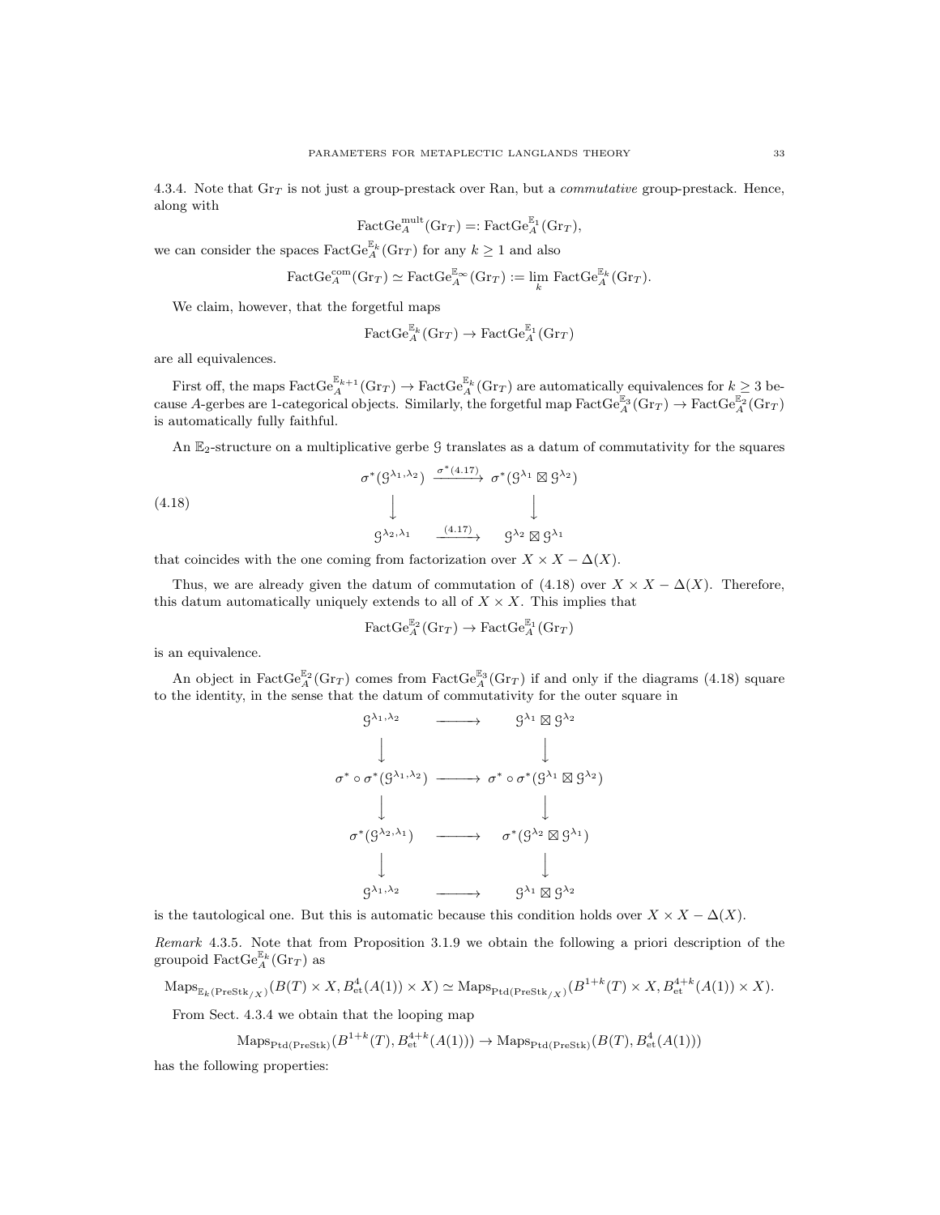4.3.4. Note that $\mathrm{Gr}_T$ is not just a group-prestack over Ran, but a *commutative* group-prestack. Hence, along with

$$\mathrm{FactGe}_A^{\mathrm{mult}}(\mathrm{Gr}_T) =: \mathrm{FactGe}_A^{\mathbb{E}_1}(\mathrm{Gr}_T),$$

we can consider the spaces $\mathrm{FactGe}_A^{\mathbb{E}_k}(\mathrm{Gr}_T)$ for any $k \geq 1$ and also

$$\mathrm{FactGe}_A^{\mathrm{com}}(\mathrm{Gr}_T) \simeq \mathrm{FactGe}_A^{\mathbb{E}_\infty}(\mathrm{Gr}_T) := \lim_k \mathrm{FactGe}_A^{\mathbb{E}_k}(\mathrm{Gr}_T).$$

We claim, however, that the forgetful maps

$$\mathrm{FactGe}_A^{\mathbb{E}_k}(\mathrm{Gr}_T) \to \mathrm{FactGe}_A^{\mathbb{E}_1}(\mathrm{Gr}_T)$$

are all equivalences.

First off, the maps $\mathrm{FactGe}_A^{\mathbb{E}_{k+1}}(\mathrm{Gr}_T) \to \mathrm{FactGe}_A^{\mathbb{E}_k}(\mathrm{Gr}_T)$ are automatically equivalences for $k \geq 3$ because $A$-gerbes are 1-categorical objects. Similarly, the forgetful map $\mathrm{FactGe}_A^{\mathbb{E}_3}(\mathrm{Gr}_T) \to \mathrm{FactGe}_A^{\mathbb{E}_2}(\mathrm{Gr}_T)$ is automatically fully faithful.

An $\mathbb{E}_2$-structure on a multiplicative gerbe $\mathcal{G}$ translates as a datum of commutativity for the squares

$$\begin{array}{ccc} \sigma^*(\mathcal{G}^{\lambda_1,\lambda_2}) & \xrightarrow{\sigma^*(4.17)} & \sigma^*(\mathcal{G}^{\lambda_1} \boxtimes \mathcal{G}^{\lambda_2}) \\ \downarrow & & \downarrow \\ \mathcal{G}^{\lambda_2,\lambda_1} & \xrightarrow{(4.17)} & \mathcal{G}^{\lambda_2} \boxtimes \mathcal{G}^{\lambda_1} \end{array} \tag{4.18}$$

that coincides with the one coming from factorization over $X \times X - \Delta(X)$.

Thus, we are already given the datum of commutation of (4.18) over $X \times X - \Delta(X)$. Therefore, this datum automatically uniquely extends to all of $X \times X$. This implies that

$$\mathrm{FactGe}_A^{\mathbb{E}_2}(\mathrm{Gr}_T) \to \mathrm{FactGe}_A^{\mathbb{E}_1}(\mathrm{Gr}_T)$$

is an equivalence.

An object in $\mathrm{FactGe}_A^{\mathbb{E}_2}(\mathrm{Gr}_T)$ comes from $\mathrm{FactGe}_A^{\mathbb{E}_3}(\mathrm{Gr}_T)$ if and only if the diagrams (4.18) square to the identity, in the sense that the datum of commutativity for the outer square in

$$\begin{array}{ccc} \mathcal{G}^{\lambda_1,\lambda_2} & \longrightarrow & \mathcal{G}^{\lambda_1} \boxtimes \mathcal{G}^{\lambda_2} \\ \downarrow & & \downarrow \\ \sigma^* \circ \sigma^*(\mathcal{G}^{\lambda_1,\lambda_2}) & \longrightarrow & \sigma^* \circ \sigma^*(\mathcal{G}^{\lambda_1} \boxtimes \mathcal{G}^{\lambda_2}) \\ \downarrow & & \downarrow \\ \sigma^*(\mathcal{G}^{\lambda_2,\lambda_1}) & \longrightarrow & \sigma^*(\mathcal{G}^{\lambda_2} \boxtimes \mathcal{G}^{\lambda_1}) \\ \downarrow & & \downarrow \\ \mathcal{G}^{\lambda_1,\lambda_2} & \longrightarrow & \mathcal{G}^{\lambda_1} \boxtimes \mathcal{G}^{\lambda_2} \end{array}$$

is the tautological one. But this is automatic because this condition holds over $X \times X - \Delta(X)$.

*Remark* 4.3.5. Note that from Proposition 3.1.9 we obtain the following a priori description of the groupoid $\mathrm{FactGe}_A^{\mathbb{E}_k}(\mathrm{Gr}_T)$ as

$$\mathrm{Maps}_{\mathbb{E}_k(\mathrm{PreStk}_{/X})}(B(T) \times X, B^4_{\mathrm{et}}(A(1)) \times X) \simeq \mathrm{Maps}_{\mathrm{Ptd}(\mathrm{PreStk}_{/X})}(B^{1+k}(T) \times X, B^{4+k}_{\mathrm{et}}(A(1)) \times X).$$

From Sect. 4.3.4 we obtain that the looping map

$$\mathrm{Maps}_{\mathrm{Ptd}(\mathrm{PreStk})}(B^{1+k}(T), B^{4+k}_{\mathrm{et}}(A(1))) \to \mathrm{Maps}_{\mathrm{Ptd}(\mathrm{PreStk})}(B(T), B^4_{\mathrm{et}}(A(1)))$$

has the following properties: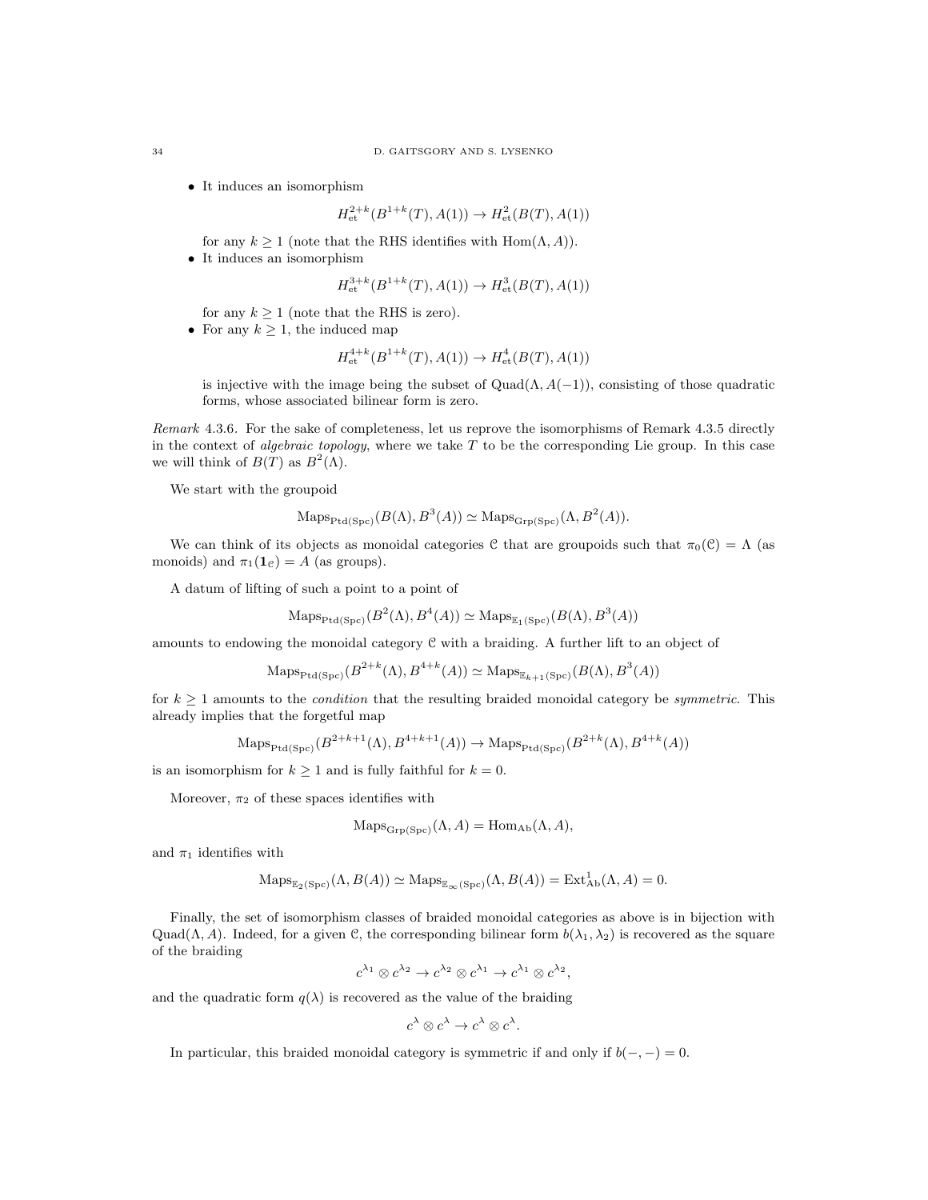- It induces an isomorphism

$$H^{2+k}_{\text{et}}(B^{1+k}(T), A(1)) \to H^2_{\text{et}}(B(T), A(1))$$

for any $k \geq 1$ (note that the RHS identifies with $\text{Hom}(\Lambda, A)$).

- It induces an isomorphism

$$H^{3+k}_{\text{et}}(B^{1+k}(T), A(1)) \to H^3_{\text{et}}(B(T), A(1))$$

for any $k \geq 1$ (note that the RHS is zero).

- For any $k \geq 1$, the induced map

$$H^{4+k}_{\text{et}}(B^{1+k}(T), A(1)) \to H^4_{\text{et}}(B(T), A(1))$$

is injective with the image being the subset of $\text{Quad}(\Lambda, A(-1))$, consisting of those quadratic forms, whose associated bilinear form is zero.

*Remark* 4.3.6. For the sake of completeness, let us reprove the isomorphisms of Remark 4.3.5 directly in the context of *algebraic topology*, where we take $T$ to be the corresponding Lie group. In this case we will think of $B(T)$ as $B^2(\Lambda)$.

We start with the groupoid

$$\text{Maps}_{\text{Ptd}(\text{Spc})}(B(\Lambda), B^3(A)) \simeq \text{Maps}_{\text{Grp}(\text{Spc})}(\Lambda, B^2(A)).$$

We can think of its objects as monoidal categories $\mathcal{C}$ that are groupoids such that $\pi_0(\mathcal{C}) = \Lambda$ (as monoids) and $\pi_1(\mathbf{1}_{\mathcal{C}}) = A$ (as groups).

A datum of lifting of such a point to a point of

$$\text{Maps}_{\text{Ptd}(\text{Spc})}(B^2(\Lambda), B^4(A)) \simeq \text{Maps}_{\mathbb{E}_1(\text{Spc})}(B(\Lambda), B^3(A))$$

amounts to endowing the monoidal category $\mathcal{C}$ with a braiding. A further lift to an object of

$$\text{Maps}_{\text{Ptd}(\text{Spc})}(B^{2+k}(\Lambda), B^{4+k}(A)) \simeq \text{Maps}_{\mathbb{E}_{k+1}(\text{Spc})}(B(\Lambda), B^3(A))$$

for $k \geq 1$ amounts to the *condition* that the resulting braided monoidal category be *symmetric*. This already implies that the forgetful map

$$\text{Maps}_{\text{Ptd}(\text{Spc})}(B^{2+k+1}(\Lambda), B^{4+k+1}(A)) \to \text{Maps}_{\text{Ptd}(\text{Spc})}(B^{2+k}(\Lambda), B^{4+k}(A))$$

is an isomorphism for $k \geq 1$ and is fully faithful for $k = 0$.

Moreover, $\pi_2$ of these spaces identifies with

$$\text{Maps}_{\text{Grp}(\text{Spc})}(\Lambda, A) = \text{Hom}_{\text{Ab}}(\Lambda, A),$$

and $\pi_1$ identifies with

$$\text{Maps}_{\mathbb{E}_2(\text{Spc})}(\Lambda, B(A)) \simeq \text{Maps}_{\mathbb{E}_\infty(\text{Spc})}(\Lambda, B(A)) = \text{Ext}^1_{\text{Ab}}(\Lambda, A) = 0.$$

Finally, the set of isomorphism classes of braided monoidal categories as above is in bijection with $\text{Quad}(\Lambda, A)$. Indeed, for a given $\mathcal{C}$, the corresponding bilinear form $b(\lambda_1, \lambda_2)$ is recovered as the square of the braiding

$$c^{\lambda_1} \otimes c^{\lambda_2} \to c^{\lambda_2} \otimes c^{\lambda_1} \to c^{\lambda_1} \otimes c^{\lambda_2},$$

and the quadratic form $q(\lambda)$ is recovered as the value of the braiding

$$c^{\lambda} \otimes c^{\lambda} \to c^{\lambda} \otimes c^{\lambda}.$$

In particular, this braided monoidal category is symmetric if and only if $b(-,-) = 0$.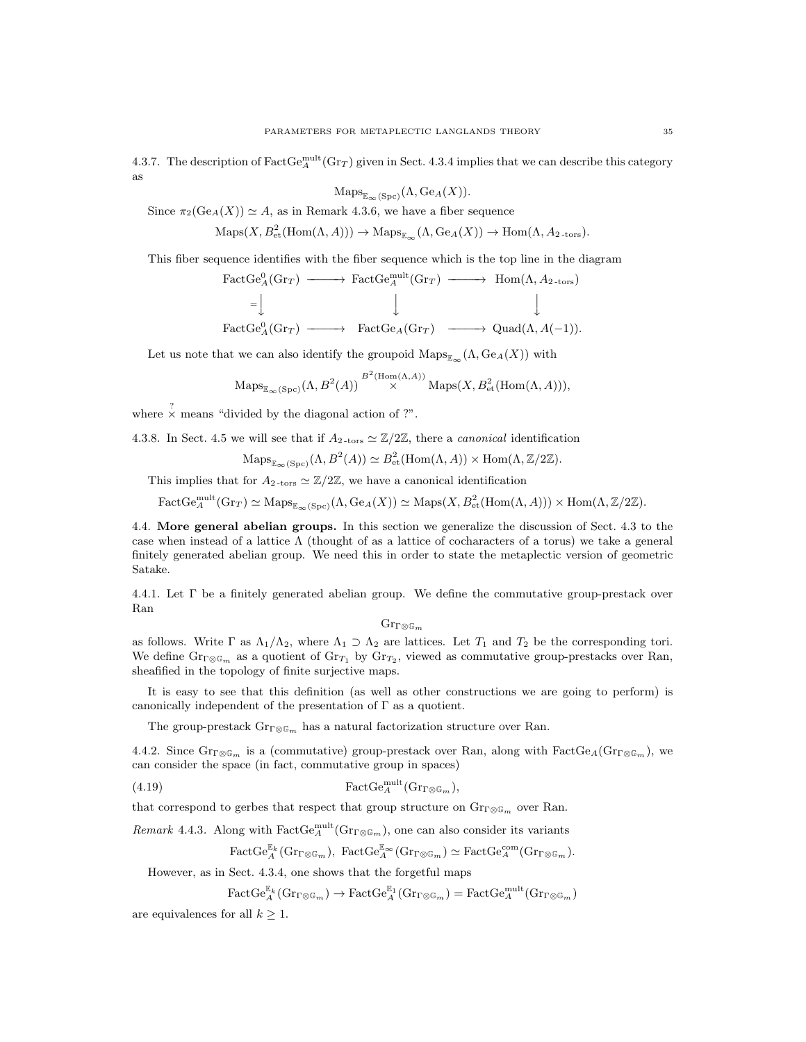4.3.7. The description of $\mathrm{FactGe}_A^{\mathrm{mult}}(\mathrm{Gr}_T)$ given in Sect. 4.3.4 implies that we can describe this category as

$$\mathrm{Maps}_{\mathbb{E}_\infty(\mathrm{Spc})}(\Lambda, \mathrm{Ge}_A(X)).$$

Since $\pi_2(\mathrm{Ge}_A(X)) \simeq A$, as in Remark 4.3.6, we have a fiber sequence

$$\mathrm{Maps}(X, B^2_{\mathrm{et}}(\mathrm{Hom}(\Lambda, A))) \to \mathrm{Maps}_{\mathbb{E}_\infty}(\Lambda, \mathrm{Ge}_A(X)) \to \mathrm{Hom}(\Lambda, A_{2\text{-tors}}).$$

This fiber sequence identifies with the fiber sequence which is the top line in the diagram

$$\begin{array}{ccccc} \mathrm{FactGe}_A^0(\mathrm{Gr}_T) & \longrightarrow & \mathrm{FactGe}_A^{\mathrm{mult}}(\mathrm{Gr}_T) & \longrightarrow & \mathrm{Hom}(\Lambda, A_{2\text{-tors}}) \\ {\scriptstyle =}\downarrow & & \downarrow & & \downarrow \\ \mathrm{FactGe}_A^0(\mathrm{Gr}_T) & \longrightarrow & \mathrm{FactGe}_A(\mathrm{Gr}_T) & \longrightarrow & \mathrm{Quad}(\Lambda, A(-1)). \end{array}$$

Let us note that we can also identify the groupoid $\mathrm{Maps}_{\mathbb{E}_\infty}(\Lambda, \mathrm{Ge}_A(X))$ with

$$\mathrm{Maps}_{\mathbb{E}_\infty(\mathrm{Spc})}(\Lambda, B^2(A)) \overset{B^2(\mathrm{Hom}(\Lambda,A))}{\times} \mathrm{Maps}(X, B^2_{\mathrm{et}}(\mathrm{Hom}(\Lambda, A))),$$

where $\overset{?}{\times}$ means "divided by the diagonal action of ?".

4.3.8. In Sect. 4.5 we will see that if $A_{2\text{-tors}} \simeq \mathbb{Z}/2\mathbb{Z}$, there a *canonical* identification

$$\mathrm{Maps}_{\mathbb{E}_\infty(\mathrm{Spc})}(\Lambda, B^2(A)) \simeq B^2_{\mathrm{et}}(\mathrm{Hom}(\Lambda, A)) \times \mathrm{Hom}(\Lambda, \mathbb{Z}/2\mathbb{Z}).$$

This implies that for $A_{2\text{-tors}} \simeq \mathbb{Z}/2\mathbb{Z}$, we have a canonical identification

$$\mathrm{FactGe}_A^{\mathrm{mult}}(\mathrm{Gr}_T) \simeq \mathrm{Maps}_{\mathbb{E}_\infty(\mathrm{Spc})}(\Lambda, \mathrm{Ge}_A(X)) \simeq \mathrm{Maps}(X, B^2_{\mathrm{et}}(\mathrm{Hom}(\Lambda, A))) \times \mathrm{Hom}(\Lambda, \mathbb{Z}/2\mathbb{Z}).$$

## 4.4. More general abelian groups.

In this section we generalize the discussion of Sect. 4.3 to the case when instead of a lattice $\Lambda$ (thought of as a lattice of cocharacters of a torus) we take a general finitely generated abelian group. We need this in order to state the metaplectic version of geometric Satake.

4.4.1. Let $\Gamma$ be a finitely generated abelian group. We define the commutative group-prestack over Ran

$$\mathrm{Gr}_{\Gamma\otimes\mathbb{G}_m}$$

as follows. Write $\Gamma$ as $\Lambda_1/\Lambda_2$, where $\Lambda_1 \supset \Lambda_2$ are lattices. Let $T_1$ and $T_2$ be the corresponding tori. We define $\mathrm{Gr}_{\Gamma\otimes\mathbb{G}_m}$ as a quotient of $\mathrm{Gr}_{T_1}$ by $\mathrm{Gr}_{T_2}$, viewed as commutative group-prestacks over Ran, sheafified in the topology of finite surjective maps.

It is easy to see that this definition (as well as other constructions we are going to perform) is canonically independent of the presentation of $\Gamma$ as a quotient.

The group-prestack $\mathrm{Gr}_{\Gamma\otimes\mathbb{G}_m}$ has a natural factorization structure over Ran.

4.4.2. Since $\mathrm{Gr}_{\Gamma\otimes\mathbb{G}_m}$ is a (commutative) group-prestack over Ran, along with $\mathrm{FactGe}_A(\mathrm{Gr}_{\Gamma\otimes\mathbb{G}_m})$, we can consider the space (in fact, commutative group in spaces)

$$\mathrm{FactGe}_A^{\mathrm{mult}}(\mathrm{Gr}_{\Gamma\otimes\mathbb{G}_m}), \tag{4.19}$$

that correspond to gerbes that respect that group structure on $\mathrm{Gr}_{\Gamma\otimes\mathbb{G}_m}$ over Ran.

*Remark* 4.4.3. Along with $\mathrm{FactGe}_A^{\mathrm{mult}}(\mathrm{Gr}_{\Gamma\otimes\mathbb{G}_m})$, one can also consider its variants

$$\mathrm{FactGe}_A^{\mathbb{E}_k}(\mathrm{Gr}_{\Gamma\otimes\mathbb{G}_m}),\ \mathrm{FactGe}_A^{\mathbb{E}_\infty}(\mathrm{Gr}_{\Gamma\otimes\mathbb{G}_m}) \simeq \mathrm{FactGe}_A^{\mathrm{com}}(\mathrm{Gr}_{\Gamma\otimes\mathbb{G}_m}).$$

However, as in Sect. 4.3.4, one shows that the forgetful maps

$$\mathrm{FactGe}_A^{\mathbb{E}_k}(\mathrm{Gr}_{\Gamma\otimes\mathbb{G}_m}) \to \mathrm{FactGe}_A^{\mathbb{E}_1}(\mathrm{Gr}_{\Gamma\otimes\mathbb{G}_m}) = \mathrm{FactGe}_A^{\mathrm{mult}}(\mathrm{Gr}_{\Gamma\otimes\mathbb{G}_m})$$

are equivalences for all $k \geq 1$.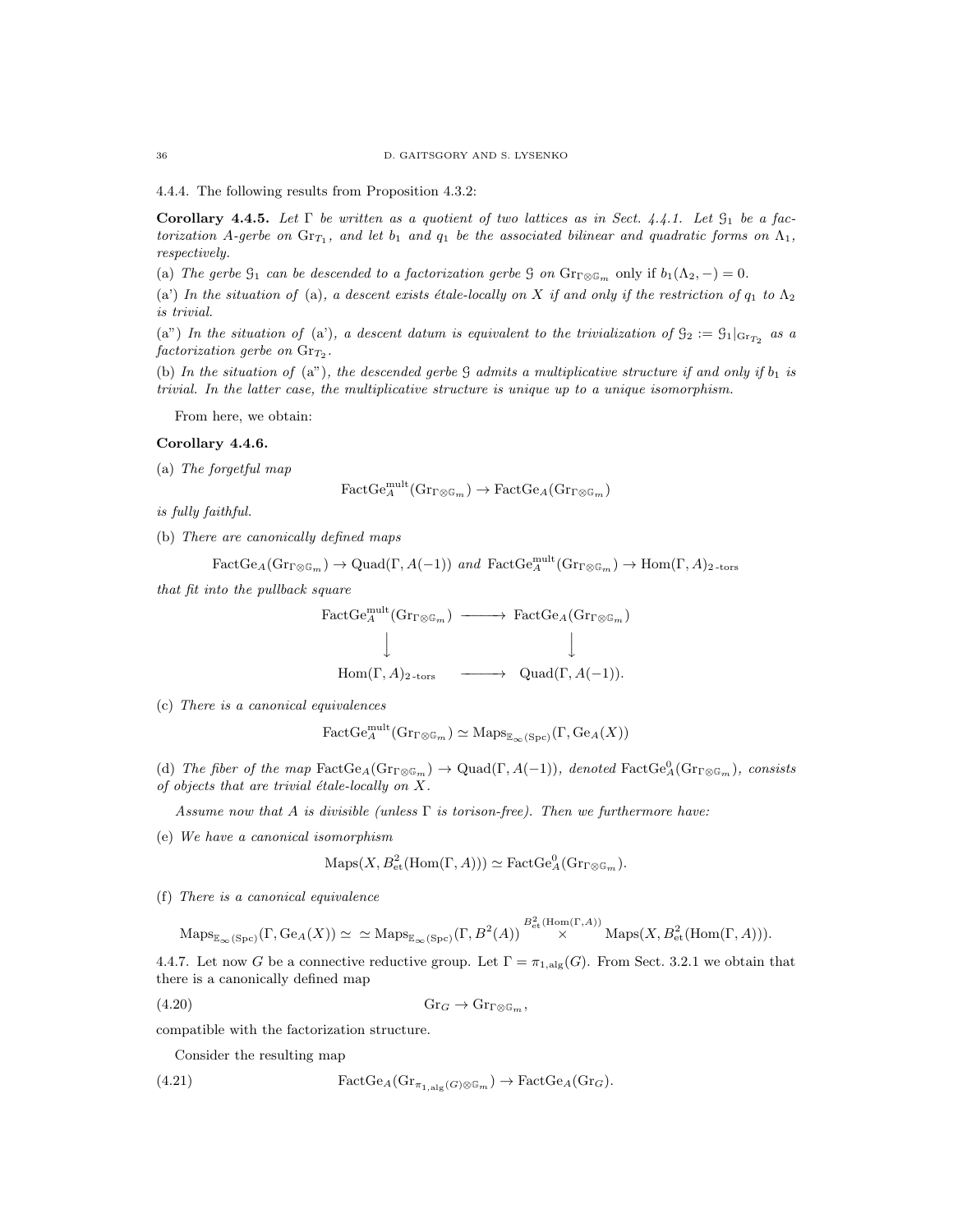4.4.4. The following results from Proposition 4.3.2:

**Corollary 4.4.5.** *Let $\Gamma$ be written as a quotient of two lattices as in Sect. 4.4.1. Let $\mathcal{G}_1$ be a factorization $A$-gerbe on $\mathrm{Gr}_{T_1}$, and let $b_1$ and $q_1$ be the associated bilinear and quadratic forms on $\Lambda_1$, respectively.*

(a) *The gerbe $\mathcal{G}_1$ can be descended to a factorization gerbe $\mathcal{G}$ on $\mathrm{Gr}_{\Gamma\otimes\mathbb{G}_m}$* only if $b_1(\Lambda_2,-)=0$.

(a') *In the situation of* (a)*, a descent exists étale-locally on $X$ if and only if the restriction of $q_1$ to $\Lambda_2$ is trivial.*

(a") *In the situation of* (a')*, a descent datum is equivalent to the trivialization of $\mathcal{G}_2 := \mathcal{G}_1|_{\mathrm{Gr}_{T_2}}$ as a factorization gerbe on $\mathrm{Gr}_{T_2}$.*

(b) *In the situation of* (a")*, the descended gerbe $\mathcal{G}$ admits a multiplicative structure if and only if $b_1$ is trivial. In the latter case, the multiplicative structure is unique up to a unique isomorphism.*

From here, we obtain:

**Corollary 4.4.6.**

(a) *The forgetful map*

$$\mathrm{FactGe}_A^{\mathrm{mult}}(\mathrm{Gr}_{\Gamma\otimes\mathbb{G}_m}) \to \mathrm{FactGe}_A(\mathrm{Gr}_{\Gamma\otimes\mathbb{G}_m})$$

*is fully faithful.*

(b) *There are canonically defined maps*

$$\mathrm{FactGe}_A(\mathrm{Gr}_{\Gamma\otimes\mathbb{G}_m}) \to \mathrm{Quad}(\Gamma, A(-1)) \text{ and } \mathrm{FactGe}_A^{\mathrm{mult}}(\mathrm{Gr}_{\Gamma\otimes\mathbb{G}_m}) \to \mathrm{Hom}(\Gamma, A)_{2\text{-tors}}$$

*that fit into the pullback square*

$$\begin{array}{ccc}
\mathrm{FactGe}_A^{\mathrm{mult}}(\mathrm{Gr}_{\Gamma\otimes\mathbb{G}_m}) & \longrightarrow & \mathrm{FactGe}_A(\mathrm{Gr}_{\Gamma\otimes\mathbb{G}_m}) \\
\downarrow & & \downarrow \\
\mathrm{Hom}(\Gamma, A)_{2\text{-tors}} & \longrightarrow & \mathrm{Quad}(\Gamma, A(-1)).
\end{array}$$

(c) *There is a canonical equivalences*

$$\mathrm{FactGe}_A^{\mathrm{mult}}(\mathrm{Gr}_{\Gamma\otimes\mathbb{G}_m}) \simeq \mathrm{Maps}_{\mathbb{E}_\infty(\mathrm{Spc})}(\Gamma, \mathrm{Ge}_A(X))$$

(d) *The fiber of the map $\mathrm{FactGe}_A(\mathrm{Gr}_{\Gamma\otimes\mathbb{G}_m}) \to \mathrm{Quad}(\Gamma, A(-1))$, denoted $\mathrm{FactGe}_A^0(\mathrm{Gr}_{\Gamma\otimes\mathbb{G}_m})$, consists of objects that are trivial étale-locally on $X$.*

*Assume now that $A$ is divisible (unless $\Gamma$ is torison-free). Then we furthermore have:*

(e) *We have a canonical isomorphism*

$$\mathrm{Maps}(X, B^2_{\mathrm{et}}(\mathrm{Hom}(\Gamma, A))) \simeq \mathrm{FactGe}_A^0(\mathrm{Gr}_{\Gamma\otimes\mathbb{G}_m}).$$

(f) *There is a canonical equivalence*

$$\mathrm{Maps}_{\mathbb{E}_\infty(\mathrm{Spc})}(\Gamma, \mathrm{Ge}_A(X)) \simeq \simeq \mathrm{Maps}_{\mathbb{E}_\infty(\mathrm{Spc})}(\Gamma, B^2(A)) \overset{B^2_{\mathrm{et}}(\mathrm{Hom}(\Gamma,A))}{\times} \mathrm{Maps}(X, B^2_{\mathrm{et}}(\mathrm{Hom}(\Gamma, A))).$$

4.4.7. Let now $G$ be a connective reductive group. Let $\Gamma = \pi_{1,\mathrm{alg}}(G)$. From Sect. 3.2.1 we obtain that there is a canonically defined map

$$\mathrm{Gr}_G \to \mathrm{Gr}_{\Gamma\otimes\mathbb{G}_m}, \tag{4.20}$$

compatible with the factorization structure.

Consider the resulting map

$$\mathrm{FactGe}_A(\mathrm{Gr}_{\pi_{1,\mathrm{alg}}(G)\otimes\mathbb{G}_m}) \to \mathrm{FactGe}_A(\mathrm{Gr}_G). \tag{4.21}$$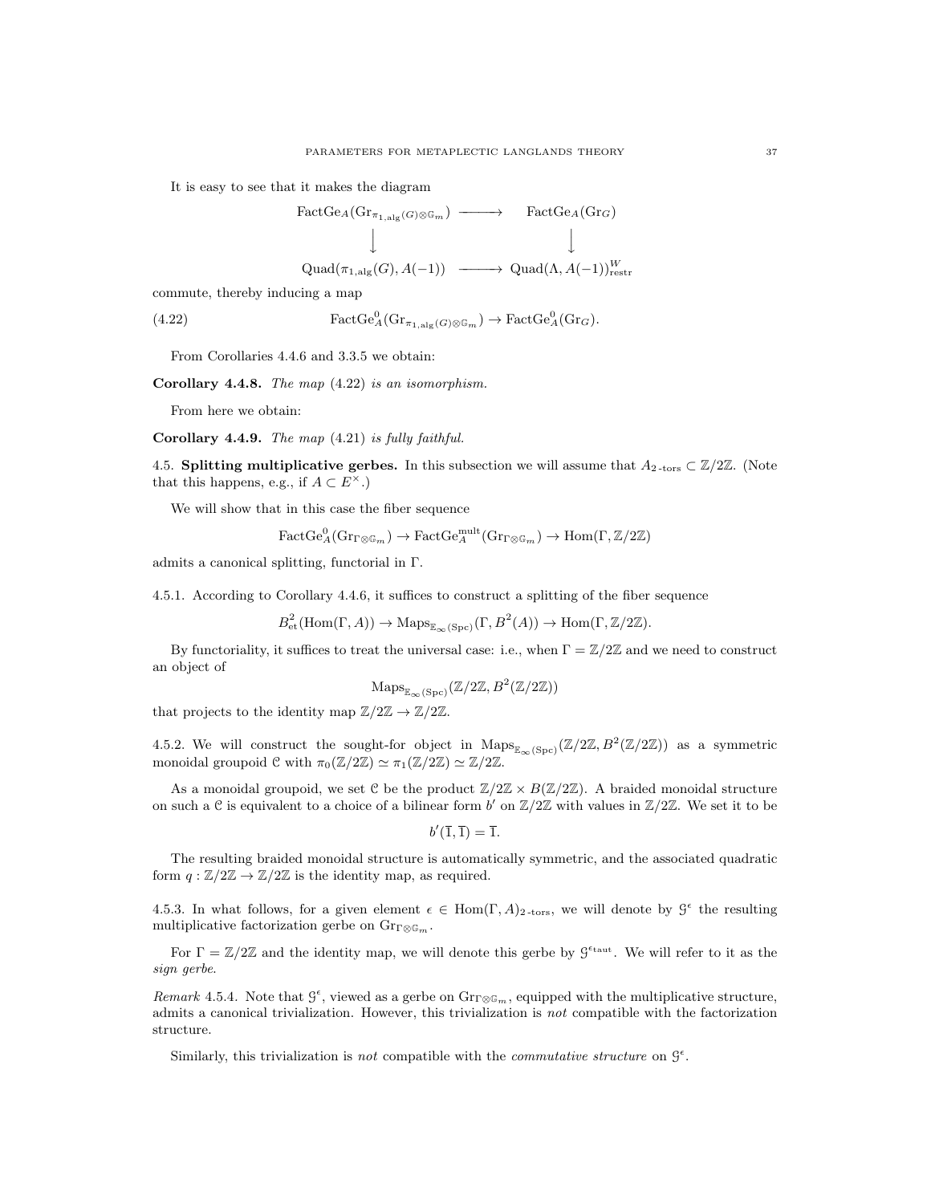It is easy to see that it makes the diagram

$$
\begin{array}{ccc}
\mathrm{FactGe}_A(\mathrm{Gr}_{\pi_{1,\mathrm{alg}}(G)\otimes\mathbb{G}_m}) & \longrightarrow & \mathrm{FactGe}_A(\mathrm{Gr}_G) \\
\downarrow & & \downarrow \\
\mathrm{Quad}(\pi_{1,\mathrm{alg}}(G), A(-1)) & \longrightarrow & \mathrm{Quad}(\Lambda, A(-1))^W_{\mathrm{restr}}
\end{array}
$$

commute, thereby inducing a map

$$
\mathrm{FactGe}^0_A(\mathrm{Gr}_{\pi_{1,\mathrm{alg}}(G)\otimes\mathbb{G}_m}) \to \mathrm{FactGe}^0_A(\mathrm{Gr}_G). \tag{4.22}
$$

From Corollaries 4.4.6 and 3.3.5 we obtain:

**Corollary 4.4.8.** *The map* (4.22) *is an isomorphism.*

From here we obtain:

**Corollary 4.4.9.** *The map* (4.21) *is fully faithful.*

4.5. **Splitting multiplicative gerbes.** In this subsection we will assume that $A_{2\text{-tors}} \subset \mathbb{Z}/2\mathbb{Z}$. (Note that this happens, e.g., if $A \subset E^\times$.)

We will show that in this case the fiber sequence

$$
\mathrm{FactGe}^0_A(\mathrm{Gr}_{\Gamma\otimes\mathbb{G}_m}) \to \mathrm{FactGe}^{\mathrm{mult}}_A(\mathrm{Gr}_{\Gamma\otimes\mathbb{G}_m}) \to \mathrm{Hom}(\Gamma, \mathbb{Z}/2\mathbb{Z})
$$

admits a canonical splitting, functorial in $\Gamma$.

4.5.1. According to Corollary 4.4.6, it suffices to construct a splitting of the fiber sequence

$$
B^2_{\mathrm{et}}(\mathrm{Hom}(\Gamma, A)) \to \mathrm{Maps}_{\mathbb{E}_\infty(\mathrm{Spc})}(\Gamma, B^2(A)) \to \mathrm{Hom}(\Gamma, \mathbb{Z}/2\mathbb{Z}).
$$

By functoriality, it suffices to treat the universal case: i.e., when $\Gamma = \mathbb{Z}/2\mathbb{Z}$ and we need to construct an object of

$$
\mathrm{Maps}_{\mathbb{E}_\infty(\mathrm{Spc})}(\mathbb{Z}/2\mathbb{Z}, B^2(\mathbb{Z}/2\mathbb{Z}))
$$

that projects to the identity map $\mathbb{Z}/2\mathbb{Z} \to \mathbb{Z}/2\mathbb{Z}$.

4.5.2. We will construct the sought-for object in $\mathrm{Maps}_{\mathbb{E}_\infty(\mathrm{Spc})}(\mathbb{Z}/2\mathbb{Z}, B^2(\mathbb{Z}/2\mathbb{Z}))$ as a symmetric monoidal groupoid $\mathcal{C}$ with $\pi_0(\mathbb{Z}/2\mathbb{Z}) \simeq \pi_1(\mathbb{Z}/2\mathbb{Z}) \simeq \mathbb{Z}/2\mathbb{Z}$.

As a monoidal groupoid, we set $\mathcal{C}$ be the product $\mathbb{Z}/2\mathbb{Z} \times B(\mathbb{Z}/2\mathbb{Z})$. A braided monoidal structure on such a $\mathcal{C}$ is equivalent to a choice of a bilinear form $b'$ on $\mathbb{Z}/2\mathbb{Z}$ with values in $\mathbb{Z}/2\mathbb{Z}$. We set it to be

$$
b'(\overline{1}, \overline{1}) = \overline{1}.
$$

The resulting braided monoidal structure is automatically symmetric, and the associated quadratic form $q : \mathbb{Z}/2\mathbb{Z} \to \mathbb{Z}/2\mathbb{Z}$ is the identity map, as required.

4.5.3. In what follows, for a given element $\epsilon \in \mathrm{Hom}(\Gamma, A)_{2\text{-tors}}$, we will denote by $\mathcal{G}^\epsilon$ the resulting multiplicative factorization gerbe on $\mathrm{Gr}_{\Gamma\otimes\mathbb{G}_m}$.

For $\Gamma = \mathbb{Z}/2\mathbb{Z}$ and the identity map, we will denote this gerbe by $\mathcal{G}^{\epsilon_{\mathrm{taut}}}$. We will refer to it as the *sign gerbe*.

*Remark* 4.5.4. Note that $\mathcal{G}^\epsilon$, viewed as a gerbe on $\mathrm{Gr}_{\Gamma\otimes\mathbb{G}_m}$, equipped with the multiplicative structure, admits a canonical trivialization. However, this trivialization is *not* compatible with the factorization structure.

Similarly, this trivialization is *not* compatible with the *commutative structure* on $\mathcal{G}^\epsilon$.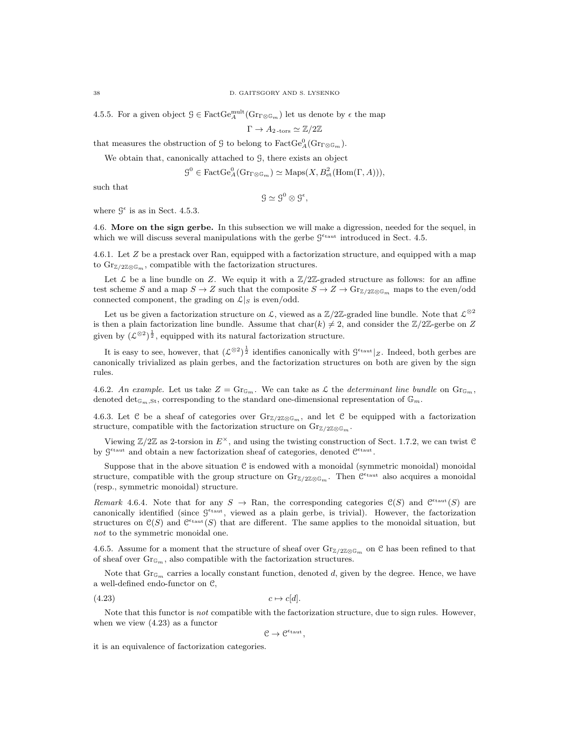4.5.5. For a given object $\mathcal{G} \in \mathrm{FactGe}^{\mathrm{mult}}_A(\mathrm{Gr}_{\Gamma\otimes\mathbb{G}_m})$ let us denote by $\epsilon$ the map

$$\Gamma \to A_{2\text{-tors}} \simeq \mathbb{Z}/2\mathbb{Z}$$

that measures the obstruction of $\mathcal{G}$ to belong to $\mathrm{FactGe}^0_A(\mathrm{Gr}_{\Gamma\otimes\mathbb{G}_m})$.

We obtain that, canonically attached to $\mathcal{G}$, there exists an object

$$\mathcal{G}^0 \in \mathrm{FactGe}^0_A(\mathrm{Gr}_{\Gamma\otimes\mathbb{G}_m}) \simeq \mathrm{Maps}(X, B^2_{\mathrm{et}}(\mathrm{Hom}(\Gamma, A))),$$

such that

$$\mathcal{G} \simeq \mathcal{G}^0 \otimes \mathcal{G}^\epsilon,$$

where $\mathcal{G}^\epsilon$ is as in Sect. 4.5.3.

## 4.6. More on the sign gerbe.

In this subsection we will make a digression, needed for the sequel, in which we will discuss several manipulations with the gerbe $\mathcal{G}^{\epsilon_{\mathrm{taut}}}$ introduced in Sect. 4.5.

4.6.1. Let $Z$ be a prestack over Ran, equipped with a factorization structure, and equipped with a map to $\mathrm{Gr}_{\mathbb{Z}/2\mathbb{Z}\otimes\mathbb{G}_m}$, compatible with the factorization structures.

Let $\mathcal{L}$ be a line bundle on $Z$. We equip it with a $\mathbb{Z}/2\mathbb{Z}$-graded structure as follows: for an affine test scheme $S$ and a map $S \to Z$ such that the composite $S \to Z \to \mathrm{Gr}_{\mathbb{Z}/2\mathbb{Z}\otimes\mathbb{G}_m}$ maps to the even/odd connected component, the grading on $\mathcal{L}|_S$ is even/odd.

Let us be given a factorization structure on $\mathcal{L}$, viewed as a $\mathbb{Z}/2\mathbb{Z}$-graded line bundle. Note that $\mathcal{L}^{\otimes 2}$ is then a plain factorization line bundle. Assume that $\mathrm{char}(k) \neq 2$, and consider the $\mathbb{Z}/2\mathbb{Z}$-gerbe on $Z$ given by $(\mathcal{L}^{\otimes 2})^{\frac{1}{2}}$, equipped with its natural factorization structure.

It is easy to see, however, that $(\mathcal{L}^{\otimes 2})^{\frac{1}{2}}$ identifies canonically with $\mathcal{G}^{\epsilon_{\mathrm{taut}}}|_Z$. Indeed, both gerbes are canonically trivialized as plain gerbes, and the factorization structures on both are given by the sign rules.

4.6.2. *An example.* Let us take $Z = \mathrm{Gr}_{\mathbb{G}_m}$. We can take as $\mathcal{L}$ the *determinant line bundle* on $\mathrm{Gr}_{\mathbb{G}_m}$, denoted $\det_{\mathbb{G}_m,\mathrm{St}}$, corresponding to the standard one-dimensional representation of $\mathbb{G}_m$.

4.6.3. Let $\mathcal{C}$ be a sheaf of categories over $\mathrm{Gr}_{\mathbb{Z}/2\mathbb{Z}\otimes\mathbb{G}_m}$, and let $\mathcal{C}$ be equipped with a factorization structure, compatible with the factorization structure on $\mathrm{Gr}_{\mathbb{Z}/2\mathbb{Z}\otimes\mathbb{G}_m}$.

Viewing $\mathbb{Z}/2\mathbb{Z}$ as 2-torsion in $E^\times$, and using the twisting construction of Sect. 1.7.2, we can twist $\mathcal{C}$ by $\mathcal{G}^{\epsilon_{\mathrm{taut}}}$ and obtain a new factorization sheaf of categories, denoted $\mathcal{C}^{\epsilon_{\mathrm{taut}}}$.

Suppose that in the above situation $\mathcal{C}$ is endowed with a monoidal (symmetric monoidal) monoidal structure, compatible with the group structure on $\mathrm{Gr}_{\mathbb{Z}/2\mathbb{Z}\otimes\mathbb{G}_m}$. Then $\mathcal{C}^{\epsilon_{\mathrm{taut}}}$ also acquires a monoidal (resp., symmetric monoidal) structure.

*Remark* 4.6.4. Note that for any $S \to \mathrm{Ran}$, the corresponding categories $\mathcal{C}(S)$ and $\mathcal{C}^{\epsilon_{\mathrm{taut}}}(S)$ are canonically identified (since $\mathcal{G}^{\epsilon_{\mathrm{taut}}}$, viewed as a plain gerbe, is trivial). However, the factorization structures on $\mathcal{C}(S)$ and $\mathcal{C}^{\epsilon_{\mathrm{taut}}}(S)$ that are different. The same applies to the monoidal situation, but *not* to the symmetric monoidal one.

4.6.5. Assume for a moment that the structure of sheaf over $\mathrm{Gr}_{\mathbb{Z}/2\mathbb{Z}\otimes\mathbb{G}_m}$ on $\mathcal{C}$ has been refined to that of sheaf over $\mathrm{Gr}_{\mathbb{G}_m}$, also compatible with the factorization structures.

Note that $\mathrm{Gr}_{\mathbb{G}_m}$ carries a locally constant function, denoted $d$, given by the degree. Hence, we have a well-defined endo-functor on $\mathcal{C}$,

$$c \mapsto c[d]. \tag{4.23}$$

Note that this functor is *not* compatible with the factorization structure, due to sign rules. However, when we view (4.23) as a functor

$$\mathcal{C} \to \mathcal{C}^{\epsilon_{\mathrm{taut}}},$$

it is an equivalence of factorization categories.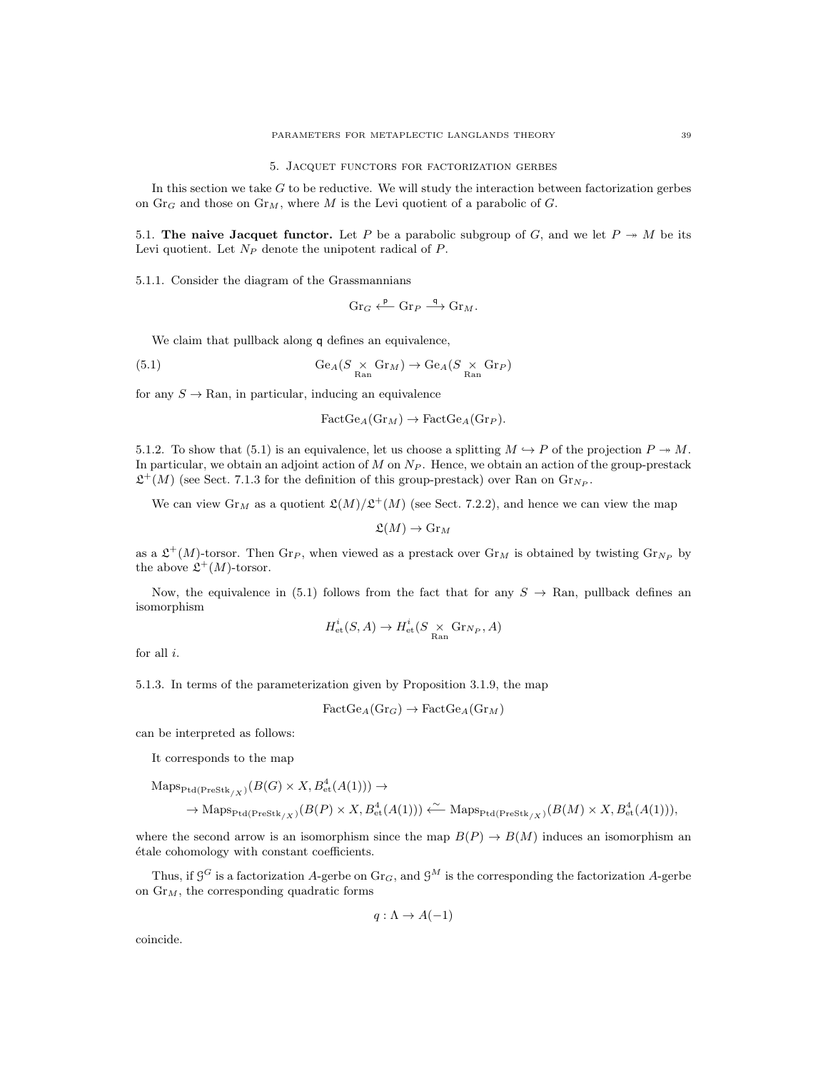## 5. Jacquet functors for factorization gerbes

In this section we take $G$ to be reductive. We will study the interaction between factorization gerbes on $\mathrm{Gr}_G$ and those on $\mathrm{Gr}_M$, where $M$ is the Levi quotient of a parabolic of $G$.

### 5.1. The naive Jacquet functor.

Let $P$ be a parabolic subgroup of $G$, and we let $P \twoheadrightarrow M$ be its Levi quotient. Let $N_P$ denote the unipotent radical of $P$.

5.1.1. Consider the diagram of the Grassmannians

$$\mathrm{Gr}_G \xleftarrow{\mathsf{p}} \mathrm{Gr}_P \xrightarrow{\mathsf{q}} \mathrm{Gr}_M.$$

We claim that pullback along $\mathsf{q}$ defines an equivalence,

$$\mathrm{Ge}_A(S \underset{\mathrm{Ran}}{\times} \mathrm{Gr}_M) \to \mathrm{Ge}_A(S \underset{\mathrm{Ran}}{\times} \mathrm{Gr}_P) \tag{5.1}$$

for any $S \to \mathrm{Ran}$, in particular, inducing an equivalence

$$\mathrm{FactGe}_A(\mathrm{Gr}_M) \to \mathrm{FactGe}_A(\mathrm{Gr}_P).$$

5.1.2. To show that (5.1) is an equivalence, let us choose a splitting $M \hookrightarrow P$ of the projection $P \twoheadrightarrow M$. In particular, we obtain an adjoint action of $M$ on $N_P$. Hence, we obtain an action of the group-prestack $\mathfrak{L}^+(M)$ (see Sect. 7.1.3 for the definition of this group-prestack) over Ran on $\mathrm{Gr}_{N_P}$.

We can view $\mathrm{Gr}_M$ as a quotient $\mathfrak{L}(M)/\mathfrak{L}^+(M)$ (see Sect. 7.2.2), and hence we can view the map

$$\mathfrak{L}(M) \to \mathrm{Gr}_M$$

as a $\mathfrak{L}^+(M)$-torsor. Then $\mathrm{Gr}_P$, when viewed as a prestack over $\mathrm{Gr}_M$ is obtained by twisting $\mathrm{Gr}_{N_P}$ by the above $\mathfrak{L}^+(M)$-torsor.

Now, the equivalence in (5.1) follows from the fact that for any $S \to \mathrm{Ran}$, pullback defines an isomorphism

$$H^i_{\mathrm{et}}(S, A) \to H^i_{\mathrm{et}}(S \underset{\mathrm{Ran}}{\times} \mathrm{Gr}_{N_P}, A)$$

for all $i$.

5.1.3. In terms of the parameterization given by Proposition 3.1.9, the map

$$\mathrm{FactGe}_A(\mathrm{Gr}_G) \to \mathrm{FactGe}_A(\mathrm{Gr}_M)$$

can be interpreted as follows:

It corresponds to the map

$$\mathrm{Maps}_{\mathrm{Ptd}(\mathrm{PreStk}_{/X})}(B(G) \times X, B^4_{\mathrm{et}}(A(1))) \to$$
$$\to \mathrm{Maps}_{\mathrm{Ptd}(\mathrm{PreStk}_{/X})}(B(P) \times X, B^4_{\mathrm{et}}(A(1))) \xleftarrow{\sim} \mathrm{Maps}_{\mathrm{Ptd}(\mathrm{PreStk}_{/X})}(B(M) \times X, B^4_{\mathrm{et}}(A(1))),$$

where the second arrow is an isomorphism since the map $B(P) \to B(M)$ induces an isomorphism an étale cohomology with constant coefficients.

Thus, if $\mathcal{G}^G$ is a factorization $A$-gerbe on $\mathrm{Gr}_G$, and $\mathcal{G}^M$ is the corresponding the factorization $A$-gerbe on $\mathrm{Gr}_M$, the corresponding quadratic forms

$$q : \Lambda \to A(-1)$$

coincide.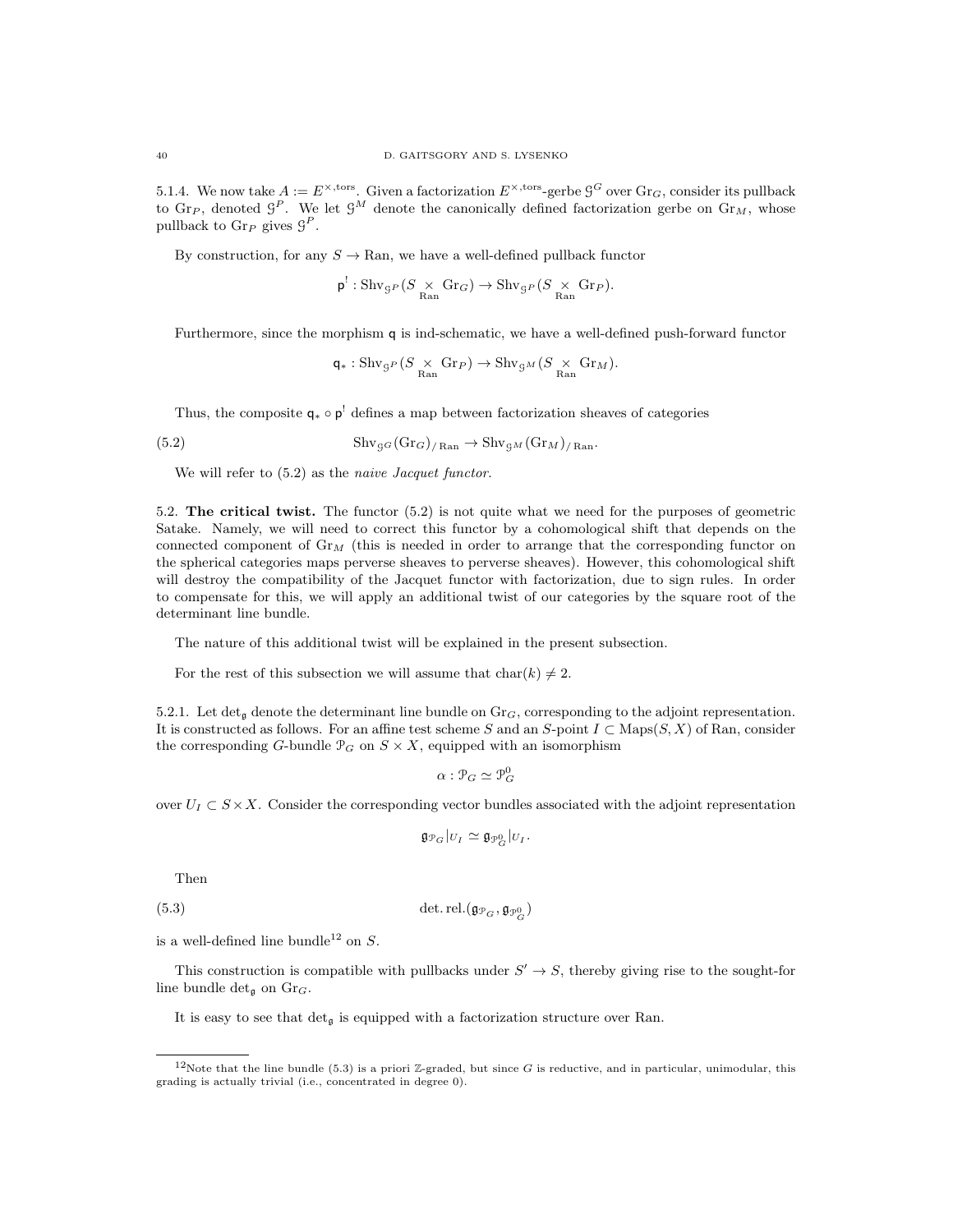5.1.4. We now take $A := E^{\times,\mathrm{tors}}$. Given a factorization $E^{\times,\mathrm{tors}}$-gerbe $\mathcal{G}^G$ over $\mathrm{Gr}_G$, consider its pullback to $\mathrm{Gr}_P$, denoted $\mathcal{G}^P$. We let $\mathcal{G}^M$ denote the canonically defined factorization gerbe on $\mathrm{Gr}_M$, whose pullback to $\mathrm{Gr}_P$ gives $\mathcal{G}^P$.

By construction, for any $S \to \mathrm{Ran}$, we have a well-defined pullback functor

$$\mathsf{p}^! : \mathrm{Shv}_{\mathcal{G}^P}(S \underset{\mathrm{Ran}}{\times} \mathrm{Gr}_G) \to \mathrm{Shv}_{\mathcal{G}^P}(S \underset{\mathrm{Ran}}{\times} \mathrm{Gr}_P).$$

Furthermore, since the morphism $\mathsf{q}$ is ind-schematic, we have a well-defined push-forward functor

$$\mathsf{q}_* : \mathrm{Shv}_{\mathcal{G}^P}(S \underset{\mathrm{Ran}}{\times} \mathrm{Gr}_P) \to \mathrm{Shv}_{\mathcal{G}^M}(S \underset{\mathrm{Ran}}{\times} \mathrm{Gr}_M).$$

Thus, the composite $\mathsf{q}_* \circ \mathsf{p}^!$ defines a map between factorization sheaves of categories

$$\mathrm{Shv}_{\mathcal{G}^G}(\mathrm{Gr}_G)_{/\,\mathrm{Ran}} \to \mathrm{Shv}_{\mathcal{G}^M}(\mathrm{Gr}_M)_{/\,\mathrm{Ran}}. \tag{5.2}$$

We will refer to (5.2) as the *naive Jacquet functor*.

## 5.2. **The critical twist.**

The functor (5.2) is not quite what we need for the purposes of geometric Satake. Namely, we will need to correct this functor by a cohomological shift that depends on the connected component of $\mathrm{Gr}_M$ (this is needed in order to arrange that the corresponding functor on the spherical categories maps perverse sheaves to perverse sheaves). However, this cohomological shift will destroy the compatibility of the Jacquet functor with factorization, due to sign rules. In order to compensate for this, we will apply an additional twist of our categories by the square root of the determinant line bundle.

The nature of this additional twist will be explained in the present subsection.

For the rest of this subsection we will assume that $\mathrm{char}(k) \neq 2$.

5.2.1. Let $\det_{\mathfrak{g}}$ denote the determinant line bundle on $\mathrm{Gr}_G$, corresponding to the adjoint representation. It is constructed as follows. For an affine test scheme $S$ and an $S$-point $I \subset \mathrm{Maps}(S, X)$ of Ran, consider the corresponding $G$-bundle $\mathcal{P}_G$ on $S \times X$, equipped with an isomorphism

$$\alpha : \mathcal{P}_G \simeq \mathcal{P}^0_G$$

over $U_I \subset S \times X$. Consider the corresponding vector bundles associated with the adjoint representation

$$\mathfrak{g}_{\mathcal{P}_G}|_{U_I} \simeq \mathfrak{g}_{\mathcal{P}^0_G}|_{U_I}.$$

Then

$$\det.\mathrm{rel.}(\mathfrak{g}_{\mathcal{P}_G}, \mathfrak{g}_{\mathcal{P}^0_G}) \tag{5.3}$$

is a well-defined line bundle[12] on $S$.

This construction is compatible with pullbacks under $S' \to S$, thereby giving rise to the sought-for line bundle $\det_{\mathfrak{g}}$ on $\mathrm{Gr}_G$.

It is easy to see that $\det_{\mathfrak{g}}$ is equipped with a factorization structure over Ran.

[12] Note that the line bundle (5.3) is a priori $\mathbb{Z}$-graded, but since $G$ is reductive, and in particular, unimodular, this grading is actually trivial (i.e., concentrated in degree 0).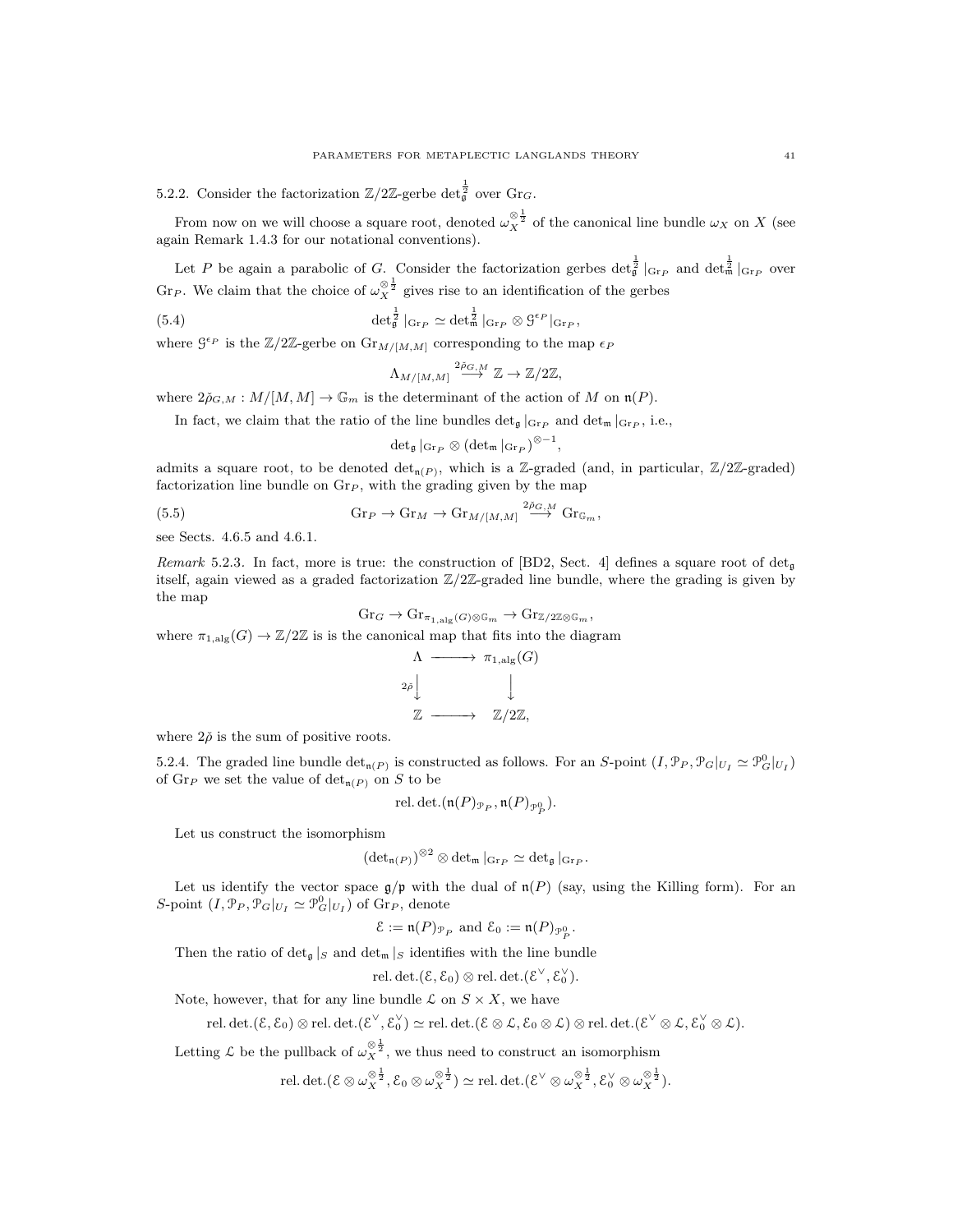5.2.2. Consider the factorization $\mathbb{Z}/2\mathbb{Z}$-gerbe $\det_{\mathfrak{g}}^{\frac{1}{2}}$ over $\mathrm{Gr}_G$.

From now on we will choose a square root, denoted $\omega_X^{\otimes \frac{1}{2}}$ of the canonical line bundle $\omega_X$ on $X$ (see again Remark 1.4.3 for our notational conventions).

Let $P$ be again a parabolic of $G$. Consider the factorization gerbes $\det_{\mathfrak{g}}^{\frac{1}{2}}|_{\mathrm{Gr}_P}$ and $\det_{\mathfrak{m}}^{\frac{1}{2}}|_{\mathrm{Gr}_P}$ over $\mathrm{Gr}_P$. We claim that the choice of $\omega_X^{\otimes \frac{1}{2}}$ gives rise to an identification of the gerbes

$$\det_{\mathfrak{g}}^{\frac{1}{2}}|_{\mathrm{Gr}_P} \simeq \det_{\mathfrak{m}}^{\frac{1}{2}}|_{\mathrm{Gr}_P} \otimes \mathcal{G}^{\epsilon_P}|_{\mathrm{Gr}_P}, \tag{5.4}$$

where $\mathcal{G}^{\epsilon_P}$ is the $\mathbb{Z}/2\mathbb{Z}$-gerbe on $\mathrm{Gr}_{M/[M,M]}$ corresponding to the map $\epsilon_P$

$$\Lambda_{M/[M,M]} \overset{2\check{\rho}_{G,M}}{\longrightarrow} \mathbb{Z} \to \mathbb{Z}/2\mathbb{Z},$$

where $2\check{\rho}_{G,M} : M/[M,M] \to \mathbb{G}_m$ is the determinant of the action of $M$ on $\mathfrak{n}(P)$.

In fact, we claim that the ratio of the line bundles $\det_{\mathfrak{g}}|_{\mathrm{Gr}_P}$ and $\det_{\mathfrak{m}}|_{\mathrm{Gr}_P}$, i.e.,

$$\det_{\mathfrak{g}}|_{\mathrm{Gr}_P} \otimes (\det_{\mathfrak{m}}|_{\mathrm{Gr}_P})^{\otimes -1},$$

admits a square root, to be denoted $\det_{\mathfrak{n}(P)}$, which is a $\mathbb{Z}$-graded (and, in particular, $\mathbb{Z}/2\mathbb{Z}$-graded) factorization line bundle on $\mathrm{Gr}_P$, with the grading given by the map

$$\mathrm{Gr}_P \to \mathrm{Gr}_M \to \mathrm{Gr}_{M/[M,M]} \overset{2\check{\rho}_{G,M}}{\longrightarrow} \mathrm{Gr}_{\mathbb{G}_m}, \tag{5.5}$$

see Sects. 4.6.5 and 4.6.1.

*Remark* 5.2.3. In fact, more is true: the construction of [BD2, Sect. 4] defines a square root of $\det_{\mathfrak{g}}$ itself, again viewed as a graded factorization $\mathbb{Z}/2\mathbb{Z}$-graded line bundle, where the grading is given by the map

$$\mathrm{Gr}_G \to \mathrm{Gr}_{\pi_{1,\mathrm{alg}}(G)\otimes \mathbb{G}_m} \to \mathrm{Gr}_{\mathbb{Z}/2\mathbb{Z}\otimes \mathbb{G}_m},$$

where $\pi_{1,\mathrm{alg}}(G) \to \mathbb{Z}/2\mathbb{Z}$ is is the canonical map that fits into the diagram

$$\begin{array}{ccc} \Lambda & \longrightarrow & \pi_{1,\mathrm{alg}}(G) \\ {\scriptstyle 2\check{\rho}}\downarrow & & \downarrow \\ \mathbb{Z} & \longrightarrow & \mathbb{Z}/2\mathbb{Z}, \end{array}$$

where $2\check{\rho}$ is the sum of positive roots.

5.2.4. The graded line bundle $\det_{\mathfrak{n}(P)}$ is constructed as follows. For an $S$-point $(I, \mathcal{P}_P, \mathcal{P}_G|_{U_I} \simeq \mathcal{P}^0_G|_{U_I})$ of $\mathrm{Gr}_P$ we set the value of $\det_{\mathfrak{n}(P)}$ on $S$ to be

$$\mathrm{rel.det.}(\mathfrak{n}(P)_{\mathcal{P}_P}, \mathfrak{n}(P)_{\mathcal{P}^0_P}).$$

Let us construct the isomorphism

$$(\det_{\mathfrak{n}(P)})^{\otimes 2} \otimes \det_{\mathfrak{m}}|_{\mathrm{Gr}_P} \simeq \det_{\mathfrak{g}}|_{\mathrm{Gr}_P}.$$

Let us identify the vector space $\mathfrak{g}/\mathfrak{p}$ with the dual of $\mathfrak{n}(P)$ (say, using the Killing form). For an $S$-point $(I, \mathcal{P}_P, \mathcal{P}_G|_{U_I} \simeq \mathcal{P}^0_G|_{U_I})$ of $\mathrm{Gr}_P$, denote

$$\mathcal{E} := \mathfrak{n}(P)_{\mathcal{P}_P} \text{ and } \mathcal{E}_0 := \mathfrak{n}(P)_{\mathcal{P}^0_P}.$$

Then the ratio of $\det_{\mathfrak{g}}|_S$ and $\det_{\mathfrak{m}}|_S$ identifies with the line bundle

$$\mathrm{rel.det.}(\mathcal{E}, \mathcal{E}_0) \otimes \mathrm{rel.det.}(\mathcal{E}^\vee, \mathcal{E}_0^\vee).$$

Note, however, that for any line bundle $\mathcal{L}$ on $S \times X$, we have

$$\mathrm{rel.det.}(\mathcal{E}, \mathcal{E}_0) \otimes \mathrm{rel.det.}(\mathcal{E}^\vee, \mathcal{E}_0^\vee) \simeq \mathrm{rel.det.}(\mathcal{E} \otimes \mathcal{L}, \mathcal{E}_0 \otimes \mathcal{L}) \otimes \mathrm{rel.det.}(\mathcal{E}^\vee \otimes \mathcal{L}, \mathcal{E}_0^\vee \otimes \mathcal{L}).$$

Letting $\mathcal{L}$ be the pullback of $\omega_X^{\otimes \frac{1}{2}}$, we thus need to construct an isomorphism

$$\mathrm{rel.det.}(\mathcal{E} \otimes \omega_X^{\otimes \frac{1}{2}}, \mathcal{E}_0 \otimes \omega_X^{\otimes \frac{1}{2}}) \simeq \mathrm{rel.det.}(\mathcal{E}^\vee \otimes \omega_X^{\otimes \frac{1}{2}}, \mathcal{E}_0^\vee \otimes \omega_X^{\otimes \frac{1}{2}}).$$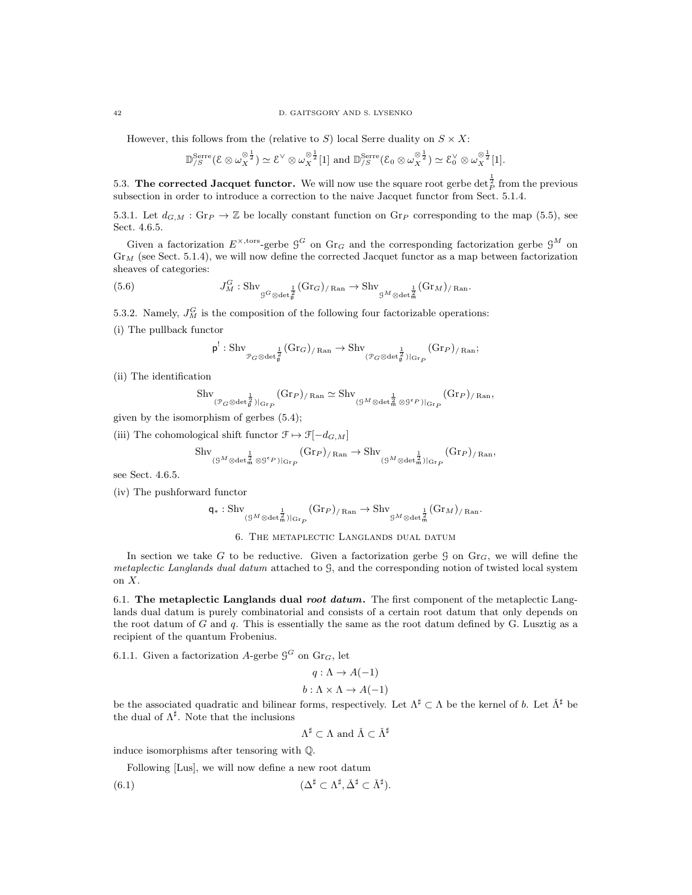However, this follows from the (relative to $S$) local Serre duality on $S \times X$:

$$\mathbb{D}^{\mathrm{Serre}}_{/S}(\mathcal{E} \otimes \omega_X^{\otimes \frac{1}{2}}) \simeq \mathcal{E}^\vee \otimes \omega_X^{\otimes \frac{1}{2}}[1] \text{ and } \mathbb{D}^{\mathrm{Serre}}_{/S}(\mathcal{E}_0 \otimes \omega_X^{\otimes \frac{1}{2}}) \simeq \mathcal{E}_0^\vee \otimes \omega_X^{\otimes \frac{1}{2}}[1].$$

5.3. **The corrected Jacquet functor.** We will now use the square root gerbe $\det_P^{\frac{1}{2}}$ from the previous subsection in order to introduce a correction to the naive Jacquet functor from Sect. 5.1.4.

5.3.1. Let $d_{G,M} : \mathrm{Gr}_P \to \mathbb{Z}$ be locally constant function on $\mathrm{Gr}_P$ corresponding to the map (5.5), see Sect. 4.6.5.

Given a factorization $E^{\times,\mathrm{tors}}$-gerbe $\mathcal{G}^G$ on $\mathrm{Gr}_G$ and the corresponding factorization gerbe $\mathcal{G}^M$ on $\mathrm{Gr}_M$ (see Sect. 5.1.4), we will now define the corrected Jacquet functor as a map between factorization sheaves of categories:

$$J^G_M : \mathrm{Shv}_{\mathcal{G}^G \otimes \det_{\mathfrak{g}}^{\frac{1}{2}}}(\mathrm{Gr}_G)_{/\,\mathrm{Ran}} \to \mathrm{Shv}_{\mathcal{G}^M \otimes \det_{\mathfrak{m}}^{\frac{1}{2}}}(\mathrm{Gr}_M)_{/\,\mathrm{Ran}}. \tag{5.6}$$

5.3.2. Namely, $J^G_M$ is the composition of the following four factorizable operations:

(i) The pullback functor

$$\mathsf{p}^! : \mathrm{Shv}_{\mathcal{P}_G \otimes \det_{\mathfrak{g}}^{\frac{1}{2}}}(\mathrm{Gr}_G)_{/\,\mathrm{Ran}} \to \mathrm{Shv}_{(\mathcal{P}_G \otimes \det_{\mathfrak{g}}^{\frac{1}{2}})|_{\mathrm{Gr}_P}}(\mathrm{Gr}_P)_{/\,\mathrm{Ran}};$$

(ii) The identification

$$\mathrm{Shv}_{(\mathcal{P}_G \otimes \det_{\mathfrak{g}}^{\frac{1}{2}})|_{\mathrm{Gr}_P}}(\mathrm{Gr}_P)_{/\,\mathrm{Ran}} \simeq \mathrm{Shv}_{(\mathcal{G}^M \otimes \det_{\mathfrak{m}}^{\frac{1}{2}} \otimes \mathcal{G}^{\epsilon_P})|_{\mathrm{Gr}_P}}(\mathrm{Gr}_P)_{/\,\mathrm{Ran}},$$

given by the isomorphism of gerbes (5.4);

(iii) The cohomological shift functor $\mathcal{F} \mapsto \mathcal{F}[-d_{G,M}]$

$$\mathrm{Shv}_{(\mathcal{G}^M \otimes \det_{\mathfrak{m}}^{\frac{1}{2}} \otimes \mathcal{G}^{\epsilon_P})|_{\mathrm{Gr}_P}}(\mathrm{Gr}_P)_{/\,\mathrm{Ran}} \to \mathrm{Shv}_{(\mathcal{G}^M \otimes \det_{\mathfrak{m}}^{\frac{1}{2}})|_{\mathrm{Gr}_P}}(\mathrm{Gr}_P)_{/\,\mathrm{Ran}},$$

see Sect. 4.6.5.

(iv) The pushforward functor

$$\mathsf{q}_* : \mathrm{Shv}_{(\mathcal{G}^M \otimes \det_{\mathfrak{m}}^{\frac{1}{2}})|_{\mathrm{Gr}_P}}(\mathrm{Gr}_P)_{/\,\mathrm{Ran}} \to \mathrm{Shv}_{\mathcal{G}^M \otimes \det_{\mathfrak{m}}^{\frac{1}{2}}}(\mathrm{Gr}_M)_{/\,\mathrm{Ran}}.$$

# 6. The metaplectic Langlands dual datum

In section we take $G$ to be reductive. Given a factorization gerbe $\mathcal{G}$ on $\mathrm{Gr}_G$, we will define the *metaplectic Langlands dual datum* attached to $\mathcal{G}$, and the corresponding notion of twisted local system on $X$.

6.1. **The metaplectic Langlands dual *root datum*.** The first component of the metaplectic Langlands dual datum is purely combinatorial and consists of a certain root datum that only depends on the root datum of $G$ and $q$. This is essentially the same as the root datum defined by G. Lusztig as a recipient of the quantum Frobenius.

6.1.1. Given a factorization $A$-gerbe $\mathcal{G}^G$ on $\mathrm{Gr}_G$, let

$$q : \Lambda \to A(-1)$$
$$b : \Lambda \times \Lambda \to A(-1)$$

be the associated quadratic and bilinear forms, respectively. Let $\Lambda^\sharp \subset \Lambda$ be the kernel of $b$. Let $\check{\Lambda}^\sharp$ be the dual of $\Lambda^\sharp$. Note that the inclusions

$$\Lambda^\sharp \subset \Lambda \text{ and } \check{\Lambda} \subset \check{\Lambda}^\sharp$$

induce isomorphisms after tensoring with $\mathbb{Q}$.

Following [Lus], we will now define a new root datum

$$(\Delta^\sharp \subset \Lambda^\sharp, \check{\Delta}^\sharp \subset \check{\Lambda}^\sharp). \tag{6.1}$$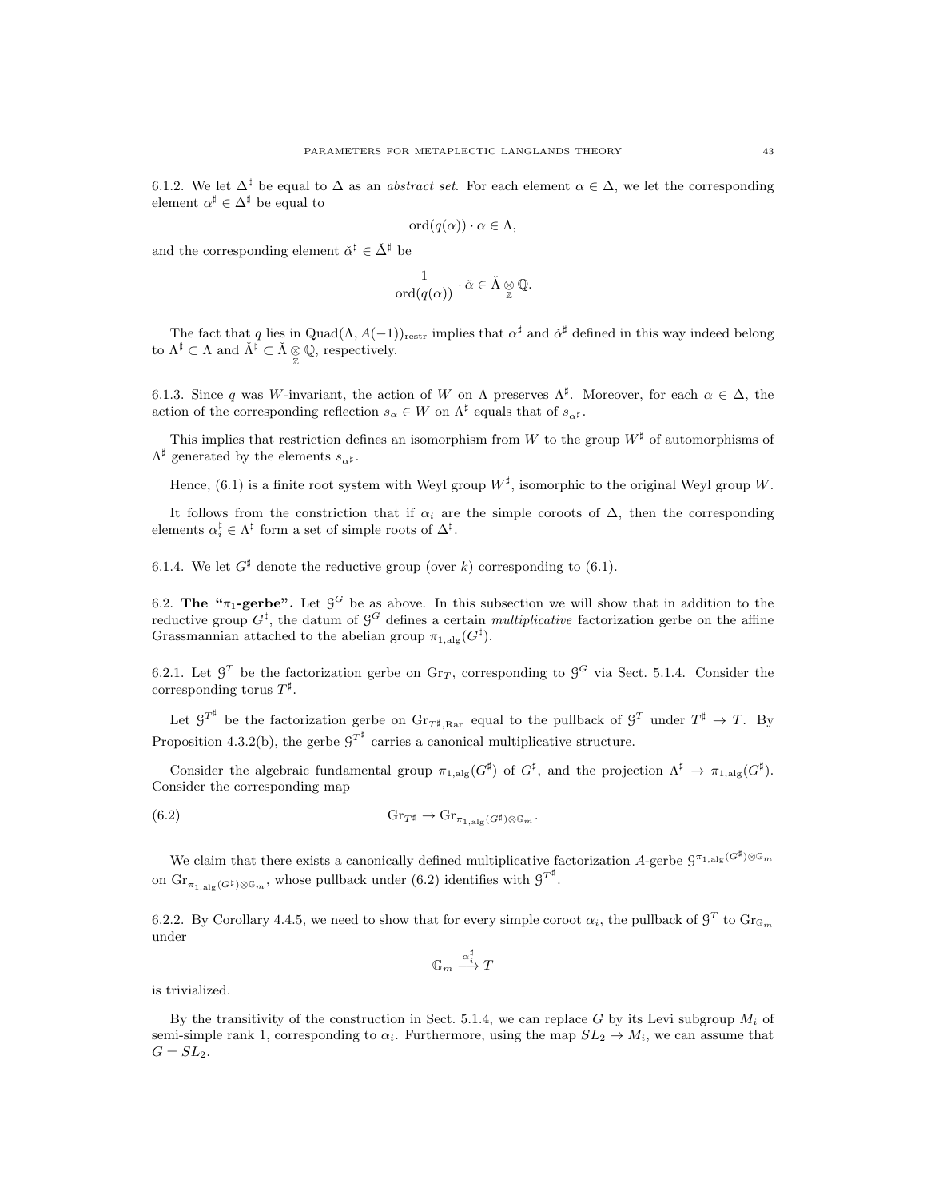6.1.2. We let $\Delta^\sharp$ be equal to $\Delta$ as an *abstract set*. For each element $\alpha \in \Delta$, we let the corresponding element $\alpha^\sharp \in \Delta^\sharp$ be equal to

$$\mathrm{ord}(q(\alpha)) \cdot \alpha \in \Lambda,$$

and the corresponding element $\check{\alpha}^\sharp \in \check{\Delta}^\sharp$ be

$$\frac{1}{\mathrm{ord}(q(\alpha))} \cdot \check{\alpha} \in \check{\Lambda} \underset{\mathbb{Z}}{\otimes} \mathbb{Q}.$$

The fact that $q$ lies in $\mathrm{Quad}(\Lambda, A(-1))_{\mathrm{restr}}$ implies that $\alpha^\sharp$ and $\check{\alpha}^\sharp$ defined in this way indeed belong to $\Lambda^\sharp \subset \Lambda$ and $\check{\Lambda}^\sharp \subset \check{\Lambda} \underset{\mathbb{Z}}{\otimes} \mathbb{Q}$, respectively.

6.1.3. Since $q$ was $W$-invariant, the action of $W$ on $\Lambda$ preserves $\Lambda^\sharp$. Moreover, for each $\alpha \in \Delta$, the action of the corresponding reflection $s_\alpha \in W$ on $\Lambda^\sharp$ equals that of $s_{\alpha^\sharp}$.

This implies that restriction defines an isomorphism from $W$ to the group $W^\sharp$ of automorphisms of $\Lambda^\sharp$ generated by the elements $s_{\alpha^\sharp}$.

Hence, (6.1) is a finite root system with Weyl group $W^\sharp$, isomorphic to the original Weyl group $W$.

It follows from the constriction that if $\alpha_i$ are the simple coroots of $\Delta$, then the corresponding elements $\alpha_i^\sharp \in \Lambda^\sharp$ form a set of simple roots of $\Delta^\sharp$.

6.1.4. We let $G^\sharp$ denote the reductive group (over $k$) corresponding to (6.1).

## 6.2. The "$\pi_1$-gerbe".

Let $\mathcal{G}^G$ be as above. In this subsection we will show that in addition to the reductive group $G^\sharp$, the datum of $\mathcal{G}^G$ defines a certain *multiplicative* factorization gerbe on the affine Grassmannian attached to the abelian group $\pi_{1,\mathrm{alg}}(G^\sharp)$.

6.2.1. Let $\mathcal{G}^T$ be the factorization gerbe on $\mathrm{Gr}_T$, corresponding to $\mathcal{G}^G$ via Sect. 5.1.4. Consider the corresponding torus $T^\sharp$.

Let $\mathcal{G}^{T^\sharp}$ be the factorization gerbe on $\mathrm{Gr}_{T^\sharp,\mathrm{Ran}}$ equal to the pullback of $\mathcal{G}^T$ under $T^\sharp \to T$. By Proposition 4.3.2(b), the gerbe $\mathcal{G}^{T^\sharp}$ carries a canonical multiplicative structure.

Consider the algebraic fundamental group $\pi_{1,\mathrm{alg}}(G^\sharp)$ of $G^\sharp$, and the projection $\Lambda^\sharp \to \pi_{1,\mathrm{alg}}(G^\sharp)$. Consider the corresponding map

$$\mathrm{Gr}_{T^\sharp} \to \mathrm{Gr}_{\pi_{1,\mathrm{alg}}(G^\sharp)\otimes\mathbb{G}_m}. \tag{6.2}$$

We claim that there exists a canonically defined multiplicative factorization $A$-gerbe $\mathcal{G}^{\pi_{1,\mathrm{alg}}(G^\sharp)\otimes\mathbb{G}_m}$ on $\mathrm{Gr}_{\pi_{1,\mathrm{alg}}(G^\sharp)\otimes\mathbb{G}_m}$, whose pullback under (6.2) identifies with $\mathcal{G}^{T^\sharp}$.

6.2.2. By Corollary 4.4.5, we need to show that for every simple coroot $\alpha_i$, the pullback of $\mathcal{G}^T$ to $\mathrm{Gr}_{\mathbb{G}_m}$ under

$$\mathbb{G}_m \xrightarrow{\alpha_i^\sharp} T$$

is trivialized.

By the transitivity of the construction in Sect. 5.1.4, we can replace $G$ by its Levi subgroup $M_i$ of semi-simple rank 1, corresponding to $\alpha_i$. Furthermore, using the map $SL_2 \to M_i$, we can assume that $G = SL_2$.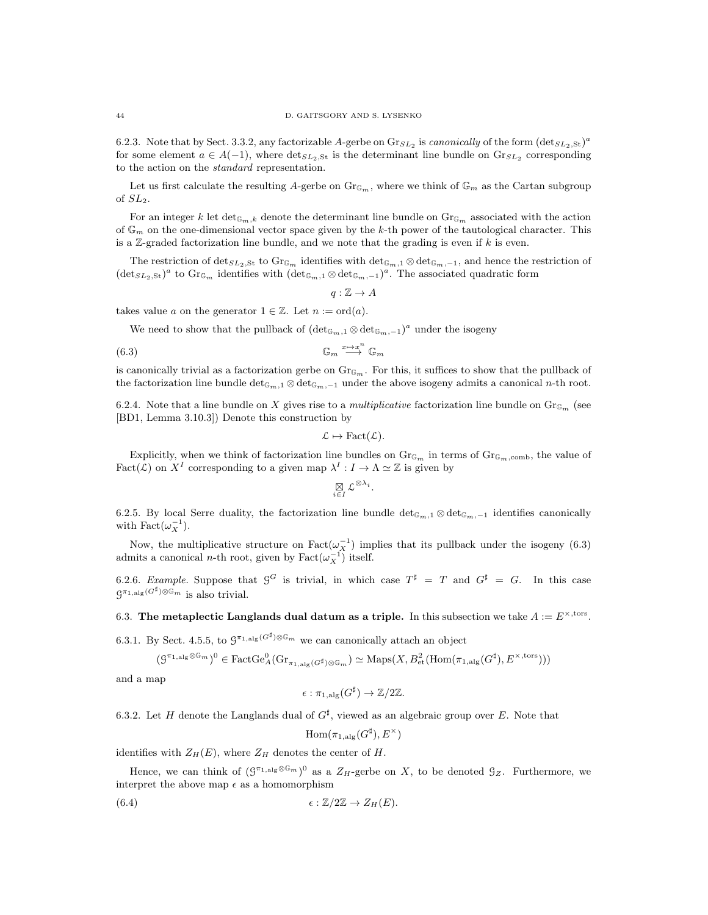6.2.3. Note that by Sect. 3.3.2, any factorizable $A$-gerbe on $\mathrm{Gr}_{SL_2}$ is *canonically* of the form $(\det_{SL_2,\mathrm{St}})^a$ for some element $a \in A(-1)$, where $\det_{SL_2,\mathrm{St}}$ is the determinant line bundle on $\mathrm{Gr}_{SL_2}$ corresponding to the action on the *standard* representation.

Let us first calculate the resulting $A$-gerbe on $\mathrm{Gr}_{\mathbb{G}_m}$, where we think of $\mathbb{G}_m$ as the Cartan subgroup of $SL_2$.

For an integer $k$ let $\det_{\mathbb{G}_m,k}$ denote the determinant line bundle on $\mathrm{Gr}_{\mathbb{G}_m}$ associated with the action of $\mathbb{G}_m$ on the one-dimensional vector space given by the $k$-th power of the tautological character. This is a $\mathbb{Z}$-graded factorization line bundle, and we note that the grading is even if $k$ is even.

The restriction of $\det_{SL_2,\mathrm{St}}$ to $\mathrm{Gr}_{\mathbb{G}_m}$ identifies with $\det_{\mathbb{G}_m,1} \otimes \det_{\mathbb{G}_m,-1}$, and hence the restriction of $(\det_{SL_2,\mathrm{St}})^a$ to $\mathrm{Gr}_{\mathbb{G}_m}$ identifies with $(\det_{\mathbb{G}_m,1} \otimes \det_{\mathbb{G}_m,-1})^a$. The associated quadratic form

$$q : \mathbb{Z} \to A$$

takes value $a$ on the generator $1 \in \mathbb{Z}$. Let $n := \mathrm{ord}(a)$.

We need to show that the pullback of $(\det_{\mathbb{G}_m,1} \otimes \det_{\mathbb{G}_m,-1})^a$ under the isogeny

$$\mathbb{G}_m \overset{x \mapsto x^n}{\longrightarrow} \mathbb{G}_m \tag{6.3}$$

is canonically trivial as a factorization gerbe on $\mathrm{Gr}_{\mathbb{G}_m}$. For this, it suffices to show that the pullback of the factorization line bundle $\det_{\mathbb{G}_m,1} \otimes \det_{\mathbb{G}_m,-1}$ under the above isogeny admits a canonical $n$-th root.

6.2.4. Note that a line bundle on $X$ gives rise to a *multiplicative* factorization line bundle on $\mathrm{Gr}_{\mathbb{G}_m}$ (see [BD1, Lemma 3.10.3]) Denote this construction by

$$\mathcal{L} \mapsto \mathrm{Fact}(\mathcal{L}).$$

Explicitly, when we think of factorization line bundles on $\mathrm{Gr}_{\mathbb{G}_m}$ in terms of $\mathrm{Gr}_{\mathbb{G}_m,\mathrm{comb}}$, the value of $\mathrm{Fact}(\mathcal{L})$ on $X^I$ corresponding to a given map $\lambda^I : I \to \Lambda \simeq \mathbb{Z}$ is given by

$$\underset{i \in I}{\boxtimes} \mathcal{L}^{\otimes \lambda_i}.$$

6.2.5. By local Serre duality, the factorization line bundle $\det_{\mathbb{G}_m,1} \otimes \det_{\mathbb{G}_m,-1}$ identifies canonically with $\mathrm{Fact}(\omega_X^{-1})$.

Now, the multiplicative structure on $\mathrm{Fact}(\omega_X^{-1})$ implies that its pullback under the isogeny (6.3) admits a canonical $n$-th root, given by $\mathrm{Fact}(\omega_X^{-1})$ itself.

6.2.6. *Example.* Suppose that $\mathcal{G}^G$ is trivial, in which case $T^\sharp = T$ and $G^\sharp = G$. In this case $\mathcal{G}^{\pi_{1,\mathrm{alg}}(G^\sharp)\otimes \mathbb{G}_m}$ is also trivial.

## 6.3. The metaplectic Langlands dual datum as a triple.

In this subsection we take $A := E^{\times,\mathrm{tors}}$.

6.3.1. By Sect. 4.5.5, to $\mathcal{G}^{\pi_{1,\mathrm{alg}}(G^\sharp)\otimes \mathbb{G}_m}$ we can canonically attach an object

$$(\mathcal{G}^{\pi_{1,\mathrm{alg}}\otimes \mathbb{G}_m})^0 \in \mathrm{FactGe}^0_A(\mathrm{Gr}_{\pi_{1,\mathrm{alg}}(G^\sharp)\otimes \mathbb{G}_m}) \simeq \mathrm{Maps}(X, B^2_{\mathrm{et}}(\mathrm{Hom}(\pi_{1,\mathrm{alg}}(G^\sharp), E^{\times,\mathrm{tors}})))$$

and a map

$$\epsilon : \pi_{1,\mathrm{alg}}(G^\sharp) \to \mathbb{Z}/2\mathbb{Z}.$$

6.3.2. Let $H$ denote the Langlands dual of $G^\sharp$, viewed as an algebraic group over $E$. Note that

$$\mathrm{Hom}(\pi_{1,\mathrm{alg}}(G^\sharp), E^\times)$$

identifies with $Z_H(E)$, where $Z_H$ denotes the center of $H$.

Hence, we can think of $(\mathcal{G}^{\pi_{1,\mathrm{alg}}\otimes \mathbb{G}_m})^0$ as a $Z_H$-gerbe on $X$, to be denoted $\mathcal{G}_Z$. Furthermore, we interpret the above map $\epsilon$ as a homomorphism

$$\epsilon : \mathbb{Z}/2\mathbb{Z} \to Z_H(E). \tag{6.4}$$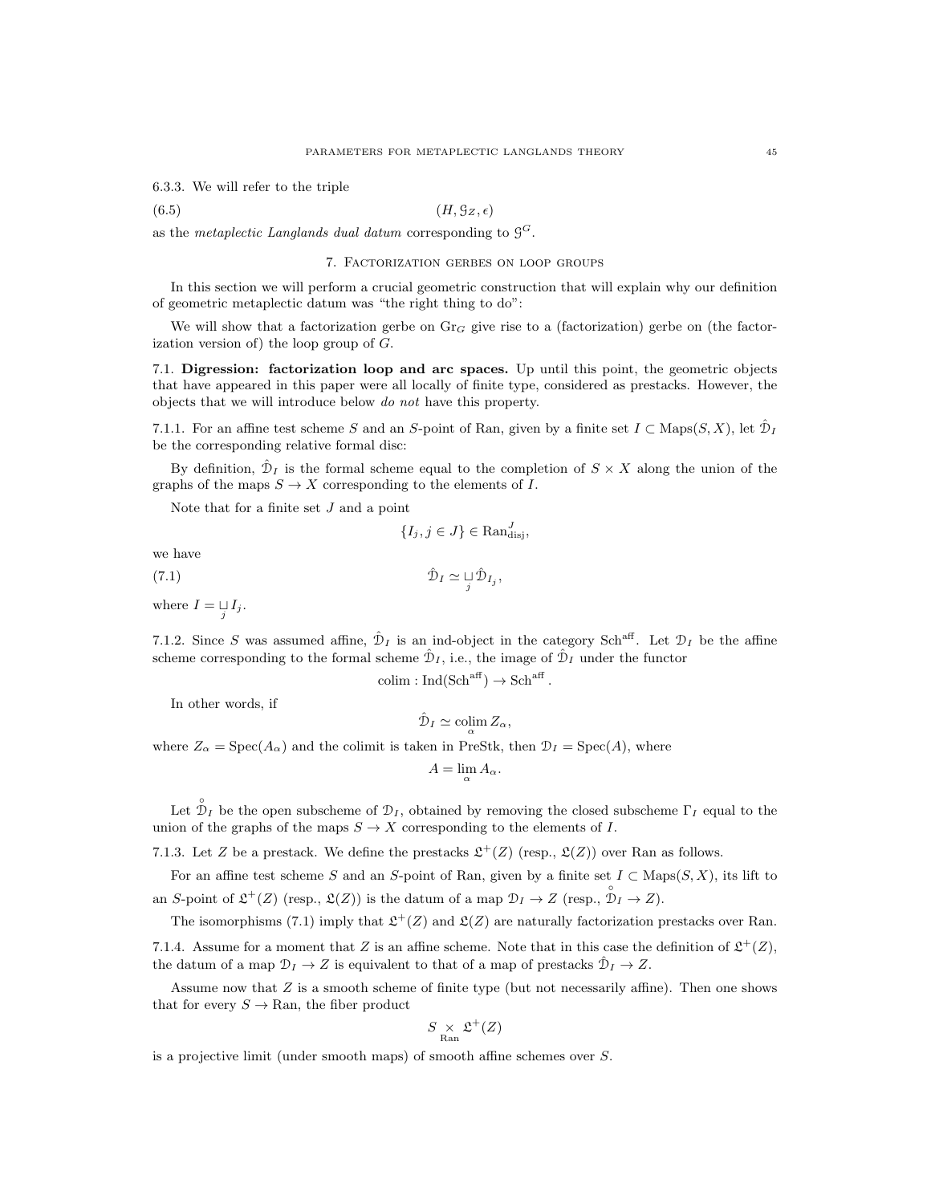6.3.3. We will refer to the triple

$$(H, \mathcal{G}_Z, \epsilon) \tag{6.5}$$

as the *metaplectic Langlands dual datum* corresponding to $\mathcal{G}^G$.

## 7. Factorization gerbes on loop groups

In this section we will perform a crucial geometric construction that will explain why our definition of geometric metaplectic datum was "the right thing to do":

We will show that a factorization gerbe on $\mathrm{Gr}_G$ give rise to a (factorization) gerbe on (the factorization version of) the loop group of $G$.

7.1. **Digression: factorization loop and arc spaces.** Up until this point, the geometric objects that have appeared in this paper were all locally of finite type, considered as prestacks. However, the objects that we will introduce below *do not* have this property.

7.1.1. For an affine test scheme $S$ and an $S$-point of Ran, given by a finite set $I \subset \mathrm{Maps}(S, X)$, let $\hat{\mathcal{D}}_I$ be the corresponding relative formal disc:

By definition, $\hat{\mathcal{D}}_I$ is the formal scheme equal to the completion of $S \times X$ along the union of the graphs of the maps $S \to X$ corresponding to the elements of $I$.

Note that for a finite set $J$ and a point

$$\{I_j, j \in J\} \in \mathrm{Ran}^J_{\mathrm{disj}},$$

we have

$$\hat{\mathcal{D}}_I \simeq \underset{j}{\sqcup} \hat{\mathcal{D}}_{I_j}, \tag{7.1}$$

where $I = \underset{j}{\sqcup} I_j$.

7.1.2. Since $S$ was assumed affine, $\hat{\mathcal{D}}_I$ is an ind-object in the category $\mathrm{Sch}^{\mathrm{aff}}$. Let $\mathcal{D}_I$ be the affine scheme corresponding to the formal scheme $\hat{\mathcal{D}}_I$, i.e., the image of $\hat{\mathcal{D}}_I$ under the functor

$$\mathrm{colim} : \mathrm{Ind}(\mathrm{Sch}^{\mathrm{aff}}) \to \mathrm{Sch}^{\mathrm{aff}}.$$

In other words, if

$$\hat{\mathcal{D}}_I \simeq \underset{\alpha}{\mathrm{colim}}\, Z_\alpha,$$

where $Z_\alpha = \mathrm{Spec}(A_\alpha)$ and the colimit is taken in PreStk, then $\mathcal{D}_I = \mathrm{Spec}(A)$, where

$$A = \lim_{\alpha} A_\alpha.$$

Let $\overset{\circ}{\mathcal{D}}_I$ be the open subscheme of $\mathcal{D}_I$, obtained by removing the closed subscheme $\Gamma_I$ equal to the union of the graphs of the maps $S \to X$ corresponding to the elements of $I$.

7.1.3. Let $Z$ be a prestack. We define the prestacks $\mathfrak{L}^+(Z)$ (resp., $\mathfrak{L}(Z)$) over Ran as follows.

For an affine test scheme $S$ and an $S$-point of Ran, given by a finite set $I \subset \mathrm{Maps}(S, X)$, its lift to an $S$-point of $\mathfrak{L}^+(Z)$ (resp., $\mathfrak{L}(Z)$) is the datum of a map $\mathcal{D}_I \to Z$ (resp., $\overset{\circ}{\mathcal{D}}_I \to Z$).

The isomorphisms (7.1) imply that $\mathfrak{L}^+(Z)$ and $\mathfrak{L}(Z)$ are naturally factorization prestacks over Ran.

7.1.4. Assume for a moment that $Z$ is an affine scheme. Note that in this case the definition of $\mathfrak{L}^+(Z)$, the datum of a map $\mathcal{D}_I \to Z$ is equivalent to that of a map of prestacks $\hat{\mathcal{D}}_I \to Z$.

Assume now that $Z$ is a smooth scheme of finite type (but not necessarily affine). Then one shows that for every $S \to \mathrm{Ran}$, the fiber product

$$S \underset{\mathrm{Ran}}{\times} \mathfrak{L}^+(Z)$$

is a projective limit (under smooth maps) of smooth affine schemes over $S$.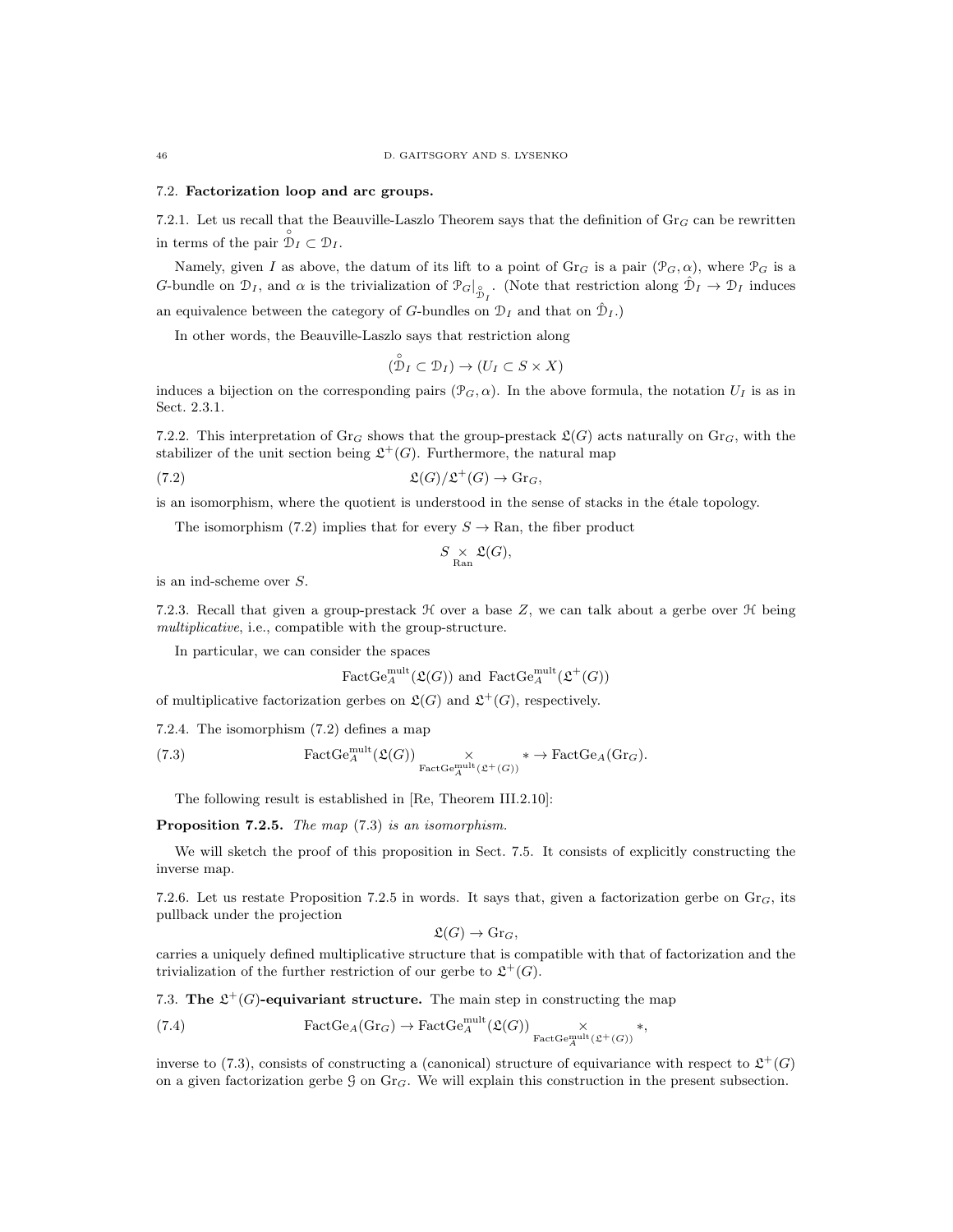## 7.2. Factorization loop and arc groups.

7.2.1. Let us recall that the Beauville-Laszlo Theorem says that the definition of $\mathrm{Gr}_G$ can be rewritten in terms of the pair $\overset{\circ}{\mathcal{D}}_I \subset \mathcal{D}_I$.

Namely, given $I$ as above, the datum of its lift to a point of $\mathrm{Gr}_G$ is a pair $(\mathcal{P}_G, \alpha)$, where $\mathcal{P}_G$ is a $G$-bundle on $\mathcal{D}_I$, and $\alpha$ is the trivialization of $\mathcal{P}_G|_{\overset{\circ}{\mathcal{D}}_I}$. (Note that restriction along $\hat{\mathcal{D}}_I \to \mathcal{D}_I$ induces an equivalence between the category of $G$-bundles on $\mathcal{D}_I$ and that on $\hat{\mathcal{D}}_I$.)

In other words, the Beauville-Laszlo says that restriction along

$$(\overset{\circ}{\mathcal{D}}_I \subset \mathcal{D}_I) \to (U_I \subset S \times X)$$

induces a bijection on the corresponding pairs $(\mathcal{P}_G, \alpha)$. In the above formula, the notation $U_I$ is as in Sect. 2.3.1.

7.2.2. This interpretation of $\mathrm{Gr}_G$ shows that the group-prestack $\mathfrak{L}(G)$ acts naturally on $\mathrm{Gr}_G$, with the stabilizer of the unit section being $\mathfrak{L}^+(G)$. Furthermore, the natural map

$$\mathfrak{L}(G)/\mathfrak{L}^+(G) \to \mathrm{Gr}_G, \tag{7.2}$$

is an isomorphism, where the quotient is understood in the sense of stacks in the étale topology.

The isomorphism (7.2) implies that for every $S \to \mathrm{Ran}$, the fiber product

$$S \underset{\mathrm{Ran}}{\times} \mathfrak{L}(G),$$

is an ind-scheme over $S$.

7.2.3. Recall that given a group-prestack $\mathcal{H}$ over a base $Z$, we can talk about a gerbe over $\mathcal{H}$ being *multiplicative*, i.e., compatible with the group-structure.

In particular, we can consider the spaces

$$\mathrm{FactGe}^{\mathrm{mult}}_A(\mathfrak{L}(G)) \text{ and } \mathrm{FactGe}^{\mathrm{mult}}_A(\mathfrak{L}^+(G))$$

of multiplicative factorization gerbes on $\mathfrak{L}(G)$ and $\mathfrak{L}^+(G)$, respectively.

7.2.4. The isomorphism (7.2) defines a map

$$\mathrm{FactGe}^{\mathrm{mult}}_A(\mathfrak{L}(G)) \underset{\mathrm{FactGe}^{\mathrm{mult}}_A(\mathfrak{L}^+(G))}{\times} * \to \mathrm{FactGe}_A(\mathrm{Gr}_G). \tag{7.3}$$

The following result is established in [Re, Theorem III.2.10]:

**Proposition 7.2.5.** *The map* (7.3) *is an isomorphism.*

We will sketch the proof of this proposition in Sect. 7.5. It consists of explicitly constructing the inverse map.

7.2.6. Let us restate Proposition 7.2.5 in words. It says that, given a factorization gerbe on $\mathrm{Gr}_G$, its pullback under the projection

$$\mathfrak{L}(G) \to \mathrm{Gr}_G,$$

carries a uniquely defined multiplicative structure that is compatible with that of factorization and the trivialization of the further restriction of our gerbe to $\mathfrak{L}^+(G)$.

## 7.3. The $\mathfrak{L}^+(G)$-equivariant structure.

The main step in constructing the map

$$\mathrm{FactGe}_A(\mathrm{Gr}_G) \to \mathrm{FactGe}^{\mathrm{mult}}_A(\mathfrak{L}(G)) \underset{\mathrm{FactGe}^{\mathrm{mult}}_A(\mathfrak{L}^+(G))}{\times} *, \tag{7.4}$$

inverse to (7.3), consists of constructing a (canonical) structure of equivariance with respect to $\mathfrak{L}^+(G)$ on a given factorization gerbe $\mathcal{G}$ on $\mathrm{Gr}_G$. We will explain this construction in the present subsection.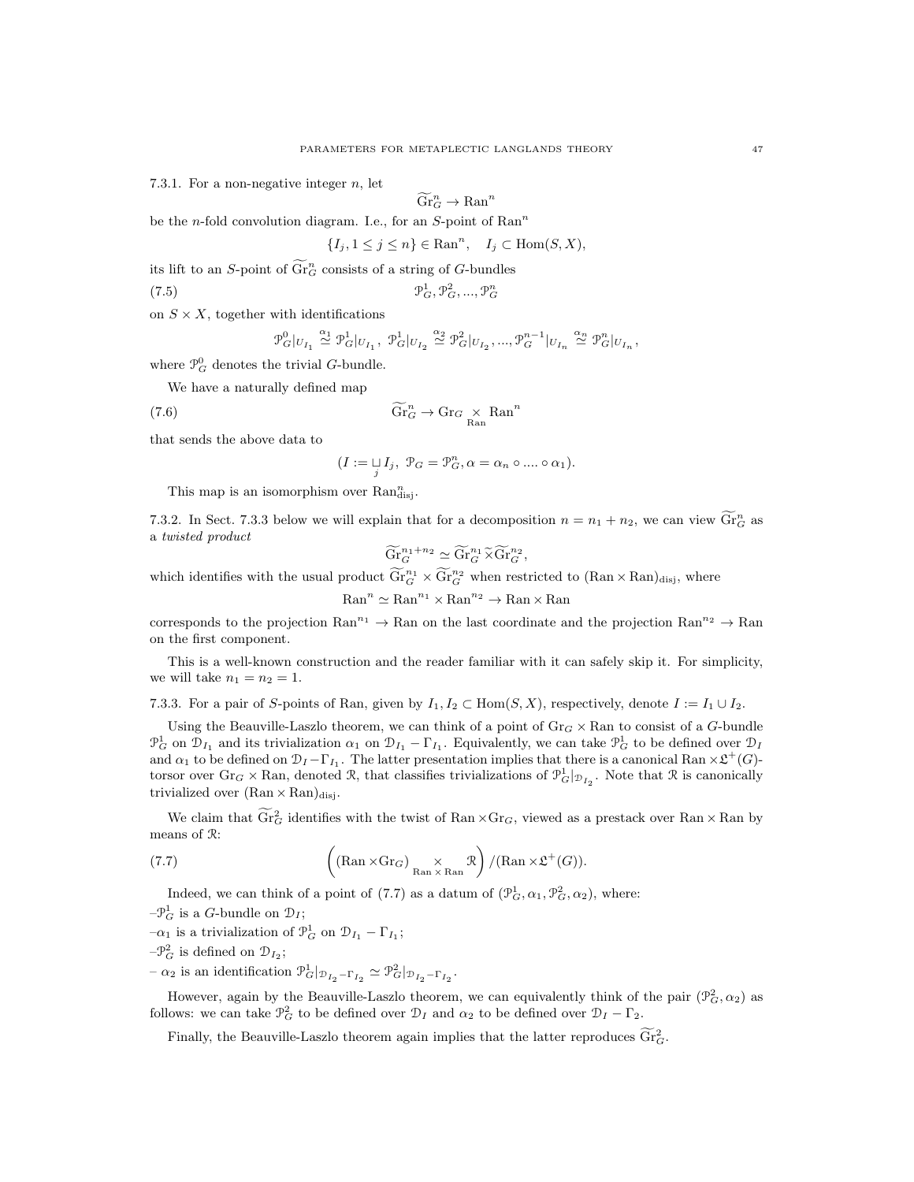7.3.1. For a non-negative integer $n$, let

$$\widetilde{\mathrm{Gr}}^n_G \to \mathrm{Ran}^n$$

be the $n$-fold convolution diagram. I.e., for an $S$-point of $\mathrm{Ran}^n$

$$\{I_j, 1 \leq j \leq n\} \in \mathrm{Ran}^n, \quad I_j \subset \mathrm{Hom}(S, X),$$

its lift to an $S$-point of $\widetilde{\mathrm{Gr}}^n_G$ consists of a string of $G$-bundles

$$\mathcal{P}^1_G, \mathcal{P}^2_G, ..., \mathcal{P}^n_G \tag{7.5}$$

on $S \times X$, together with identifications

$$\mathcal{P}^0_G|_{U_{I_1}} \overset{\alpha_1}{\simeq} \mathcal{P}^1_G|_{U_{I_1}},\ \mathcal{P}^1_G|_{U_{I_2}} \overset{\alpha_2}{\simeq} \mathcal{P}^2_G|_{U_{I_2}}, ..., \mathcal{P}^{n-1}_G|_{U_{I_n}} \overset{\alpha_n}{\simeq} \mathcal{P}^n_G|_{U_{I_n}},$$

where $\mathcal{P}^0_G$ denotes the trivial $G$-bundle.

We have a naturally defined map

$$\widetilde{\mathrm{Gr}}^n_G \to \mathrm{Gr}_G \underset{\mathrm{Ran}}{\times} \mathrm{Ran}^n \tag{7.6}$$

that sends the above data to

$$(I := \underset{j}{\sqcup} I_j,\ \mathcal{P}_G = \mathcal{P}^n_G, \alpha = \alpha_n \circ .... \circ \alpha_1).$$

This map is an isomorphism over $\mathrm{Ran}^n_{\mathrm{disj}}$.

7.3.2. In Sect. 7.3.3 below we will explain that for a decomposition $n = n_1 + n_2$, we can view $\widetilde{\mathrm{Gr}}^n_G$ as a *twisted product*

$$\widetilde{\mathrm{Gr}}^{n_1+n_2}_G \simeq \widetilde{\mathrm{Gr}}^{n_1}_G \widetilde{\times} \widetilde{\mathrm{Gr}}^{n_2}_G,$$

which identifies with the usual product $\widetilde{\mathrm{Gr}}^{n_1}_G \times \widetilde{\mathrm{Gr}}^{n_2}_G$ when restricted to $(\mathrm{Ran} \times \mathrm{Ran})_{\mathrm{disj}}$, where

$$\mathrm{Ran}^n \simeq \mathrm{Ran}^{n_1} \times \mathrm{Ran}^{n_2} \to \mathrm{Ran} \times \mathrm{Ran}$$

corresponds to the projection $\mathrm{Ran}^{n_1} \to \mathrm{Ran}$ on the last coordinate and the projection $\mathrm{Ran}^{n_2} \to \mathrm{Ran}$ on the first component.

This is a well-known construction and the reader familiar with it can safely skip it. For simplicity, we will take $n_1 = n_2 = 1$.

7.3.3. For a pair of $S$-points of Ran, given by $I_1, I_2 \subset \mathrm{Hom}(S, X)$, respectively, denote $I := I_1 \cup I_2$.

Using the Beauville-Laszlo theorem, we can think of a point of $\mathrm{Gr}_G \times \mathrm{Ran}$ to consist of a $G$-bundle $\mathcal{P}^1_G$ on $\mathcal{D}_{I_1}$ and its trivialization $\alpha_1$ on $\mathcal{D}_{I_1} - \Gamma_{I_1}$. Equivalently, we can take $\mathcal{P}^1_G$ to be defined over $\mathcal{D}_I$ and $\alpha_1$ to be defined on $\mathcal{D}_I - \Gamma_{I_1}$. The latter presentation implies that there is a canonical $\mathrm{Ran} \times \mathfrak{L}^+(G)$-torsor over $\mathrm{Gr}_G \times \mathrm{Ran}$, denoted $\mathcal{R}$, that classifies trivializations of $\mathcal{P}^1_G|_{\mathcal{D}_{I_2}}$. Note that $\mathcal{R}$ is canonically trivialized over $(\mathrm{Ran} \times \mathrm{Ran})_{\mathrm{disj}}$.

We claim that $\widetilde{\mathrm{Gr}}^2_G$ identifies with the twist of $\mathrm{Ran} \times \mathrm{Gr}_G$, viewed as a prestack over $\mathrm{Ran} \times \mathrm{Ran}$ by means of $\mathcal{R}$:

$$\left( (\mathrm{Ran} \times \mathrm{Gr}_G) \underset{\mathrm{Ran} \times \mathrm{Ran}}{\times} \mathcal{R} \right) / (\mathrm{Ran} \times \mathfrak{L}^+(G)). \tag{7.7}$$

Indeed, we can think of a point of (7.7) as a datum of $(\mathcal{P}^1_G, \alpha_1, \mathcal{P}^2_G, \alpha_2)$, where:

–$\mathcal{P}^1_G$ is a $G$-bundle on $\mathcal{D}_I$;

–$\alpha_1$ is a trivialization of $\mathcal{P}^1_G$ on $\mathcal{D}_{I_1} - \Gamma_{I_1}$;

–$\mathcal{P}^2_G$ is defined on $\mathcal{D}_{I_2}$;

– $\alpha_2$ is an identification $\mathcal{P}^1_G|_{\mathcal{D}_{I_2} - \Gamma_{I_2}} \simeq \mathcal{P}^2_G|_{\mathcal{D}_{I_2} - \Gamma_{I_2}}$.

However, again by the Beauville-Laszlo theorem, we can equivalently think of the pair $(\mathcal{P}^2_G, \alpha_2)$ as follows: we can take $\mathcal{P}^2_G$ to be defined over $\mathcal{D}_I$ and $\alpha_2$ to be defined over $\mathcal{D}_I - \Gamma_2$.

Finally, the Beauville-Laszlo theorem again implies that the latter reproduces $\widetilde{\mathrm{Gr}}^2_G$.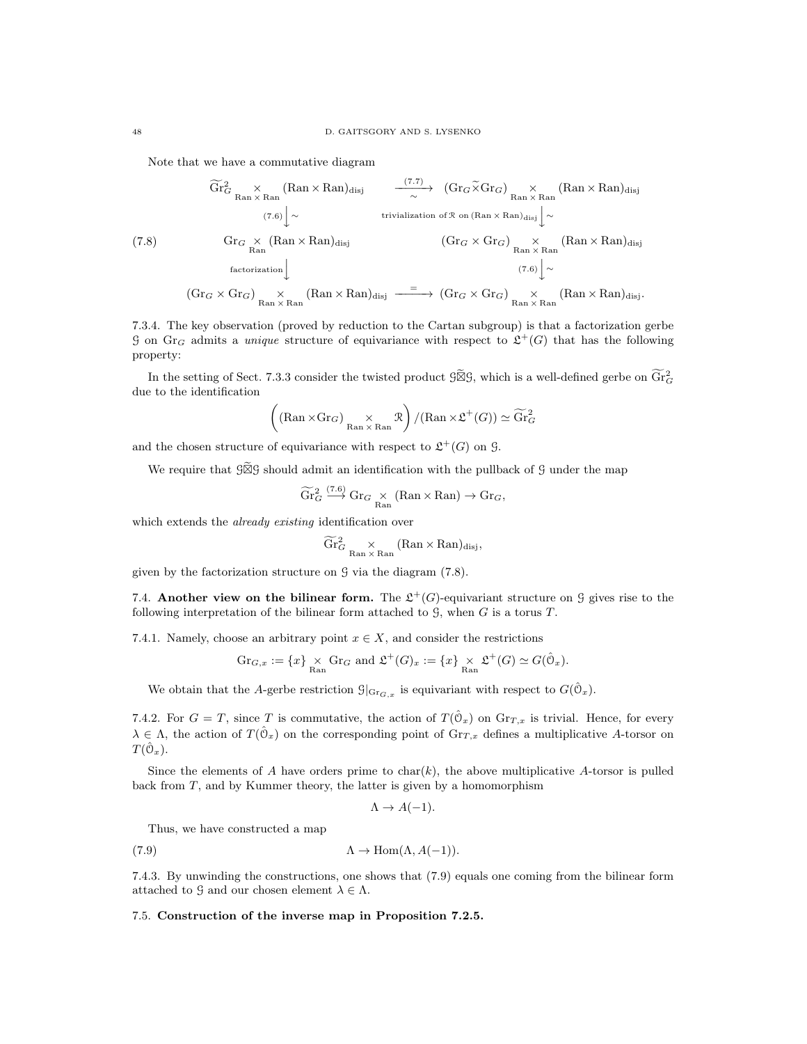Note that we have a commutative diagram

$$
\begin{array}{ccc}
\widetilde{\mathrm{Gr}}^2_G \underset{\mathrm{Ran}\times\mathrm{Ran}}{\times} (\mathrm{Ran}\times\mathrm{Ran})_{\mathrm{disj}} & \xrightarrow[\sim]{(7.7)} & (\mathrm{Gr}_G \widetilde{\times} \mathrm{Gr}_G) \underset{\mathrm{Ran}\times\mathrm{Ran}}{\times} (\mathrm{Ran}\times\mathrm{Ran})_{\mathrm{disj}} \\
{\scriptstyle (7.6)}\downarrow\sim & & \downarrow\sim {\scriptstyle \text{trivialization of } \mathcal{R} \text{ on } (\mathrm{Ran}\times\mathrm{Ran})_{\mathrm{disj}}} \\
\mathrm{Gr}_G \underset{\mathrm{Ran}}{\times} (\mathrm{Ran}\times\mathrm{Ran})_{\mathrm{disj}} & & (\mathrm{Gr}_G \times \mathrm{Gr}_G) \underset{\mathrm{Ran}\times\mathrm{Ran}}{\times} (\mathrm{Ran}\times\mathrm{Ran})_{\mathrm{disj}} \\
{\scriptstyle \text{factorization}}\downarrow & & \downarrow\sim {\scriptstyle (7.6)} \\
(\mathrm{Gr}_G \times \mathrm{Gr}_G) \underset{\mathrm{Ran}\times\mathrm{Ran}}{\times} (\mathrm{Ran}\times\mathrm{Ran})_{\mathrm{disj}} & \xrightarrow{=} & (\mathrm{Gr}_G \times \mathrm{Gr}_G) \underset{\mathrm{Ran}\times\mathrm{Ran}}{\times} (\mathrm{Ran}\times\mathrm{Ran})_{\mathrm{disj}}.
\end{array}
\tag{7.8}
$$

7.3.4. The key observation (proved by reduction to the Cartan subgroup) is that a factorization gerbe $\mathcal{G}$ on $\mathrm{Gr}_G$ admits a *unique* structure of equivariance with respect to $\mathfrak{L}^+(G)$ that has the following property:

In the setting of Sect. 7.3.3 consider the twisted product $\mathcal{G}\widetilde{\boxtimes}\mathcal{G}$, which is a well-defined gerbe on $\widetilde{\mathrm{Gr}}^2_G$ due to the identification

$$\left((\mathrm{Ran}\times\mathrm{Gr}_G) \underset{\mathrm{Ran}\times\mathrm{Ran}}{\times} \mathcal{R}\right)/(\mathrm{Ran}\times\mathfrak{L}^+(G)) \simeq \widetilde{\mathrm{Gr}}^2_G$$

and the chosen structure of equivariance with respect to $\mathfrak{L}^+(G)$ on $\mathcal{G}$.

We require that $\mathcal{G}\widetilde{\boxtimes}\mathcal{G}$ should admit an identification with the pullback of $\mathcal{G}$ under the map

$$\widetilde{\mathrm{Gr}}^2_G \overset{(7.6)}{\longrightarrow} \mathrm{Gr}_G \underset{\mathrm{Ran}}{\times} (\mathrm{Ran}\times\mathrm{Ran}) \to \mathrm{Gr}_G,$$

which extends the *already existing* identification over

$$\widetilde{\mathrm{Gr}}^2_G \underset{\mathrm{Ran}\times\mathrm{Ran}}{\times} (\mathrm{Ran}\times\mathrm{Ran})_{\mathrm{disj}},$$

given by the factorization structure on $\mathcal{G}$ via the diagram (7.8).

## 7.4. **Another view on the bilinear form.**

The $\mathfrak{L}^+(G)$-equivariant structure on $\mathcal{G}$ gives rise to the following interpretation of the bilinear form attached to $\mathcal{G}$, when $G$ is a torus $T$.

7.4.1. Namely, choose an arbitrary point $x \in X$, and consider the restrictions

$$\mathrm{Gr}_{G,x} := \{x\} \underset{\mathrm{Ran}}{\times} \mathrm{Gr}_G \text{ and } \mathfrak{L}^+(G)_x := \{x\} \underset{\mathrm{Ran}}{\times} \mathfrak{L}^+(G) \simeq G(\hat{\mathcal{O}}_x).$$

We obtain that the $A$-gerbe restriction $\mathcal{G}|_{\mathrm{Gr}_{G,x}}$ is equivariant with respect to $G(\hat{\mathcal{O}}_x)$.

7.4.2. For $G = T$, since $T$ is commutative, the action of $T(\hat{\mathcal{O}}_x)$ on $\mathrm{Gr}_{T,x}$ is trivial. Hence, for every $\lambda \in \Lambda$, the action of $T(\hat{\mathcal{O}}_x)$ on the corresponding point of $\mathrm{Gr}_{T,x}$ defines a multiplicative $A$-torsor on $T(\hat{\mathcal{O}}_x)$.

Since the elements of $A$ have orders prime to $\mathrm{char}(k)$, the above multiplicative $A$-torsor is pulled back from $T$, and by Kummer theory, the latter is given by a homomorphism

$$\Lambda \to A(-1).$$

Thus, we have constructed a map

$$\Lambda \to \mathrm{Hom}(\Lambda, A(-1)). \tag{7.9}$$

7.4.3. By unwinding the constructions, one shows that (7.9) equals one coming from the bilinear form attached to $\mathcal{G}$ and our chosen element $\lambda \in \Lambda$.

## 7.5. **Construction of the inverse map in Proposition 7.2.5.**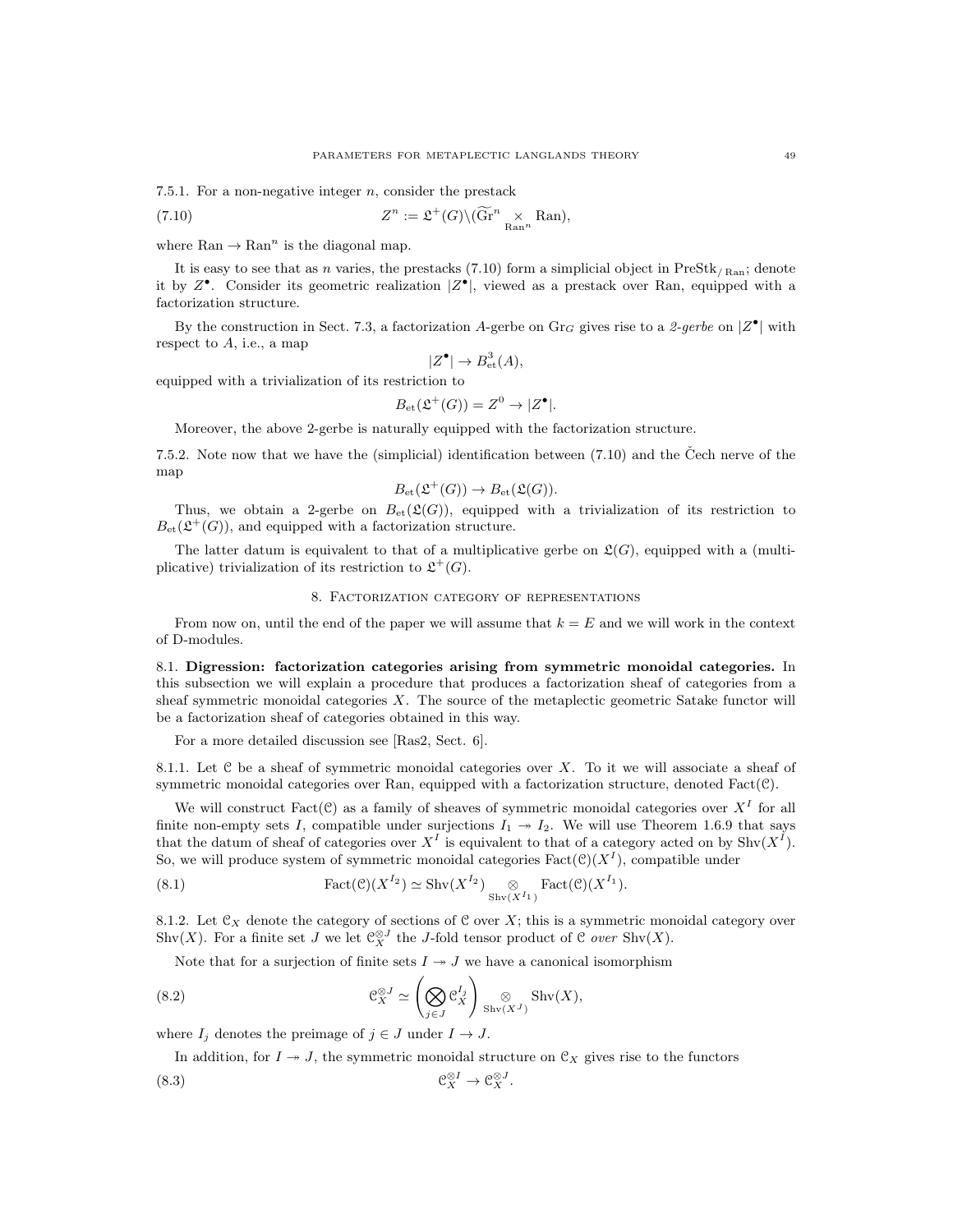7.5.1. For a non-negative integer $n$, consider the prestack

$$Z^n := \mathfrak{L}^+(G)\backslash(\widetilde{\mathrm{Gr}}^n \underset{\mathrm{Ran}^n}{\times} \mathrm{Ran}), \tag{7.10}$$

where $\mathrm{Ran} \to \mathrm{Ran}^n$ is the diagonal map.

It is easy to see that as $n$ varies, the prestacks (7.10) form a simplicial object in $\mathrm{PreStk}_{/\mathrm{Ran}}$; denote it by $Z^\bullet$. Consider its geometric realization $|Z^\bullet|$, viewed as a prestack over Ran, equipped with a factorization structure.

By the construction in Sect. 7.3, a factorization $A$-gerbe on $\mathrm{Gr}_G$ gives rise to a *2-gerbe* on $|Z^\bullet|$ with respect to $A$, i.e., a map

$$|Z^\bullet| \to B^3_{\mathrm{et}}(A),$$

equipped with a trivialization of its restriction to

$$B_{\mathrm{et}}(\mathfrak{L}^+(G)) = Z^0 \to |Z^\bullet|.$$

Moreover, the above 2-gerbe is naturally equipped with the factorization structure.

7.5.2. Note now that we have the (simplicial) identification between (7.10) and the Čech nerve of the map

$$B_{\mathrm{et}}(\mathfrak{L}^+(G)) \to B_{\mathrm{et}}(\mathfrak{L}(G)).$$

Thus, we obtain a 2-gerbe on $B_{\mathrm{et}}(\mathfrak{L}(G))$, equipped with a trivialization of its restriction to $B_{\mathrm{et}}(\mathfrak{L}^+(G))$, and equipped with a factorization structure.

The latter datum is equivalent to that of a multiplicative gerbe on $\mathfrak{L}(G)$, equipped with a (multiplicative) trivialization of its restriction to $\mathfrak{L}^+(G)$.

## 8. Factorization category of representations

From now on, until the end of the paper we will assume that $k = E$ and we will work in the context of D-modules.

**8.1. Digression: factorization categories arising from symmetric monoidal categories.** In this subsection we will explain a procedure that produces a factorization sheaf of categories from a sheaf symmetric monoidal categories $X$. The source of the metaplectic geometric Satake functor will be a factorization sheaf of categories obtained in this way.

For a more detailed discussion see [Ras2, Sect. 6].

8.1.1. Let $\mathcal{C}$ be a sheaf of symmetric monoidal categories over $X$. To it we will associate a sheaf of symmetric monoidal categories over Ran, equipped with a factorization structure, denoted $\mathrm{Fact}(\mathcal{C})$.

We will construct $\mathrm{Fact}(\mathcal{C})$ as a family of sheaves of symmetric monoidal categories over $X^I$ for all finite non-empty sets $I$, compatible under surjections $I_1 \twoheadrightarrow I_2$. We will use Theorem 1.6.9 that says that the datum of sheaf of categories over $X^I$ is equivalent to that of a category acted on by $\mathrm{Shv}(X^I)$. So, we will produce system of symmetric monoidal categories $\mathrm{Fact}(\mathcal{C})(X^I)$, compatible under

$$\mathrm{Fact}(\mathcal{C})(X^{I_2}) \simeq \mathrm{Shv}(X^{I_2}) \underset{\mathrm{Shv}(X^{I_1})}{\otimes} \mathrm{Fact}(\mathcal{C})(X^{I_1}). \tag{8.1}$$

8.1.2. Let $\mathcal{C}_X$ denote the category of sections of $\mathcal{C}$ over $X$; this is a symmetric monoidal category over $\mathrm{Shv}(X)$. For a finite set $J$ we let $\mathcal{C}_X^{\otimes J}$ the $J$-fold tensor product of $\mathcal{C}$ *over* $\mathrm{Shv}(X)$.

Note that for a surjection of finite sets $I \twoheadrightarrow J$ we have a canonical isomorphism

$$\mathcal{C}_X^{\otimes J} \simeq \left(\bigotimes_{j \in J} \mathcal{C}_X^{I_j}\right) \underset{\mathrm{Shv}(X^J)}{\otimes} \mathrm{Shv}(X), \tag{8.2}$$

where $I_j$ denotes the preimage of $j \in J$ under $I \to J$.

In addition, for $I \twoheadrightarrow J$, the symmetric monoidal structure on $\mathcal{C}_X$ gives rise to the functors

$$\mathcal{C}_X^{\otimes I} \to \mathcal{C}_X^{\otimes J}. \tag{8.3}$$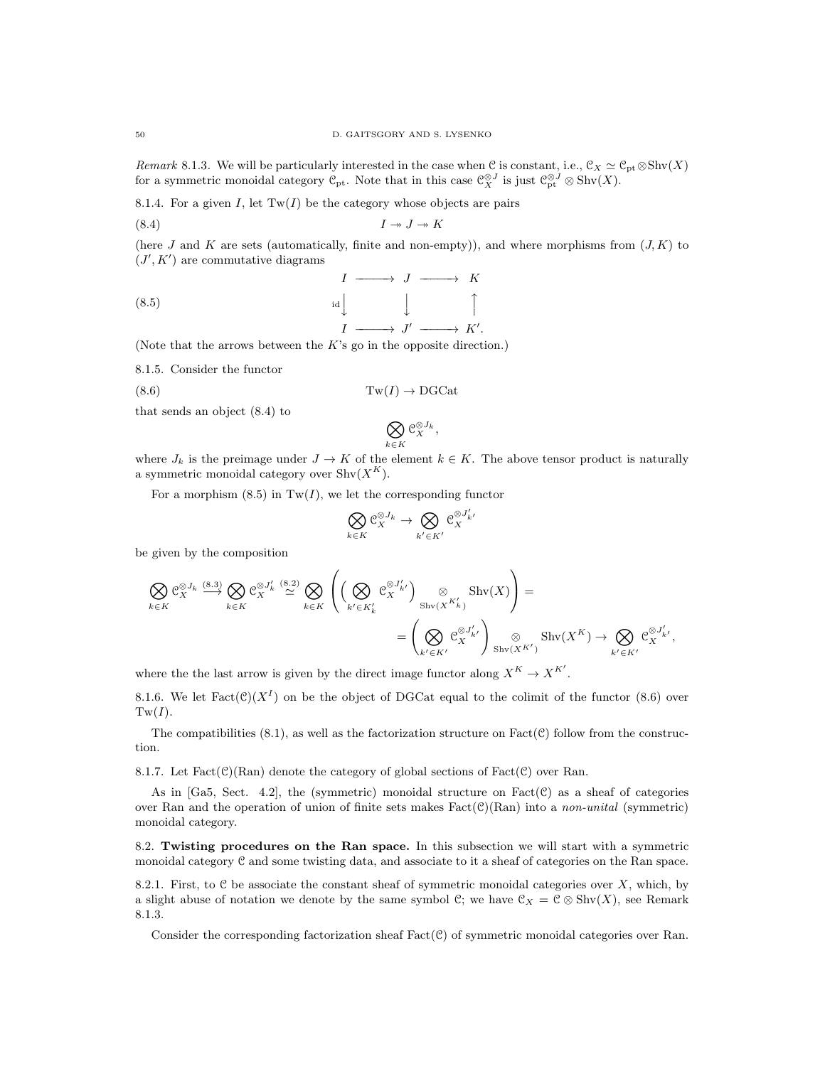*Remark* 8.1.3. We will be particularly interested in the case when $\mathcal{C}$ is constant, i.e., $\mathcal{C}_X \simeq \mathcal{C}_{\mathrm{pt}} \otimes \mathrm{Shv}(X)$ for a symmetric monoidal category $\mathcal{C}_{\mathrm{pt}}$. Note that in this case $\mathcal{C}_X^{\otimes J}$ is just $\mathcal{C}_{\mathrm{pt}}^{\otimes J} \otimes \mathrm{Shv}(X)$.

8.1.4. For a given $I$, let $\mathrm{Tw}(I)$ be the category whose objects are pairs

$$I \twoheadrightarrow J \twoheadrightarrow K \tag{8.4}$$

(here $J$ and $K$ are sets (automatically, finite and non-empty)), and where morphisms from $(J, K)$ to $(J', K')$ are commutative diagrams

$$\begin{array}{ccccc} I & \longrightarrow & J & \longrightarrow & K \\ {\scriptstyle \mathrm{id}}\big\downarrow & & \big\downarrow & & \big\uparrow \\ I & \longrightarrow & J' & \longrightarrow & K'. \end{array} \tag{8.5}$$

(Note that the arrows between the $K$'s go in the opposite direction.)

8.1.5. Consider the functor

$$\mathrm{Tw}(I) \to \mathrm{DGCat} \tag{8.6}$$

that sends an object (8.4) to

$$\bigotimes_{k \in K} \mathcal{C}_X^{\otimes J_k},$$

where $J_k$ is the preimage under $J \to K$ of the element $k \in K$. The above tensor product is naturally a symmetric monoidal category over $\mathrm{Shv}(X^K)$.

For a morphism (8.5) in $\mathrm{Tw}(I)$, we let the corresponding functor

$$\bigotimes_{k \in K} \mathcal{C}_X^{\otimes J_k} \to \bigotimes_{k' \in K'} \mathcal{C}_X^{\otimes J'_{k'}}$$

be given by the composition

$$\bigotimes_{k \in K} \mathcal{C}_X^{\otimes J_k} \overset{(8.3)}{\longrightarrow} \bigotimes_{k \in K} \mathcal{C}_X^{\otimes J'_k} \overset{(8.2)}{\simeq} \bigotimes_{k \in K} \left( \Big( \bigotimes_{k' \in K'_k} \mathcal{C}_X^{\otimes J'_{k'}} \Big) \underset{\mathrm{Shv}(X^{K'_k})}{\otimes} \mathrm{Shv}(X) \right) =$$

$$= \left( \bigotimes_{k' \in K'} \mathcal{C}_X^{\otimes J'_{k'}} \right) \underset{\mathrm{Shv}(X^{K'})}{\otimes} \mathrm{Shv}(X^K) \to \bigotimes_{k' \in K'} \mathcal{C}_X^{\otimes J'_{k'}},$$

where the the last arrow is given by the direct image functor along $X^K \to X^{K'}$.

8.1.6. We let $\mathrm{Fact}(\mathcal{C})(X^I)$ on be the object of DGCat equal to the colimit of the functor (8.6) over $\mathrm{Tw}(I)$.

The compatibilities (8.1), as well as the factorization structure on $\mathrm{Fact}(\mathcal{C})$ follow from the construction.

8.1.7. Let $\mathrm{Fact}(\mathcal{C})(\mathrm{Ran})$ denote the category of global sections of $\mathrm{Fact}(\mathcal{C})$ over Ran.

As in [Ga5, Sect. 4.2], the (symmetric) monoidal structure on $\mathrm{Fact}(\mathcal{C})$ as a sheaf of categories over Ran and the operation of union of finite sets makes $\mathrm{Fact}(\mathcal{C})(\mathrm{Ran})$ into a *non-unital* (symmetric) monoidal category.

8.2. **Twisting procedures on the Ran space.** In this subsection we will start with a symmetric monoidal category $\mathcal{C}$ and some twisting data, and associate to it a sheaf of categories on the Ran space.

8.2.1. First, to $\mathcal{C}$ be associate the constant sheaf of symmetric monoidal categories over $X$, which, by a slight abuse of notation we denote by the same symbol $\mathcal{C}$; we have $\mathcal{C}_X = \mathcal{C} \otimes \mathrm{Shv}(X)$, see Remark 8.1.3.

Consider the corresponding factorization sheaf $\mathrm{Fact}(\mathcal{C})$ of symmetric monoidal categories over Ran.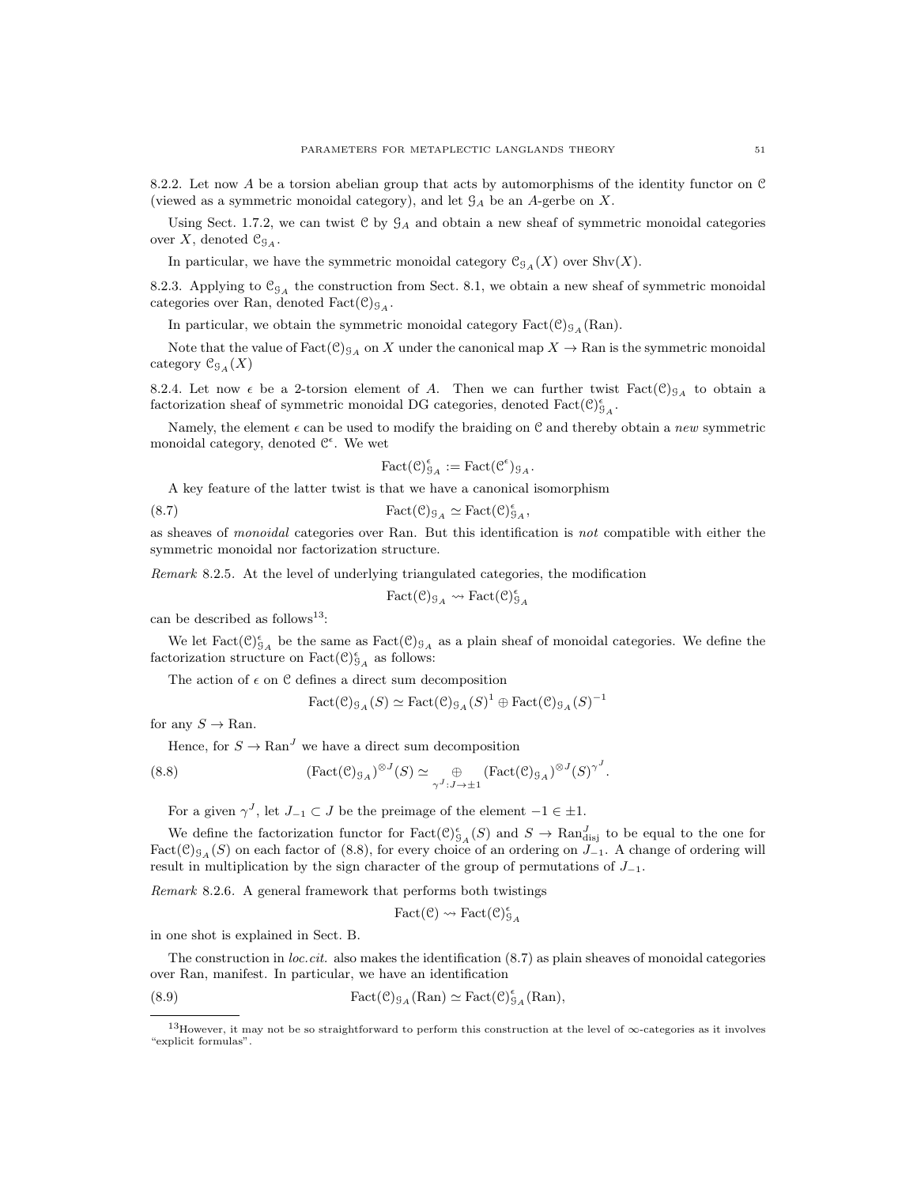8.2.2. Let now $A$ be a torsion abelian group that acts by automorphisms of the identity functor on $\mathcal{C}$ (viewed as a symmetric monoidal category), and let $\mathcal{G}_A$ be an $A$-gerbe on $X$.

Using Sect. 1.7.2, we can twist $\mathcal{C}$ by $\mathcal{G}_A$ and obtain a new sheaf of symmetric monoidal categories over $X$, denoted $\mathcal{C}_{\mathcal{G}_A}$.

In particular, we have the symmetric monoidal category $\mathcal{C}_{\mathcal{G}_A}(X)$ over $\mathrm{Shv}(X)$.

8.2.3. Applying to $\mathcal{C}_{\mathcal{G}_A}$ the construction from Sect. 8.1, we obtain a new sheaf of symmetric monoidal categories over Ran, denoted $\mathrm{Fact}(\mathcal{C})_{\mathcal{G}_A}$.

In particular, we obtain the symmetric monoidal category $\mathrm{Fact}(\mathcal{C})_{\mathcal{G}_A}(\mathrm{Ran})$.

Note that the value of $\mathrm{Fact}(\mathcal{C})_{\mathcal{G}_A}$ on $X$ under the canonical map $X \to \mathrm{Ran}$ is the symmetric monoidal category $\mathcal{C}_{\mathcal{G}_A}(X)$

8.2.4. Let now $\epsilon$ be a 2-torsion element of $A$. Then we can further twist $\mathrm{Fact}(\mathcal{C})_{\mathcal{G}_A}$ to obtain a factorization sheaf of symmetric monoidal DG categories, denoted $\mathrm{Fact}(\mathcal{C})^{\epsilon}_{\mathcal{G}_A}$.

Namely, the element $\epsilon$ can be used to modify the braiding on $\mathcal{C}$ and thereby obtain a *new* symmetric monoidal category, denoted $\mathcal{C}^{\epsilon}$. We wet

$$\mathrm{Fact}(\mathcal{C})^{\epsilon}_{\mathcal{G}_A} := \mathrm{Fact}(\mathcal{C}^{\epsilon})_{\mathcal{G}_A}.$$

A key feature of the latter twist is that we have a canonical isomorphism

$$\mathrm{Fact}(\mathcal{C})_{\mathcal{G}_A} \simeq \mathrm{Fact}(\mathcal{C})^{\epsilon}_{\mathcal{G}_A}, \tag{8.7}$$

as sheaves of *monoidal* categories over Ran. But this identification is *not* compatible with either the symmetric monoidal nor factorization structure.

*Remark* 8.2.5. At the level of underlying triangulated categories, the modification

$$\mathrm{Fact}(\mathcal{C})_{\mathcal{G}_A} \rightsquigarrow \mathrm{Fact}(\mathcal{C})^{\epsilon}_{\mathcal{G}_A}$$

can be described as follows[13]:

We let $\mathrm{Fact}(\mathcal{C})^{\epsilon}_{\mathcal{G}_A}$ be the same as $\mathrm{Fact}(\mathcal{C})_{\mathcal{G}_A}$ as a plain sheaf of monoidal categories. We define the factorization structure on $\mathrm{Fact}(\mathcal{C})^{\epsilon}_{\mathcal{G}_A}$ as follows:

The action of $\epsilon$ on $\mathcal{C}$ defines a direct sum decomposition

$$\mathrm{Fact}(\mathcal{C})_{\mathcal{G}_A}(S) \simeq \mathrm{Fact}(\mathcal{C})_{\mathcal{G}_A}(S)^1 \oplus \mathrm{Fact}(\mathcal{C})_{\mathcal{G}_A}(S)^{-1}$$

for any $S \to \mathrm{Ran}$.

Hence, for $S \to \mathrm{Ran}^J$ we have a direct sum decomposition

$$(\mathrm{Fact}(\mathcal{C})_{\mathcal{G}_A})^{\otimes J}(S) \simeq \underset{\gamma^J : J \to \pm 1}{\oplus} (\mathrm{Fact}(\mathcal{C})_{\mathcal{G}_A})^{\otimes J}(S)^{\gamma^J}. \tag{8.8}$$

For a given $\gamma^J$, let $J_{-1} \subset J$ be the preimage of the element $-1 \in \pm 1$.

We define the factorization functor for $\mathrm{Fact}(\mathcal{C})^{\epsilon}_{\mathcal{G}_A}(S)$ and $S \to \mathrm{Ran}^J_{\mathrm{disj}}$ to be equal to the one for $\mathrm{Fact}(\mathcal{C})_{\mathcal{G}_A}(S)$ on each factor of (8.8), for every choice of an ordering on $J_{-1}$. A change of ordering will result in multiplication by the sign character of the group of permutations of $J_{-1}$.

*Remark* 8.2.6. A general framework that performs both twistings

$$\mathrm{Fact}(\mathcal{C}) \rightsquigarrow \mathrm{Fact}(\mathcal{C})^{\epsilon}_{\mathcal{G}_A}$$

in one shot is explained in Sect. B.

The construction in *loc.cit.* also makes the identification (8.7) as plain sheaves of monoidal categories over Ran, manifest. In particular, we have an identification

$$\mathrm{Fact}(\mathcal{C})_{\mathcal{G}_A}(\mathrm{Ran}) \simeq \mathrm{Fact}(\mathcal{C})^{\epsilon}_{\mathcal{G}_A}(\mathrm{Ran}), \tag{8.9}$$

---

[13] However, it may not be so straightforward to perform this construction at the level of $\infty$-categories as it involves "explicit formulas".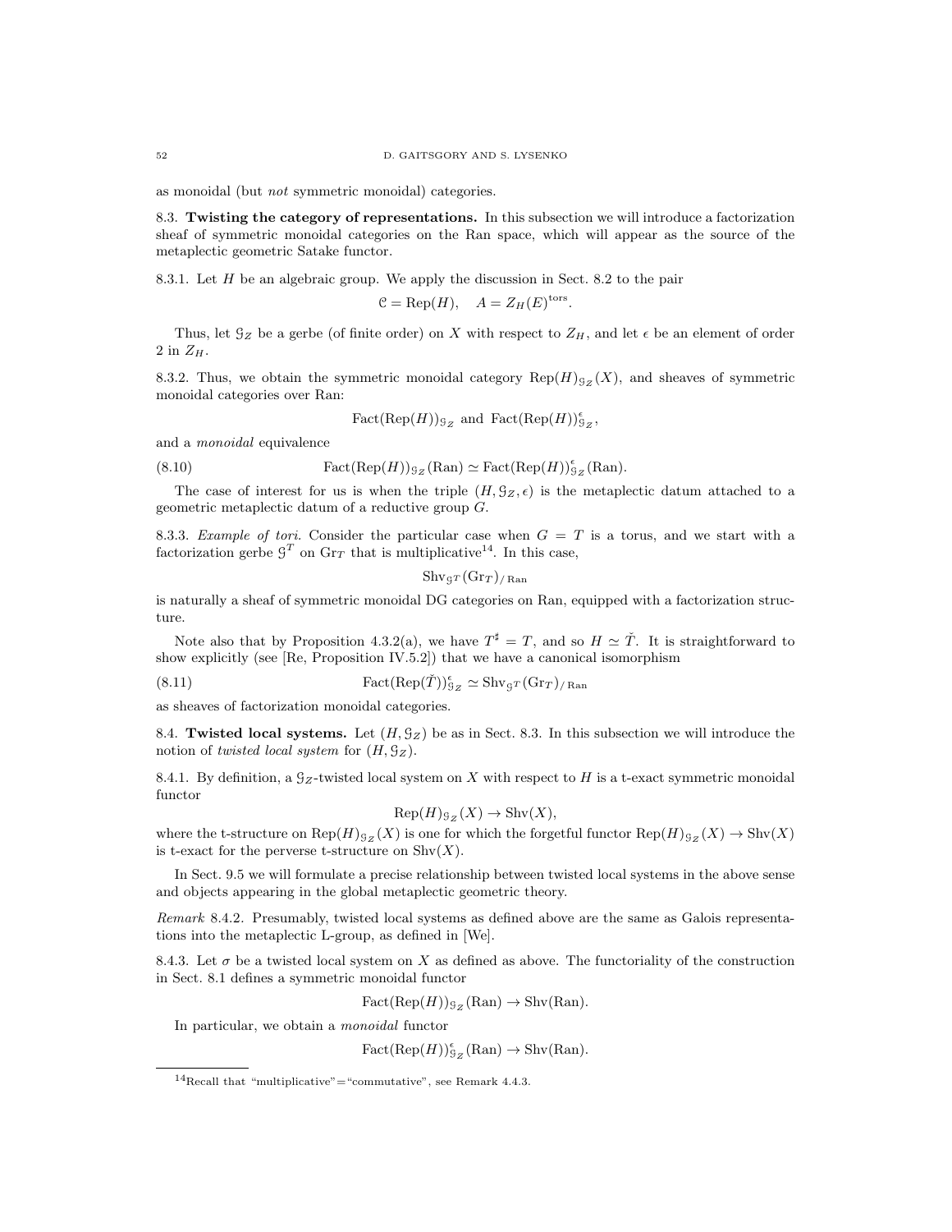as monoidal (but *not* symmetric monoidal) categories.

## 8.3. Twisting the category of representations.

In this subsection we will introduce a factorization sheaf of symmetric monoidal categories on the Ran space, which will appear as the source of the metaplectic geometric Satake functor.

8.3.1. Let $H$ be an algebraic group. We apply the discussion in Sect. 8.2 to the pair

$$\mathcal{C} = \operatorname{Rep}(H), \quad A = Z_H(E)^{\text{tors}}.$$

Thus, let $\mathcal{G}_Z$ be a gerbe (of finite order) on $X$ with respect to $Z_H$, and let $\epsilon$ be an element of order 2 in $Z_H$.

8.3.2. Thus, we obtain the symmetric monoidal category $\operatorname{Rep}(H)_{\mathcal{G}_Z}(X)$, and sheaves of symmetric monoidal categories over Ran:

$$\operatorname{Fact}(\operatorname{Rep}(H))_{\mathcal{G}_Z} \text{ and } \operatorname{Fact}(\operatorname{Rep}(H))^{\epsilon}_{\mathcal{G}_Z},$$

and a *monoidal* equivalence

$$\operatorname{Fact}(\operatorname{Rep}(H))_{\mathcal{G}_Z}(\operatorname{Ran}) \simeq \operatorname{Fact}(\operatorname{Rep}(H))^{\epsilon}_{\mathcal{G}_Z}(\operatorname{Ran}). \tag{8.10}$$

The case of interest for us is when the triple $(H, \mathcal{G}_Z, \epsilon)$ is the metaplectic datum attached to a geometric metaplectic datum of a reductive group $G$.

8.3.3. *Example of tori.* Consider the particular case when $G = T$ is a torus, and we start with a factorization gerbe $\mathcal{G}^T$ on $\operatorname{Gr}_T$ that is multiplicative[14]. In this case,

$$\operatorname{Shv}_{\mathcal{G}^T}(\operatorname{Gr}_T)_{/\operatorname{Ran}}$$

is naturally a sheaf of symmetric monoidal DG categories on Ran, equipped with a factorization structure.

Note also that by Proposition 4.3.2(a), we have $T^\sharp = T$, and so $H \simeq \check{T}$. It is straightforward to show explicitly (see [Re, Proposition IV.5.2]) that we have a canonical isomorphism

$$\operatorname{Fact}(\operatorname{Rep}(\check{T}))^{\epsilon}_{\mathcal{G}_Z} \simeq \operatorname{Shv}_{\mathcal{G}^T}(\operatorname{Gr}_T)_{/\operatorname{Ran}} \tag{8.11}$$

as sheaves of factorization monoidal categories.

## 8.4. Twisted local systems.

Let $(H, \mathcal{G}_Z)$ be as in Sect. 8.3. In this subsection we will introduce the notion of *twisted local system* for $(H, \mathcal{G}_Z)$.

8.4.1. By definition, a $\mathcal{G}_Z$-twisted local system on $X$ with respect to $H$ is a t-exact symmetric monoidal functor

$$\operatorname{Rep}(H)_{\mathcal{G}_Z}(X) \to \operatorname{Shv}(X),$$

where the t-structure on $\operatorname{Rep}(H)_{\mathcal{G}_Z}(X)$ is one for which the forgetful functor $\operatorname{Rep}(H)_{\mathcal{G}_Z}(X) \to \operatorname{Shv}(X)$ is t-exact for the perverse t-structure on $\operatorname{Shv}(X)$.

In Sect. 9.5 we will formulate a precise relationship between twisted local systems in the above sense and objects appearing in the global metaplectic geometric theory.

*Remark* 8.4.2. Presumably, twisted local systems as defined above are the same as Galois representations into the metaplectic L-group, as defined in [We].

8.4.3. Let $\sigma$ be a twisted local system on $X$ as defined as above. The functoriality of the construction in Sect. 8.1 defines a symmetric monoidal functor

$$\operatorname{Fact}(\operatorname{Rep}(H))_{\mathcal{G}_Z}(\operatorname{Ran}) \to \operatorname{Shv}(\operatorname{Ran}).$$

In particular, we obtain a *monoidal* functor

$$\operatorname{Fact}(\operatorname{Rep}(H))^{\epsilon}_{\mathcal{G}_Z}(\operatorname{Ran}) \to \operatorname{Shv}(\operatorname{Ran}).$$

---

[14] Recall that "multiplicative"="commutative", see Remark 4.4.3.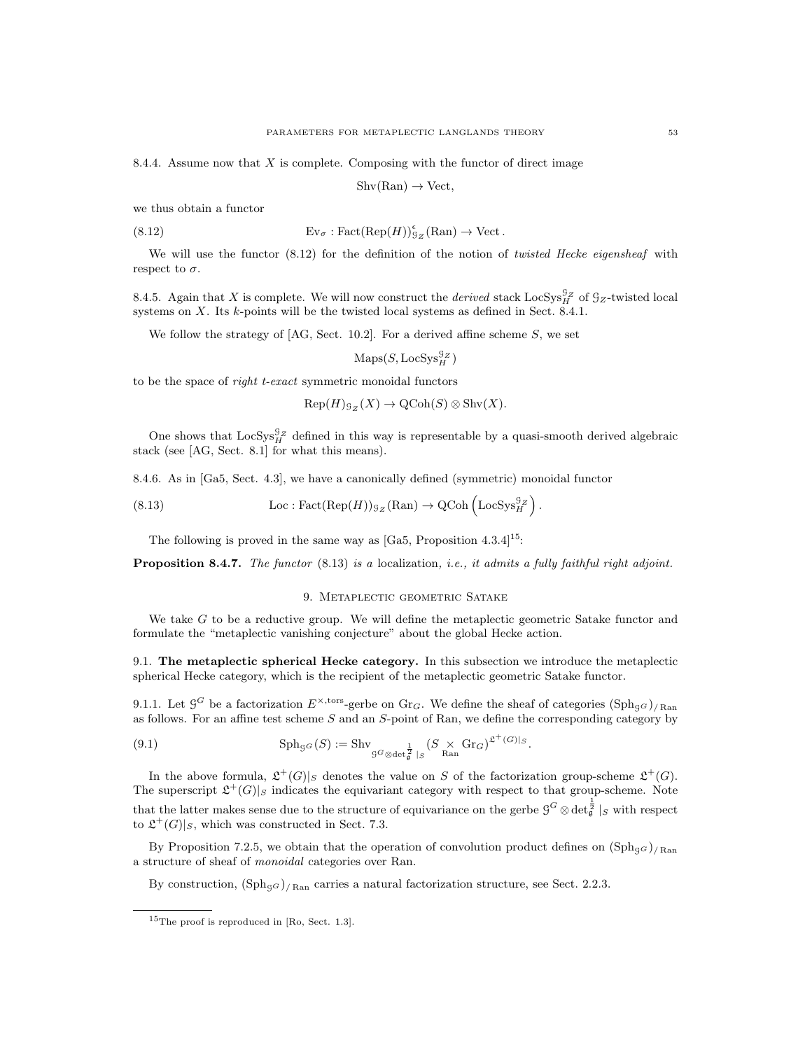8.4.4. Assume now that $X$ is complete. Composing with the functor of direct image

$$\text{Shv}(\text{Ran}) \to \text{Vect},$$

we thus obtain a functor

$$\text{Ev}_\sigma : \text{Fact}(\text{Rep}(H))^\epsilon_{\mathcal{G}_Z}(\text{Ran}) \to \text{Vect}\,. \tag{8.12}$$

We will use the functor (8.12) for the definition of the notion of *twisted Hecke eigensheaf* with respect to $\sigma$.

8.4.5. Again that $X$ is complete. We will now construct the *derived* stack $\text{LocSys}_H^{\mathcal{G}_Z}$ of $\mathcal{G}_Z$-twisted local systems on $X$. Its $k$-points will be the twisted local systems as defined in Sect. 8.4.1.

We follow the strategy of [AG, Sect. 10.2]. For a derived affine scheme $S$, we set

$$\text{Maps}(S, \text{LocSys}_H^{\mathcal{G}_Z})$$

to be the space of *right t-exact* symmetric monoidal functors

$$\text{Rep}(H)_{\mathcal{G}_Z}(X) \to \text{QCoh}(S) \otimes \text{Shv}(X).$$

One shows that $\text{LocSys}_H^{\mathcal{G}_Z}$ defined in this way is representable by a quasi-smooth derived algebraic stack (see [AG, Sect. 8.1] for what this means).

8.4.6. As in [Ga5, Sect. 4.3], we have a canonically defined (symmetric) monoidal functor

$$\text{Loc} : \text{Fact}(\text{Rep}(H))_{\mathcal{G}_Z}(\text{Ran}) \to \text{QCoh}\left(\text{LocSys}_H^{\mathcal{G}_Z}\right). \tag{8.13}$$

The following is proved in the same way as [Ga5, Proposition 4.3.4][15]:

**Proposition 8.4.7.** *The functor* (8.13) *is a* localization, *i.e., it admits a fully faithful right adjoint.*

## 9. Metaplectic geometric Satake

We take $G$ to be a reductive group. We will define the metaplectic geometric Satake functor and formulate the "metaplectic vanishing conjecture" about the global Hecke action.

### 9.1. The metaplectic spherical Hecke category.

In this subsection we introduce the metaplectic spherical Hecke category, which is the recipient of the metaplectic geometric Satake functor.

9.1.1. Let $\mathcal{G}^G$ be a factorization $E^{\times,\text{tors}}$-gerbe on $\text{Gr}_G$. We define the sheaf of categories $(\text{Sph}_{\mathcal{G}^G})_{/\text{Ran}}$ as follows. For an affine test scheme $S$ and an $S$-point of Ran, we define the corresponding category by

$$\text{Sph}_{\mathcal{G}^G}(S) := \text{Shv}_{\mathcal{G}^G \otimes \det_{\mathfrak{g}}^{\frac{1}{2}}|_S}(S \underset{\text{Ran}}{\times} \text{Gr}_G)^{\mathfrak{L}^+(G)|_S}. \tag{9.1}$$

In the above formula, $\mathfrak{L}^+(G)|_S$ denotes the value on $S$ of the factorization group-scheme $\mathfrak{L}^+(G)$. The superscript $\mathfrak{L}^+(G)|_S$ indicates the equivariant category with respect to that group-scheme. Note that the latter makes sense due to the structure of equivariance on the gerbe $\mathcal{G}^G \otimes \det_{\mathfrak{g}}^{\frac{1}{2}}|_S$ with respect to $\mathfrak{L}^+(G)|_S$, which was constructed in Sect. 7.3.

By Proposition 7.2.5, we obtain that the operation of convolution product defines on $(\text{Sph}_{\mathcal{G}^G})_{/\text{Ran}}$ a structure of sheaf of *monoidal* categories over Ran.

By construction, $(\text{Sph}_{\mathcal{G}^G})_{/\text{Ran}}$ carries a natural factorization structure, see Sect. 2.2.3.

[15] The proof is reproduced in [Ro, Sect. 1.3].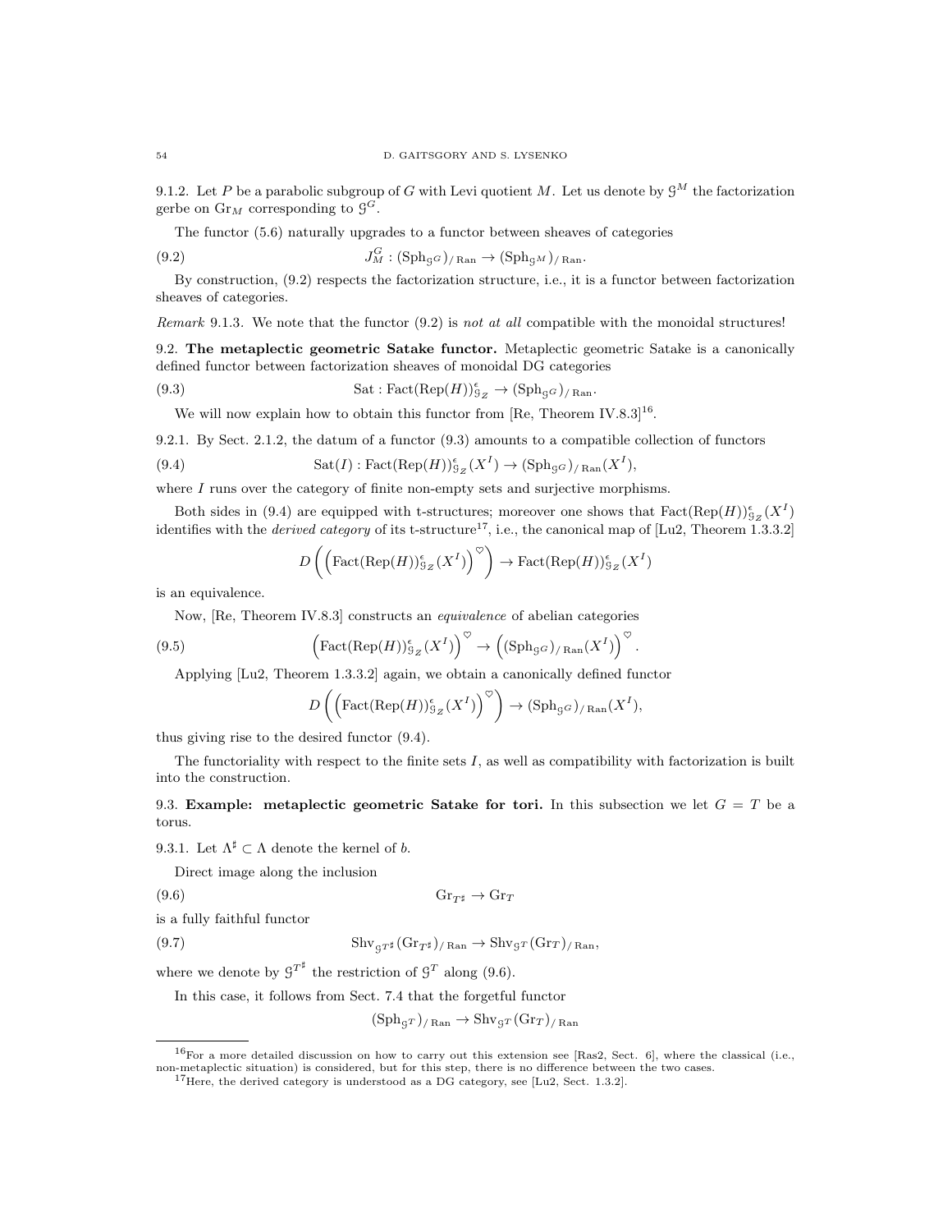9.1.2. Let $P$ be a parabolic subgroup of $G$ with Levi quotient $M$. Let us denote by $\mathcal{G}^M$ the factorization gerbe on $\mathrm{Gr}_M$ corresponding to $\mathcal{G}^G$.

The functor (5.6) naturally upgrades to a functor between sheaves of categories

$$J^G_M : (\mathrm{Sph}_{\mathcal{G}^G})_{/\,\mathrm{Ran}} \to (\mathrm{Sph}_{\mathcal{G}^M})_{/\,\mathrm{Ran}}. \tag{9.2}$$

By construction, (9.2) respects the factorization structure, i.e., it is a functor between factorization sheaves of categories.

*Remark* 9.1.3. We note that the functor (9.2) is *not at all* compatible with the monoidal structures!

## 9.2. The metaplectic geometric Satake functor.

Metaplectic geometric Satake is a canonically defined functor between factorization sheaves of monoidal DG categories

$$\mathrm{Sat} : \mathrm{Fact}(\mathrm{Rep}(H))^{\epsilon}_{\mathcal{G}_Z} \to (\mathrm{Sph}_{\mathcal{G}^G})_{/\,\mathrm{Ran}}. \tag{9.3}$$

We will now explain how to obtain this functor from [Re, Theorem IV.8.3][16].

9.2.1. By Sect. 2.1.2, the datum of a functor (9.3) amounts to a compatible collection of functors

$$\mathrm{Sat}(I) : \mathrm{Fact}(\mathrm{Rep}(H))^{\epsilon}_{\mathcal{G}_Z}(X^I) \to (\mathrm{Sph}_{\mathcal{G}^G})_{/\,\mathrm{Ran}}(X^I), \tag{9.4}$$

where $I$ runs over the category of finite non-empty sets and surjective morphisms.

Both sides in (9.4) are equipped with t-structures; moreover one shows that $\mathrm{Fact}(\mathrm{Rep}(H))^{\epsilon}_{\mathcal{G}_Z}(X^I)$ identifies with the *derived category* of its t-structure[17], i.e., the canonical map of [Lu2, Theorem 1.3.3.2]

$$D\left(\left(\mathrm{Fact}(\mathrm{Rep}(H))^{\epsilon}_{\mathcal{G}_Z}(X^I)\right)^{\heartsuit}\right) \to \mathrm{Fact}(\mathrm{Rep}(H))^{\epsilon}_{\mathcal{G}_Z}(X^I)$$

is an equivalence.

Now, [Re, Theorem IV.8.3] constructs an *equivalence* of abelian categories

$$\left(\mathrm{Fact}(\mathrm{Rep}(H))^{\epsilon}_{\mathcal{G}_Z}(X^I)\right)^{\heartsuit} \to \left((\mathrm{Sph}_{\mathcal{G}^G})_{/\,\mathrm{Ran}}(X^I)\right)^{\heartsuit}. \tag{9.5}$$

Applying [Lu2, Theorem 1.3.3.2] again, we obtain a canonically defined functor

$$D\left(\left(\mathrm{Fact}(\mathrm{Rep}(H))^{\epsilon}_{\mathcal{G}_Z}(X^I)\right)^{\heartsuit}\right) \to (\mathrm{Sph}_{\mathcal{G}^G})_{/\,\mathrm{Ran}}(X^I),$$

thus giving rise to the desired functor (9.4).

The functoriality with respect to the finite sets $I$, as well as compatibility with factorization is built into the construction.

## 9.3. Example: metaplectic geometric Satake for tori.

In this subsection we let $G = T$ be a torus.

9.3.1. Let $\Lambda^\sharp \subset \Lambda$ denote the kernel of $b$.

Direct image along the inclusion

$$\mathrm{Gr}_{T^\sharp} \to \mathrm{Gr}_T \tag{9.6}$$

is a fully faithful functor

$$\mathrm{Shv}_{\mathcal{G}^{T^\sharp}}(\mathrm{Gr}_{T^\sharp})_{/\,\mathrm{Ran}} \to \mathrm{Shv}_{\mathcal{G}^T}(\mathrm{Gr}_T)_{/\,\mathrm{Ran}}, \tag{9.7}$$

where we denote by $\mathcal{G}^{T^\sharp}$ the restriction of $\mathcal{G}^T$ along (9.6).

In this case, it follows from Sect. 7.4 that the forgetful functor

$$(\mathrm{Sph}_{\mathcal{G}^T})_{/\,\mathrm{Ran}} \to \mathrm{Shv}_{\mathcal{G}^T}(\mathrm{Gr}_T)_{/\,\mathrm{Ran}}$$

---

[16] For a more detailed discussion on how to carry out this extension see [Ras2, Sect. 6], where the classical (i.e., non-metaplectic situation) is considered, but for this step, there is no difference between the two cases.

[17] Here, the derived category is understood as a DG category, see [Lu2, Sect. 1.3.2].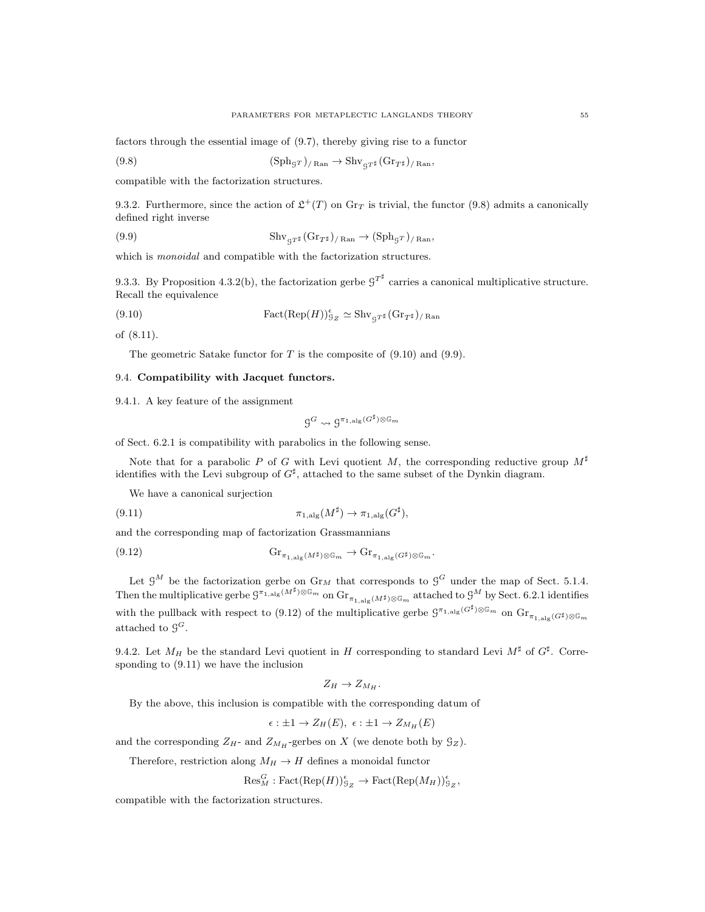factors through the essential image of (9.7), thereby giving rise to a functor

$$(\mathrm{Sph}_{\mathcal{G}^T})_{/\,\mathrm{Ran}} \to \mathrm{Shv}_{\mathcal{G}^{T^\sharp}}(\mathrm{Gr}_{T^\sharp})_{/\,\mathrm{Ran}}, \tag{9.8}$$

compatible with the factorization structures.

9.3.2. Furthermore, since the action of $\mathfrak{L}^+(T)$ on $\mathrm{Gr}_T$ is trivial, the functor (9.8) admits a canonically defined right inverse

$$\mathrm{Shv}_{\mathcal{G}^{T^\sharp}}(\mathrm{Gr}_{T^\sharp})_{/\,\mathrm{Ran}} \to (\mathrm{Sph}_{\mathcal{G}^T})_{/\,\mathrm{Ran}}, \tag{9.9}$$

which is *monoidal* and compatible with the factorization structures.

9.3.3. By Proposition 4.3.2(b), the factorization gerbe $\mathcal{G}^{T^\sharp}$ carries a canonical multiplicative structure. Recall the equivalence

$$\mathrm{Fact}(\mathrm{Rep}(H))^\epsilon_{\mathcal{G}_Z} \simeq \mathrm{Shv}_{\mathcal{G}^{T^\sharp}}(\mathrm{Gr}_{T^\sharp})_{/\,\mathrm{Ran}} \tag{9.10}$$

of (8.11).

The geometric Satake functor for $T$ is the composite of (9.10) and (9.9).

## 9.4. Compatibility with Jacquet functors.

9.4.1. A key feature of the assignment

$$\mathcal{G}^G \rightsquigarrow \mathcal{G}^{\pi_{1,\mathrm{alg}}(G^\sharp)\otimes\mathbb{G}_m}$$

of Sect. 6.2.1 is compatibility with parabolics in the following sense.

Note that for a parabolic $P$ of $G$ with Levi quotient $M$, the corresponding reductive group $M^\sharp$ identifies with the Levi subgroup of $G^\sharp$, attached to the same subset of the Dynkin diagram.

We have a canonical surjection

$$\pi_{1,\mathrm{alg}}(M^\sharp) \to \pi_{1,\mathrm{alg}}(G^\sharp), \tag{9.11}$$

and the corresponding map of factorization Grassmannians

$$\mathrm{Gr}_{\pi_{1,\mathrm{alg}}(M^\sharp)\otimes\mathbb{G}_m} \to \mathrm{Gr}_{\pi_{1,\mathrm{alg}}(G^\sharp)\otimes\mathbb{G}_m}. \tag{9.12}$$

Let $\mathcal{G}^M$ be the factorization gerbe on $\mathrm{Gr}_M$ that corresponds to $\mathcal{G}^G$ under the map of Sect. 5.1.4. Then the multiplicative gerbe $\mathcal{G}^{\pi_{1,\mathrm{alg}}(M^\sharp)\otimes\mathbb{G}_m}$ on $\mathrm{Gr}_{\pi_{1,\mathrm{alg}}(M^\sharp)\otimes\mathbb{G}_m}$ attached to $\mathcal{G}^M$ by Sect. 6.2.1 identifies with the pullback with respect to (9.12) of the multiplicative gerbe $\mathcal{G}^{\pi_{1,\mathrm{alg}}(G^\sharp)\otimes\mathbb{G}_m}$ on $\mathrm{Gr}_{\pi_{1,\mathrm{alg}}(G^\sharp)\otimes\mathbb{G}_m}$ attached to $\mathcal{G}^G$.

9.4.2. Let $M_H$ be the standard Levi quotient in $H$ corresponding to standard Levi $M^\sharp$ of $G^\sharp$. Corresponding to (9.11) we have the inclusion

$$Z_H \to Z_{M_H}.$$

By the above, this inclusion is compatible with the corresponding datum of

$$\epsilon : \pm 1 \to Z_H(E),\ \epsilon : \pm 1 \to Z_{M_H}(E)$$

and the corresponding $Z_H$- and $Z_{M_H}$-gerbes on $X$ (we denote both by $\mathcal{G}_Z$).

Therefore, restriction along $M_H \to H$ defines a monoidal functor

$$\mathrm{Res}^G_M : \mathrm{Fact}(\mathrm{Rep}(H))^\epsilon_{\mathcal{G}_Z} \to \mathrm{Fact}(\mathrm{Rep}(M_H))^\epsilon_{\mathcal{G}_Z},$$

compatible with the factorization structures.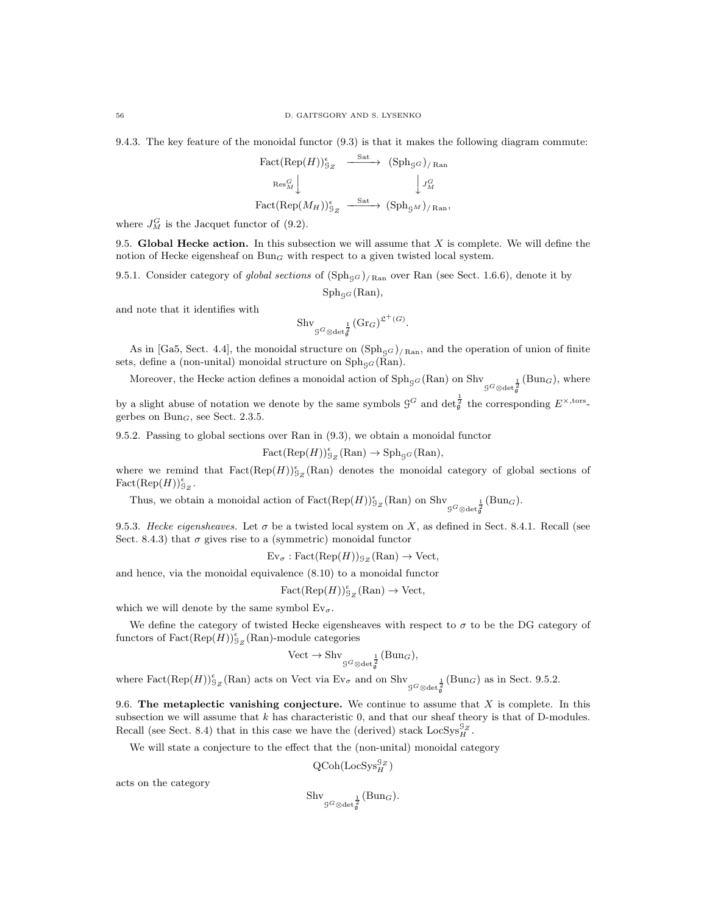9.4.3. The key feature of the monoidal functor (9.3) is that it makes the following diagram commute:

$$\begin{array}{ccc}
\mathrm{Fact}(\mathrm{Rep}(H))^{\epsilon}_{\mathcal{G}_Z} & \xrightarrow{\mathrm{Sat}} & (\mathrm{Sph}_{\mathcal{G}^G})_{/\,\mathrm{Ran}} \\
{\scriptstyle \mathrm{Res}^G_M}\downarrow & & \downarrow{\scriptstyle J^G_M} \\
\mathrm{Fact}(\mathrm{Rep}(M_H))^{\epsilon}_{\mathcal{G}_Z} & \xrightarrow{\mathrm{Sat}} & (\mathrm{Sph}_{\mathcal{G}^M})_{/\,\mathrm{Ran}},
\end{array}$$

where $J^G_M$ is the Jacquet functor of (9.2).

**9.5. Global Hecke action.** In this subsection we will assume that $X$ is complete. We will define the notion of Hecke eigensheaf on $\mathrm{Bun}_G$ with respect to a given twisted local system.

9.5.1. Consider category of *global sections* of $(\mathrm{Sph}_{\mathcal{G}^G})_{/\,\mathrm{Ran}}$ over Ran (see Sect. 1.6.6), denote it by

$$\mathrm{Sph}_{\mathcal{G}^G}(\mathrm{Ran}),$$

and note that it identifies with

$$\mathrm{Shv}_{\mathcal{G}^G\otimes \det^{\frac{1}{2}}_{\mathfrak{g}}}(\mathrm{Gr}_G)^{\mathfrak{L}^+(G)}.$$

As in [Ga5, Sect. 4.4], the monoidal structure on $(\mathrm{Sph}_{\mathcal{G}^G})_{/\,\mathrm{Ran}}$, and the operation of union of finite sets, define a (non-unital) monoidal structure on $\mathrm{Sph}_{\mathcal{G}^G}(\mathrm{Ran})$.

Moreover, the Hecke action defines a monoidal action of $\mathrm{Sph}_{\mathcal{G}^G}(\mathrm{Ran})$ on $\mathrm{Shv}_{\mathcal{G}^G\otimes \det^{\frac{1}{2}}_{\mathfrak{g}}}(\mathrm{Bun}_G)$, where by a slight abuse of notation we denote by the same symbols $\mathcal{G}^G$ and $\det^{\frac{1}{2}}_{\mathfrak{g}}$ the corresponding $E^{\times,\mathrm{tors}}$-gerbes on $\mathrm{Bun}_G$, see Sect. 2.3.5.

9.5.2. Passing to global sections over Ran in (9.3), we obtain a monoidal functor

$$\mathrm{Fact}(\mathrm{Rep}(H))^{\epsilon}_{\mathcal{G}_Z}(\mathrm{Ran}) \to \mathrm{Sph}_{\mathcal{G}^G}(\mathrm{Ran}),$$

where we remind that $\mathrm{Fact}(\mathrm{Rep}(H))^{\epsilon}_{\mathcal{G}_Z}(\mathrm{Ran})$ denotes the monoidal category of global sections of $\mathrm{Fact}(\mathrm{Rep}(H))^{\epsilon}_{\mathcal{G}_Z}$.

Thus, we obtain a monoidal action of $\mathrm{Fact}(\mathrm{Rep}(H))^{\epsilon}_{\mathcal{G}_Z}(\mathrm{Ran})$ on $\mathrm{Shv}_{\mathcal{G}^G\otimes \det^{\frac{1}{2}}_{\mathfrak{g}}}(\mathrm{Bun}_G)$.

9.5.3. *Hecke eigensheaves.* Let $\sigma$ be a twisted local system on $X$, as defined in Sect. 8.4.1. Recall (see Sect. 8.4.3) that $\sigma$ gives rise to a (symmetric) monoidal functor

$$\mathrm{Ev}_\sigma : \mathrm{Fact}(\mathrm{Rep}(H))_{\mathcal{G}_Z}(\mathrm{Ran}) \to \mathrm{Vect},$$

and hence, via the monoidal equivalence (8.10) to a monoidal functor

$$\mathrm{Fact}(\mathrm{Rep}(H))^{\epsilon}_{\mathcal{G}_Z}(\mathrm{Ran}) \to \mathrm{Vect},$$

which we will denote by the same symbol $\mathrm{Ev}_\sigma$.

We define the category of twisted Hecke eigensheaves with respect to $\sigma$ to be the DG category of functors of $\mathrm{Fact}(\mathrm{Rep}(H))^{\epsilon}_{\mathcal{G}_Z}(\mathrm{Ran})$-module categories

$$\mathrm{Vect} \to \mathrm{Shv}_{\mathcal{G}^G\otimes \det^{\frac{1}{2}}_{\mathfrak{g}}}(\mathrm{Bun}_G),$$

where $\mathrm{Fact}(\mathrm{Rep}(H))^{\epsilon}_{\mathcal{G}_Z}(\mathrm{Ran})$ acts on Vect via $\mathrm{Ev}_\sigma$ and on $\mathrm{Shv}_{\mathcal{G}^G\otimes \det^{\frac{1}{2}}_{\mathfrak{g}}}(\mathrm{Bun}_G)$ as in Sect. 9.5.2.

**9.6. The metaplectic vanishing conjecture.** We continue to assume that $X$ is complete. In this subsection we will assume that $k$ has characteristic 0, and that our sheaf theory is that of D-modules. Recall (see Sect. 8.4) that in this case we have the (derived) stack $\mathrm{LocSys}^{\mathcal{G}_Z}_H$.

We will state a conjecture to the effect that the (non-unital) monoidal category

$$\mathrm{QCoh}(\mathrm{LocSys}^{\mathcal{G}_Z}_H)$$

acts on the category

$$\mathrm{Shv}_{\mathcal{G}^G\otimes \det^{\frac{1}{2}}_{\mathfrak{g}}}(\mathrm{Bun}_G).$$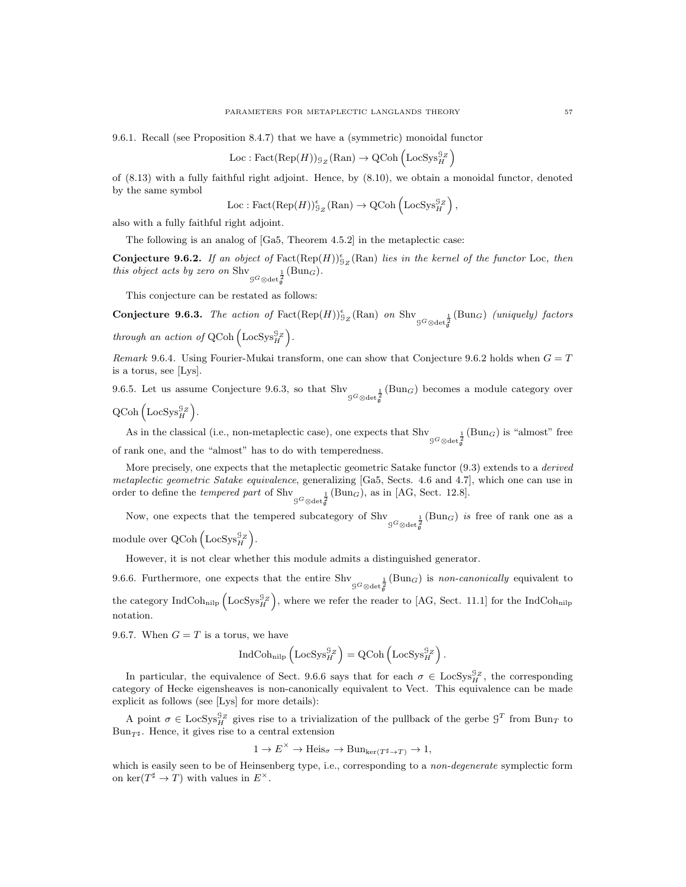9.6.1. Recall (see Proposition 8.4.7) that we have a (symmetric) monoidal functor

$$\mathrm{Loc} : \mathrm{Fact}(\mathrm{Rep}(H))_{\mathcal{G}_Z}(\mathrm{Ran}) \to \mathrm{QCoh}\left(\mathrm{LocSys}_H^{\mathcal{G}_Z}\right)$$

of (8.13) with a fully faithful right adjoint. Hence, by (8.10), we obtain a monoidal functor, denoted by the same symbol

$$\mathrm{Loc} : \mathrm{Fact}(\mathrm{Rep}(H))^{\epsilon}_{\mathcal{G}_Z}(\mathrm{Ran}) \to \mathrm{QCoh}\left(\mathrm{LocSys}_H^{\mathcal{G}_Z}\right),$$

also with a fully faithful right adjoint.

The following is an analog of [Ga5, Theorem 4.5.2] in the metaplectic case:

**Conjecture 9.6.2.** *If an object of* $\mathrm{Fact}(\mathrm{Rep}(H))^{\epsilon}_{\mathcal{G}_Z}(\mathrm{Ran})$ *lies in the kernel of the functor* Loc*, then this object acts by zero on* $\mathrm{Shv}_{\mathcal{G}^G \otimes \det_{\mathfrak{g}}^{\frac{1}{2}}}(\mathrm{Bun}_G)$.

This conjecture can be restated as follows:

**Conjecture 9.6.3.** *The action of* $\mathrm{Fact}(\mathrm{Rep}(H))^{\epsilon}_{\mathcal{G}_Z}(\mathrm{Ran})$ *on* $\mathrm{Shv}_{\mathcal{G}^G \otimes \det_{\mathfrak{g}}^{\frac{1}{2}}}(\mathrm{Bun}_G)$ *(uniquely) factors through an action of* $\mathrm{QCoh}\left(\mathrm{LocSys}_H^{\mathcal{G}_Z}\right)$.

*Remark* 9.6.4. Using Fourier-Mukai transform, one can show that Conjecture 9.6.2 holds when $G = T$ is a torus, see [Lys].

9.6.5. Let us assume Conjecture 9.6.3, so that $\mathrm{Shv}_{\mathcal{G}^G \otimes \det_{\mathfrak{g}}^{\frac{1}{2}}}(\mathrm{Bun}_G)$ becomes a module category over $\mathrm{QCoh}\left(\mathrm{LocSys}_H^{\mathcal{G}_Z}\right)$.

As in the classical (i.e., non-metaplectic case), one expects that $\mathrm{Shv}_{\mathcal{G}^G \otimes \det_{\mathfrak{g}}^{\frac{1}{2}}}(\mathrm{Bun}_G)$ is "almost" free of rank one, and the "almost" has to do with temperedness.

More precisely, one expects that the metaplectic geometric Satake functor (9.3) extends to a *derived metaplectic geometric Satake equivalence*, generalizing [Ga5, Sects. 4.6 and 4.7], which one can use in order to define the *tempered part* of $\mathrm{Shv}_{\mathcal{G}^G \otimes \det_{\mathfrak{g}}^{\frac{1}{2}}}(\mathrm{Bun}_G)$, as in [AG, Sect. 12.8].

Now, one expects that the tempered subcategory of $\mathrm{Shv}_{\mathcal{G}^G \otimes \det_{\mathfrak{g}}^{\frac{1}{2}}}(\mathrm{Bun}_G)$ *is* free of rank one as a module over $\mathrm{QCoh}\left(\mathrm{LocSys}_H^{\mathcal{G}_Z}\right)$.

However, it is not clear whether this module admits a distinguished generator.

9.6.6. Furthermore, one expects that the entire $\mathrm{Shv}_{\mathcal{G}^G \otimes \det_{\mathfrak{g}}^{\frac{1}{2}}}(\mathrm{Bun}_G)$ is *non-canonically* equivalent to the category $\mathrm{IndCoh}_{\mathrm{nilp}}\left(\mathrm{LocSys}_H^{\mathcal{G}_Z}\right)$, where we refer the reader to [AG, Sect. 11.1] for the $\mathrm{IndCoh}_{\mathrm{nilp}}$ notation.

9.6.7. When $G = T$ is a torus, we have

$$\mathrm{IndCoh}_{\mathrm{nilp}}\left(\mathrm{LocSys}_H^{\mathcal{G}_Z}\right) = \mathrm{QCoh}\left(\mathrm{LocSys}_H^{\mathcal{G}_Z}\right).$$

In particular, the equivalence of Sect. 9.6.6 says that for each $\sigma \in \mathrm{LocSys}_H^{\mathcal{G}_Z}$, the corresponding category of Hecke eigensheaves is non-canonically equivalent to Vect. This equivalence can be made explicit as follows (see [Lys] for more details):

A point $\sigma \in \mathrm{LocSys}_H^{\mathcal{G}_Z}$ gives rise to a trivialization of the pullback of the gerbe $\mathcal{G}^T$ from $\mathrm{Bun}_T$ to $\mathrm{Bun}_{T^\sharp}$. Hence, it gives rise to a central extension

$$1 \to E^\times \to \mathrm{Heis}_\sigma \to \mathrm{Bun}_{\ker(T^\sharp \to T)} \to 1,$$

which is easily seen to be of Heinsenberg type, i.e., corresponding to a *non-degenerate* symplectic form on $\ker(T^\sharp \to T)$ with values in $E^\times$.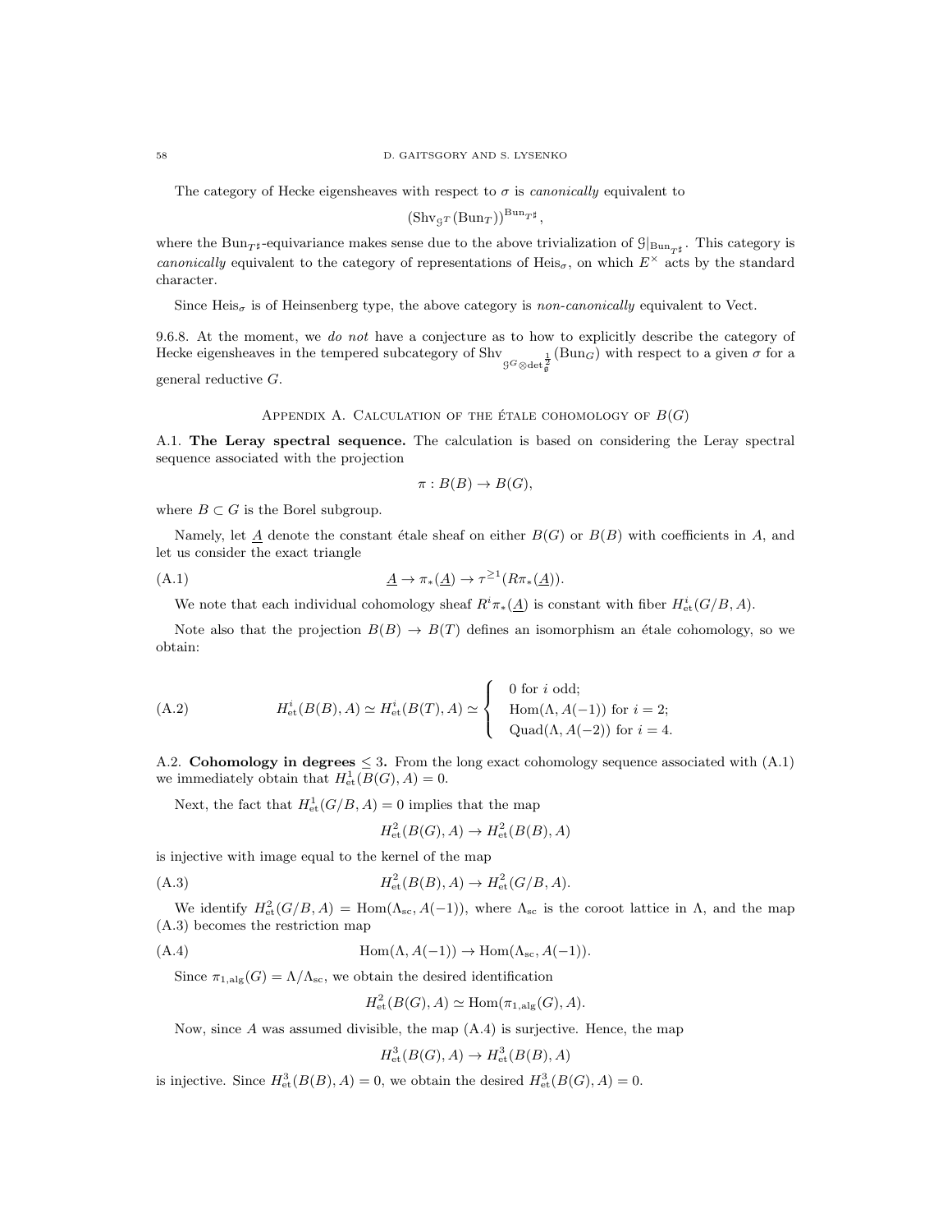The category of Hecke eigensheaves with respect to $\sigma$ is *canonically* equivalent to

$$(\mathrm{Shv}_{\mathcal{G}^T}(\mathrm{Bun}_T))^{\mathrm{Bun}_{T^\sharp}},$$

where the $\mathrm{Bun}_{T^\sharp}$-equivariance makes sense due to the above trivialization of $\mathcal{G}|_{\mathrm{Bun}_{T^\sharp}}$. This category is *canonically* equivalent to the category of representations of $\mathrm{Heis}_\sigma$, on which $E^\times$ acts by the standard character.

Since $\mathrm{Heis}_\sigma$ is of Heinsenberg type, the above category is *non-canonically* equivalent to Vect.

9.6.8. At the moment, we *do not* have a conjecture as to how to explicitly describe the category of Hecke eigensheaves in the tempered subcategory of $\mathrm{Shv}_{\mathcal{G}^G\otimes\det^{\frac{1}{2}}_{\mathfrak{g}}}(\mathrm{Bun}_G)$ with respect to a given $\sigma$ for a general reductive $G$.

## Appendix A. Calculation of the étale cohomology of $B(G)$

A.1. **The Leray spectral sequence.** The calculation is based on considering the Leray spectral sequence associated with the projection

$$\pi : B(B) \to B(G),$$

where $B \subset G$ is the Borel subgroup.

Namely, let $\underline{A}$ denote the constant étale sheaf on either $B(G)$ or $B(B)$ with coefficients in $A$, and let us consider the exact triangle

$$\underline{A} \to \pi_*(\underline{A}) \to \tau^{\geq 1}(R\pi_*(\underline{A})). \tag{A.1}$$

We note that each individual cohomology sheaf $R^i\pi_*(\underline{A})$ is constant with fiber $H^i_{\mathrm{et}}(G/B, A)$.

Note also that the projection $B(B) \to B(T)$ defines an isomorphism an étale cohomology, so we obtain:

$$H^i_{\mathrm{et}}(B(B), A) \simeq H^i_{\mathrm{et}}(B(T), A) \simeq \begin{cases} 0 \text{ for } i \text{ odd;} \\ \mathrm{Hom}(\Lambda, A(-1)) \text{ for } i = 2; \\ \mathrm{Quad}(\Lambda, A(-2)) \text{ for } i = 4. \end{cases} \tag{A.2}$$

A.2. **Cohomology in degrees $\leq 3$.** From the long exact cohomology sequence associated with (A.1) we immediately obtain that $H^1_{\mathrm{et}}(B(G), A) = 0$.

Next, the fact that $H^1_{\mathrm{et}}(G/B, A) = 0$ implies that the map

$$H^2_{\mathrm{et}}(B(G), A) \to H^2_{\mathrm{et}}(B(B), A)$$

is injective with image equal to the kernel of the map

$$H^2_{\mathrm{et}}(B(B), A) \to H^2_{\mathrm{et}}(G/B, A). \tag{A.3}$$

We identify $H^2_{\mathrm{et}}(G/B, A) = \mathrm{Hom}(\Lambda_{\mathrm{sc}}, A(-1))$, where $\Lambda_{\mathrm{sc}}$ is the coroot lattice in $\Lambda$, and the map (A.3) becomes the restriction map

$$\mathrm{Hom}(\Lambda, A(-1)) \to \mathrm{Hom}(\Lambda_{\mathrm{sc}}, A(-1)). \tag{A.4}$$

Since $\pi_{1,\mathrm{alg}}(G) = \Lambda/\Lambda_{\mathrm{sc}}$, we obtain the desired identification

$$H^2_{\mathrm{et}}(B(G), A) \simeq \mathrm{Hom}(\pi_{1,\mathrm{alg}}(G), A).$$

Now, since $A$ was assumed divisible, the map (A.4) is surjective. Hence, the map

$$H^3_{\mathrm{et}}(B(G), A) \to H^3_{\mathrm{et}}(B(B), A)$$

is injective. Since $H^3_{\mathrm{et}}(B(B), A) = 0$, we obtain the desired $H^3_{\mathrm{et}}(B(G), A) = 0$.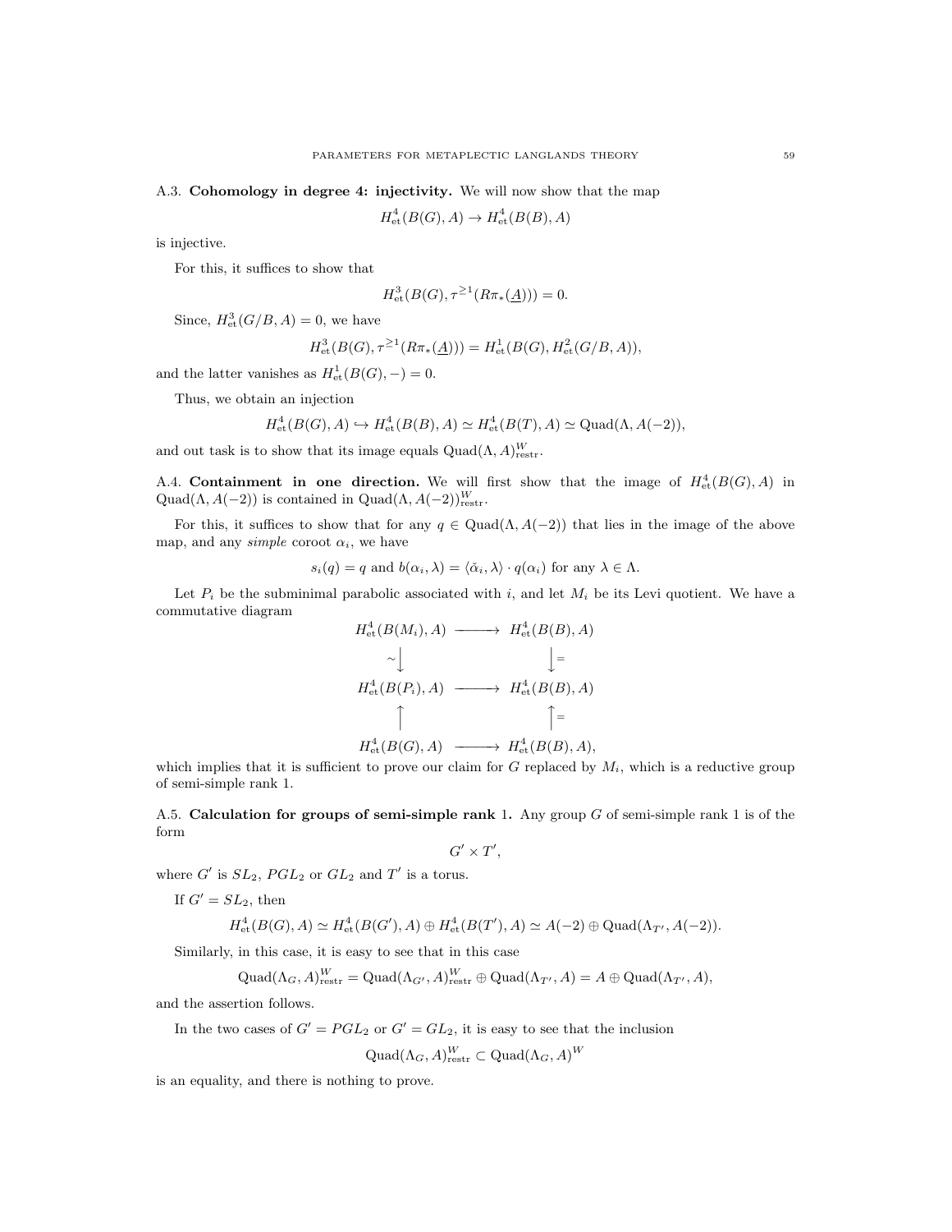A.3. **Cohomology in degree 4: injectivity.** We will now show that the map

$$H^4_{\text{et}}(B(G), A) \to H^4_{\text{et}}(B(B), A)$$

is injective.

For this, it suffices to show that

$$H^3_{\text{et}}(B(G), \tau^{\geq 1}(R\pi_*(\underline{A}))) = 0.$$

Since, $H^3_{\text{et}}(G/B, A) = 0$, we have

$$H^3_{\text{et}}(B(G), \tau^{\geq 1}(R\pi_*(\underline{A}))) = H^1_{\text{et}}(B(G), H^2_{\text{et}}(G/B, A)),$$

and the latter vanishes as $H^1_{\text{et}}(B(G), -) = 0$.

Thus, we obtain an injection

$$H^4_{\text{et}}(B(G), A) \hookrightarrow H^4_{\text{et}}(B(B), A) \simeq H^4_{\text{et}}(B(T), A) \simeq \text{Quad}(\Lambda, A(-2)),$$

and out task is to show that its image equals $\text{Quad}(\Lambda, A)^W_{\text{restr}}$.

A.4. **Containment in one direction.** We will first show that the image of $H^4_{\text{et}}(B(G), A)$ in $\text{Quad}(\Lambda, A(-2))$ is contained in $\text{Quad}(\Lambda, A(-2))^W_{\text{restr}}$.

For this, it suffices to show that for any $q \in \text{Quad}(\Lambda, A(-2))$ that lies in the image of the above map, and any *simple* coroot $\alpha_i$, we have

$$s_i(q) = q \text{ and } b(\alpha_i, \lambda) = \langle \check{\alpha}_i, \lambda \rangle \cdot q(\alpha_i) \text{ for any } \lambda \in \Lambda.$$

Let $P_i$ be the subminimal parabolic associated with $i$, and let $M_i$ be its Levi quotient. We have a commutative diagram

$$\begin{array}{ccc} H^4_{\text{et}}(B(M_i), A) & \longrightarrow & H^4_{\text{et}}(B(B), A) \\ \sim\downarrow & & \downarrow= \\ H^4_{\text{et}}(B(P_i), A) & \longrightarrow & H^4_{\text{et}}(B(B), A) \\ \uparrow & & \uparrow= \\ H^4_{\text{et}}(B(G), A) & \longrightarrow & H^4_{\text{et}}(B(B), A), \end{array}$$

which implies that it is sufficient to prove our claim for $G$ replaced by $M_i$, which is a reductive group of semi-simple rank 1.

A.5. **Calculation for groups of semi-simple rank 1.** Any group $G$ of semi-simple rank 1 is of the form

$$G' \times T',$$

where $G'$ is $SL_2$, $PGL_2$ or $GL_2$ and $T'$ is a torus.

If $G' = SL_2$, then

$$H^4_{\text{et}}(B(G), A) \simeq H^4_{\text{et}}(B(G'), A) \oplus H^4_{\text{et}}(B(T'), A) \simeq A(-2) \oplus \text{Quad}(\Lambda_{T'}, A(-2)).$$

Similarly, in this case, it is easy to see that in this case

$$\text{Quad}(\Lambda_G, A)^W_{\text{restr}} = \text{Quad}(\Lambda_{G'}, A)^W_{\text{restr}} \oplus \text{Quad}(\Lambda_{T'}, A) = A \oplus \text{Quad}(\Lambda_{T'}, A),$$

and the assertion follows.

In the two cases of $G' = PGL_2$ or $G' = GL_2$, it is easy to see that the inclusion

$$\text{Quad}(\Lambda_G, A)^W_{\text{restr}} \subset \text{Quad}(\Lambda_G, A)^W$$

is an equality, and there is nothing to prove.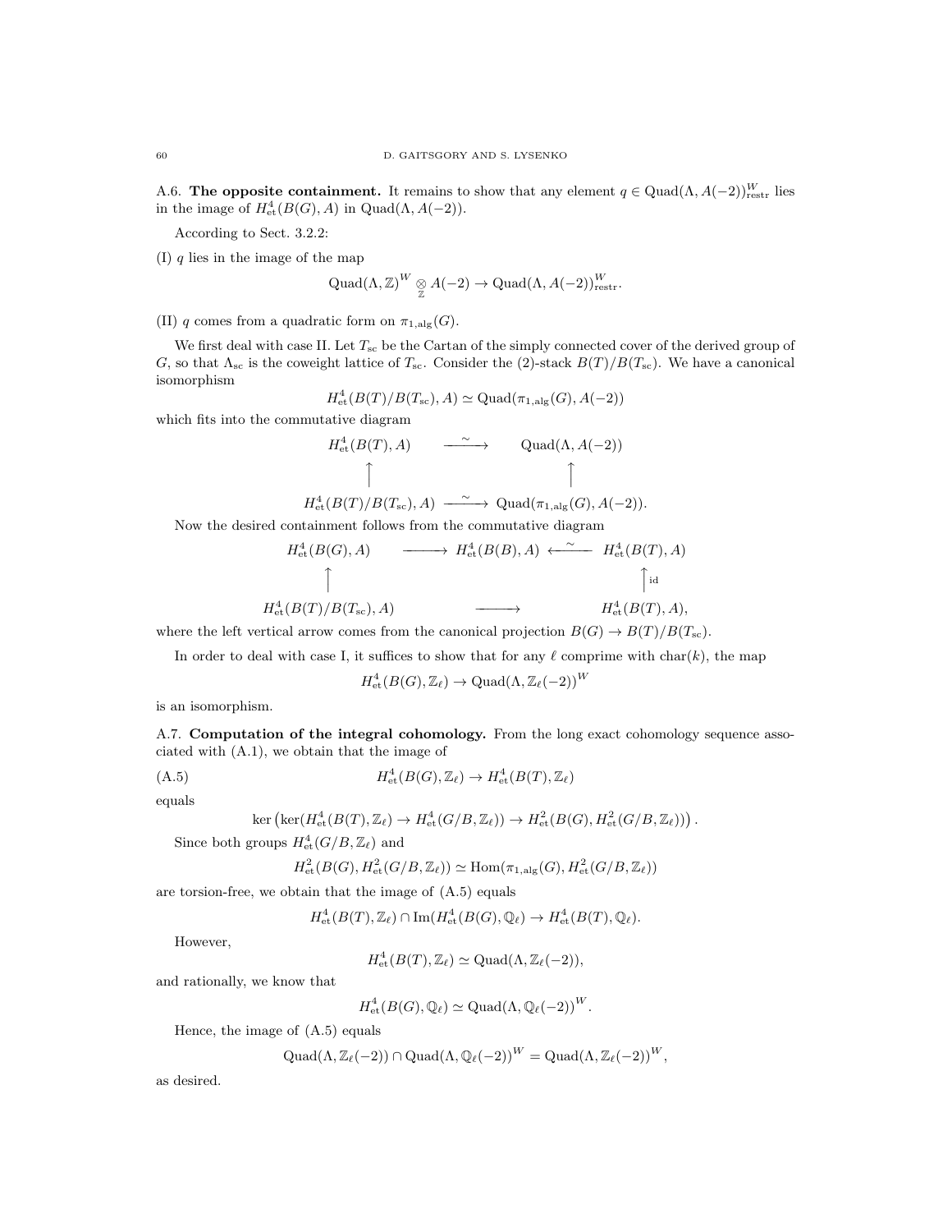A.6. **The opposite containment.** It remains to show that any element $q \in \mathrm{Quad}(\Lambda, A(-2))^W_{\mathrm{restr}}$ lies in the image of $H^4_{\mathrm{et}}(B(G), A)$ in $\mathrm{Quad}(\Lambda, A(-2))$.

According to Sect. 3.2.2:

(I) $q$ lies in the image of the map

$$\mathrm{Quad}(\Lambda, \mathbb{Z})^W \underset{\mathbb{Z}}{\otimes} A(-2) \to \mathrm{Quad}(\Lambda, A(-2))^W_{\mathrm{restr}}.$$

(II) $q$ comes from a quadratic form on $\pi_{1,\mathrm{alg}}(G)$.

We first deal with case II. Let $T_{\mathrm{sc}}$ be the Cartan of the simply connected cover of the derived group of $G$, so that $\Lambda_{\mathrm{sc}}$ is the coweight lattice of $T_{\mathrm{sc}}$. Consider the (2)-stack $B(T)/B(T_{\mathrm{sc}})$. We have a canonical isomorphism

$$H^4_{\mathrm{et}}(B(T)/B(T_{\mathrm{sc}}), A) \simeq \mathrm{Quad}(\pi_{1,\mathrm{alg}}(G), A(-2))$$

which fits into the commutative diagram

$$\begin{array}{ccc} H^4_{\mathrm{et}}(B(T), A) & \xrightarrow{\sim} & \mathrm{Quad}(\Lambda, A(-2)) \\ \uparrow & & \uparrow \\ H^4_{\mathrm{et}}(B(T)/B(T_{\mathrm{sc}}), A) & \xrightarrow{\sim} & \mathrm{Quad}(\pi_{1,\mathrm{alg}}(G), A(-2)). \end{array}$$

Now the desired containment follows from the commutative diagram

$$\begin{array}{ccccc} H^4_{\mathrm{et}}(B(G), A) & \longrightarrow & H^4_{\mathrm{et}}(B(B), A) & \xleftarrow{\sim} & H^4_{\mathrm{et}}(B(T), A) \\ \uparrow & & & & \uparrow \mathrm{id} \\ H^4_{\mathrm{et}}(B(T)/B(T_{\mathrm{sc}}), A) & & \longrightarrow & & H^4_{\mathrm{et}}(B(T), A), \end{array}$$

where the left vertical arrow comes from the canonical projection $B(G) \to B(T)/B(T_{\mathrm{sc}})$.

In order to deal with case I, it suffices to show that for any $\ell$ comprime with $\mathrm{char}(k)$, the map

$$H^4_{\mathrm{et}}(B(G), \mathbb{Z}_\ell) \to \mathrm{Quad}(\Lambda, \mathbb{Z}_\ell(-2))^W$$

is an isomorphism.

A.7. **Computation of the integral cohomology.** From the long exact cohomology sequence associated with (A.1), we obtain that the image of

$$H^4_{\mathrm{et}}(B(G), \mathbb{Z}_\ell) \to H^4_{\mathrm{et}}(B(T), \mathbb{Z}_\ell) \tag{A.5}$$

equals

$$\ker\left(\ker(H^4_{\mathrm{et}}(B(T), \mathbb{Z}_\ell) \to H^4_{\mathrm{et}}(G/B, \mathbb{Z}_\ell)) \to H^2_{\mathrm{et}}(B(G), H^2_{\mathrm{et}}(G/B, \mathbb{Z}_\ell))\right).$$

Since both groups $H^4_{\mathrm{et}}(G/B, \mathbb{Z}_\ell)$ and

$$H^2_{\mathrm{et}}(B(G), H^2_{\mathrm{et}}(G/B, \mathbb{Z}_\ell)) \simeq \mathrm{Hom}(\pi_{1,\mathrm{alg}}(G), H^2_{\mathrm{et}}(G/B, \mathbb{Z}_\ell))$$

are torsion-free, we obtain that the image of (A.5) equals

$$H^4_{\mathrm{et}}(B(T), \mathbb{Z}_\ell) \cap \mathrm{Im}(H^4_{\mathrm{et}}(B(G), \mathbb{Q}_\ell) \to H^4_{\mathrm{et}}(B(T), \mathbb{Q}_\ell).$$

However,

$$H^4_{\mathrm{et}}(B(T), \mathbb{Z}_\ell) \simeq \mathrm{Quad}(\Lambda, \mathbb{Z}_\ell(-2)),$$

and rationally, we know that

$$H^4_{\mathrm{et}}(B(G), \mathbb{Q}_\ell) \simeq \mathrm{Quad}(\Lambda, \mathbb{Q}_\ell(-2))^W.$$

Hence, the image of (A.5) equals

$$\mathrm{Quad}(\Lambda, \mathbb{Z}_\ell(-2)) \cap \mathrm{Quad}(\Lambda, \mathbb{Q}_\ell(-2))^W = \mathrm{Quad}(\Lambda, \mathbb{Z}_\ell(-2))^W,$$

as desired.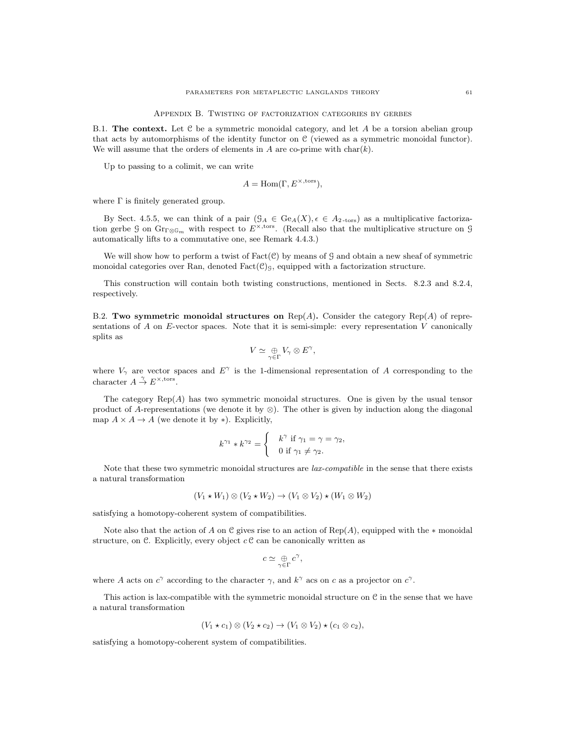## Appendix B. Twisting of factorization categories by gerbes

B.1. **The context.** Let $\mathcal{C}$ be a symmetric monoidal category, and let $A$ be a torsion abelian group that acts by automorphisms of the identity functor on $\mathcal{C}$ (viewed as a symmetric monoidal functor). We will assume that the orders of elements in $A$ are co-prime with $\text{char}(k)$.

Up to passing to a colimit, we can write

$$A = \text{Hom}(\Gamma, E^{\times,\text{tors}}),$$

where $\Gamma$ is finitely generated group.

By Sect. 4.5.5, we can think of a pair $(\mathcal{G}_A \in \text{Ge}_A(X), \epsilon \in A_{2\text{-tors}})$ as a multiplicative factorization gerbe $\mathcal{G}$ on $\text{Gr}_{\Gamma\otimes\mathbb{G}_m}$ with respect to $E^{\times,\text{tors}}$. (Recall also that the multiplicative structure on $\mathcal{G}$ automatically lifts to a commutative one, see Remark 4.4.3.)

We will show how to perform a twist of $\text{Fact}(\mathcal{C})$ by means of $\mathcal{G}$ and obtain a new sheaf of symmetric monoidal categories over Ran, denoted $\text{Fact}(\mathcal{C})_{\mathcal{G}}$, equipped with a factorization structure.

This construction will contain both twisting constructions, mentioned in Sects. 8.2.3 and 8.2.4, respectively.

B.2. **Two symmetric monoidal structures on $\text{Rep}(A)$.** Consider the category $\text{Rep}(A)$ of representations of $A$ on $E$-vector spaces. Note that it is semi-simple: every representation $V$ canonically splits as

$$V \simeq \underset{\gamma\in\Gamma}{\oplus} V_\gamma \otimes E^\gamma,$$

where $V_\gamma$ are vector spaces and $E^\gamma$ is the 1-dimensional representation of $A$ corresponding to the character $A \overset{\gamma}{\to} E^{\times,\text{tors}}$.

The category $\text{Rep}(A)$ has two symmetric monoidal structures. One is given by the usual tensor product of $A$-representations (we denote it by $\otimes$). The other is given by induction along the diagonal map $A \times A \to A$ (we denote it by $*$). Explicitly,

$$k^{\gamma_1} * k^{\gamma_2} = \begin{cases} k^\gamma \text{ if } \gamma_1 = \gamma = \gamma_2, \\ 0 \text{ if } \gamma_1 \neq \gamma_2. \end{cases}$$

Note that these two symmetric monoidal structures are *lax-compatible* in the sense that there exists a natural transformation

$$(V_1 \star W_1) \otimes (V_2 \star W_2) \to (V_1 \otimes V_2) \star (W_1 \otimes W_2)$$

satisfying a homotopy-coherent system of compatibilities.

Note also that the action of $A$ on $\mathcal{C}$ gives rise to an action of $\text{Rep}(A)$, equipped with the $*$ monoidal structure, on $\mathcal{C}$. Explicitly, every object $c\,\mathcal{C}$ can be canonically written as

$$c \simeq \underset{\gamma\in\Gamma}{\oplus} c^\gamma,$$

where $A$ acts on $c^\gamma$ according to the character $\gamma$, and $k^\gamma$ acs on $c$ as a projector on $c^\gamma$.

This action is lax-compatible with the symmetric monoidal structure on $\mathcal{C}$ in the sense that we have a natural transformation

$$(V_1 \star c_1) \otimes (V_2 \star c_2) \to (V_1 \otimes V_2) \star (c_1 \otimes c_2),$$

satisfying a homotopy-coherent system of compatibilities.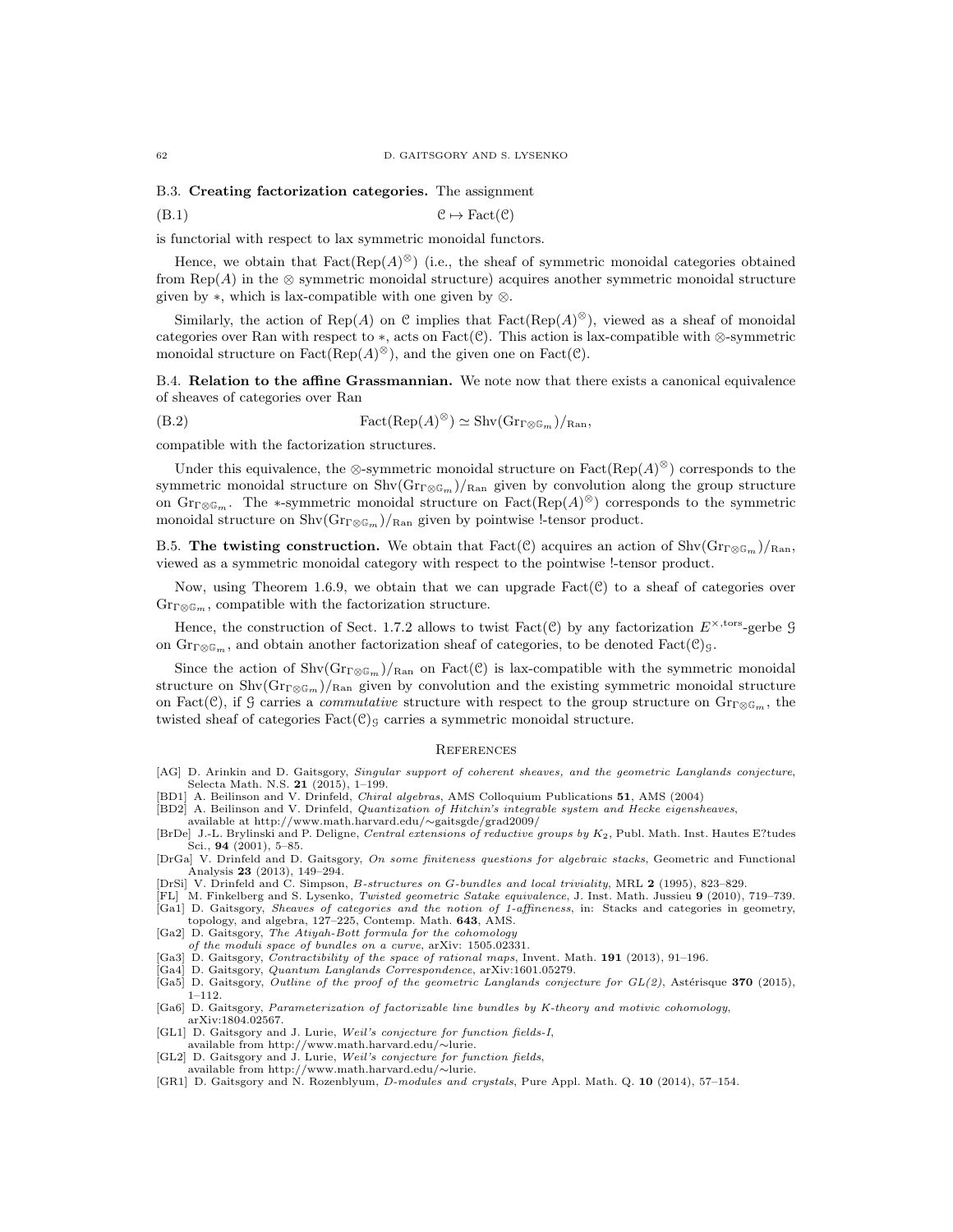B.3. **Creating factorization categories.** The assignment

$$\mathcal{C} \mapsto \mathrm{Fact}(\mathcal{C}) \tag{B.1}$$

is functorial with respect to lax symmetric monoidal functors.

Hence, we obtain that $\mathrm{Fact}(\mathrm{Rep}(A)^{\otimes})$ (i.e., the sheaf of symmetric monoidal categories obtained from $\mathrm{Rep}(A)$ in the $\otimes$ symmetric monoidal structure) acquires another symmetric monoidal structure given by $*$, which is lax-compatible with one given by $\otimes$.

Similarly, the action of $\mathrm{Rep}(A)$ on $\mathcal{C}$ implies that $\mathrm{Fact}(\mathrm{Rep}(A)^{\otimes})$, viewed as a sheaf of monoidal categories over Ran with respect to $*$, acts on $\mathrm{Fact}(\mathcal{C})$. This action is lax-compatible with $\otimes$-symmetric monoidal structure on $\mathrm{Fact}(\mathrm{Rep}(A)^{\otimes})$, and the given one on $\mathrm{Fact}(\mathcal{C})$.

B.4. **Relation to the affine Grassmannian.** We note now that there exists a canonical equivalence of sheaves of categories over Ran

$$\mathrm{Fact}(\mathrm{Rep}(A)^{\otimes}) \simeq \mathrm{Shv}(\mathrm{Gr}_{\Gamma\otimes\mathbb{G}_m})/_{\mathrm{Ran}}, \tag{B.2}$$

compatible with the factorization structures.

Under this equivalence, the $\otimes$-symmetric monoidal structure on $\mathrm{Fact}(\mathrm{Rep}(A)^{\otimes})$ corresponds to the symmetric monoidal structure on $\mathrm{Shv}(\mathrm{Gr}_{\Gamma\otimes\mathbb{G}_m})/_{\mathrm{Ran}}$ given by convolution along the group structure on $\mathrm{Gr}_{\Gamma\otimes\mathbb{G}_m}$. The $*$-symmetric monoidal structure on $\mathrm{Fact}(\mathrm{Rep}(A)^{\otimes})$ corresponds to the symmetric monoidal structure on $\mathrm{Shv}(\mathrm{Gr}_{\Gamma\otimes\mathbb{G}_m})/_{\mathrm{Ran}}$ given by pointwise !-tensor product.

B.5. **The twisting construction.** We obtain that $\mathrm{Fact}(\mathcal{C})$ acquires an action of $\mathrm{Shv}(\mathrm{Gr}_{\Gamma\otimes\mathbb{G}_m})/_{\mathrm{Ran}}$, viewed as a symmetric monoidal category with respect to the pointwise !-tensor product.

Now, using Theorem 1.6.9, we obtain that we can upgrade $\mathrm{Fact}(\mathcal{C})$ to a sheaf of categories over $\mathrm{Gr}_{\Gamma\otimes\mathbb{G}_m}$, compatible with the factorization structure.

Hence, the construction of Sect. 1.7.2 allows to twist $\mathrm{Fact}(\mathcal{C})$ by any factorization $E^{\times,\mathrm{tors}}$-gerbe $\mathcal{G}$ on $\mathrm{Gr}_{\Gamma\otimes\mathbb{G}_m}$, and obtain another factorization sheaf of categories, to be denoted $\mathrm{Fact}(\mathcal{C})_{\mathcal{G}}$.

Since the action of $\mathrm{Shv}(\mathrm{Gr}_{\Gamma\otimes\mathbb{G}_m})/_{\mathrm{Ran}}$ on $\mathrm{Fact}(\mathcal{C})$ is lax-compatible with the symmetric monoidal structure on $\mathrm{Shv}(\mathrm{Gr}_{\Gamma\otimes\mathbb{G}_m})/_{\mathrm{Ran}}$ given by convolution and the existing symmetric monoidal structure on $\mathrm{Fact}(\mathcal{C})$, if $\mathcal{G}$ carries a *commutative* structure with respect to the group structure on $\mathrm{Gr}_{\Gamma\otimes\mathbb{G}_m}$, the twisted sheaf of categories $\mathrm{Fact}(\mathcal{C})_{\mathcal{G}}$ carries a symmetric monoidal structure.

## References

[AG] D. Arinkin and D. Gaitsgory, *Singular support of coherent sheaves, and the geometric Langlands conjecture*, Selecta Math. N.S. **21** (2015), 1–199.

[BD1] A. Beilinson and V. Drinfeld, *Chiral algebras*, AMS Colloquium Publications **51**, AMS (2004)

[BD2] A. Beilinson and V. Drinfeld, *Quantization of Hitchin's integrable system and Hecke eigensheaves*, available at http://www.math.harvard.edu/∼gaitsgde/grad2009/

[BrDe] J.-L. Brylinski and P. Deligne, *Central extensions of reductive groups by $K_2$*, Publ. Math. Inst. Hautes E?tudes Sci., **94** (2001), 5–85.

[DrGa] V. Drinfeld and D. Gaitsgory, *On some finiteness questions for algebraic stacks*, Geometric and Functional Analysis **23** (2013), 149–294.

[DrSi] V. Drinfeld and C. Simpson, *B-structures on G-bundles and local triviality*, MRL **2** (1995), 823–829.

[FL] M. Finkelberg and S. Lysenko, *Twisted geometric Satake equivalence*, J. Inst. Math. Jussieu **9** (2010), 719–739.

[Ga1] D. Gaitsgory, *Sheaves of categories and the notion of 1-affineness*, in: Stacks and categories in geometry, topology, and algebra, 127–225, Contemp. Math. **643**, AMS.

[Ga2] D. Gaitsgory, *The Atiyah-Bott formula for the cohomology of the moduli space of bundles on a curve*, arXiv: 1505.02331.

[Ga3] D. Gaitsgory, *Contractibility of the space of rational maps*, Invent. Math. **191** (2013), 91–196.

[Ga4] D. Gaitsgory, *Quantum Langlands Correspondence*, arXiv:1601.05279.

[Ga5] D. Gaitsgory, *Outline of the proof of the geometric Langlands conjecture for GL(2)*, Astérisque **370** (2015), 1–112.

[Ga6] D. Gaitsgory, *Parameterization of factorizable line bundles by K-theory and motivic cohomology*, arXiv:1804.02567.

[GL1] D. Gaitsgory and J. Lurie, *Weil's conjecture for function fields-I*, available from http://www.math.harvard.edu/∼lurie.

[GL2] D. Gaitsgory and J. Lurie, *Weil's conjecture for function fields*, available from http://www.math.harvard.edu/∼lurie.

[GR1] D. Gaitsgory and N. Rozenblyum, *D-modules and crystals*, Pure Appl. Math. Q. **10** (2014), 57–154.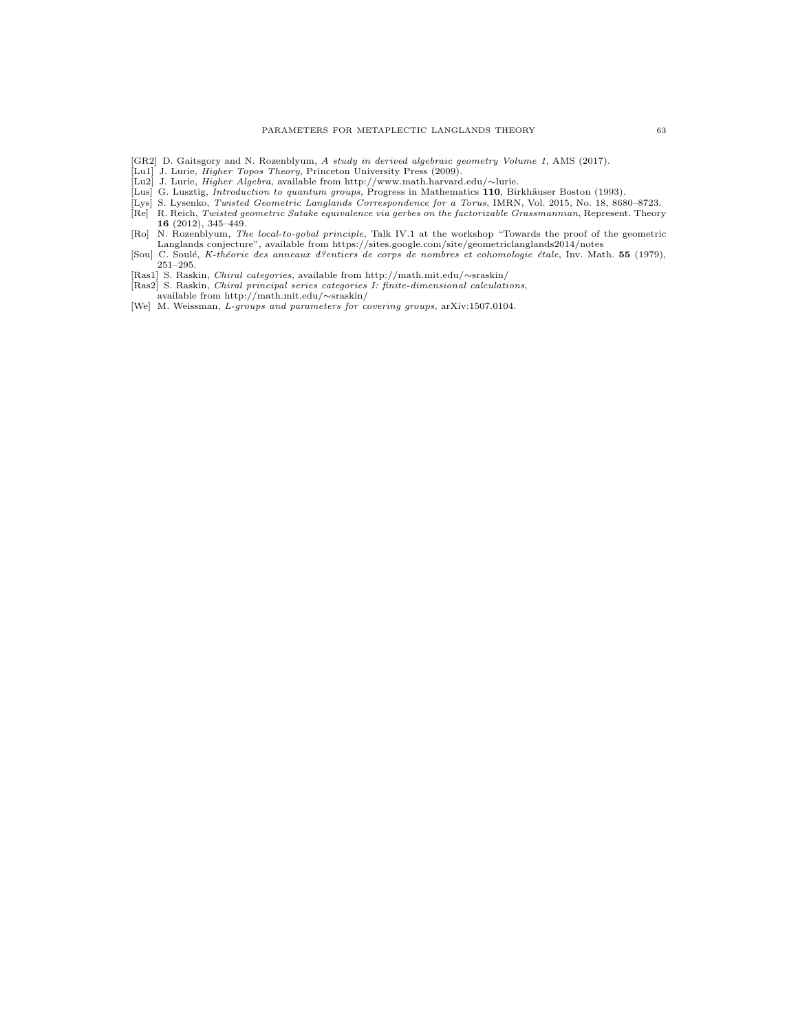[GR2] D. Gaitsgory and N. Rozenblyum, *A study in derived algebraic geometry Volume 1*, AMS (2017).

[Lu1] J. Lurie, *Higher Topos Theory*, Princeton University Press (2009).

[Lu2] J. Lurie, *Higher Algebra*, available from http://www.math.harvard.edu/∼lurie.

[Lus] G. Lusztig, *Introduction to quantum groups*, Progress in Mathematics **110**, Birkhäuser Boston (1993).

[Lys] S. Lysenko, *Twisted Geometric Langlands Correspondence for a Torus*, IMRN, Vol. 2015, No. 18, 8680–8723.

[Re] R. Reich, *Twisted geometric Satake equivalence via gerbes on the factorizable Grassmannian*, Represent. Theory **16** (2012), 345–449.

[Ro] N. Rozenblyum, *The local-to-gobal principle*, Talk IV.1 at the workshop "Towards the proof of the geometric Langlands conjecture", available from https://sites.google.com/site/geometriclanglands2014/notes

[Sou] C. Soulé, *K-théorie des anneaux d?entiers de corps de nombres et cohomologie étale*, Inv. Math. **55** (1979), 251–295.

[Ras1] S. Raskin, *Chiral categories*, available from http://math.mit.edu/∼sraskin/

[Ras2] S. Raskin, *Chiral principal series categories I: finite-dimensional calculations*, available from http://math.mit.edu/∼sraskin/

[We] M. Weissman, *L-groups and parameters for covering groups*, arXiv:1507.0104.